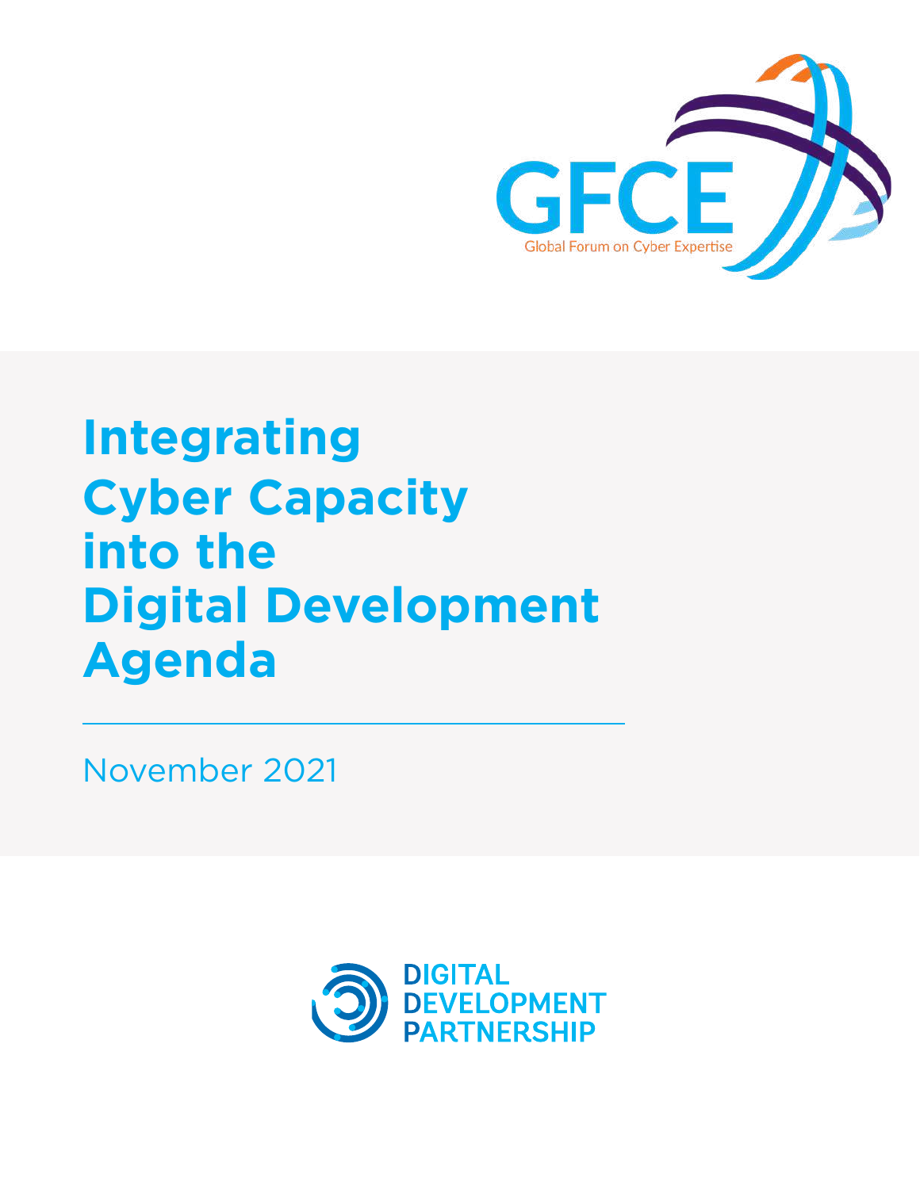GFCE

Global Forum on Cyber Expertise

# Integrating Cyber Capacity into the Digital Development Agenda

November 2021

DIGITAL DEVELOPMENT PARTNERSHIP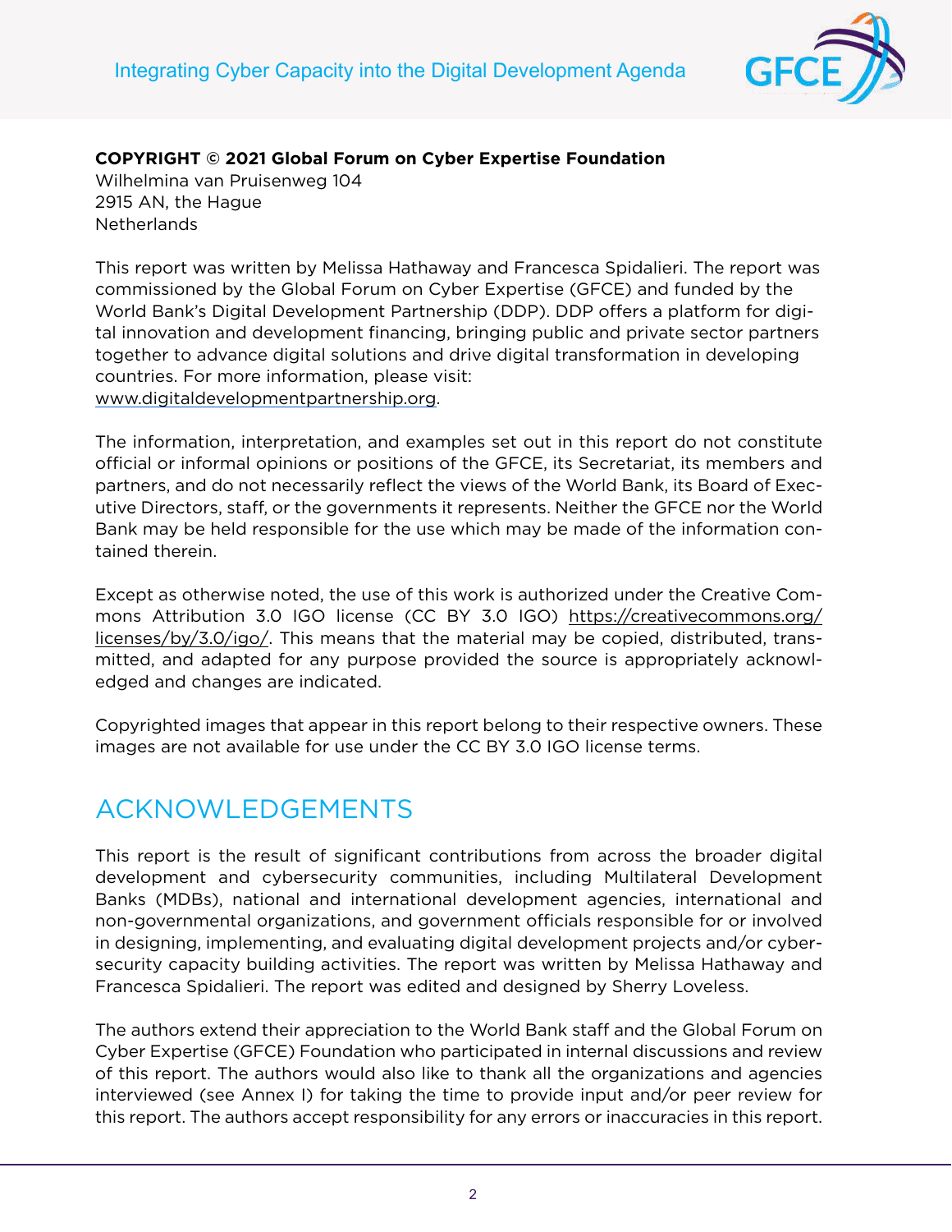**COPYRIGHT © 2021 Global Forum on Cyber Expertise Foundation**
Wilhelmina van Pruisenweg 104
2915 AN, the Hague
Netherlands

This report was written by Melissa Hathaway and Francesca Spidalieri. The report was commissioned by the Global Forum on Cyber Expertise (GFCE) and funded by the World Bank's Digital Development Partnership (DDP). DDP offers a platform for digital innovation and development financing, bringing public and private sector partners together to advance digital solutions and drive digital transformation in developing countries. For more information, please visit: www.digitaldevelopmentpartnership.org.

The information, interpretation, and examples set out in this report do not constitute official or informal opinions or positions of the GFCE, its Secretariat, its members and partners, and do not necessarily reflect the views of the World Bank, its Board of Executive Directors, staff, or the governments it represents. Neither the GFCE nor the World Bank may be held responsible for the use which may be made of the information contained therein.

Except as otherwise noted, the use of this work is authorized under the Creative Commons Attribution 3.0 IGO license (CC BY 3.0 IGO) https://creativecommons.org/licenses/by/3.0/igo/. This means that the material may be copied, distributed, transmitted, and adapted for any purpose provided the source is appropriately acknowledged and changes are indicated.

Copyrighted images that appear in this report belong to their respective owners. These images are not available for use under the CC BY 3.0 IGO license terms.

## ACKNOWLEDGEMENTS

This report is the result of significant contributions from across the broader digital development and cybersecurity communities, including Multilateral Development Banks (MDBs), national and international development agencies, international and non-governmental organizations, and government officials responsible for or involved in designing, implementing, and evaluating digital development projects and/or cybersecurity capacity building activities. The report was written by Melissa Hathaway and Francesca Spidalieri. The report was edited and designed by Sherry Loveless.

The authors extend their appreciation to the World Bank staff and the Global Forum on Cyber Expertise (GFCE) Foundation who participated in internal discussions and review of this report. The authors would also like to thank all the organizations and agencies interviewed (see Annex I) for taking the time to provide input and/or peer review for this report. The authors accept responsibility for any errors or inaccuracies in this report.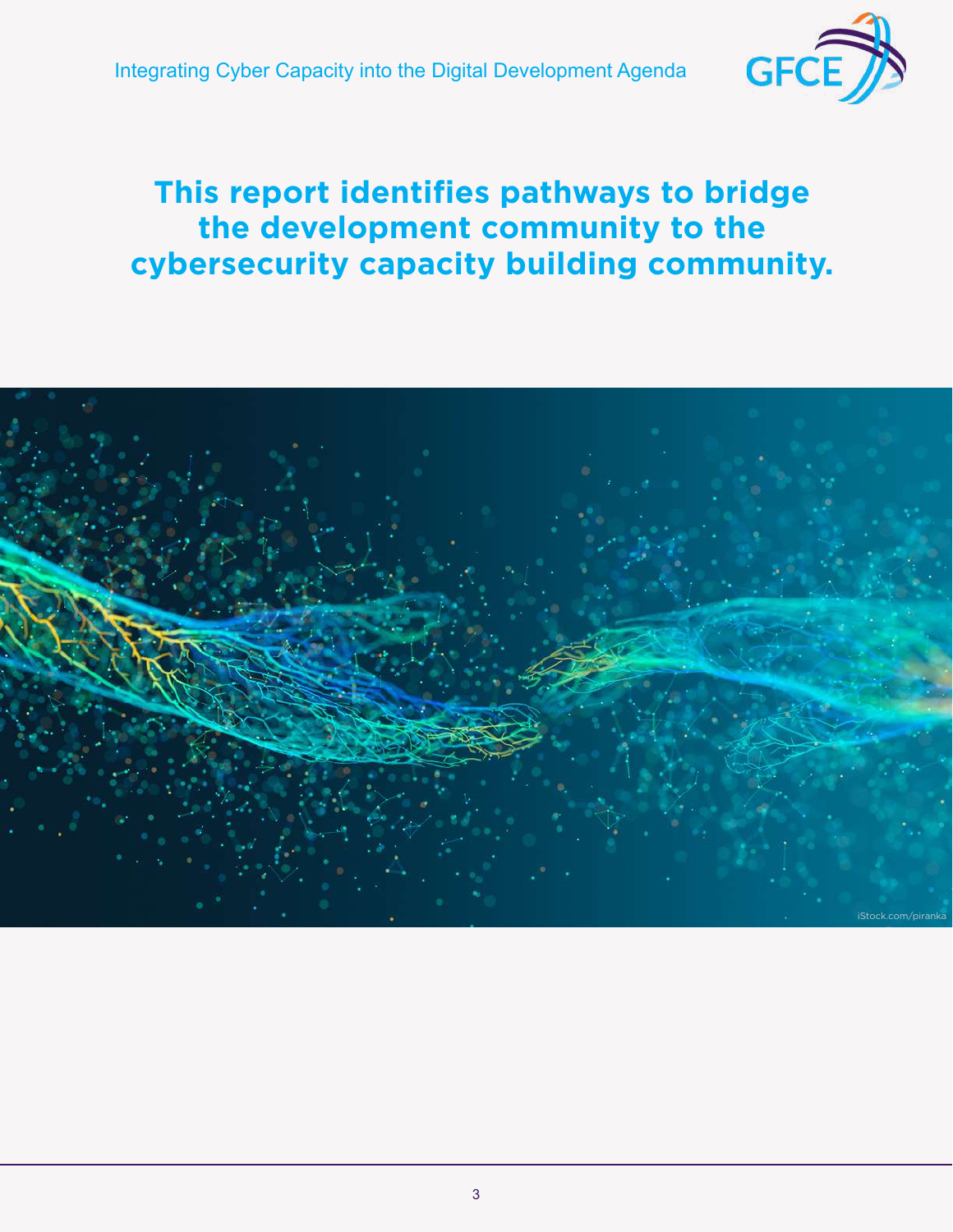# This report identifies pathways to bridge the development community to the cybersecurity capacity building community.

iStock.com/piranka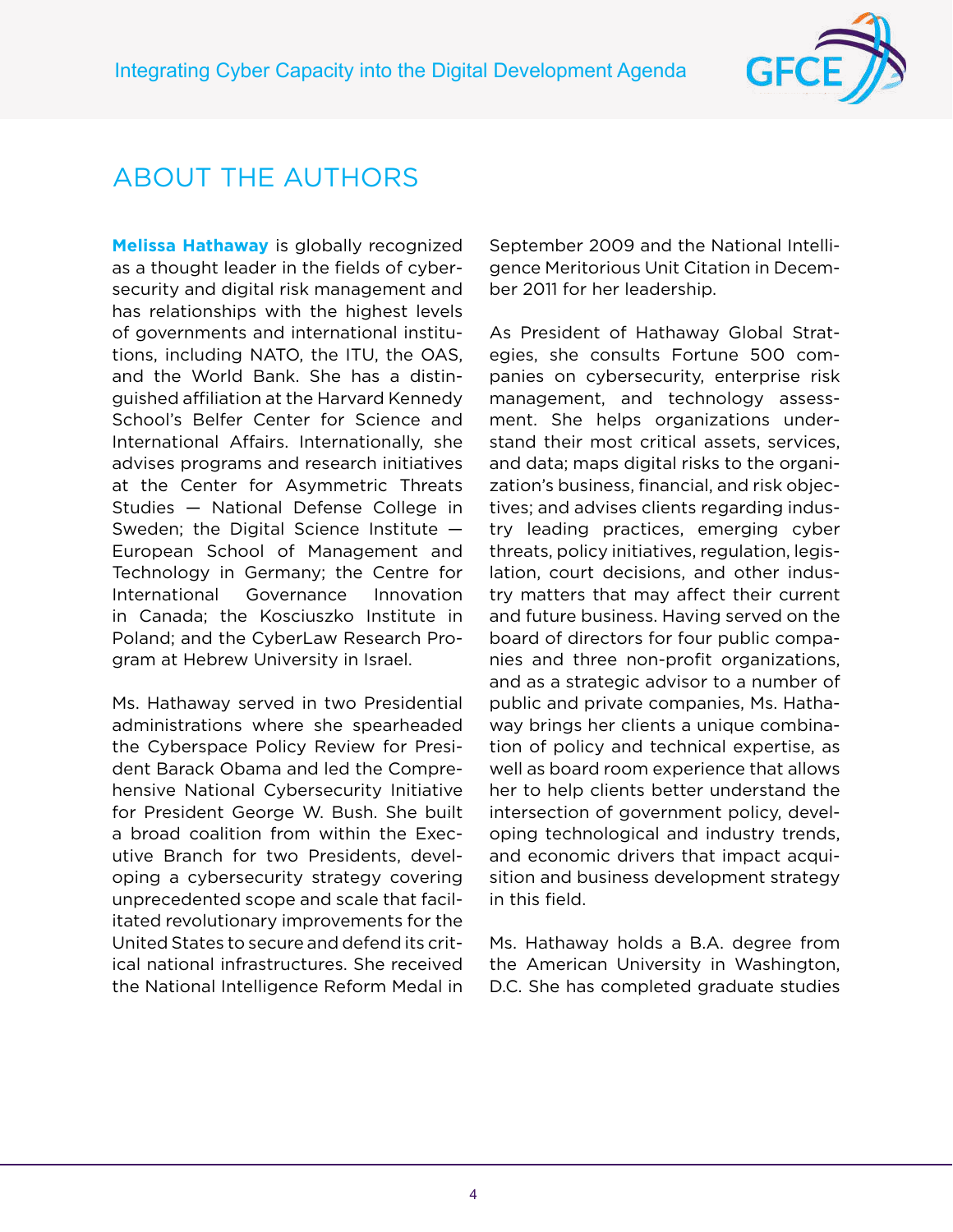# ABOUT THE AUTHORS

**Melissa Hathaway** is globally recognized as a thought leader in the fields of cybersecurity and digital risk management and has relationships with the highest levels of governments and international institutions, including NATO, the ITU, the OAS, and the World Bank. She has a distinguished affiliation at the Harvard Kennedy School's Belfer Center for Science and International Affairs. Internationally, she advises programs and research initiatives at the Center for Asymmetric Threats Studies — National Defense College in Sweden; the Digital Science Institute — European School of Management and Technology in Germany; the Centre for International Governance Innovation in Canada; the Kosciuszko Institute in Poland; and the CyberLaw Research Program at Hebrew University in Israel.

Ms. Hathaway served in two Presidential administrations where she spearheaded the Cyberspace Policy Review for President Barack Obama and led the Comprehensive National Cybersecurity Initiative for President George W. Bush. She built a broad coalition from within the Executive Branch for two Presidents, developing a cybersecurity strategy covering unprecedented scope and scale that facilitated revolutionary improvements for the United States to secure and defend its critical national infrastructures. She received the National Intelligence Reform Medal in September 2009 and the National Intelligence Meritorious Unit Citation in December 2011 for her leadership.

As President of Hathaway Global Strategies, she consults Fortune 500 companies on cybersecurity, enterprise risk management, and technology assessment. She helps organizations understand their most critical assets, services, and data; maps digital risks to the organization's business, financial, and risk objectives; and advises clients regarding industry leading practices, emerging cyber threats, policy initiatives, regulation, legislation, court decisions, and other industry matters that may affect their current and future business. Having served on the board of directors for four public companies and three non-profit organizations, and as a strategic advisor to a number of public and private companies, Ms. Hathaway brings her clients a unique combination of policy and technical expertise, as well as board room experience that allows her to help clients better understand the intersection of government policy, developing technological and industry trends, and economic drivers that impact acquisition and business development strategy in this field.

Ms. Hathaway holds a B.A. degree from the American University in Washington, D.C. She has completed graduate studies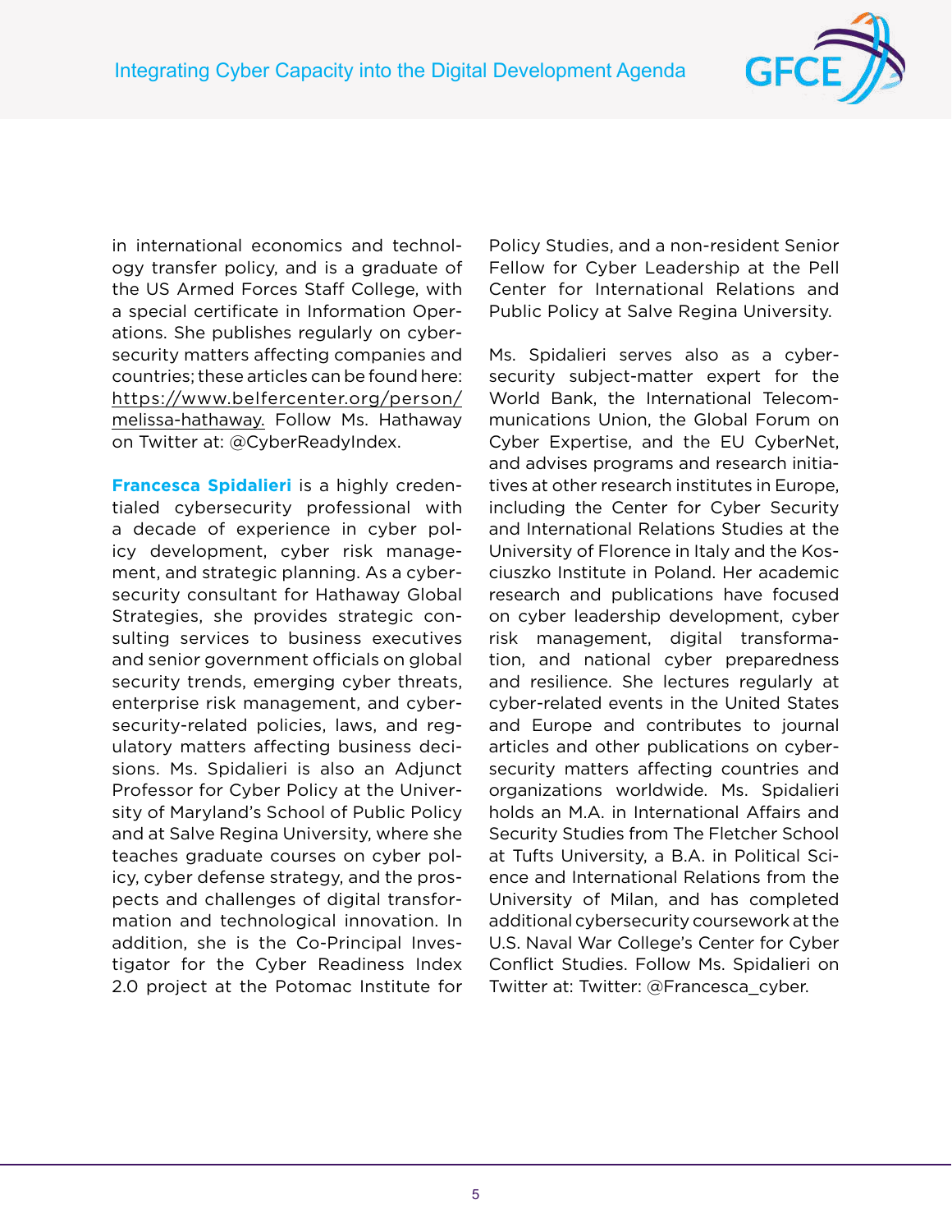in international economics and technology transfer policy, and is a graduate of the US Armed Forces Staff College, with a special certificate in Information Operations. She publishes regularly on cybersecurity matters affecting companies and countries; these articles can be found here: https://www.belfercenter.org/person/melissa-hathaway. Follow Ms. Hathaway on Twitter at: @CyberReadyIndex.

**Francesca Spidalieri** is a highly credentialed cybersecurity professional with a decade of experience in cyber policy development, cyber risk management, and strategic planning. As a cybersecurity consultant for Hathaway Global Strategies, she provides strategic consulting services to business executives and senior government officials on global security trends, emerging cyber threats, enterprise risk management, and cybersecurity-related policies, laws, and regulatory matters affecting business decisions. Ms. Spidalieri is also an Adjunct Professor for Cyber Policy at the University of Maryland's School of Public Policy and at Salve Regina University, where she teaches graduate courses on cyber policy, cyber defense strategy, and the prospects and challenges of digital transformation and technological innovation. In addition, she is the Co-Principal Investigator for the Cyber Readiness Index 2.0 project at the Potomac Institute for Policy Studies, and a non-resident Senior Fellow for Cyber Leadership at the Pell Center for International Relations and Public Policy at Salve Regina University.

Ms. Spidalieri serves also as a cybersecurity subject-matter expert for the World Bank, the International Telecommunications Union, the Global Forum on Cyber Expertise, and the EU CyberNet, and advises programs and research initiatives at other research institutes in Europe, including the Center for Cyber Security and International Relations Studies at the University of Florence in Italy and the Kosciuszko Institute in Poland. Her academic research and publications have focused on cyber leadership development, cyber risk management, digital transformation, and national cyber preparedness and resilience. She lectures regularly at cyber-related events in the United States and Europe and contributes to journal articles and other publications on cybersecurity matters affecting countries and organizations worldwide. Ms. Spidalieri holds an M.A. in International Affairs and Security Studies from The Fletcher School at Tufts University, a B.A. in Political Science and International Relations from the University of Milan, and has completed additional cybersecurity coursework at the U.S. Naval War College's Center for Cyber Conflict Studies. Follow Ms. Spidalieri on Twitter at: Twitter: @Francesca_cyber.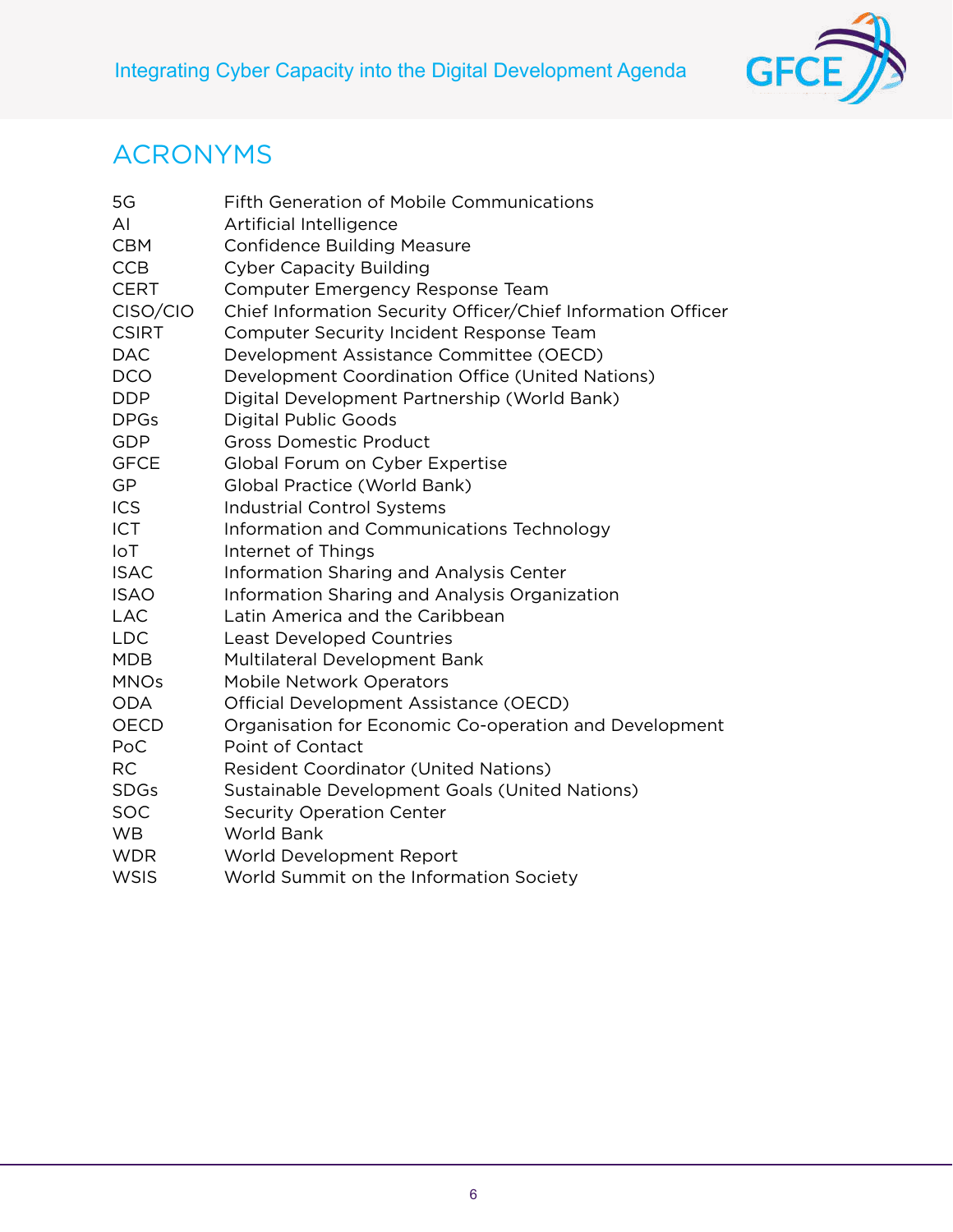# ACRONYMS

| | |
|---|---|
| 5G | Fifth Generation of Mobile Communications |
| AI | Artificial Intelligence |
| CBM | Confidence Building Measure |
| CCB | Cyber Capacity Building |
| CERT | Computer Emergency Response Team |
| CISO/CIO | Chief Information Security Officer/Chief Information Officer |
| CSIRT | Computer Security Incident Response Team |
| DAC | Development Assistance Committee (OECD) |
| DCO | Development Coordination Office (United Nations) |
| DDP | Digital Development Partnership (World Bank) |
| DPGs | Digital Public Goods |
| GDP | Gross Domestic Product |
| GFCE | Global Forum on Cyber Expertise |
| GP | Global Practice (World Bank) |
| ICS | Industrial Control Systems |
| ICT | Information and Communications Technology |
| IoT | Internet of Things |
| ISAC | Information Sharing and Analysis Center |
| ISAO | Information Sharing and Analysis Organization |
| LAC | Latin America and the Caribbean |
| LDC | Least Developed Countries |
| MDB | Multilateral Development Bank |
| MNOs | Mobile Network Operators |
| ODA | Official Development Assistance (OECD) |
| OECD | Organisation for Economic Co-operation and Development |
| PoC | Point of Contact |
| RC | Resident Coordinator (United Nations) |
| SDGs | Sustainable Development Goals (United Nations) |
| SOC | Security Operation Center |
| WB | World Bank |
| WDR | World Development Report |
| WSIS | World Summit on the Information Society |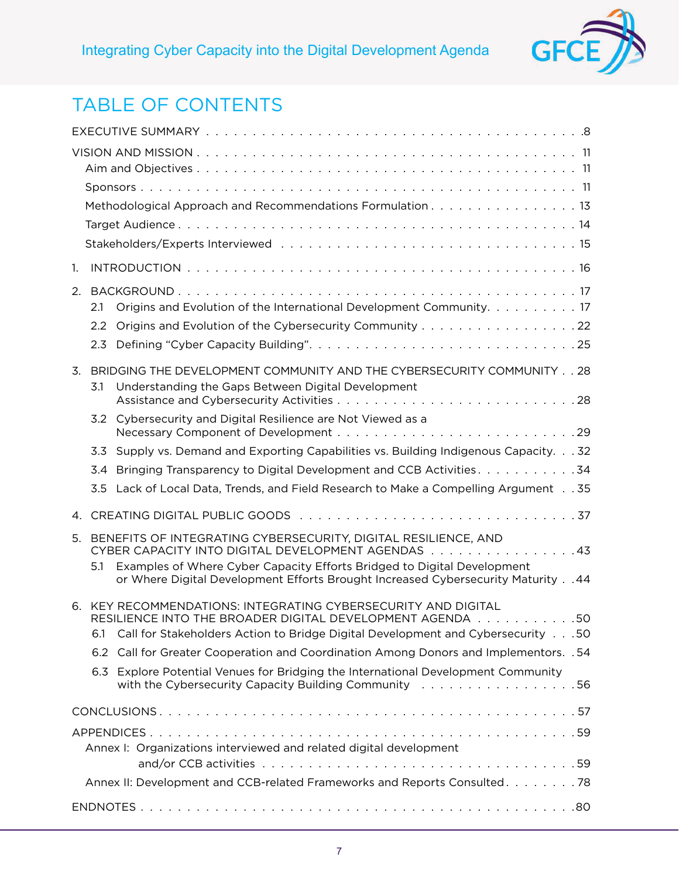# TABLE OF CONTENTS

EXECUTIVE SUMMARY . . . . . . . . . . . . . . . . . . . . . . . . . . . . . . . . . . . . . . . . 8

VISION AND MISSION . . . . . . . . . . . . . . . . . . . . . . . . . . . . . . . . . . . . . . . 11

- Aim and Objectives . . . . . . . . . . . . . . . . . . . . . . . . . . . . . . . . . . . . . . 11
- Sponsors . . . . . . . . . . . . . . . . . . . . . . . . . . . . . . . . . . . . . . . . . . . . 11
- Methodological Approach and Recommendations Formulation . . . . . . . . . . . . . . . 13
- Target Audience . . . . . . . . . . . . . . . . . . . . . . . . . . . . . . . . . . . . . . . 14
- Stakeholders/Experts Interviewed . . . . . . . . . . . . . . . . . . . . . . . . . . . . . 15

1. INTRODUCTION . . . . . . . . . . . . . . . . . . . . . . . . . . . . . . . . . . . . . . 16

2. BACKGROUND . . . . . . . . . . . . . . . . . . . . . . . . . . . . . . . . . . . . . . . 17
   - 2.1 Origins and Evolution of the International Development Community. . . . . . . . . . 17
   - 2.2 Origins and Evolution of the Cybersecurity Community . . . . . . . . . . . . . . . . 22
   - 2.3 Defining "Cyber Capacity Building". . . . . . . . . . . . . . . . . . . . . . . . . . 25

3. BRIDGING THE DEVELOPMENT COMMUNITY AND THE CYBERSECURITY COMMUNITY . . 28
   - 3.1 Understanding the Gaps Between Digital Development Assistance and Cybersecurity Activities . . . . . . . . . . . . . . . . . . . . . . . . . 28
   - 3.2 Cybersecurity and Digital Resilience are Not Viewed as a Necessary Component of Development . . . . . . . . . . . . . . . . . . . . . . . . . 29
   - 3.3 Supply vs. Demand and Exporting Capabilities vs. Building Indigenous Capacity. . . 32
   - 3.4 Bringing Transparency to Digital Development and CCB Activities. . . . . . . . . . . 34
   - 3.5 Lack of Local Data, Trends, and Field Research to Make a Compelling Argument . . 35

4. CREATING DIGITAL PUBLIC GOODS . . . . . . . . . . . . . . . . . . . . . . . . . . . . 37

5. BENEFITS OF INTEGRATING CYBERSECURITY, DIGITAL RESILIENCE, AND CYBER CAPACITY INTO DIGITAL DEVELOPMENT AGENDAS . . . . . . . . . . . . . . . . 43
   - 5.1 Examples of Where Cyber Capacity Efforts Bridged to Digital Development or Where Digital Development Efforts Brought Increased Cybersecurity Maturity . . 44

6. KEY RECOMMENDATIONS: INTEGRATING CYBERSECURITY AND DIGITAL RESILIENCE INTO THE BROADER DIGITAL DEVELOPMENT AGENDA . . . . . . . . . . . 50
   - 6.1 Call for Stakeholders Action to Bridge Digital Development and Cybersecurity . . . 50
   - 6.2 Call for Greater Cooperation and Coordination Among Donors and Implementors. . 54
   - 6.3 Explore Potential Venues for Bridging the International Development Community with the Cybersecurity Capacity Building Community . . . . . . . . . . . . . . . . . 56

CONCLUSIONS. . . . . . . . . . . . . . . . . . . . . . . . . . . . . . . . . . . . . . . . . . . 57

APPENDICES . . . . . . . . . . . . . . . . . . . . . . . . . . . . . . . . . . . . . . . . . . . 59

- Annex I: Organizations interviewed and related digital development and/or CCB activities . . . . . . . . . . . . . . . . . . . . . . . . . . . . . . . . . 59
- Annex II: Development and CCB-related Frameworks and Reports Consulted. . . . . . . . 78

ENDNOTES . . . . . . . . . . . . . . . . . . . . . . . . . . . . . . . . . . . . . . . . . . . . 80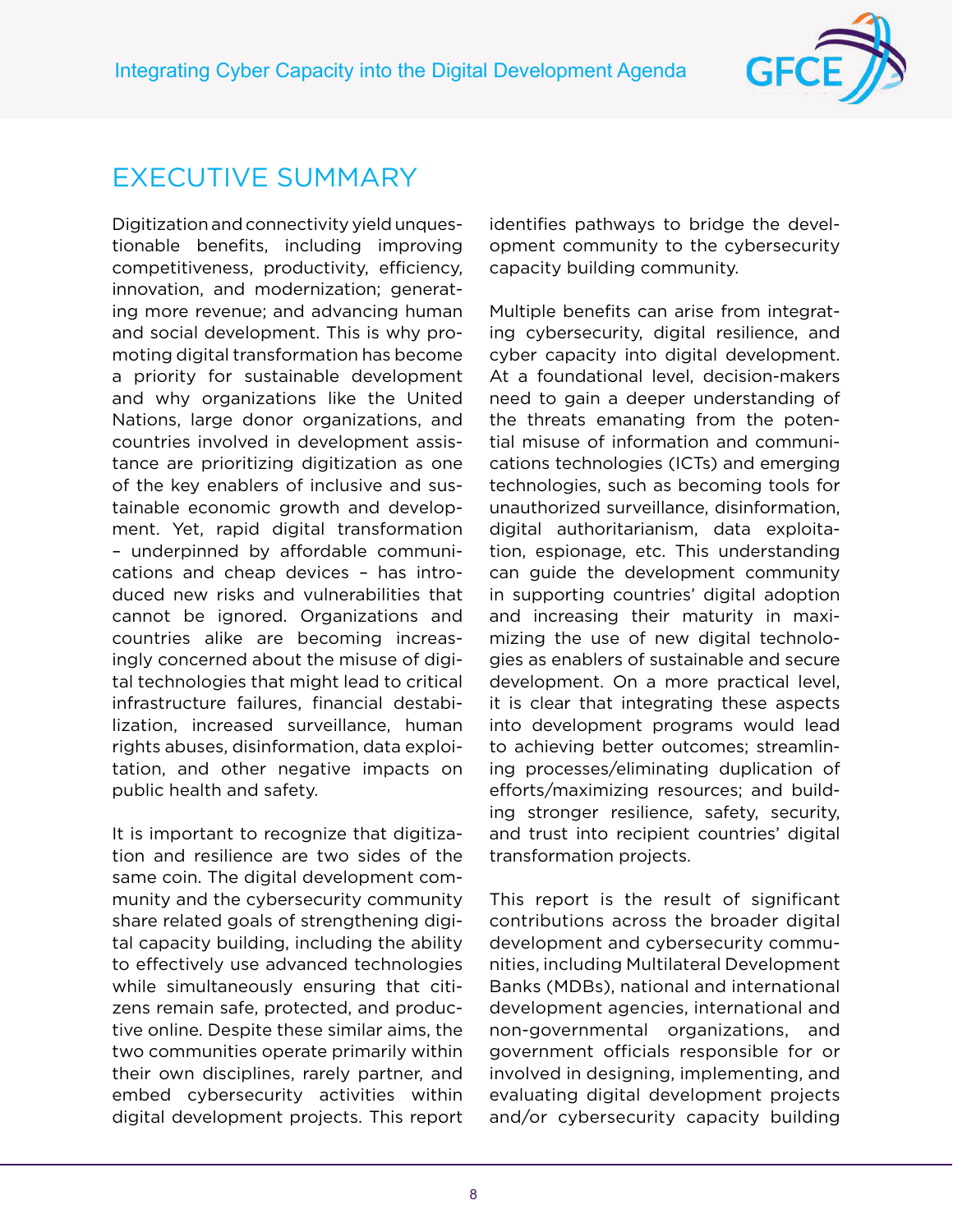# EXECUTIVE SUMMARY

Digitization and connectivity yield unquestionable benefits, including improving competitiveness, productivity, efficiency, innovation, and modernization; generating more revenue; and advancing human and social development. This is why promoting digital transformation has become a priority for sustainable development and why organizations like the United Nations, large donor organizations, and countries involved in development assistance are prioritizing digitization as one of the key enablers of inclusive and sustainable economic growth and development. Yet, rapid digital transformation – underpinned by affordable communications and cheap devices – has introduced new risks and vulnerabilities that cannot be ignored. Organizations and countries alike are becoming increasingly concerned about the misuse of digital technologies that might lead to critical infrastructure failures, financial destabilization, increased surveillance, human rights abuses, disinformation, data exploitation, and other negative impacts on public health and safety.

It is important to recognize that digitization and resilience are two sides of the same coin. The digital development community and the cybersecurity community share related goals of strengthening digital capacity building, including the ability to effectively use advanced technologies while simultaneously ensuring that citizens remain safe, protected, and productive online. Despite these similar aims, the two communities operate primarily within their own disciplines, rarely partner, and embed cybersecurity activities within digital development projects. This report identifies pathways to bridge the development community to the cybersecurity capacity building community.

Multiple benefits can arise from integrating cybersecurity, digital resilience, and cyber capacity into digital development. At a foundational level, decision-makers need to gain a deeper understanding of the threats emanating from the potential misuse of information and communications technologies (ICTs) and emerging technologies, such as becoming tools for unauthorized surveillance, disinformation, digital authoritarianism, data exploitation, espionage, etc. This understanding can guide the development community in supporting countries' digital adoption and increasing their maturity in maximizing the use of new digital technologies as enablers of sustainable and secure development. On a more practical level, it is clear that integrating these aspects into development programs would lead to achieving better outcomes; streamlining processes/eliminating duplication of efforts/maximizing resources; and building stronger resilience, safety, security, and trust into recipient countries' digital transformation projects.

This report is the result of significant contributions across the broader digital development and cybersecurity communities, including Multilateral Development Banks (MDBs), national and international development agencies, international and non-governmental organizations, and government officials responsible for or involved in designing, implementing, and evaluating digital development projects and/or cybersecurity capacity building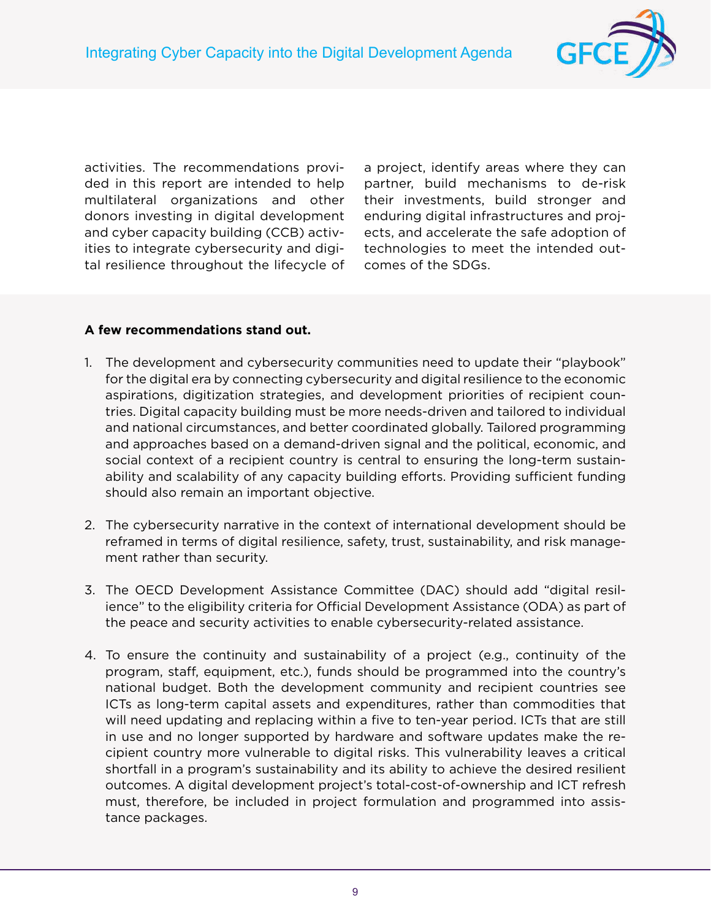activities. The recommendations provided in this report are intended to help multilateral organizations and other donors investing in digital development and cyber capacity building (CCB) activities to integrate cybersecurity and digital resilience throughout the lifecycle of a project, identify areas where they can partner, build mechanisms to de-risk their investments, build stronger and enduring digital infrastructures and projects, and accelerate the safe adoption of technologies to meet the intended outcomes of the SDGs.

**A few recommendations stand out.**

1. The development and cybersecurity communities need to update their "playbook" for the digital era by connecting cybersecurity and digital resilience to the economic aspirations, digitization strategies, and development priorities of recipient countries. Digital capacity building must be more needs-driven and tailored to individual and national circumstances, and better coordinated globally. Tailored programming and approaches based on a demand-driven signal and the political, economic, and social context of a recipient country is central to ensuring the long-term sustainability and scalability of any capacity building efforts. Providing sufficient funding should also remain an important objective.

2. The cybersecurity narrative in the context of international development should be reframed in terms of digital resilience, safety, trust, sustainability, and risk management rather than security.

3. The OECD Development Assistance Committee (DAC) should add "digital resilience" to the eligibility criteria for Official Development Assistance (ODA) as part of the peace and security activities to enable cybersecurity-related assistance.

4. To ensure the continuity and sustainability of a project (e.g., continuity of the program, staff, equipment, etc.), funds should be programmed into the country's national budget. Both the development community and recipient countries see ICTs as long-term capital assets and expenditures, rather than commodities that will need updating and replacing within a five to ten-year period. ICTs that are still in use and no longer supported by hardware and software updates make the recipient country more vulnerable to digital risks. This vulnerability leaves a critical shortfall in a program's sustainability and its ability to achieve the desired resilient outcomes. A digital development project's total-cost-of-ownership and ICT refresh must, therefore, be included in project formulation and programmed into assistance packages.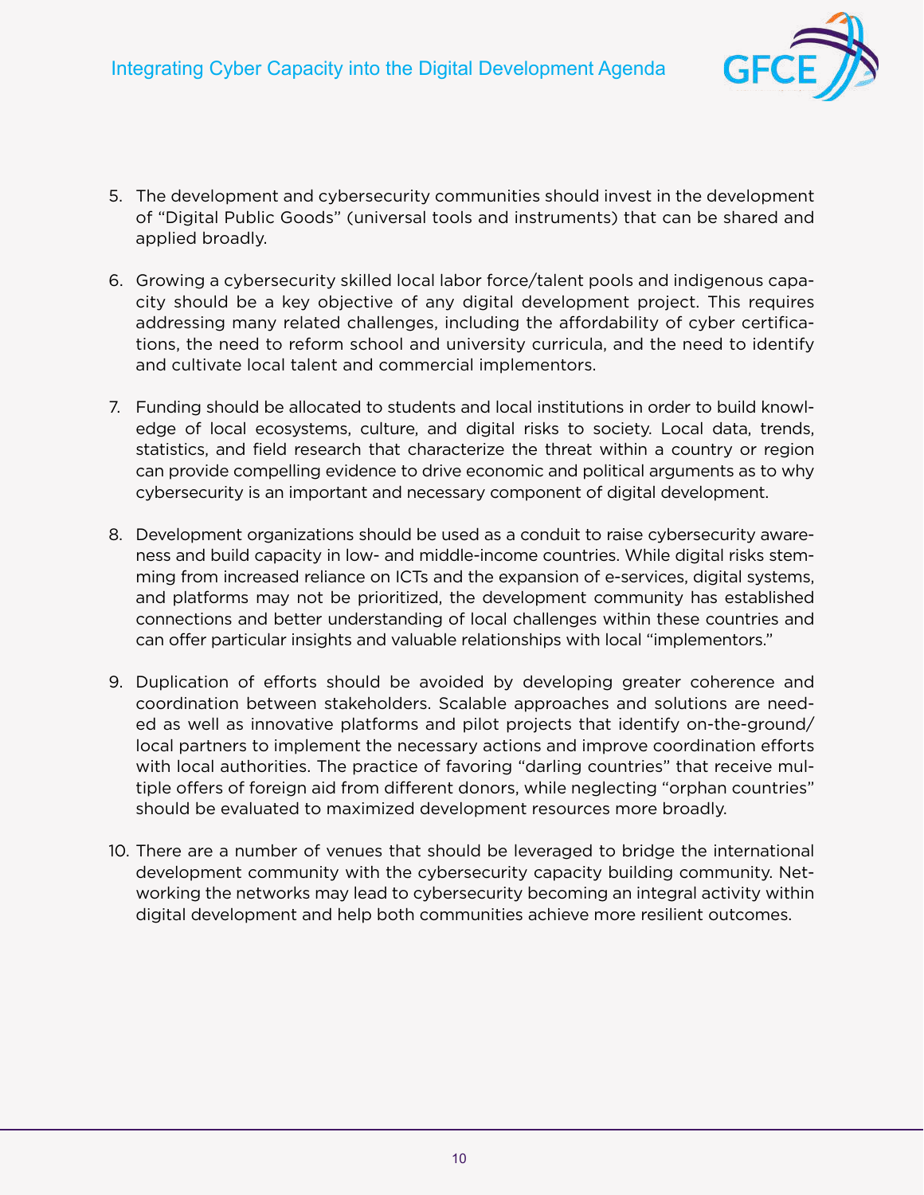5. The development and cybersecurity communities should invest in the development of "Digital Public Goods" (universal tools and instruments) that can be shared and applied broadly.

6. Growing a cybersecurity skilled local labor force/talent pools and indigenous capacity should be a key objective of any digital development project. This requires addressing many related challenges, including the affordability of cyber certifications, the need to reform school and university curricula, and the need to identify and cultivate local talent and commercial implementors.

7. Funding should be allocated to students and local institutions in order to build knowledge of local ecosystems, culture, and digital risks to society. Local data, trends, statistics, and field research that characterize the threat within a country or region can provide compelling evidence to drive economic and political arguments as to why cybersecurity is an important and necessary component of digital development.

8. Development organizations should be used as a conduit to raise cybersecurity awareness and build capacity in low- and middle-income countries. While digital risks stemming from increased reliance on ICTs and the expansion of e-services, digital systems, and platforms may not be prioritized, the development community has established connections and better understanding of local challenges within these countries and can offer particular insights and valuable relationships with local "implementors."

9. Duplication of efforts should be avoided by developing greater coherence and coordination between stakeholders. Scalable approaches and solutions are needed as well as innovative platforms and pilot projects that identify on-the-ground/local partners to implement the necessary actions and improve coordination efforts with local authorities. The practice of favoring "darling countries" that receive multiple offers of foreign aid from different donors, while neglecting "orphan countries" should be evaluated to maximized development resources more broadly.

10. There are a number of venues that should be leveraged to bridge the international development community with the cybersecurity capacity building community. Networking the networks may lead to cybersecurity becoming an integral activity within digital development and help both communities achieve more resilient outcomes.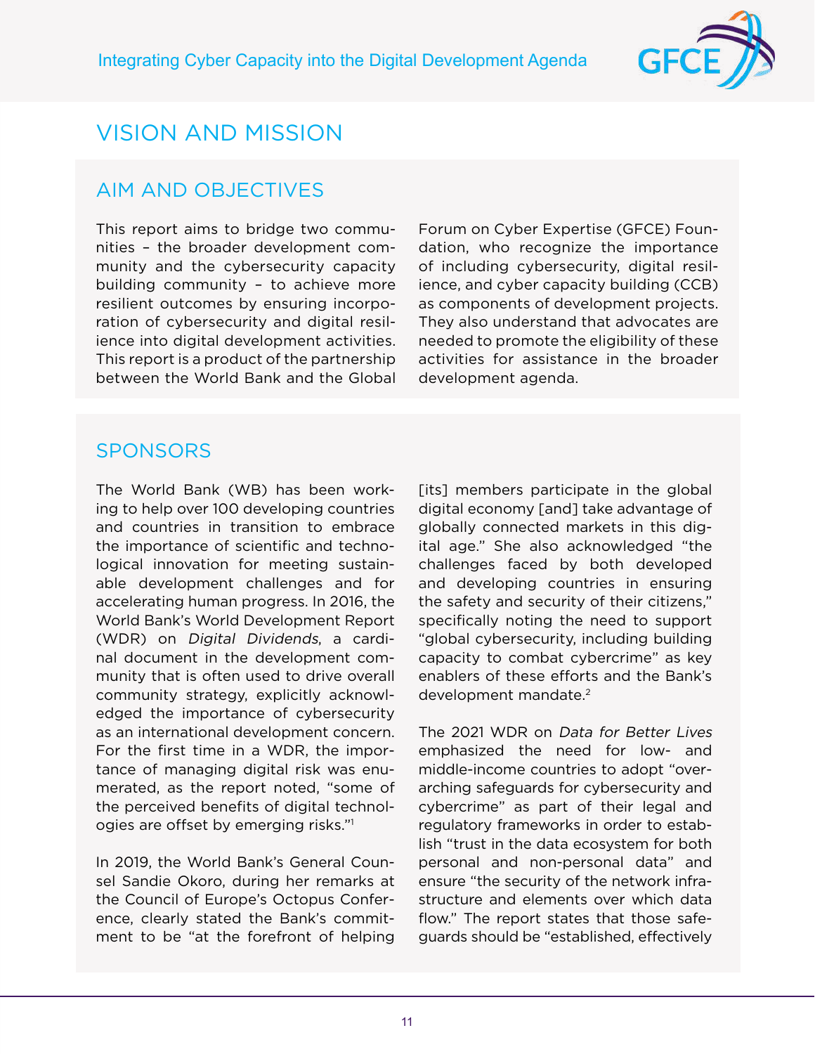# VISION AND MISSION

## AIM AND OBJECTIVES

This report aims to bridge two communities – the broader development community and the cybersecurity capacity building community – to achieve more resilient outcomes by ensuring incorporation of cybersecurity and digital resilience into digital development activities. This report is a product of the partnership between the World Bank and the Global Forum on Cyber Expertise (GFCE) Foundation, who recognize the importance of including cybersecurity, digital resilience, and cyber capacity building (CCB) as components of development projects. They also understand that advocates are needed to promote the eligibility of these activities for assistance in the broader development agenda.

## SPONSORS

The World Bank (WB) has been working to help over 100 developing countries and countries in transition to embrace the importance of scientific and technological innovation for meeting sustainable development challenges and for accelerating human progress. In 2016, the World Bank's World Development Report (WDR) on *Digital Dividends*, a cardinal document in the development community that is often used to drive overall community strategy, explicitly acknowledged the importance of cybersecurity as an international development concern. For the first time in a WDR, the importance of managing digital risk was enumerated, as the report noted, "some of the perceived benefits of digital technologies are offset by emerging risks."[1]

In 2019, the World Bank's General Counsel Sandie Okoro, during her remarks at the Council of Europe's Octopus Conference, clearly stated the Bank's commitment to be "at the forefront of helping [its] members participate in the global digital economy [and] take advantage of globally connected markets in this digital age." She also acknowledged "the challenges faced by both developed and developing countries in ensuring the safety and security of their citizens," specifically noting the need to support "global cybersecurity, including building capacity to combat cybercrime" as key enablers of these efforts and the Bank's development mandate.[2]

The 2021 WDR on *Data for Better Lives* emphasized the need for low- and middle-income countries to adopt "overarching safeguards for cybersecurity and cybercrime" as part of their legal and regulatory frameworks in order to establish "trust in the data ecosystem for both personal and non-personal data" and ensure "the security of the network infrastructure and elements over which data flow." The report states that those safeguards should be "established, effectively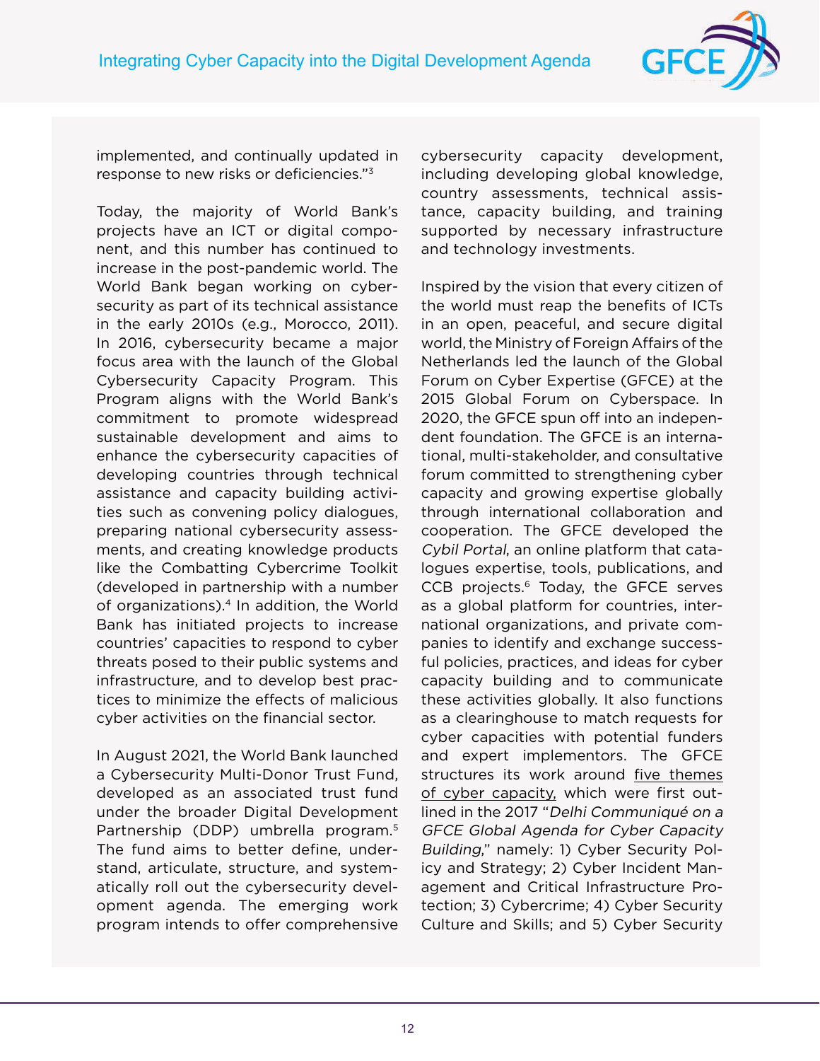implemented, and continually updated in response to new risks or deficiencies."[3]

Today, the majority of World Bank's projects have an ICT or digital component, and this number has continued to increase in the post-pandemic world. The World Bank began working on cybersecurity as part of its technical assistance in the early 2010s (e.g., Morocco, 2011). In 2016, cybersecurity became a major focus area with the launch of the Global Cybersecurity Capacity Program. This Program aligns with the World Bank's commitment to promote widespread sustainable development and aims to enhance the cybersecurity capacities of developing countries through technical assistance and capacity building activities such as convening policy dialogues, preparing national cybersecurity assessments, and creating knowledge products like the Combatting Cybercrime Toolkit (developed in partnership with a number of organizations).[4] In addition, the World Bank has initiated projects to increase countries' capacities to respond to cyber threats posed to their public systems and infrastructure, and to develop best practices to minimize the effects of malicious cyber activities on the financial sector.

In August 2021, the World Bank launched a Cybersecurity Multi-Donor Trust Fund, developed as an associated trust fund under the broader Digital Development Partnership (DDP) umbrella program.[5] The fund aims to better define, understand, articulate, structure, and systematically roll out the cybersecurity development agenda. The emerging work program intends to offer comprehensive cybersecurity capacity development, including developing global knowledge, country assessments, technical assistance, capacity building, and training supported by necessary infrastructure and technology investments.

Inspired by the vision that every citizen of the world must reap the benefits of ICTs in an open, peaceful, and secure digital world, the Ministry of Foreign Affairs of the Netherlands led the launch of the Global Forum on Cyber Expertise (GFCE) at the 2015 Global Forum on Cyberspace. In 2020, the GFCE spun off into an independent foundation. The GFCE is an international, multi-stakeholder, and consultative forum committed to strengthening cyber capacity and growing expertise globally through international collaboration and cooperation. The GFCE developed the *Cybil Portal*, an online platform that catalogues expertise, tools, publications, and CCB projects.[6] Today, the GFCE serves as a global platform for countries, international organizations, and private companies to identify and exchange successful policies, practices, and ideas for cyber capacity building and to communicate these activities globally. It also functions as a clearinghouse to match requests for cyber capacities with potential funders and expert implementors. The GFCE structures its work around five themes of cyber capacity, which were first outlined in the 2017 "*Delhi Communiqué on a GFCE Global Agenda for Cyber Capacity Building*," namely: 1) Cyber Security Policy and Strategy; 2) Cyber Incident Management and Critical Infrastructure Protection; 3) Cybercrime; 4) Cyber Security Culture and Skills; and 5) Cyber Security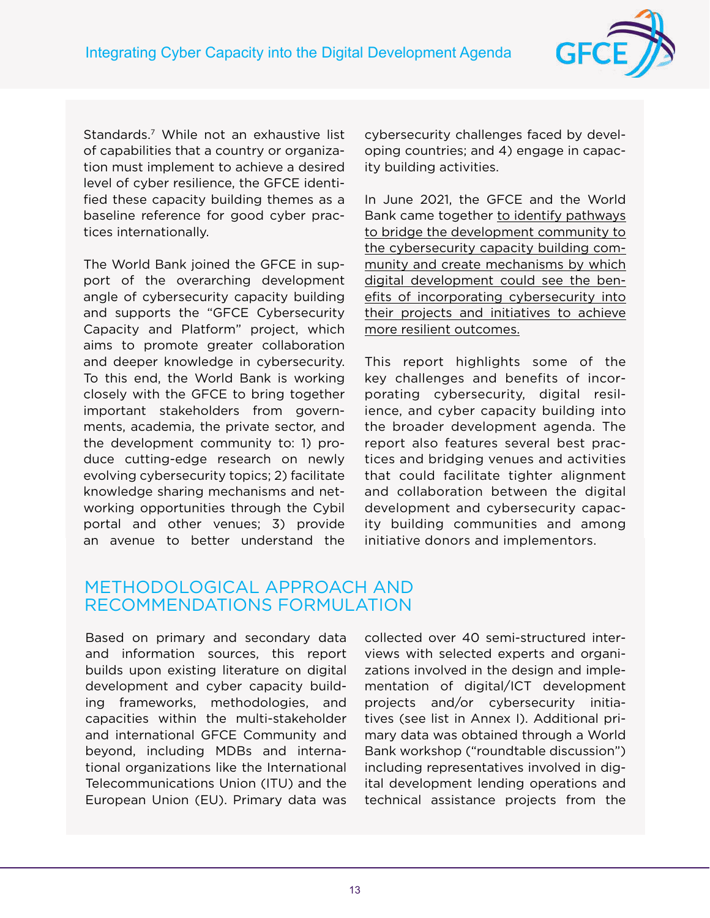Standards.[7] While not an exhaustive list of capabilities that a country or organization must implement to achieve a desired level of cyber resilience, the GFCE identified these capacity building themes as a baseline reference for good cyber practices internationally.

The World Bank joined the GFCE in support of the overarching development angle of cybersecurity capacity building and supports the "GFCE Cybersecurity Capacity and Platform" project, which aims to promote greater collaboration and deeper knowledge in cybersecurity. To this end, the World Bank is working closely with the GFCE to bring together important stakeholders from governments, academia, the private sector, and the development community to: 1) produce cutting-edge research on newly evolving cybersecurity topics; 2) facilitate knowledge sharing mechanisms and networking opportunities through the Cybil portal and other venues; 3) provide an avenue to better understand the cybersecurity challenges faced by developing countries; and 4) engage in capacity building activities.

In June 2021, the GFCE and the World Bank came together to identify pathways to bridge the development community to the cybersecurity capacity building community and create mechanisms by which digital development could see the benefits of incorporating cybersecurity into their projects and initiatives to achieve more resilient outcomes.

This report highlights some of the key challenges and benefits of incorporating cybersecurity, digital resilience, and cyber capacity building into the broader development agenda. The report also features several best practices and bridging venues and activities that could facilitate tighter alignment and collaboration between the digital development and cybersecurity capacity building communities and among initiative donors and implementors.

## METHODOLOGICAL APPROACH AND RECOMMENDATIONS FORMULATION

Based on primary and secondary data and information sources, this report builds upon existing literature on digital development and cyber capacity building frameworks, methodologies, and capacities within the multi-stakeholder and international GFCE Community and beyond, including MDBs and international organizations like the International Telecommunications Union (ITU) and the European Union (EU). Primary data was collected over 40 semi-structured interviews with selected experts and organizations involved in the design and implementation of digital/ICT development projects and/or cybersecurity initiatives (see list in Annex I). Additional primary data was obtained through a World Bank workshop ("roundtable discussion") including representatives involved in digital development lending operations and technical assistance projects from the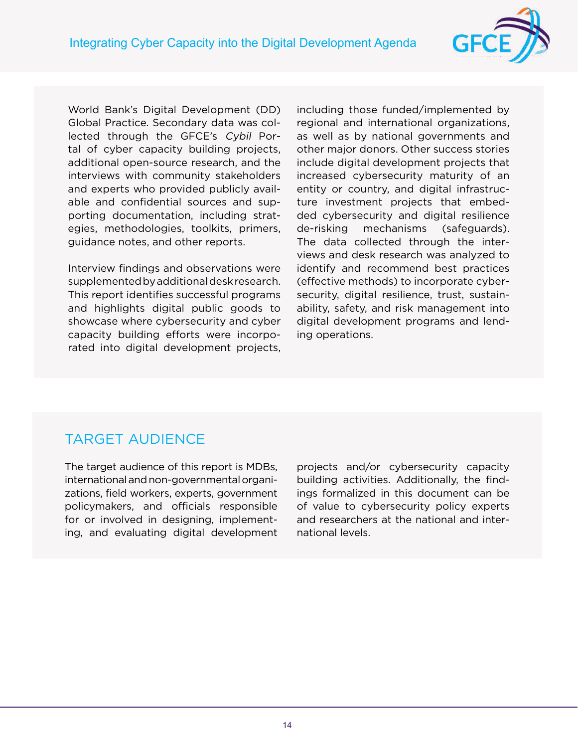World Bank's Digital Development (DD) Global Practice. Secondary data was collected through the GFCE's *Cybil* Portal of cyber capacity building projects, additional open-source research, and the interviews with community stakeholders and experts who provided publicly available and confidential sources and supporting documentation, including strategies, methodologies, toolkits, primers, guidance notes, and other reports.

Interview findings and observations were supplemented by additional desk research. This report identifies successful programs and highlights digital public goods to showcase where cybersecurity and cyber capacity building efforts were incorporated into digital development projects, including those funded/implemented by regional and international organizations, as well as by national governments and other major donors. Other success stories include digital development projects that increased cybersecurity maturity of an entity or country, and digital infrastructure investment projects that embedded cybersecurity and digital resilience de-risking mechanisms (safeguards). The data collected through the interviews and desk research was analyzed to identify and recommend best practices (effective methods) to incorporate cybersecurity, digital resilience, trust, sustainability, safety, and risk management into digital development programs and lending operations.

## TARGET AUDIENCE

The target audience of this report is MDBs, international and non-governmental organizations, field workers, experts, government policymakers, and officials responsible for or involved in designing, implementing, and evaluating digital development projects and/or cybersecurity capacity building activities. Additionally, the findings formalized in this document can be of value to cybersecurity policy experts and researchers at the national and international levels.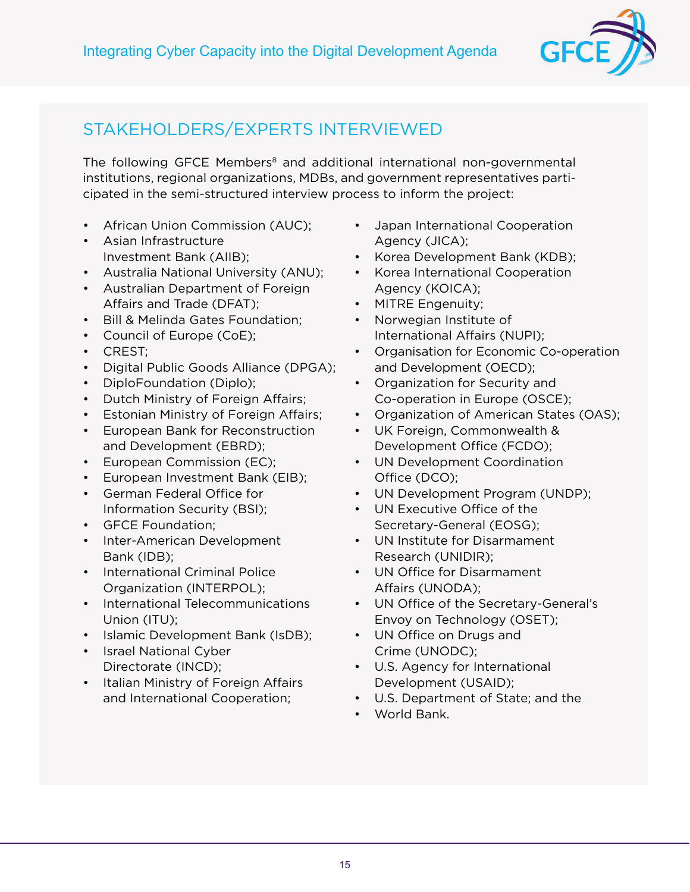## STAKEHOLDERS/EXPERTS INTERVIEWED

The following GFCE Members[8] and additional international non-governmental institutions, regional organizations, MDBs, and government representatives participated in the semi-structured interview process to inform the project:

- African Union Commission (AUC);
- Asian Infrastructure Investment Bank (AIIB);
- Australia National University (ANU);
- Australian Department of Foreign Affairs and Trade (DFAT);
- Bill & Melinda Gates Foundation;
- Council of Europe (CoE);
- CREST;
- Digital Public Goods Alliance (DPGA);
- DiploFoundation (Diplo);
- Dutch Ministry of Foreign Affairs;
- Estonian Ministry of Foreign Affairs;
- European Bank for Reconstruction and Development (EBRD);
- European Commission (EC);
- European Investment Bank (EIB);
- German Federal Office for Information Security (BSI);
- GFCE Foundation;
- Inter-American Development Bank (IDB);
- International Criminal Police Organization (INTERPOL);
- International Telecommunications Union (ITU);
- Islamic Development Bank (IsDB);
- Israel National Cyber Directorate (INCD);
- Italian Ministry of Foreign Affairs and International Cooperation;
- Japan International Cooperation Agency (JICA);
- Korea Development Bank (KDB);
- Korea International Cooperation Agency (KOICA);
- MITRE Engenuity;
- Norwegian Institute of International Affairs (NUPI);
- Organisation for Economic Co-operation and Development (OECD);
- Organization for Security and Co-operation in Europe (OSCE);
- Organization of American States (OAS);
- UK Foreign, Commonwealth & Development Office (FCDO);
- UN Development Coordination Office (DCO);
- UN Development Program (UNDP);
- UN Executive Office of the Secretary-General (EOSG);
- UN Institute for Disarmament Research (UNIDIR);
- UN Office for Disarmament Affairs (UNODA);
- UN Office of the Secretary-General's Envoy on Technology (OSET);
- UN Office on Drugs and Crime (UNODC);
- U.S. Agency for International Development (USAID);
- U.S. Department of State; and the
- World Bank.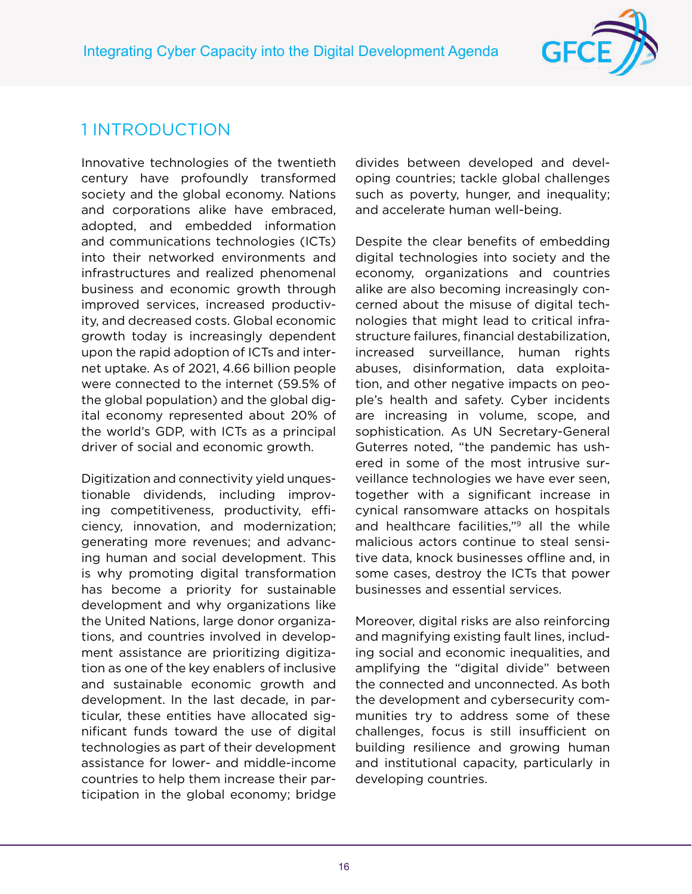# 1 INTRODUCTION

Innovative technologies of the twentieth century have profoundly transformed society and the global economy. Nations and corporations alike have embraced, adopted, and embedded information and communications technologies (ICTs) into their networked environments and infrastructures and realized phenomenal business and economic growth through improved services, increased productivity, and decreased costs. Global economic growth today is increasingly dependent upon the rapid adoption of ICTs and internet uptake. As of 2021, 4.66 billion people were connected to the internet (59.5% of the global population) and the global digital economy represented about 20% of the world's GDP, with ICTs as a principal driver of social and economic growth.

Digitization and connectivity yield unquestionable dividends, including improving competitiveness, productivity, efficiency, innovation, and modernization; generating more revenues; and advancing human and social development. This is why promoting digital transformation has become a priority for sustainable development and why organizations like the United Nations, large donor organizations, and countries involved in development assistance are prioritizing digitization as one of the key enablers of inclusive and sustainable economic growth and development. In the last decade, in particular, these entities have allocated significant funds toward the use of digital technologies as part of their development assistance for lower- and middle-income countries to help them increase their participation in the global economy; bridge divides between developed and developing countries; tackle global challenges such as poverty, hunger, and inequality; and accelerate human well-being.

Despite the clear benefits of embedding digital technologies into society and the economy, organizations and countries alike are also becoming increasingly concerned about the misuse of digital technologies that might lead to critical infrastructure failures, financial destabilization, increased surveillance, human rights abuses, disinformation, data exploitation, and other negative impacts on people's health and safety. Cyber incidents are increasing in volume, scope, and sophistication. As UN Secretary-General Guterres noted, "the pandemic has ushered in some of the most intrusive surveillance technologies we have ever seen, together with a significant increase in cynical ransomware attacks on hospitals and healthcare facilities,"[9] all the while malicious actors continue to steal sensitive data, knock businesses offline and, in some cases, destroy the ICTs that power businesses and essential services.

Moreover, digital risks are also reinforcing and magnifying existing fault lines, including social and economic inequalities, and amplifying the "digital divide" between the connected and unconnected. As both the development and cybersecurity communities try to address some of these challenges, focus is still insufficient on building resilience and growing human and institutional capacity, particularly in developing countries.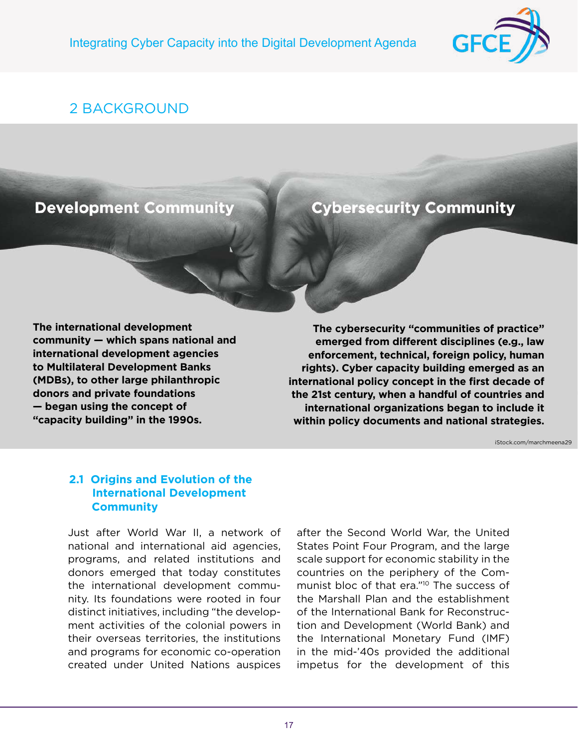## 2 BACKGROUND

**Development Community**

**Cybersecurity Community**

**The international development community — which spans national and international development agencies to Multilateral Development Banks (MDBs), to other large philanthropic donors and private foundations — began using the concept of "capacity building" in the 1990s.**

**The cybersecurity "communities of practice" emerged from different disciplines (e.g., law enforcement, technical, foreign policy, human rights). Cyber capacity building emerged as an international policy concept in the first decade of the 21st century, when a handful of countries and international organizations began to include it within policy documents and national strategies.**

iStock.com/marchmeena29

### 2.1 Origins and Evolution of the International Development Community

Just after World War II, a network of national and international aid agencies, programs, and related institutions and donors emerged that today constitutes the international development community. Its foundations were rooted in four distinct initiatives, including "the development activities of the colonial powers in their overseas territories, the institutions and programs for economic co-operation created under United Nations auspices after the Second World War, the United States Point Four Program, and the large scale support for economic stability in the countries on the periphery of the Communist bloc of that era."[10] The success of the Marshall Plan and the establishment of the International Bank for Reconstruction and Development (World Bank) and the International Monetary Fund (IMF) in the mid-'40s provided the additional impetus for the development of this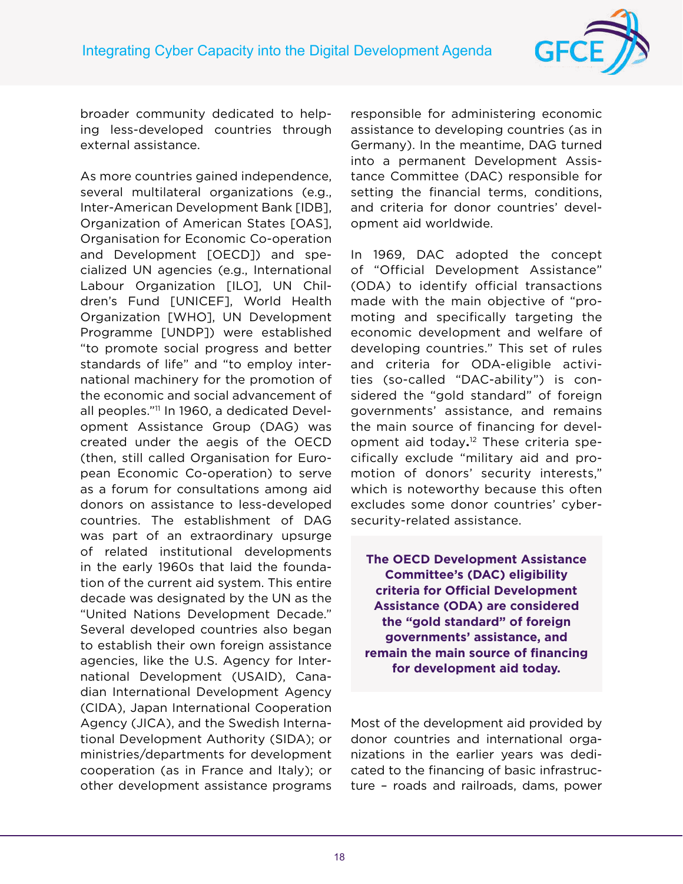broader community dedicated to helping less-developed countries through external assistance.

As more countries gained independence, several multilateral organizations (e.g., Inter-American Development Bank [IDB], Organization of American States [OAS], Organisation for Economic Co-operation and Development [OECD]) and specialized UN agencies (e.g., International Labour Organization [ILO], UN Children's Fund [UNICEF], World Health Organization [WHO], UN Development Programme [UNDP]) were established "to promote social progress and better standards of life" and "to employ international machinery for the promotion of the economic and social advancement of all peoples."[11] In 1960, a dedicated Development Assistance Group (DAG) was created under the aegis of the OECD (then, still called Organisation for European Economic Co-operation) to serve as a forum for consultations among aid donors on assistance to less-developed countries. The establishment of DAG was part of an extraordinary upsurge of related institutional developments in the early 1960s that laid the foundation of the current aid system. This entire decade was designated by the UN as the "United Nations Development Decade." Several developed countries also began to establish their own foreign assistance agencies, like the U.S. Agency for International Development (USAID), Canadian International Development Agency (CIDA), Japan International Cooperation Agency (JICA), and the Swedish International Development Authority (SIDA); or ministries/departments for development cooperation (as in France and Italy); or other development assistance programs responsible for administering economic assistance to developing countries (as in Germany). In the meantime, DAG turned into a permanent Development Assistance Committee (DAC) responsible for setting the financial terms, conditions, and criteria for donor countries' development aid worldwide.

In 1969, DAC adopted the concept of "Official Development Assistance" (ODA) to identify official transactions made with the main objective of "promoting and specifically targeting the economic development and welfare of developing countries." This set of rules and criteria for ODA-eligible activities (so-called "DAC-ability") is considered the "gold standard" of foreign governments' assistance, and remains the main source of financing for development aid today.[12] These criteria specifically exclude "military aid and promotion of donors' security interests," which is noteworthy because this often excludes some donor countries' cybersecurity-related assistance.

> **The OECD Development Assistance Committee's (DAC) eligibility criteria for Official Development Assistance (ODA) are considered the "gold standard" of foreign governments' assistance, and remain the main source of financing for development aid today.**

Most of the development aid provided by donor countries and international organizations in the earlier years was dedicated to the financing of basic infrastructure – roads and railroads, dams, power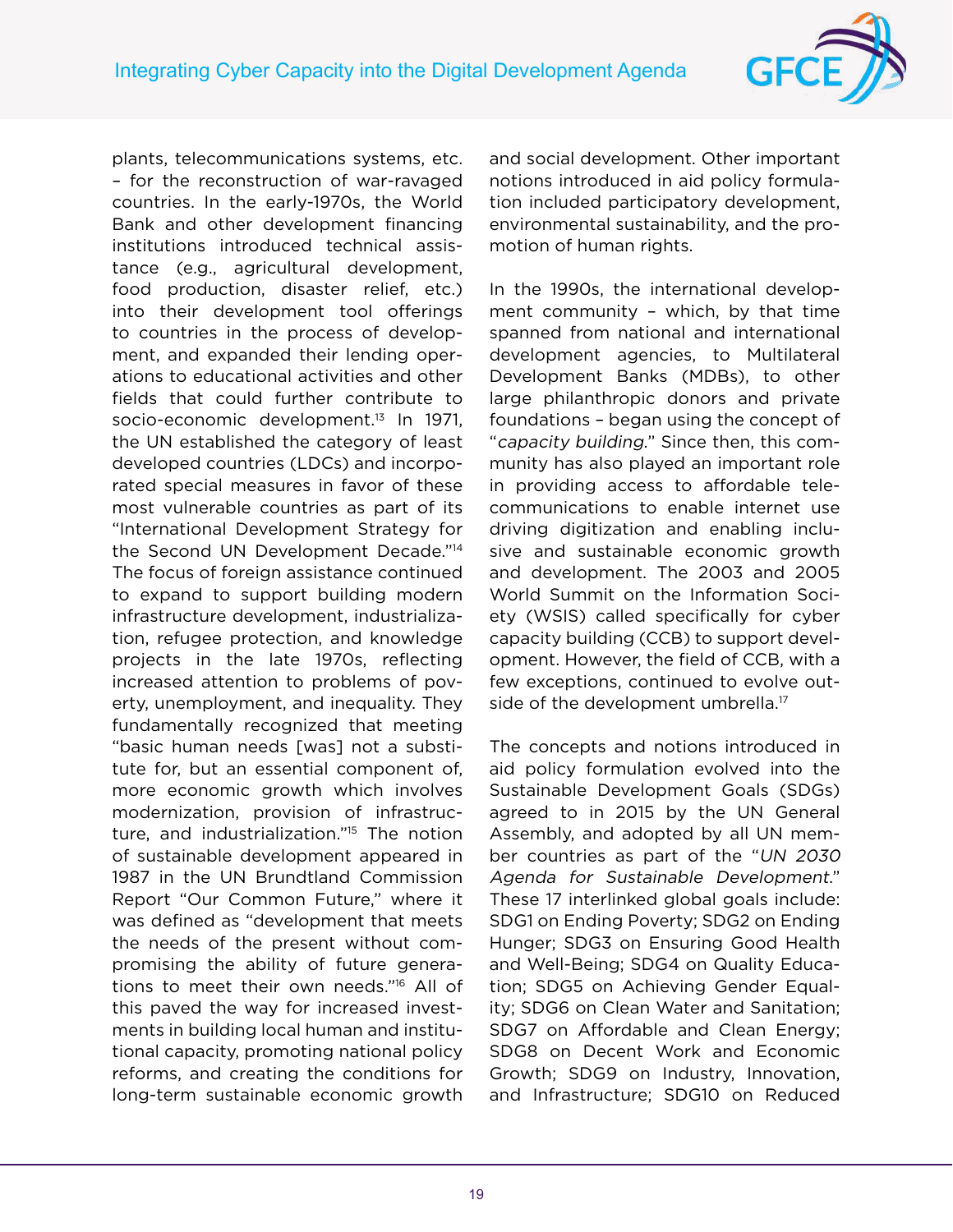plants, telecommunications systems, etc. – for the reconstruction of war-ravaged countries. In the early-1970s, the World Bank and other development financing institutions introduced technical assistance (e.g., agricultural development, food production, disaster relief, etc.) into their development tool offerings to countries in the process of development, and expanded their lending operations to educational activities and other fields that could further contribute to socio-economic development.[13] In 1971, the UN established the category of least developed countries (LDCs) and incorporated special measures in favor of these most vulnerable countries as part of its "International Development Strategy for the Second UN Development Decade."[14] The focus of foreign assistance continued to expand to support building modern infrastructure development, industrialization, refugee protection, and knowledge projects in the late 1970s, reflecting increased attention to problems of poverty, unemployment, and inequality. They fundamentally recognized that meeting "basic human needs [was] not a substitute for, but an essential component of, more economic growth which involves modernization, provision of infrastructure, and industrialization."[15] The notion of sustainable development appeared in 1987 in the UN Brundtland Commission Report "Our Common Future," where it was defined as "development that meets the needs of the present without compromising the ability of future generations to meet their own needs."[16] All of this paved the way for increased investments in building local human and institutional capacity, promoting national policy reforms, and creating the conditions for long-term sustainable economic growth and social development. Other important notions introduced in aid policy formulation included participatory development, environmental sustainability, and the promotion of human rights.

In the 1990s, the international development community – which, by that time spanned from national and international development agencies, to Multilateral Development Banks (MDBs), to other large philanthropic donors and private foundations – began using the concept of "*capacity building*." Since then, this community has also played an important role in providing access to affordable telecommunications to enable internet use driving digitization and enabling inclusive and sustainable economic growth and development. The 2003 and 2005 World Summit on the Information Society (WSIS) called specifically for cyber capacity building (CCB) to support development. However, the field of CCB, with a few exceptions, continued to evolve outside of the development umbrella.[17]

The concepts and notions introduced in aid policy formulation evolved into the Sustainable Development Goals (SDGs) agreed to in 2015 by the UN General Assembly, and adopted by all UN member countries as part of the "*UN 2030 Agenda for Sustainable Development*." These 17 interlinked global goals include: SDG1 on Ending Poverty; SDG2 on Ending Hunger; SDG3 on Ensuring Good Health and Well-Being; SDG4 on Quality Education; SDG5 on Achieving Gender Equality; SDG6 on Clean Water and Sanitation; SDG7 on Affordable and Clean Energy; SDG8 on Decent Work and Economic Growth; SDG9 on Industry, Innovation, and Infrastructure; SDG10 on Reduced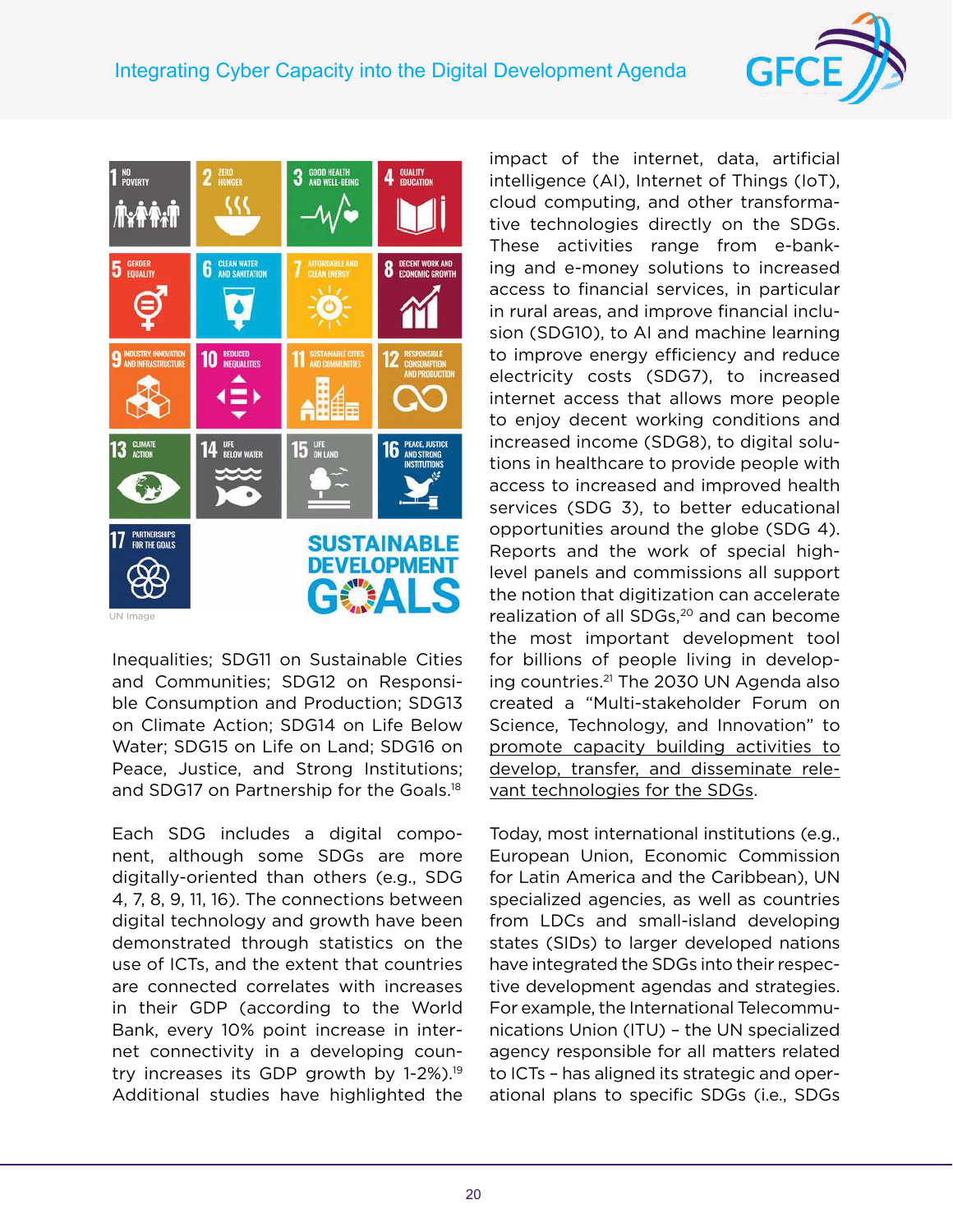UN Image

Inequalities; SDG11 on Sustainable Cities and Communities; SDG12 on Responsible Consumption and Production; SDG13 on Climate Action; SDG14 on Life Below Water; SDG15 on Life on Land; SDG16 on Peace, Justice, and Strong Institutions; and SDG17 on Partnership for the Goals.[18]

Each SDG includes a digital component, although some SDGs are more digitally-oriented than others (e.g., SDG 4, 7, 8, 9, 11, 16). The connections between digital technology and growth have been demonstrated through statistics on the use of ICTs, and the extent that countries are connected correlates with increases in their GDP (according to the World Bank, every 10% point increase in internet connectivity in a developing country increases its GDP growth by 1-2%).[19] Additional studies have highlighted the impact of the internet, data, artificial intelligence (AI), Internet of Things (IoT), cloud computing, and other transformative technologies directly on the SDGs. These activities range from e-banking and e-money solutions to increased access to financial services, in particular in rural areas, and improve financial inclusion (SDG10), to AI and machine learning to improve energy efficiency and reduce electricity costs (SDG7), to increased internet access that allows more people to enjoy decent working conditions and increased income (SDG8), to digital solutions in healthcare to provide people with access to increased and improved health services (SDG 3), to better educational opportunities around the globe (SDG 4). Reports and the work of special high-level panels and commissions all support the notion that digitization can accelerate realization of all SDGs,[20] and can become the most important development tool for billions of people living in developing countries.[21] The 2030 UN Agenda also created a "Multi-stakeholder Forum on Science, Technology, and Innovation" to promote capacity building activities to develop, transfer, and disseminate relevant technologies for the SDGs.

Today, most international institutions (e.g., European Union, Economic Commission for Latin America and the Caribbean), UN specialized agencies, as well as countries from LDCs and small-island developing states (SIDs) to larger developed nations have integrated the SDGs into their respective development agendas and strategies. For example, the International Telecommunications Union (ITU) – the UN specialized agency responsible for all matters related to ICTs – has aligned its strategic and operational plans to specific SDGs (i.e., SDGs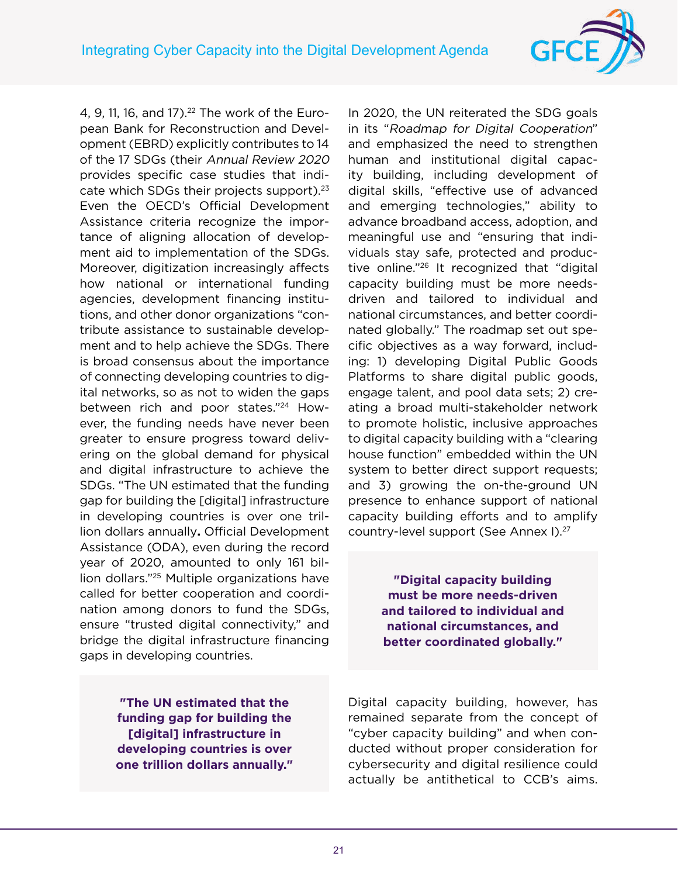4, 9, 11, 16, and 17).[22] The work of the European Bank for Reconstruction and Development (EBRD) explicitly contributes to 14 of the 17 SDGs (their *Annual Review 2020* provides specific case studies that indicate which SDGs their projects support).[23] Even the OECD's Official Development Assistance criteria recognize the importance of aligning allocation of development aid to implementation of the SDGs. Moreover, digitization increasingly affects how national or international funding agencies, development financing institutions, and other donor organizations "contribute assistance to sustainable development and to help achieve the SDGs. There is broad consensus about the importance of connecting developing countries to digital networks, so as not to widen the gaps between rich and poor states."[24] However, the funding needs have never been greater to ensure progress toward delivering on the global demand for physical and digital infrastructure to achieve the SDGs. "The UN estimated that the funding gap for building the [digital] infrastructure in developing countries is over one trillion dollars annually**.** Official Development Assistance (ODA), even during the record year of 2020, amounted to only 161 billion dollars."[25] Multiple organizations have called for better cooperation and coordination among donors to fund the SDGs, ensure "trusted digital connectivity," and bridge the digital infrastructure financing gaps in developing countries.

> **"The UN estimated that the funding gap for building the [digital] infrastructure in developing countries is over one trillion dollars annually."**

In 2020, the UN reiterated the SDG goals in its "*Roadmap for Digital Cooperation*" and emphasized the need to strengthen human and institutional digital capacity building, including development of digital skills, "effective use of advanced and emerging technologies," ability to advance broadband access, adoption, and meaningful use and "ensuring that individuals stay safe, protected and productive online."[26] It recognized that "digital capacity building must be more needs-driven and tailored to individual and national circumstances, and better coordinated globally." The roadmap set out specific objectives as a way forward, including: 1) developing Digital Public Goods Platforms to share digital public goods, engage talent, and pool data sets; 2) creating a broad multi-stakeholder network to promote holistic, inclusive approaches to digital capacity building with a "clearing house function" embedded within the UN system to better direct support requests; and 3) growing the on-the-ground UN presence to enhance support of national capacity building efforts and to amplify country-level support (See Annex I).[27]

> **"Digital capacity building must be more needs-driven and tailored to individual and national circumstances, and better coordinated globally."**

Digital capacity building, however, has remained separate from the concept of "cyber capacity building" and when conducted without proper consideration for cybersecurity and digital resilience could actually be antithetical to CCB's aims.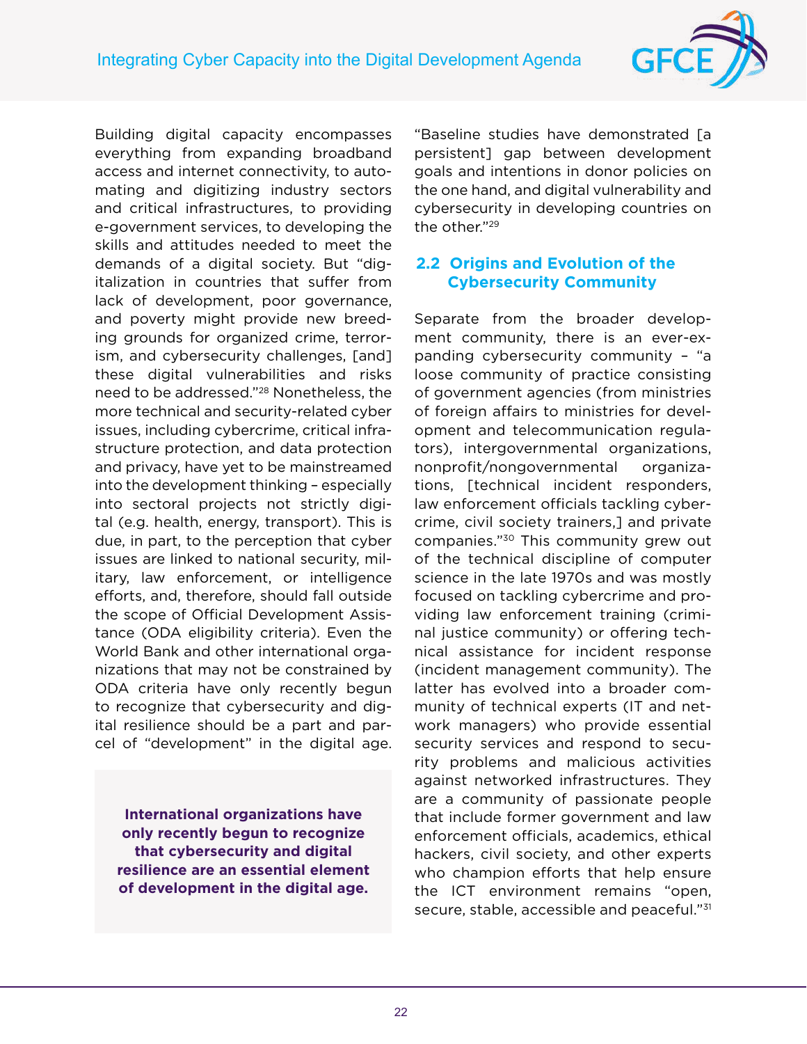Building digital capacity encompasses everything from expanding broadband access and internet connectivity, to automating and digitizing industry sectors and critical infrastructures, to providing e-government services, to developing the skills and attitudes needed to meet the demands of a digital society. But "digitalization in countries that suffer from lack of development, poor governance, and poverty might provide new breeding grounds for organized crime, terrorism, and cybersecurity challenges, [and] these digital vulnerabilities and risks need to be addressed."[28] Nonetheless, the more technical and security-related cyber issues, including cybercrime, critical infrastructure protection, and data protection and privacy, have yet to be mainstreamed into the development thinking – especially into sectoral projects not strictly digital (e.g. health, energy, transport). This is due, in part, to the perception that cyber issues are linked to national security, military, law enforcement, or intelligence efforts, and, therefore, should fall outside the scope of Official Development Assistance (ODA eligibility criteria). Even the World Bank and other international organizations that may not be constrained by ODA criteria have only recently begun to recognize that cybersecurity and digital resilience should be a part and parcel of "development" in the digital age.

**International organizations have only recently begun to recognize that cybersecurity and digital resilience are an essential element of development in the digital age.**

"Baseline studies have demonstrated [a persistent] gap between development goals and intentions in donor policies on the one hand, and digital vulnerability and cybersecurity in developing countries on the other."[29]

## 2.2 Origins and Evolution of the Cybersecurity Community

Separate from the broader development community, there is an ever-expanding cybersecurity community – "a loose community of practice consisting of government agencies (from ministries of foreign affairs to ministries for development and telecommunication regulators), intergovernmental organizations, nonprofit/nongovernmental organizations, [technical incident responders, law enforcement officials tackling cybercrime, civil society trainers,] and private companies."[30] This community grew out of the technical discipline of computer science in the late 1970s and was mostly focused on tackling cybercrime and providing law enforcement training (criminal justice community) or offering technical assistance for incident response (incident management community). The latter has evolved into a broader community of technical experts (IT and network managers) who provide essential security services and respond to security problems and malicious activities against networked infrastructures. They are a community of passionate people that include former government and law enforcement officials, academics, ethical hackers, civil society, and other experts who champion efforts that help ensure the ICT environment remains "open, secure, stable, accessible and peaceful."[31]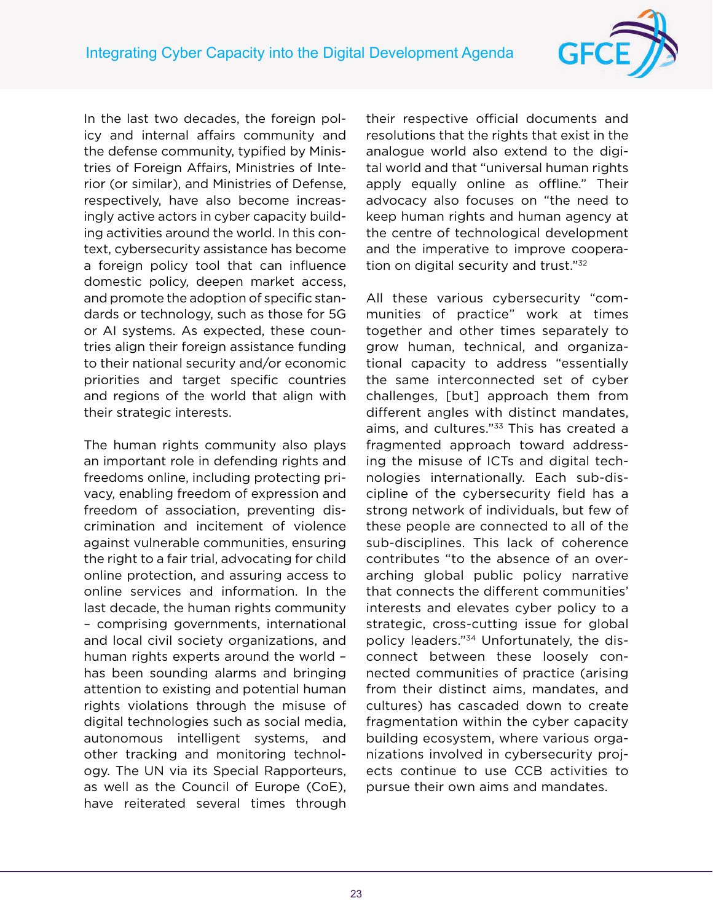In the last two decades, the foreign policy and internal affairs community and the defense community, typified by Ministries of Foreign Affairs, Ministries of Interior (or similar), and Ministries of Defense, respectively, have also become increasingly active actors in cyber capacity building activities around the world. In this context, cybersecurity assistance has become a foreign policy tool that can influence domestic policy, deepen market access, and promote the adoption of specific standards or technology, such as those for 5G or AI systems. As expected, these countries align their foreign assistance funding to their national security and/or economic priorities and target specific countries and regions of the world that align with their strategic interests.

The human rights community also plays an important role in defending rights and freedoms online, including protecting privacy, enabling freedom of expression and freedom of association, preventing discrimination and incitement of violence against vulnerable communities, ensuring the right to a fair trial, advocating for child online protection, and assuring access to online services and information. In the last decade, the human rights community – comprising governments, international and local civil society organizations, and human rights experts around the world – has been sounding alarms and bringing attention to existing and potential human rights violations through the misuse of digital technologies such as social media, autonomous intelligent systems, and other tracking and monitoring technology. The UN via its Special Rapporteurs, as well as the Council of Europe (CoE), have reiterated several times through their respective official documents and resolutions that the rights that exist in the analogue world also extend to the digital world and that "universal human rights apply equally online as offline." Their advocacy also focuses on "the need to keep human rights and human agency at the centre of technological development and the imperative to improve cooperation on digital security and trust."[32]

All these various cybersecurity "communities of practice" work at times together and other times separately to grow human, technical, and organizational capacity to address "essentially the same interconnected set of cyber challenges, [but] approach them from different angles with distinct mandates, aims, and cultures."[33] This has created a fragmented approach toward addressing the misuse of ICTs and digital technologies internationally. Each sub-discipline of the cybersecurity field has a strong network of individuals, but few of these people are connected to all of the sub-disciplines. This lack of coherence contributes "to the absence of an overarching global public policy narrative that connects the different communities' interests and elevates cyber policy to a strategic, cross-cutting issue for global policy leaders."[34] Unfortunately, the disconnect between these loosely connected communities of practice (arising from their distinct aims, mandates, and cultures) has cascaded down to create fragmentation within the cyber capacity building ecosystem, where various organizations involved in cybersecurity projects continue to use CCB activities to pursue their own aims and mandates.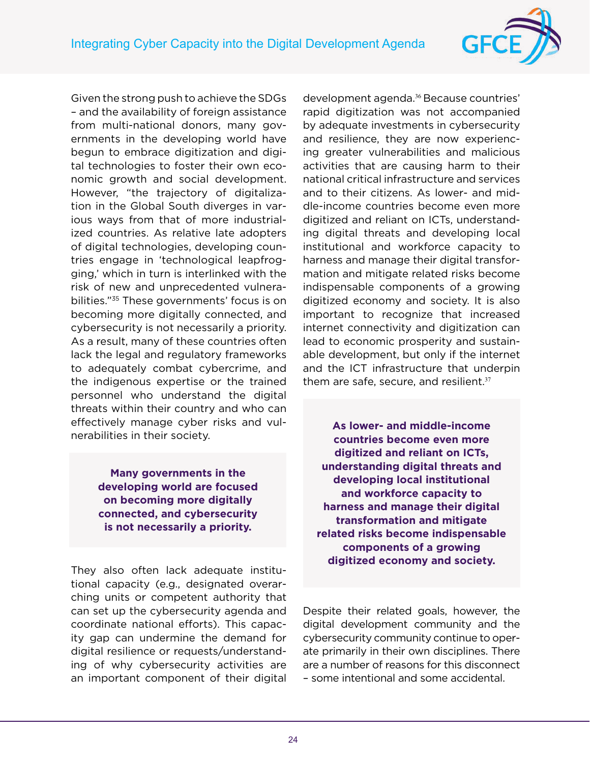Given the strong push to achieve the SDGs – and the availability of foreign assistance from multi-national donors, many governments in the developing world have begun to embrace digitization and digital technologies to foster their own economic growth and social development. However, "the trajectory of digitalization in the Global South diverges in various ways from that of more industrialized countries. As relative late adopters of digital technologies, developing countries engage in 'technological leapfrogging,' which in turn is interlinked with the risk of new and unprecedented vulnerabilities."[35] These governments' focus is on becoming more digitally connected, and cybersecurity is not necessarily a priority. As a result, many of these countries often lack the legal and regulatory frameworks to adequately combat cybercrime, and the indigenous expertise or the trained personnel who understand the digital threats within their country and who can effectively manage cyber risks and vulnerabilities in their society.

> **Many governments in the developing world are focused on becoming more digitally connected, and cybersecurity is not necessarily a priority.**

They also often lack adequate institutional capacity (e.g., designated overarching units or competent authority that can set up the cybersecurity agenda and coordinate national efforts). This capacity gap can undermine the demand for digital resilience or requests/understanding of why cybersecurity activities are an important component of their digital development agenda.[36] Because countries' rapid digitization was not accompanied by adequate investments in cybersecurity and resilience, they are now experiencing greater vulnerabilities and malicious activities that are causing harm to their national critical infrastructure and services and to their citizens. As lower- and middle-income countries become even more digitized and reliant on ICTs, understanding digital threats and developing local institutional and workforce capacity to harness and manage their digital transformation and mitigate related risks become indispensable components of a growing digitized economy and society. It is also important to recognize that increased internet connectivity and digitization can lead to economic prosperity and sustainable development, but only if the internet and the ICT infrastructure that underpin them are safe, secure, and resilient.[37]

> **As lower- and middle-income countries become even more digitized and reliant on ICTs, understanding digital threats and developing local institutional and workforce capacity to harness and manage their digital transformation and mitigate related risks become indispensable components of a growing digitized economy and society.**

Despite their related goals, however, the digital development community and the cybersecurity community continue to operate primarily in their own disciplines. There are a number of reasons for this disconnect – some intentional and some accidental.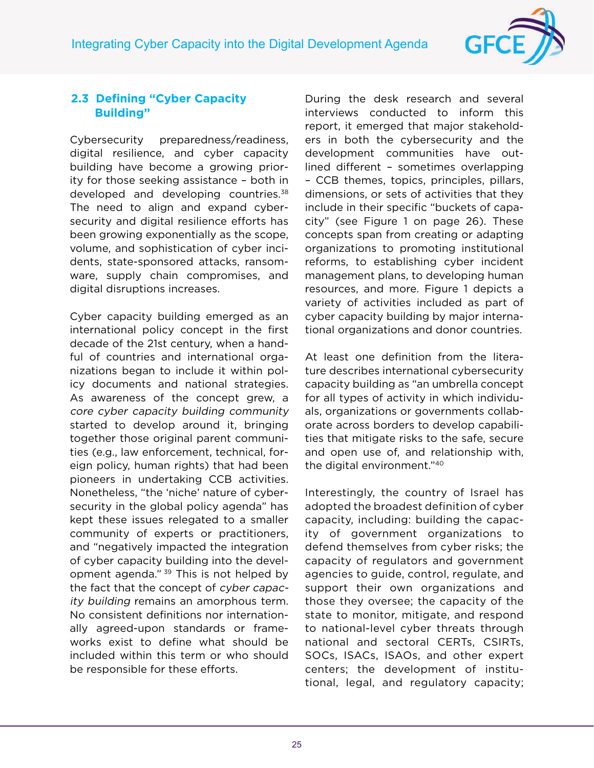## 2.3 Defining "Cyber Capacity Building"

Cybersecurity preparedness/readiness, digital resilience, and cyber capacity building have become a growing priority for those seeking assistance – both in developed and developing countries.[38] The need to align and expand cybersecurity and digital resilience efforts has been growing exponentially as the scope, volume, and sophistication of cyber incidents, state-sponsored attacks, ransomware, supply chain compromises, and digital disruptions increases.

Cyber capacity building emerged as an international policy concept in the first decade of the 21st century, when a handful of countries and international organizations began to include it within policy documents and national strategies. As awareness of the concept grew, a *core cyber capacity building community* started to develop around it, bringing together those original parent communities (e.g., law enforcement, technical, foreign policy, human rights) that had been pioneers in undertaking CCB activities. Nonetheless, "the 'niche' nature of cybersecurity in the global policy agenda" has kept these issues relegated to a smaller community of experts or practitioners, and "negatively impacted the integration of cyber capacity building into the development agenda." [39] This is not helped by the fact that the concept of *cyber capacity building* remains an amorphous term. No consistent definitions nor internationally agreed-upon standards or frameworks exist to define what should be included within this term or who should be responsible for these efforts.

During the desk research and several interviews conducted to inform this report, it emerged that major stakeholders in both the cybersecurity and the development communities have outlined different – sometimes overlapping – CCB themes, topics, principles, pillars, dimensions, or sets of activities that they include in their specific "buckets of capacity" (see Figure 1 on page 26). These concepts span from creating or adapting organizations to promoting institutional reforms, to establishing cyber incident management plans, to developing human resources, and more. Figure 1 depicts a variety of activities included as part of cyber capacity building by major international organizations and donor countries.

At least one definition from the literature describes international cybersecurity capacity building as "an umbrella concept for all types of activity in which individuals, organizations or governments collaborate across borders to develop capabilities that mitigate risks to the safe, secure and open use of, and relationship with, the digital environment."[40]

Interestingly, the country of Israel has adopted the broadest definition of cyber capacity, including: building the capacity of government organizations to defend themselves from cyber risks; the capacity of regulators and government agencies to guide, control, regulate, and support their own organizations and those they oversee; the capacity of the state to monitor, mitigate, and respond to national-level cyber threats through national and sectoral CERTs, CSIRTs, SOCs, ISACs, ISAOs, and other expert centers; the development of institutional, legal, and regulatory capacity;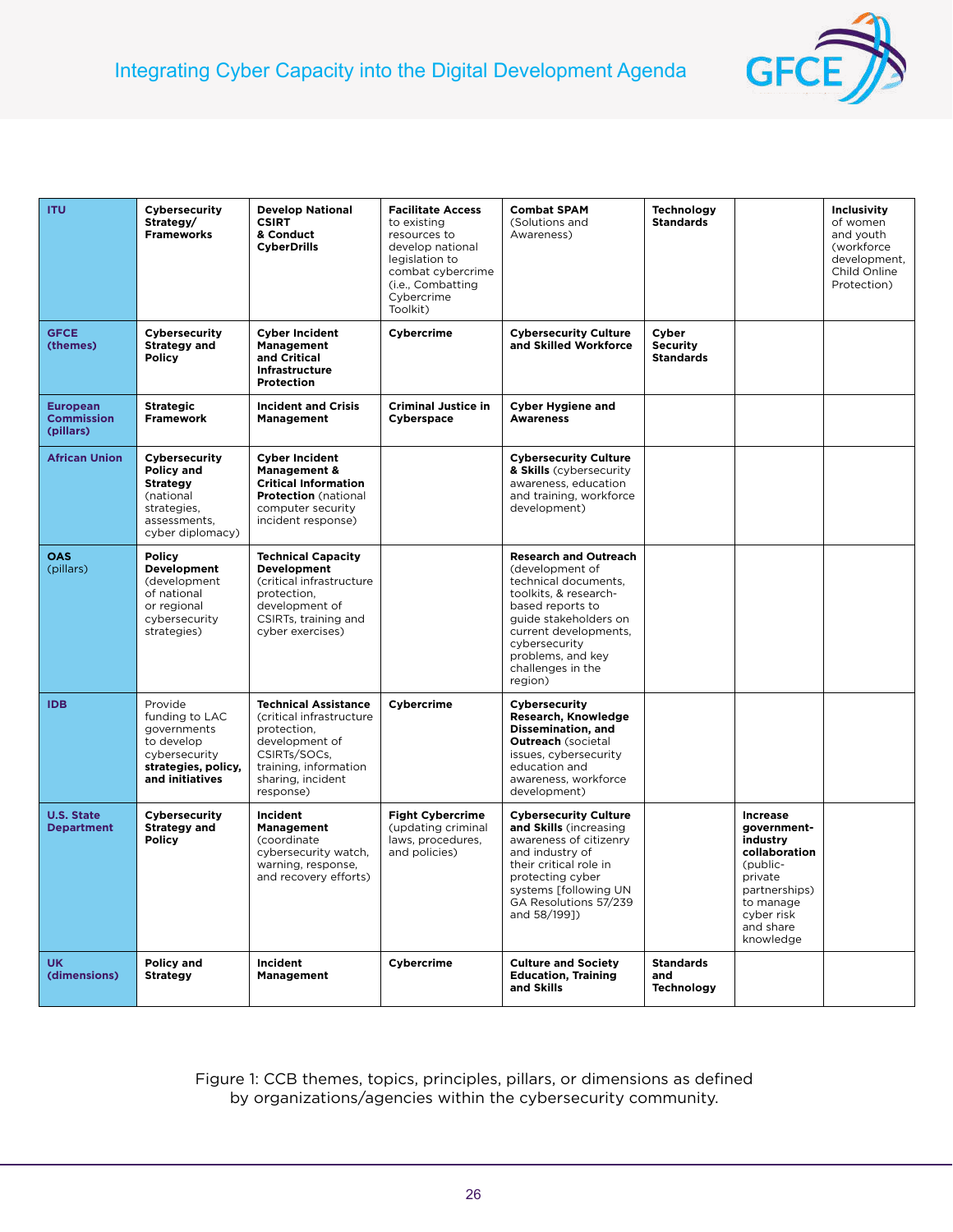| | | | | | | | |
|---|---|---|---|---|---|---|---|
| **ITU** | **Cybersecurity Strategy/ Frameworks** | **Develop National CSIRT & Conduct CyberDrills** | **Facilitate Access** to existing resources to develop national legislation to combat cybercrime (i.e., Combatting Cybercrime Toolkit) | **Combat SPAM** (Solutions and Awareness) | **Technology Standards** | | **Inclusivity** of women and youth (workforce development, Child Online Protection) |
| **GFCE (themes)** | **Cybersecurity Strategy and Policy** | **Cyber Incident Management and Critical Infrastructure Protection** | **Cybercrime** | **Cybersecurity Culture and Skilled Workforce** | **Cyber Security Standards** | | |
| **European Commission (pillars)** | **Strategic Framework** | **Incident and Crisis Management** | **Criminal Justice in Cyberspace** | **Cyber Hygiene and Awareness** | | | |
| **African Union** | **Cybersecurity Policy and Strategy** (national strategies, assessments, cyber diplomacy) | **Cyber Incident Management & Critical Information Protection** (national computer security incident response) | | **Cybersecurity Culture & Skills** (cybersecurity awareness, education and training, workforce development) | | | |
| **OAS** (pillars) | **Policy Development** (development of national or regional cybersecurity strategies) | **Technical Capacity Development** (critical infrastructure protection, development of CSIRTs, training and cyber exercises) | | **Research and Outreach** (development of technical documents, toolkits, & research-based reports to guide stakeholders on current developments, cybersecurity problems, and key challenges in the region) | | | |
| **IDB** | Provide funding to LAC governments to develop cybersecurity **strategies, policy, and initiatives** | **Technical Assistance** (critical infrastructure protection, development of CSIRTs/SOCs, training, information sharing, incident response) | **Cybercrime** | **Cybersecurity Research, Knowledge Dissemination, and Outreach** (societal issues, cybersecurity education and awareness, workforce development) | | | |
| **U.S. State Department** | **Cybersecurity Strategy and Policy** | **Incident Management** (coordinate cybersecurity watch, warning, response, and recovery efforts) | **Fight Cybercrime** (updating criminal laws, procedures, and policies) | **Cybersecurity Culture and Skills** (increasing awareness of citizenry and industry of their critical role in protecting cyber systems [following UN GA Resolutions 57/239 and 58/199]) | | **Increase government-industry collaboration** (public-private partnerships) to manage cyber risk and share knowledge | |
| **UK (dimensions)** | **Policy and Strategy** | **Incident Management** | **Cybercrime** | **Culture and Society Education, Training and Skills** | **Standards and Technology** | | |

Figure 1: CCB themes, topics, principles, pillars, or dimensions as defined by organizations/agencies within the cybersecurity community.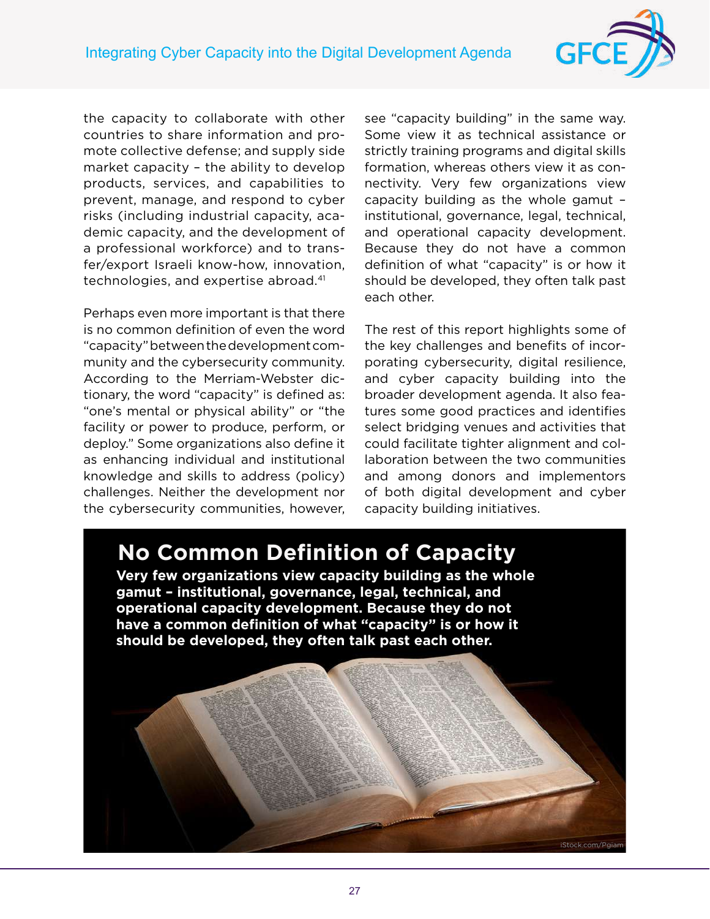the capacity to collaborate with other countries to share information and promote collective defense; and supply side market capacity – the ability to develop products, services, and capabilities to prevent, manage, and respond to cyber risks (including industrial capacity, academic capacity, and the development of a professional workforce) and to transfer/export Israeli know-how, innovation, technologies, and expertise abroad.[41]

Perhaps even more important is that there is no common definition of even the word "capacity" between the development community and the cybersecurity community. According to the Merriam-Webster dictionary, the word "capacity" is defined as: "one's mental or physical ability" or "the facility or power to produce, perform, or deploy." Some organizations also define it as enhancing individual and institutional knowledge and skills to address (policy) challenges. Neither the development nor the cybersecurity communities, however, see "capacity building" in the same way. Some view it as technical assistance or strictly training programs and digital skills formation, whereas others view it as connectivity. Very few organizations view capacity building as the whole gamut – institutional, governance, legal, technical, and operational capacity development. Because they do not have a common definition of what "capacity" is or how it should be developed, they often talk past each other.

The rest of this report highlights some of the key challenges and benefits of incorporating cybersecurity, digital resilience, and cyber capacity building into the broader development agenda. It also features some good practices and identifies select bridging venues and activities that could facilitate tighter alignment and collaboration between the two communities and among donors and implementors of both digital development and cyber capacity building initiatives.

## No Common Definition of Capacity

**Very few organizations view capacity building as the whole gamut – institutional, governance, legal, technical, and operational capacity development. Because they do not have a common definition of what "capacity" is or how it should be developed, they often talk past each other.**

iStock.com/Pgiam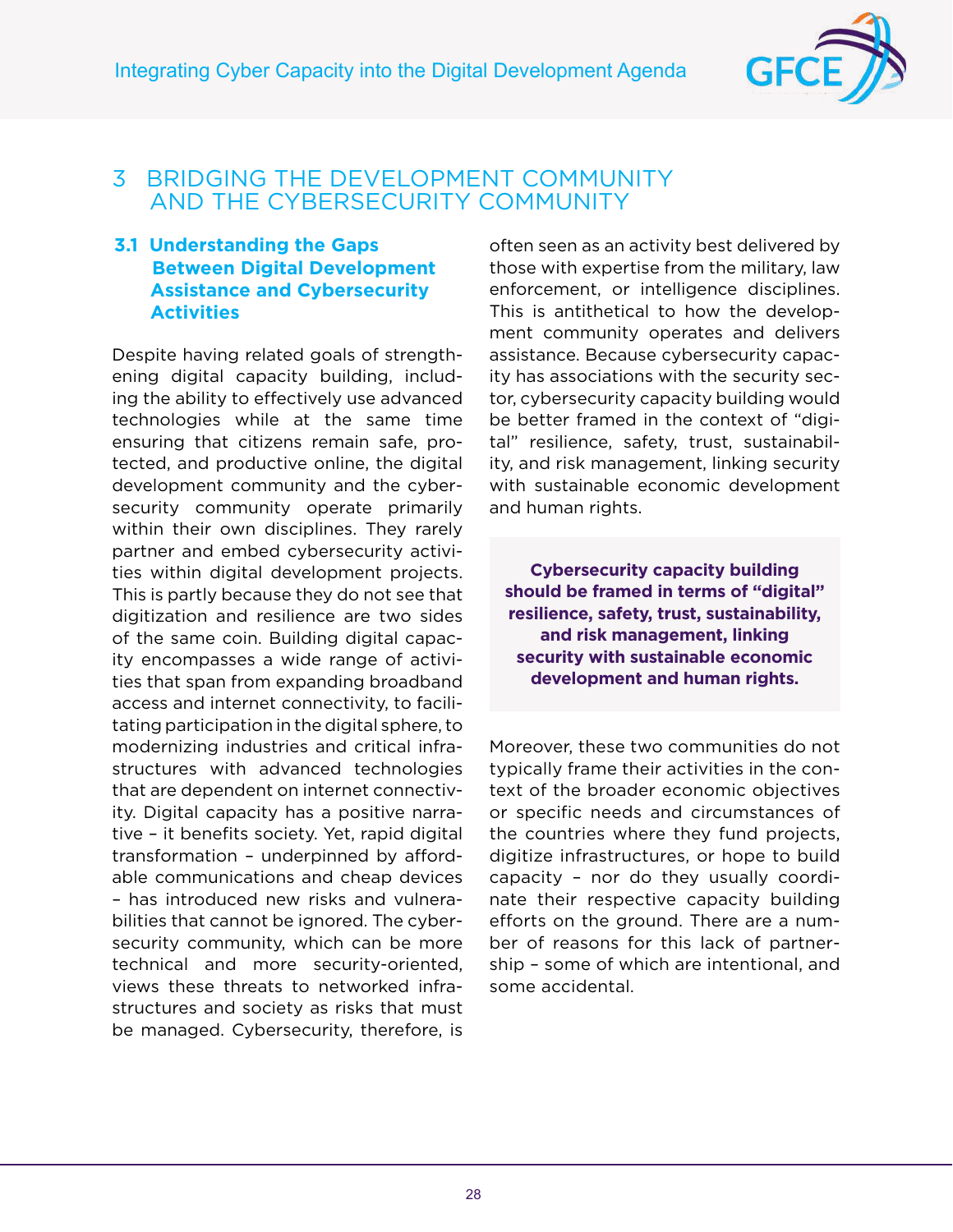# 3 BRIDGING THE DEVELOPMENT COMMUNITY AND THE CYBERSECURITY COMMUNITY

## 3.1 Understanding the Gaps Between Digital Development Assistance and Cybersecurity Activities

Despite having related goals of strengthening digital capacity building, including the ability to effectively use advanced technologies while at the same time ensuring that citizens remain safe, protected, and productive online, the digital development community and the cybersecurity community operate primarily within their own disciplines. They rarely partner and embed cybersecurity activities within digital development projects. This is partly because they do not see that digitization and resilience are two sides of the same coin. Building digital capacity encompasses a wide range of activities that span from expanding broadband access and internet connectivity, to facilitating participation in the digital sphere, to modernizing industries and critical infrastructures with advanced technologies that are dependent on internet connectivity. Digital capacity has a positive narrative – it benefits society. Yet, rapid digital transformation – underpinned by affordable communications and cheap devices – has introduced new risks and vulnerabilities that cannot be ignored. The cybersecurity community, which can be more technical and more security-oriented, views these threats to networked infrastructures and society as risks that must be managed. Cybersecurity, therefore, is often seen as an activity best delivered by those with expertise from the military, law enforcement, or intelligence disciplines. This is antithetical to how the development community operates and delivers assistance. Because cybersecurity capacity has associations with the security sector, cybersecurity capacity building would be better framed in the context of "digital" resilience, safety, trust, sustainability, and risk management, linking security with sustainable economic development and human rights.

**Cybersecurity capacity building should be framed in terms of "digital" resilience, safety, trust, sustainability, and risk management, linking security with sustainable economic development and human rights.**

Moreover, these two communities do not typically frame their activities in the context of the broader economic objectives or specific needs and circumstances of the countries where they fund projects, digitize infrastructures, or hope to build capacity – nor do they usually coordinate their respective capacity building efforts on the ground. There are a number of reasons for this lack of partnership – some of which are intentional, and some accidental.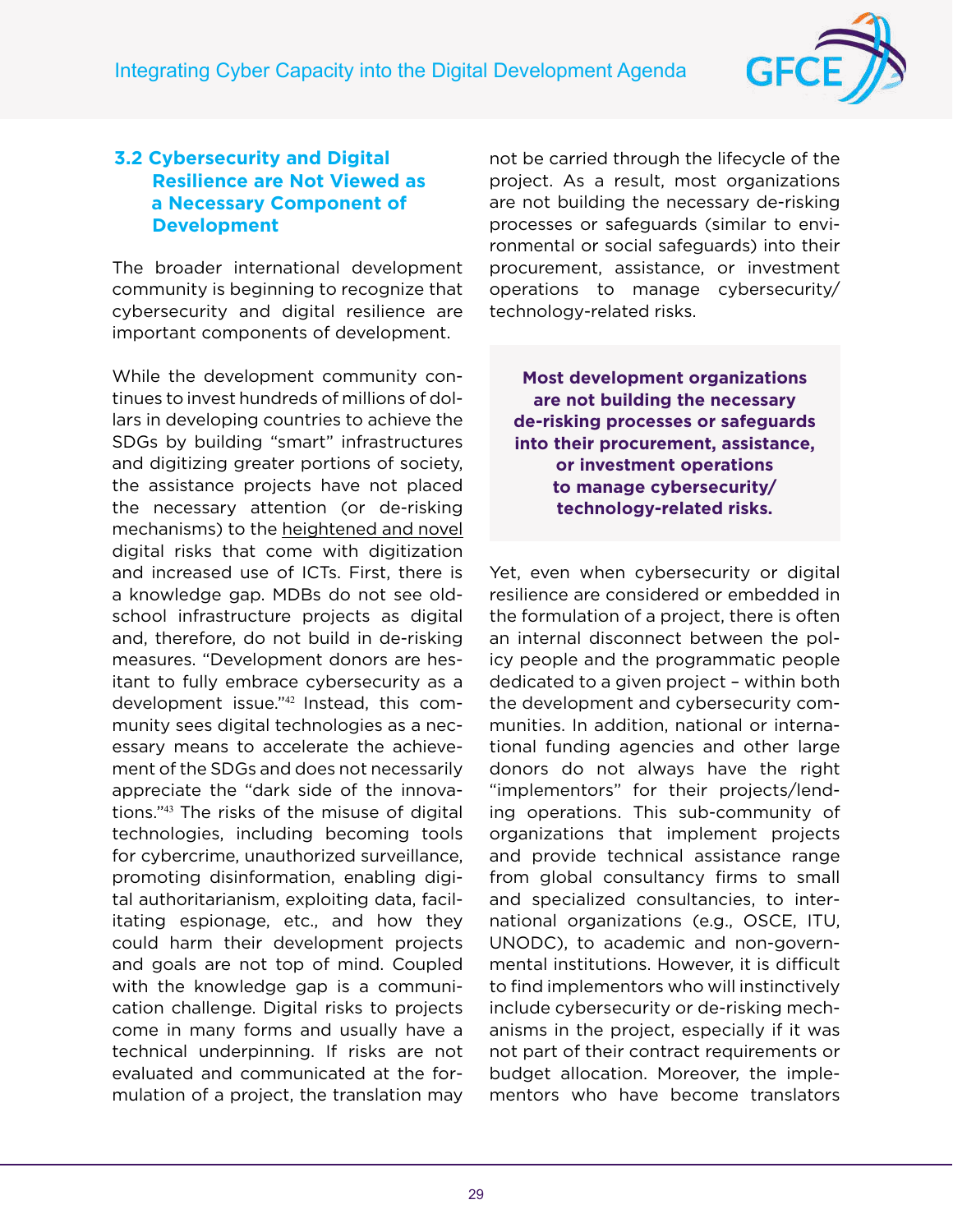### 3.2 Cybersecurity and Digital Resilience are Not Viewed as a Necessary Component of Development

The broader international development community is beginning to recognize that cybersecurity and digital resilience are important components of development.

While the development community continues to invest hundreds of millions of dollars in developing countries to achieve the SDGs by building "smart" infrastructures and digitizing greater portions of society, the assistance projects have not placed the necessary attention (or de-risking mechanisms) to the heightened and novel digital risks that come with digitization and increased use of ICTs. First, there is a knowledge gap. MDBs do not see old-school infrastructure projects as digital and, therefore, do not build in de-risking measures. "Development donors are hesitant to fully embrace cybersecurity as a development issue."[42] Instead, this community sees digital technologies as a necessary means to accelerate the achievement of the SDGs and does not necessarily appreciate the "dark side of the innovations."[43] The risks of the misuse of digital technologies, including becoming tools for cybercrime, unauthorized surveillance, promoting disinformation, enabling digital authoritarianism, exploiting data, facilitating espionage, etc., and how they could harm their development projects and goals are not top of mind. Coupled with the knowledge gap is a communication challenge. Digital risks to projects come in many forms and usually have a technical underpinning. If risks are not evaluated and communicated at the formulation of a project, the translation may not be carried through the lifecycle of the project. As a result, most organizations are not building the necessary de-risking processes or safeguards (similar to environmental or social safeguards) into their procurement, assistance, or investment operations to manage cybersecurity/technology-related risks.

**Most development organizations are not building the necessary de-risking processes or safeguards into their procurement, assistance, or investment operations to manage cybersecurity/technology-related risks.**

Yet, even when cybersecurity or digital resilience are considered or embedded in the formulation of a project, there is often an internal disconnect between the policy people and the programmatic people dedicated to a given project – within both the development and cybersecurity communities. In addition, national or international funding agencies and other large donors do not always have the right "implementors" for their projects/lending operations. This sub-community of organizations that implement projects and provide technical assistance range from global consultancy firms to small and specialized consultancies, to international organizations (e.g., OSCE, ITU, UNODC), to academic and non-governmental institutions. However, it is difficult to find implementors who will instinctively include cybersecurity or de-risking mechanisms in the project, especially if it was not part of their contract requirements or budget allocation. Moreover, the implementors who have become translators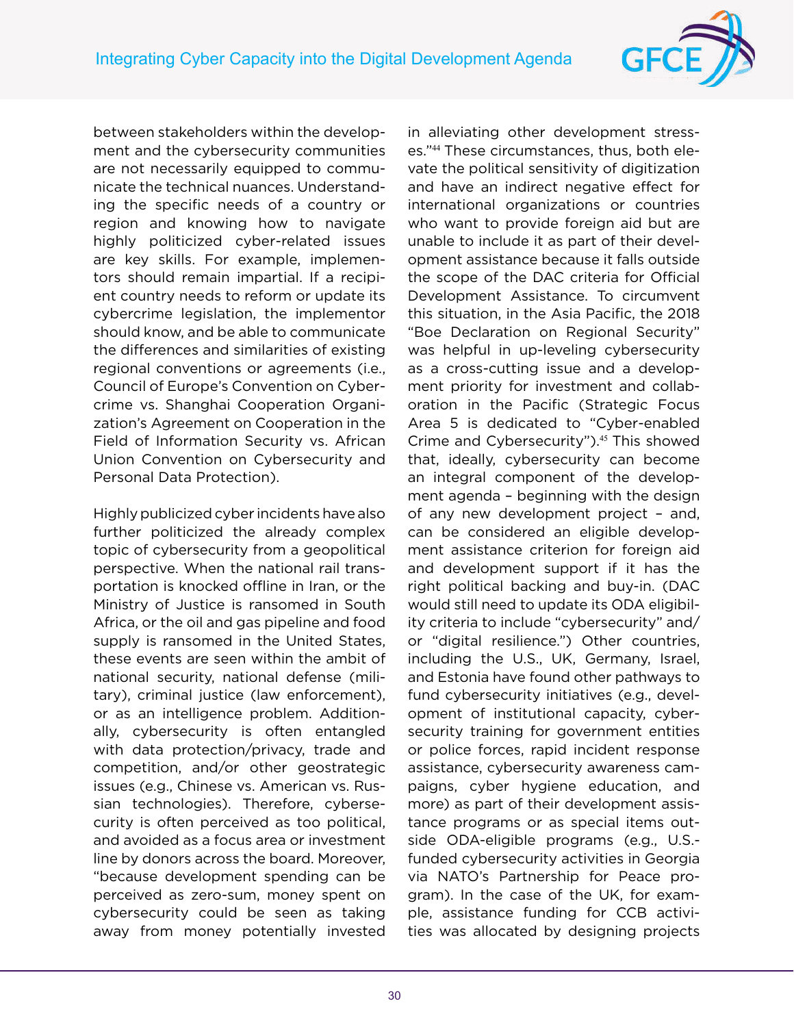between stakeholders within the development and the cybersecurity communities are not necessarily equipped to communicate the technical nuances. Understanding the specific needs of a country or region and knowing how to navigate highly politicized cyber-related issues are key skills. For example, implementors should remain impartial. If a recipient country needs to reform or update its cybercrime legislation, the implementor should know, and be able to communicate the differences and similarities of existing regional conventions or agreements (i.e., Council of Europe's Convention on Cybercrime vs. Shanghai Cooperation Organization's Agreement on Cooperation in the Field of Information Security vs. African Union Convention on Cybersecurity and Personal Data Protection).

Highly publicized cyber incidents have also further politicized the already complex topic of cybersecurity from a geopolitical perspective. When the national rail transportation is knocked offline in Iran, or the Ministry of Justice is ransomed in South Africa, or the oil and gas pipeline and food supply is ransomed in the United States, these events are seen within the ambit of national security, national defense (military), criminal justice (law enforcement), or as an intelligence problem. Additionally, cybersecurity is often entangled with data protection/privacy, trade and competition, and/or other geostrategic issues (e.g., Chinese vs. American vs. Russian technologies). Therefore, cybersecurity is often perceived as too political, and avoided as a focus area or investment line by donors across the board. Moreover, "because development spending can be perceived as zero-sum, money spent on cybersecurity could be seen as taking away from money potentially invested in alleviating other development stresses."[44] These circumstances, thus, both elevate the political sensitivity of digitization and have an indirect negative effect for international organizations or countries who want to provide foreign aid but are unable to include it as part of their development assistance because it falls outside the scope of the DAC criteria for Official Development Assistance. To circumvent this situation, in the Asia Pacific, the 2018 "Boe Declaration on Regional Security" was helpful in up-leveling cybersecurity as a cross-cutting issue and a development priority for investment and collaboration in the Pacific (Strategic Focus Area 5 is dedicated to "Cyber-enabled Crime and Cybersecurity").[45] This showed that, ideally, cybersecurity can become an integral component of the development agenda – beginning with the design of any new development project – and, can be considered an eligible development assistance criterion for foreign aid and development support if it has the right political backing and buy-in. (DAC would still need to update its ODA eligibility criteria to include "cybersecurity" and/or "digital resilience.") Other countries, including the U.S., UK, Germany, Israel, and Estonia have found other pathways to fund cybersecurity initiatives (e.g., development of institutional capacity, cybersecurity training for government entities or police forces, rapid incident response assistance, cybersecurity awareness campaigns, cyber hygiene education, and more) as part of their development assistance programs or as special items outside ODA-eligible programs (e.g., U.S.-funded cybersecurity activities in Georgia via NATO's Partnership for Peace program). In the case of the UK, for example, assistance funding for CCB activities was allocated by designing projects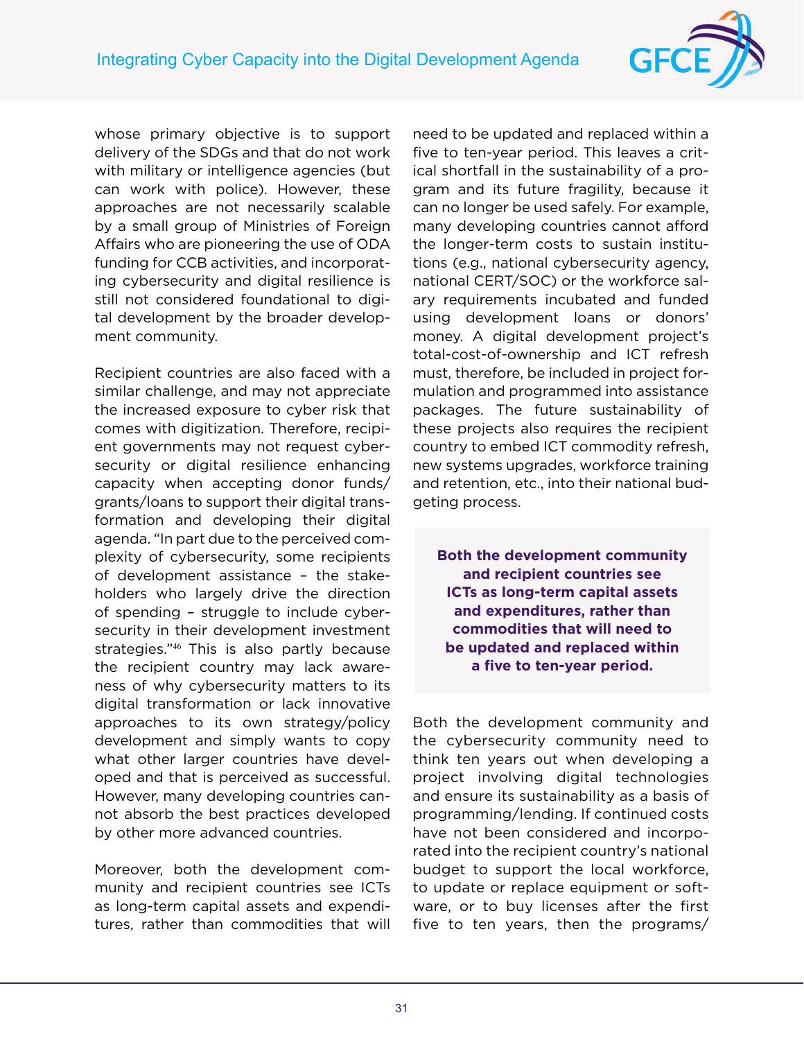whose primary objective is to support delivery of the SDGs and that do not work with military or intelligence agencies (but can work with police). However, these approaches are not necessarily scalable by a small group of Ministries of Foreign Affairs who are pioneering the use of ODA funding for CCB activities, and incorporating cybersecurity and digital resilience is still not considered foundational to digital development by the broader development community.

Recipient countries are also faced with a similar challenge, and may not appreciate the increased exposure to cyber risk that comes with digitization. Therefore, recipient governments may not request cybersecurity or digital resilience enhancing capacity when accepting donor funds/grants/loans to support their digital transformation and developing their digital agenda. "In part due to the perceived complexity of cybersecurity, some recipients of development assistance – the stakeholders who largely drive the direction of spending – struggle to include cybersecurity in their development investment strategies."[46] This is also partly because the recipient country may lack awareness of why cybersecurity matters to its digital transformation or lack innovative approaches to its own strategy/policy development and simply wants to copy what other larger countries have developed and that is perceived as successful. However, many developing countries cannot absorb the best practices developed by other more advanced countries.

Moreover, both the development community and recipient countries see ICTs as long-term capital assets and expenditures, rather than commodities that will need to be updated and replaced within a five to ten-year period. This leaves a critical shortfall in the sustainability of a program and its future fragility, because it can no longer be used safely. For example, many developing countries cannot afford the longer-term costs to sustain institutions (e.g., national cybersecurity agency, national CERT/SOC) or the workforce salary requirements incubated and funded using development loans or donors' money. A digital development project's total-cost-of-ownership and ICT refresh must, therefore, be included in project formulation and programmed into assistance packages. The future sustainability of these projects also requires the recipient country to embed ICT commodity refresh, new systems upgrades, workforce training and retention, etc., into their national budgeting process.

> **Both the development community and recipient countries see ICTs as long-term capital assets and expenditures, rather than commodities that will need to be updated and replaced within a five to ten-year period.**

Both the development community and the cybersecurity community need to think ten years out when developing a project involving digital technologies and ensure its sustainability as a basis of programming/lending. If continued costs have not been considered and incorporated into the recipient country's national budget to support the local workforce, to update or replace equipment or software, or to buy licenses after the first five to ten years, then the programs/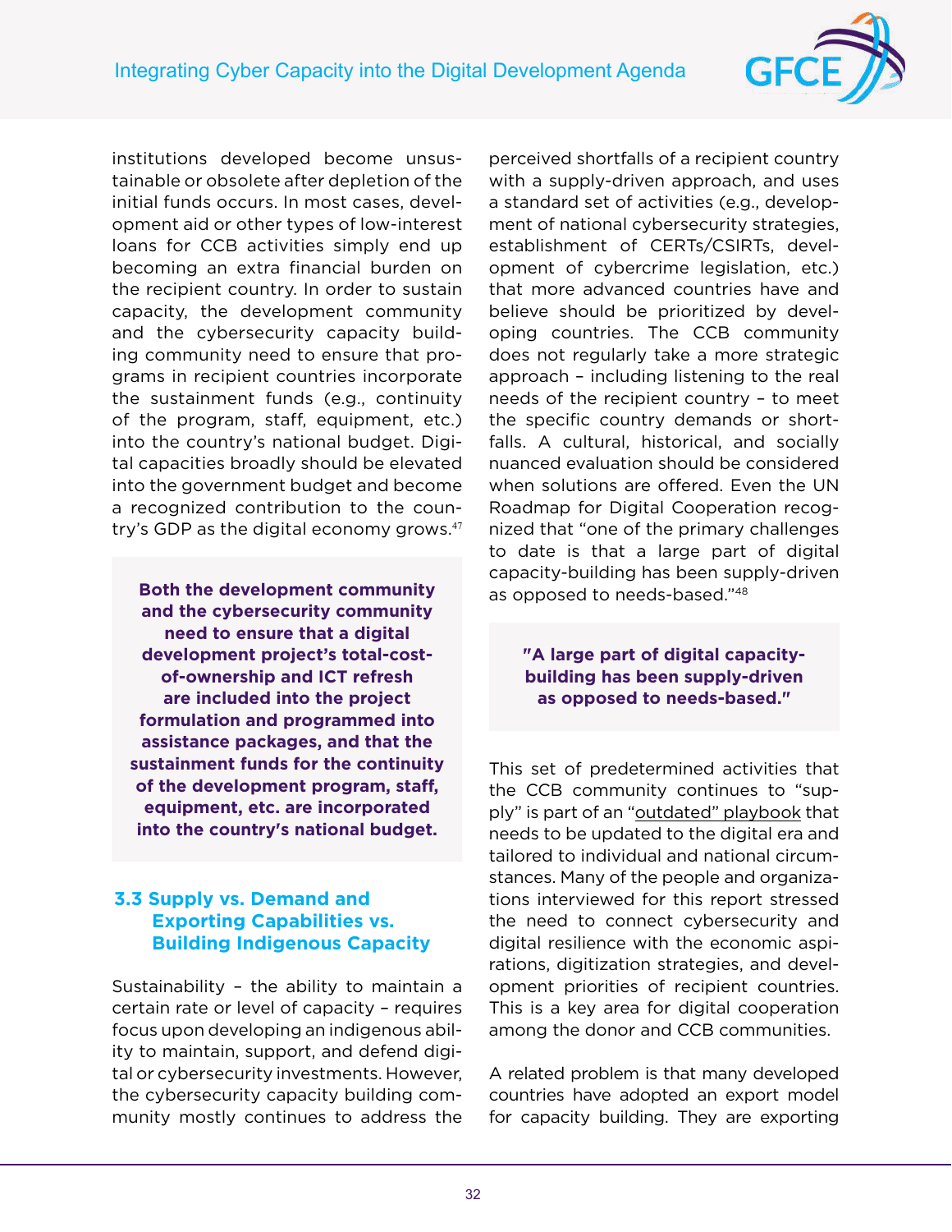institutions developed become unsustainable or obsolete after depletion of the initial funds occurs. In most cases, development aid or other types of low-interest loans for CCB activities simply end up becoming an extra financial burden on the recipient country. In order to sustain capacity, the development community and the cybersecurity capacity building community need to ensure that programs in recipient countries incorporate the sustainment funds (e.g., continuity of the program, staff, equipment, etc.) into the country's national budget. Digital capacities broadly should be elevated into the government budget and become a recognized contribution to the country's GDP as the digital economy grows.[47]

> **Both the development community and the cybersecurity community need to ensure that a digital development project's total-cost-of-ownership and ICT refresh are included into the project formulation and programmed into assistance packages, and that the sustainment funds for the continuity of the development program, staff, equipment, etc. are incorporated into the country's national budget.**

### 3.3 Supply vs. Demand and Exporting Capabilities vs. Building Indigenous Capacity

Sustainability – the ability to maintain a certain rate or level of capacity – requires focus upon developing an indigenous ability to maintain, support, and defend digital or cybersecurity investments. However, the cybersecurity capacity building community mostly continues to address the perceived shortfalls of a recipient country with a supply-driven approach, and uses a standard set of activities (e.g., development of national cybersecurity strategies, establishment of CERTs/CSIRTs, development of cybercrime legislation, etc.) that more advanced countries have and believe should be prioritized by developing countries. The CCB community does not regularly take a more strategic approach – including listening to the real needs of the recipient country – to meet the specific country demands or shortfalls. A cultural, historical, and socially nuanced evaluation should be considered when solutions are offered. Even the UN Roadmap for Digital Cooperation recognized that "one of the primary challenges to date is that a large part of digital capacity-building has been supply-driven as opposed to needs-based."[48]

> **"A large part of digital capacity-building has been supply-driven as opposed to needs-based."**

This set of predetermined activities that the CCB community continues to "supply" is part of an "outdated" playbook that needs to be updated to the digital era and tailored to individual and national circumstances. Many of the people and organizations interviewed for this report stressed the need to connect cybersecurity and digital resilience with the economic aspirations, digitization strategies, and development priorities of recipient countries. This is a key area for digital cooperation among the donor and CCB communities.

A related problem is that many developed countries have adopted an export model for capacity building. They are exporting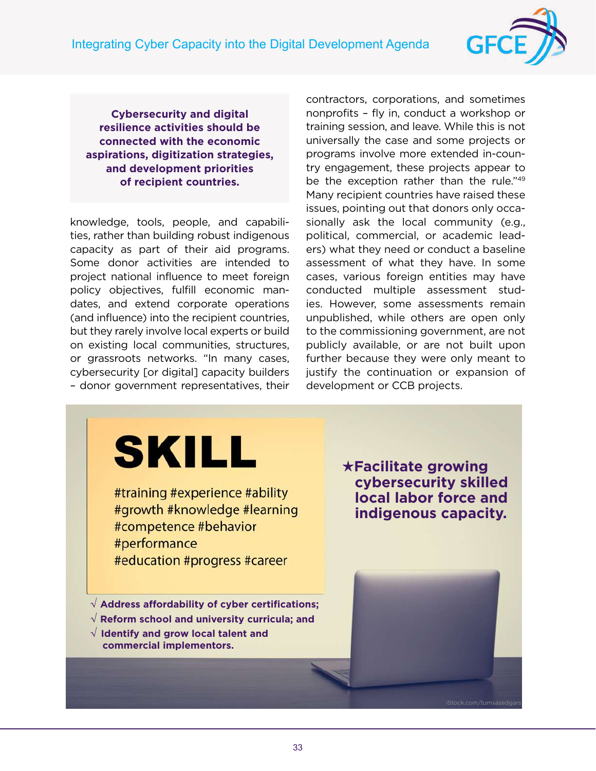**Cybersecurity and digital resilience activities should be connected with the economic aspirations, digitization strategies, and development priorities of recipient countries.**

knowledge, tools, people, and capabilities, rather than building robust indigenous capacity as part of their aid programs. Some donor activities are intended to project national influence to meet foreign policy objectives, fulfill economic mandates, and extend corporate operations (and influence) into the recipient countries, but they rarely involve local experts or build on existing local communities, structures, or grassroots networks. "In many cases, cybersecurity [or digital] capacity builders – donor government representatives, their contractors, corporations, and sometimes nonprofits – fly in, conduct a workshop or training session, and leave. While this is not universally the case and some projects or programs involve more extended in-country engagement, these projects appear to be the exception rather than the rule."[49] Many recipient countries have raised these issues, pointing out that donors only occasionally ask the local community (e.g., political, commercial, or academic leaders) what they need or conduct a baseline assessment of what they have. In some cases, various foreign entities may have conducted multiple assessment studies. However, some assessments remain unpublished, while others are open only to the commissioning government, are not publicly available, or are not built upon further because they were only meant to justify the continuation or expansion of development or CCB projects.

# SKILL

#training #experience #ability #growth #knowledge #learning #competence #behavior #performance #education #progress #career

**★Facilitate growing cybersecurity skilled local labor force and indigenous capacity.**

- √ **Address affordability of cyber certifications;**
- √ **Reform school and university curricula; and**
- √ **Identify and grow local talent and commercial implementors.**

iStock.com/tumsasedgars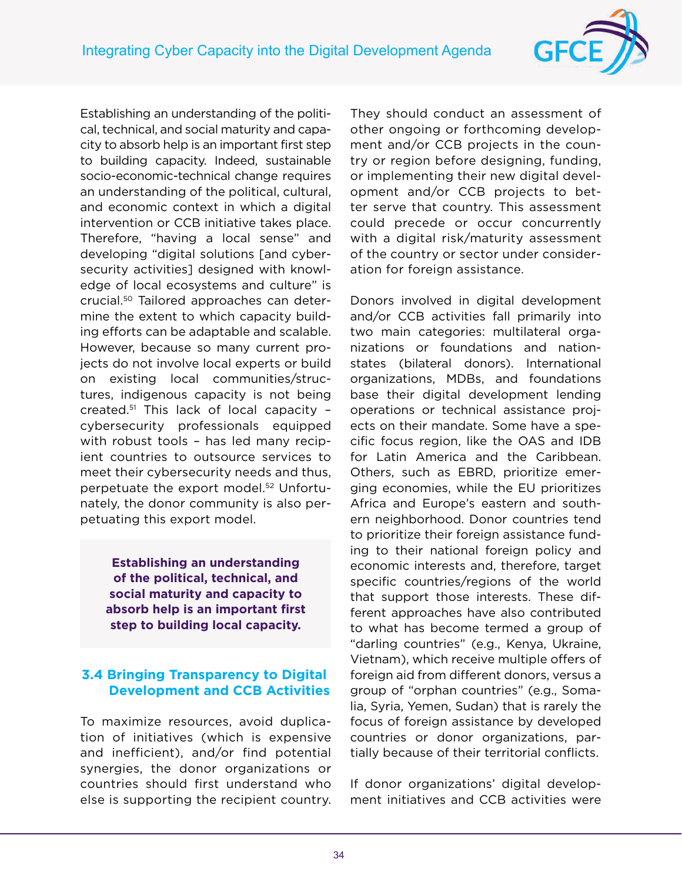Establishing an understanding of the political, technical, and social maturity and capacity to absorb help is an important first step to building capacity. Indeed, sustainable socio-economic-technical change requires an understanding of the political, cultural, and economic context in which a digital intervention or CCB initiative takes place. Therefore, "having a local sense" and developing "digital solutions [and cybersecurity activities] designed with knowledge of local ecosystems and culture" is crucial.[50] Tailored approaches can determine the extent to which capacity building efforts can be adaptable and scalable. However, because so many current projects do not involve local experts or build on existing local communities/structures, indigenous capacity is not being created.[51] This lack of local capacity – cybersecurity professionals equipped with robust tools – has led many recipient countries to outsource services to meet their cybersecurity needs and thus, perpetuate the export model.[52] Unfortunately, the donor community is also perpetuating this export model.

> **Establishing an understanding of the political, technical, and social maturity and capacity to absorb help is an important first step to building local capacity.**

### 3.4 Bringing Transparency to Digital Development and CCB Activities

To maximize resources, avoid duplication of initiatives (which is expensive and inefficient), and/or find potential synergies, the donor organizations or countries should first understand who else is supporting the recipient country. They should conduct an assessment of other ongoing or forthcoming development and/or CCB projects in the country or region before designing, funding, or implementing their new digital development and/or CCB projects to better serve that country. This assessment could precede or occur concurrently with a digital risk/maturity assessment of the country or sector under consideration for foreign assistance.

Donors involved in digital development and/or CCB activities fall primarily into two main categories: multilateral organizations or foundations and nation-states (bilateral donors). International organizations, MDBs, and foundations base their digital development lending operations or technical assistance projects on their mandate. Some have a specific focus region, like the OAS and IDB for Latin America and the Caribbean. Others, such as EBRD, prioritize emerging economies, while the EU prioritizes Africa and Europe's eastern and southern neighborhood. Donor countries tend to prioritize their foreign assistance funding to their national foreign policy and economic interests and, therefore, target specific countries/regions of the world that support those interests. These different approaches have also contributed to what has become termed a group of "darling countries" (e.g., Kenya, Ukraine, Vietnam), which receive multiple offers of foreign aid from different donors, versus a group of "orphan countries" (e.g., Somalia, Syria, Yemen, Sudan) that is rarely the focus of foreign assistance by developed countries or donor organizations, partially because of their territorial conflicts.

If donor organizations' digital development initiatives and CCB activities were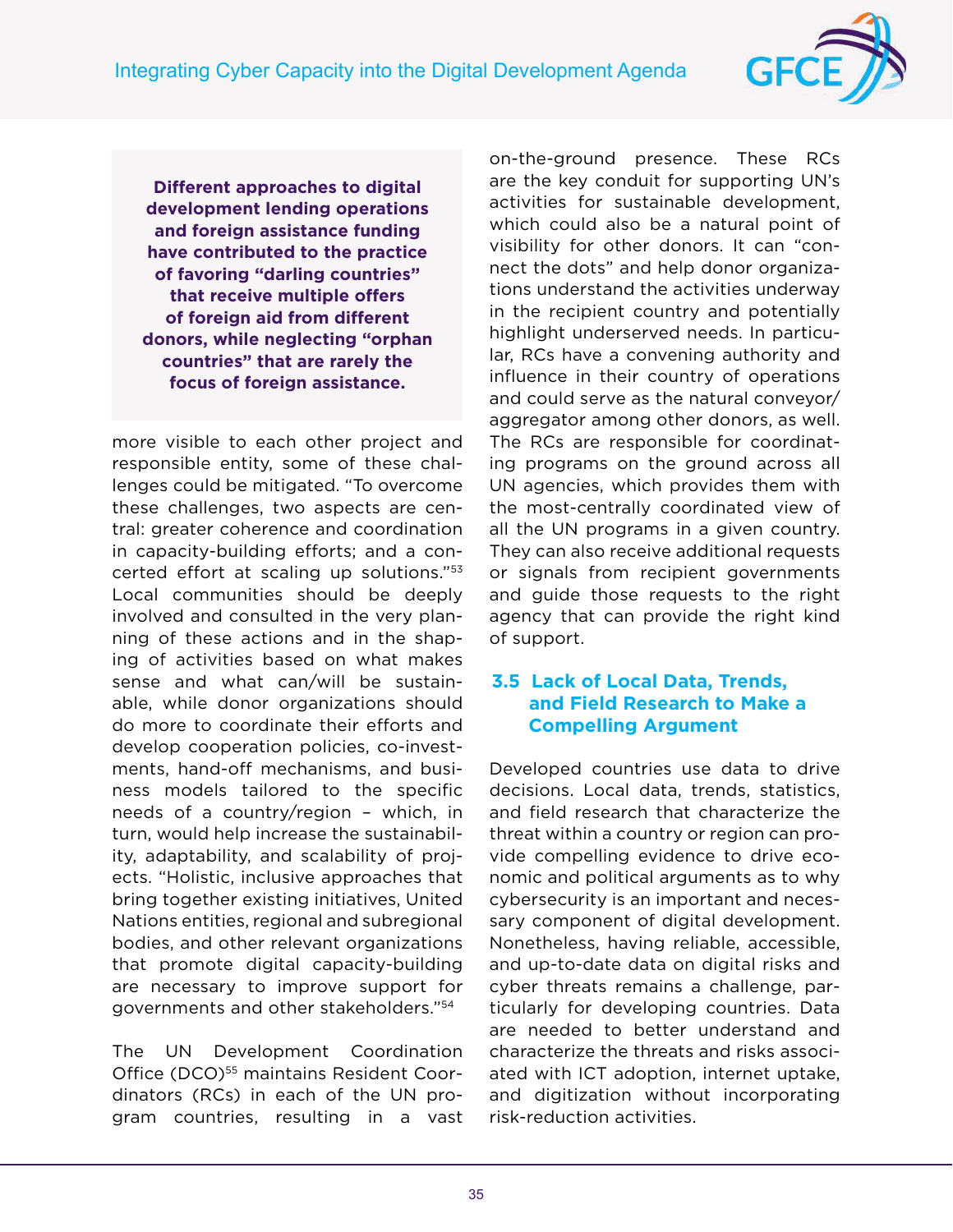**Different approaches to digital development lending operations and foreign assistance funding have contributed to the practice of favoring "darling countries" that receive multiple offers of foreign aid from different donors, while neglecting "orphan countries" that are rarely the focus of foreign assistance.**

more visible to each other project and responsible entity, some of these challenges could be mitigated. "To overcome these challenges, two aspects are central: greater coherence and coordination in capacity-building efforts; and a concerted effort at scaling up solutions."[53] Local communities should be deeply involved and consulted in the very planning of these actions and in the shaping of activities based on what makes sense and what can/will be sustainable, while donor organizations should do more to coordinate their efforts and develop cooperation policies, co-investments, hand-off mechanisms, and business models tailored to the specific needs of a country/region – which, in turn, would help increase the sustainability, adaptability, and scalability of projects. "Holistic, inclusive approaches that bring together existing initiatives, United Nations entities, regional and subregional bodies, and other relevant organizations that promote digital capacity-building are necessary to improve support for governments and other stakeholders."[54]

The UN Development Coordination Office (DCO)[55] maintains Resident Coordinators (RCs) in each of the UN program countries, resulting in a vast on-the-ground presence. These RCs are the key conduit for supporting UN's activities for sustainable development, which could also be a natural point of visibility for other donors. It can "connect the dots" and help donor organizations understand the activities underway in the recipient country and potentially highlight underserved needs. In particular, RCs have a convening authority and influence in their country of operations and could serve as the natural conveyor/aggregator among other donors, as well. The RCs are responsible for coordinating programs on the ground across all UN agencies, which provides them with the most-centrally coordinated view of all the UN programs in a given country. They can also receive additional requests or signals from recipient governments and guide those requests to the right agency that can provide the right kind of support.

### 3.5 Lack of Local Data, Trends, and Field Research to Make a Compelling Argument

Developed countries use data to drive decisions. Local data, trends, statistics, and field research that characterize the threat within a country or region can provide compelling evidence to drive economic and political arguments as to why cybersecurity is an important and necessary component of digital development. Nonetheless, having reliable, accessible, and up-to-date data on digital risks and cyber threats remains a challenge, particularly for developing countries. Data are needed to better understand and characterize the threats and risks associated with ICT adoption, internet uptake, and digitization without incorporating risk-reduction activities.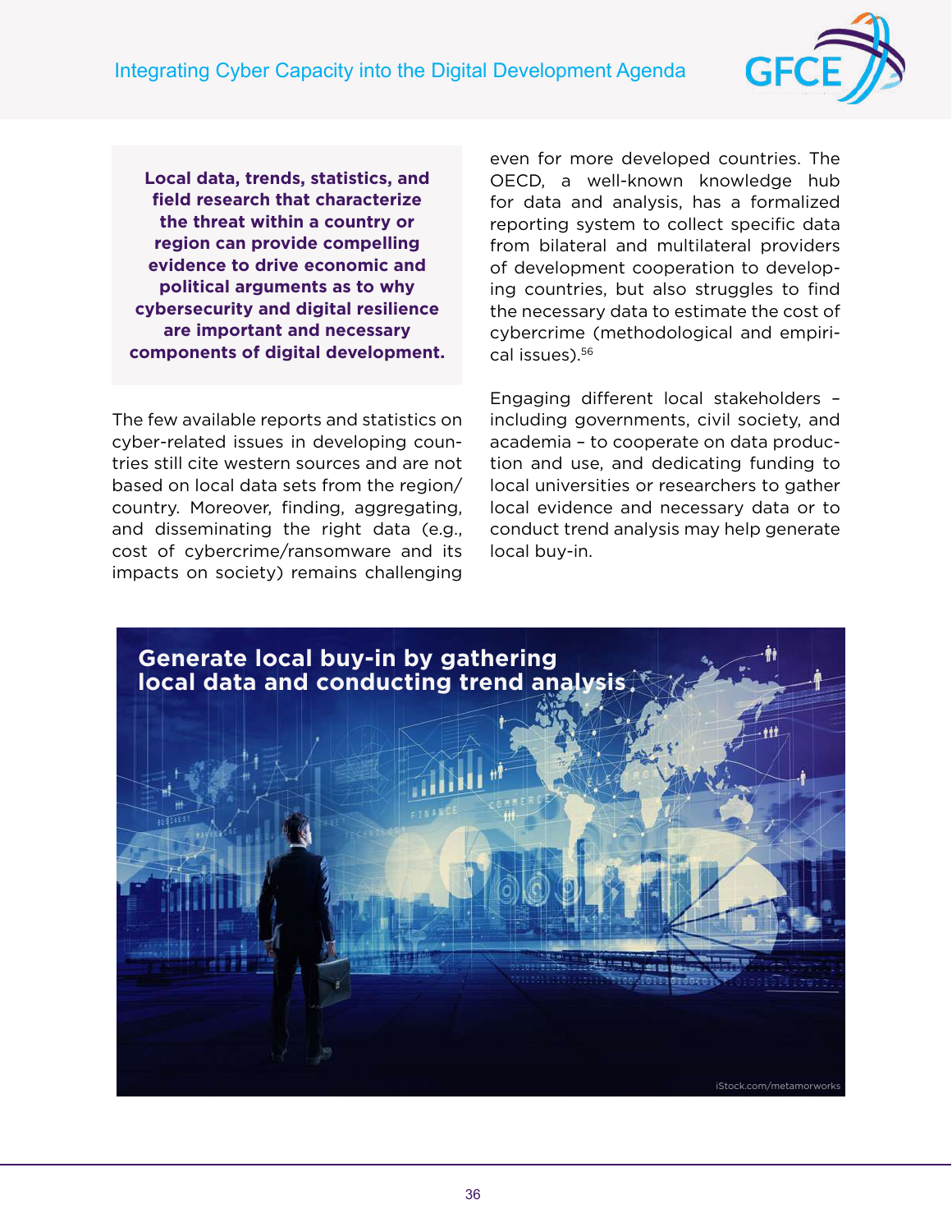**Local data, trends, statistics, and field research that characterize the threat within a country or region can provide compelling evidence to drive economic and political arguments as to why cybersecurity and digital resilience are important and necessary components of digital development.**

The few available reports and statistics on cyber-related issues in developing countries still cite western sources and are not based on local data sets from the region/country. Moreover, finding, aggregating, and disseminating the right data (e.g., cost of cybercrime/ransomware and its impacts on society) remains challenging even for more developed countries. The OECD, a well-known knowledge hub for data and analysis, has a formalized reporting system to collect specific data from bilateral and multilateral providers of development cooperation to developing countries, but also struggles to find the necessary data to estimate the cost of cybercrime (methodological and empirical issues).[56]

Engaging different local stakeholders – including governments, civil society, and academia – to cooperate on data production and use, and dedicating funding to local universities or researchers to gather local evidence and necessary data or to conduct trend analysis may help generate local buy-in.

**Generate local buy-in by gathering local data and conducting trend analysis**

iStock.com/metamorworks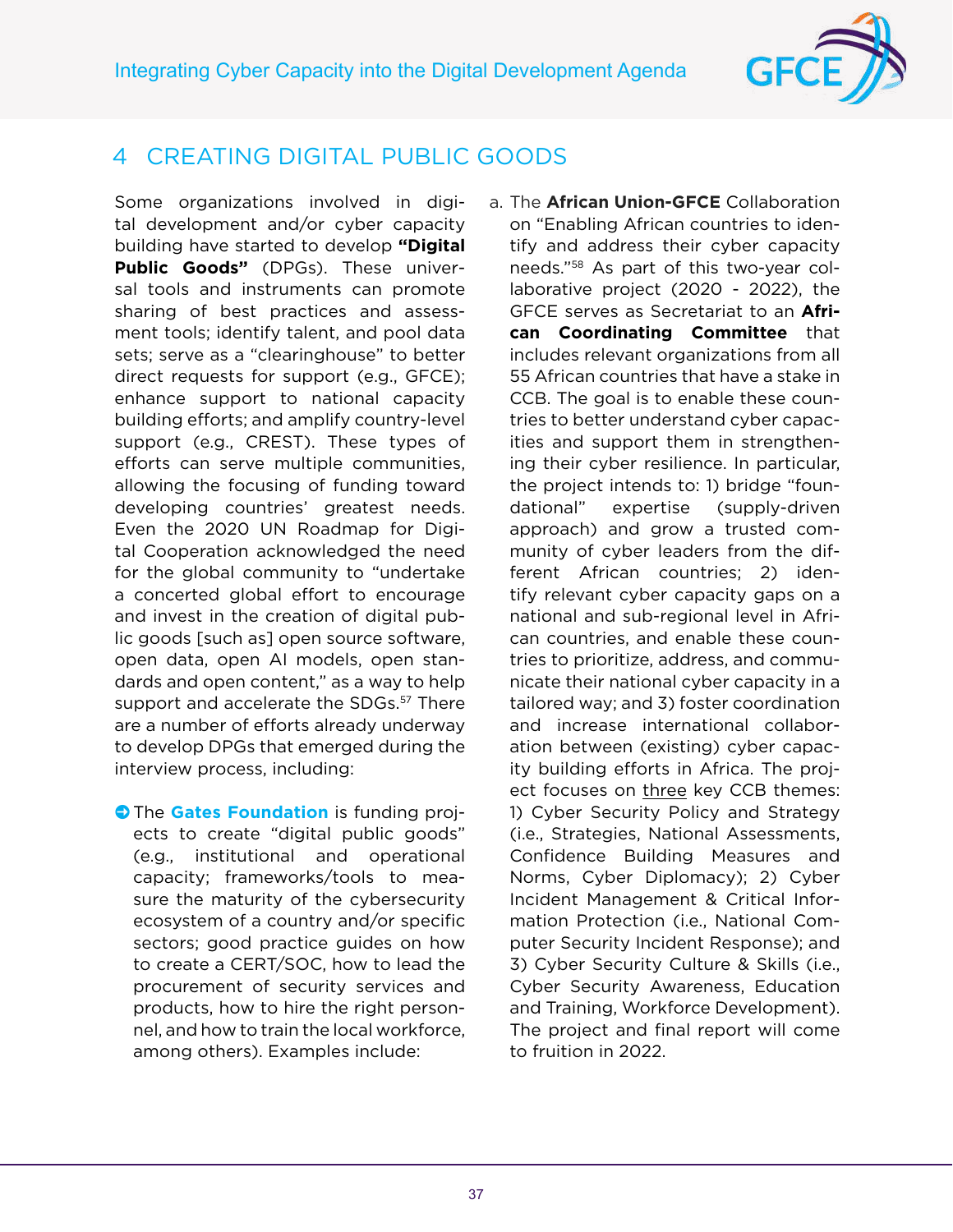# 4 CREATING DIGITAL PUBLIC GOODS

Some organizations involved in digital development and/or cyber capacity building have started to develop **"Digital Public Goods"** (DPGs). These universal tools and instruments can promote sharing of best practices and assessment tools; identify talent, and pool data sets; serve as a "clearinghouse" to better direct requests for support (e.g., GFCE); enhance support to national capacity building efforts; and amplify country-level support (e.g., CREST). These types of efforts can serve multiple communities, allowing the focusing of funding toward developing countries' greatest needs. Even the 2020 UN Roadmap for Digital Cooperation acknowledged the need for the global community to "undertake a concerted global effort to encourage and invest in the creation of digital public goods [such as] open source software, open data, open AI models, open standards and open content," as a way to help support and accelerate the SDGs.[57] There are a number of efforts already underway to develop DPGs that emerged during the interview process, including:

- The **Gates Foundation** is funding projects to create "digital public goods" (e.g., institutional and operational capacity; frameworks/tools to measure the maturity of the cybersecurity ecosystem of a country and/or specific sectors; good practice guides on how to create a CERT/SOC, how to lead the procurement of security services and products, how to hire the right personnel, and how to train the local workforce, among others). Examples include:

  a. The **African Union-GFCE** Collaboration on "Enabling African countries to identify and address their cyber capacity needs."[58] As part of this two-year collaborative project (2020 - 2022), the GFCE serves as Secretariat to an **African Coordinating Committee** that includes relevant organizations from all 55 African countries that have a stake in CCB. The goal is to enable these countries to better understand cyber capacities and support them in strengthening their cyber resilience. In particular, the project intends to: 1) bridge "foundational" expertise (supply-driven approach) and grow a trusted community of cyber leaders from the different African countries; 2) identify relevant cyber capacity gaps on a national and sub-regional level in African countries, and enable these countries to prioritize, address, and communicate their national cyber capacity in a tailored way; and 3) foster coordination and increase international collaboration between (existing) cyber capacity building efforts in Africa. The project focuses on three key CCB themes: 1) Cyber Security Policy and Strategy (i.e., Strategies, National Assessments, Confidence Building Measures and Norms, Cyber Diplomacy); 2) Cyber Incident Management & Critical Information Protection (i.e., National Computer Security Incident Response); and 3) Cyber Security Culture & Skills (i.e., Cyber Security Awareness, Education and Training, Workforce Development). The project and final report will come to fruition in 2022.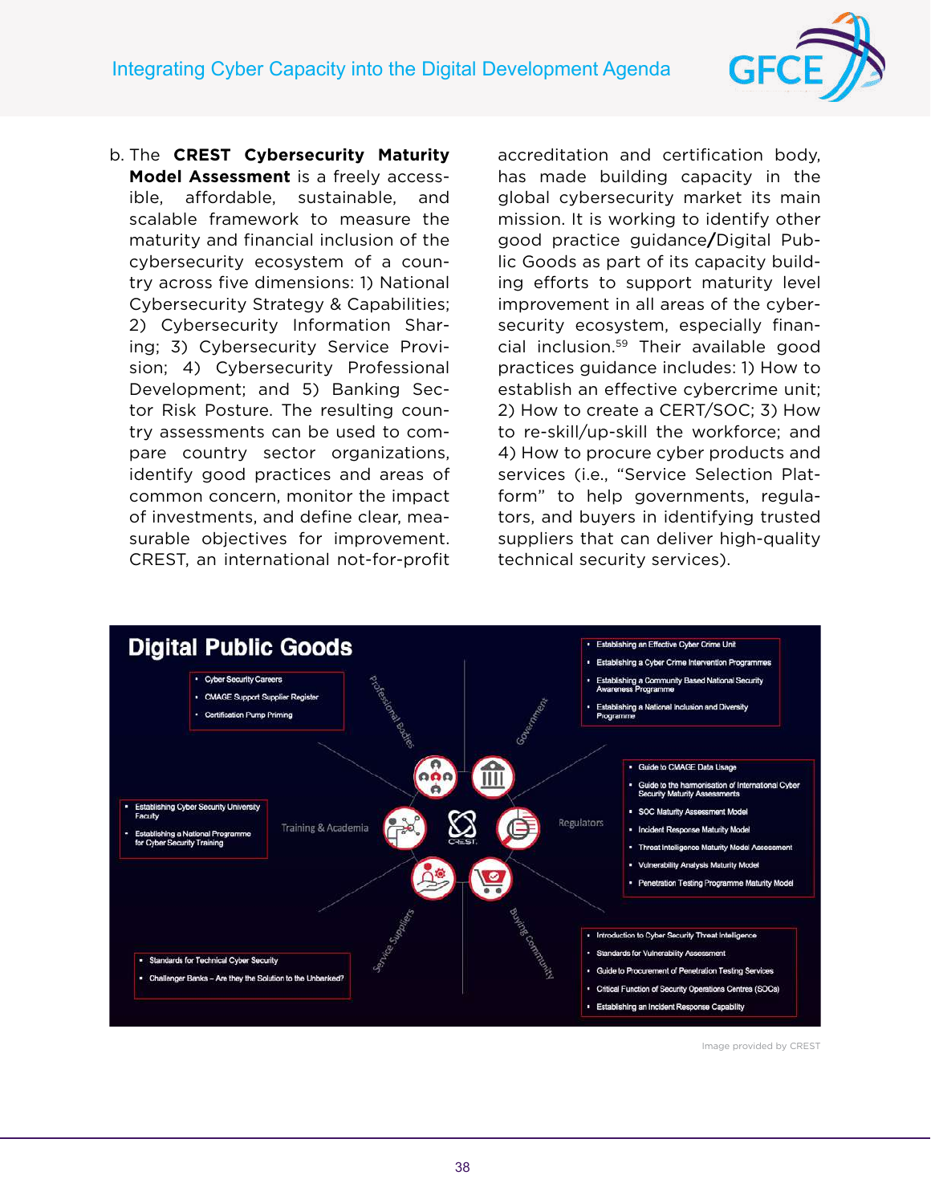b. The **CREST Cybersecurity Maturity Model Assessment** is a freely accessible, affordable, sustainable, and scalable framework to measure the maturity and financial inclusion of the cybersecurity ecosystem of a country across five dimensions: 1) National Cybersecurity Strategy & Capabilities; 2) Cybersecurity Information Sharing; 3) Cybersecurity Service Provision; 4) Cybersecurity Professional Development; and 5) Banking Sector Risk Posture. The resulting country assessments can be used to compare country sector organizations, identify good practices and areas of common concern, monitor the impact of investments, and define clear, measurable objectives for improvement. CREST, an international not-for-profit accreditation and certification body, has made building capacity in the global cybersecurity market its main mission. It is working to identify other good practice guidance/Digital Public Goods as part of its capacity building efforts to support maturity level improvement in all areas of the cybersecurity ecosystem, especially financial inclusion.[59] Their available good practices guidance includes: 1) How to establish an effective cybercrime unit; 2) How to create a CERT/SOC; 3) How to re-skill/up-skill the workforce; and 4) How to procure cyber products and services (i.e., "Service Selection Platform" to help governments, regulators, and buyers in identifying trusted suppliers that can deliver high-quality technical security services).

**Digital Public Goods**

Professional Bodies:
- Cyber Security Careers
- CMAGE Support Supplier Register
- Certification Pump Priming

Government:
- Establishing an Effective Cyber Crime Unit
- Establishing a Cyber Crime Intervention Programmes
- Establishing a Community Based National Security Awareness Programme
- Establishing a National Inclusion and Diversity Programme

Training & Academia:
- Establishing Cyber Security University Faculty
- Establishing a National Programme for Cyber Security Training

Regulators:
- Guide to CMAGE Data Usage
- Guide to the harmonisation of International Cyber Security Maturity Assessments
- SOC Maturity Assessment Model
- Incident Response Maturity Model
- Threat Intelligence Maturity Model Assessment
- Vulnerability Analysis Maturity Model
- Penetration Testing Programme Maturity Model

Service Suppliers:
- Standards for Technical Cyber Security
- Challenger Banks – Are they the Solution to the Unbanked?

Buying Community:
- Introduction to Cyber Security Threat Intelligence
- Standards for Vulnerability Assessment
- Guide to Procurement of Penetration Testing Services
- Critical Function of Security Operations Centres (SOCs)
- Establishing an Incident Response Capability

Image provided by CREST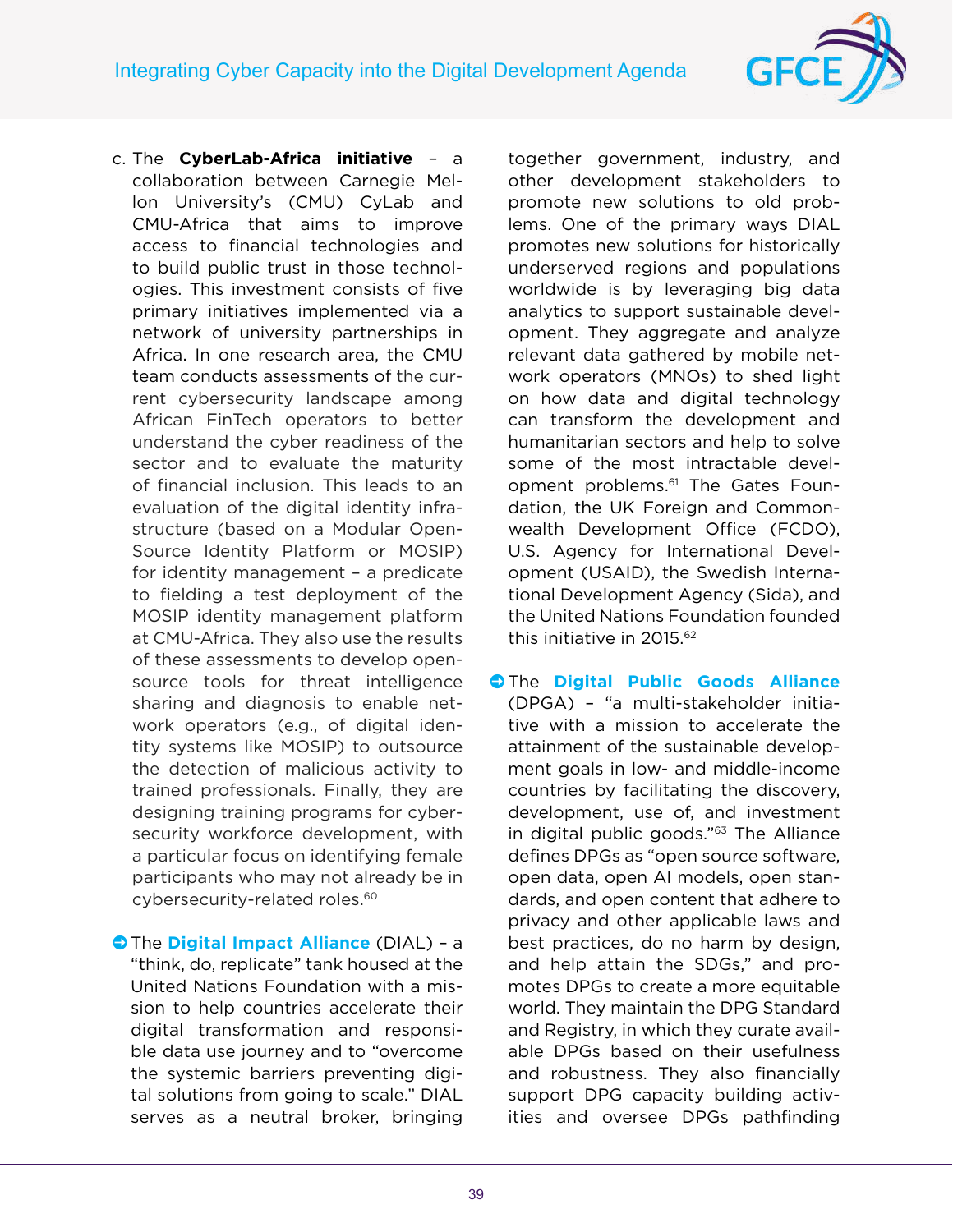c. The **CyberLab-Africa initiative** – a collaboration between Carnegie Mellon University's (CMU) CyLab and CMU-Africa that aims to improve access to financial technologies and to build public trust in those technologies. This investment consists of five primary initiatives implemented via a network of university partnerships in Africa. In one research area, the CMU team conducts assessments of the current cybersecurity landscape among African FinTech operators to better understand the cyber readiness of the sector and to evaluate the maturity of financial inclusion. This leads to an evaluation of the digital identity infrastructure (based on a Modular Open-Source Identity Platform or MOSIP) for identity management – a predicate to fielding a test deployment of the MOSIP identity management platform at CMU-Africa. They also use the results of these assessments to develop open-source tools for threat intelligence sharing and diagnosis to enable network operators (e.g., of digital identity systems like MOSIP) to outsource the detection of malicious activity to trained professionals. Finally, they are designing training programs for cybersecurity workforce development, with a particular focus on identifying female participants who may not already be in cybersecurity-related roles.[60]

- The **Digital Impact Alliance** (DIAL) – a "think, do, replicate" tank housed at the United Nations Foundation with a mission to help countries accelerate their digital transformation and responsible data use journey and to "overcome the systemic barriers preventing digital solutions from going to scale." DIAL serves as a neutral broker, bringing together government, industry, and other development stakeholders to promote new solutions to old problems. One of the primary ways DIAL promotes new solutions for historically underserved regions and populations worldwide is by leveraging big data analytics to support sustainable development. They aggregate and analyze relevant data gathered by mobile network operators (MNOs) to shed light on how data and digital technology can transform the development and humanitarian sectors and help to solve some of the most intractable development problems.[61] The Gates Foundation, the UK Foreign and Commonwealth Development Office (FCDO), U.S. Agency for International Development (USAID), the Swedish International Development Agency (Sida), and the United Nations Foundation founded this initiative in 2015.[62]

- The **Digital Public Goods Alliance** (DPGA) – "a multi-stakeholder initiative with a mission to accelerate the attainment of the sustainable development goals in low- and middle-income countries by facilitating the discovery, development, use of, and investment in digital public goods."[63] The Alliance defines DPGs as "open source software, open data, open AI models, open standards, and open content that adhere to privacy and other applicable laws and best practices, do no harm by design, and help attain the SDGs," and promotes DPGs to create a more equitable world. They maintain the DPG Standard and Registry, in which they curate available DPGs based on their usefulness and robustness. They also financially support DPG capacity building activities and oversee DPGs pathfinding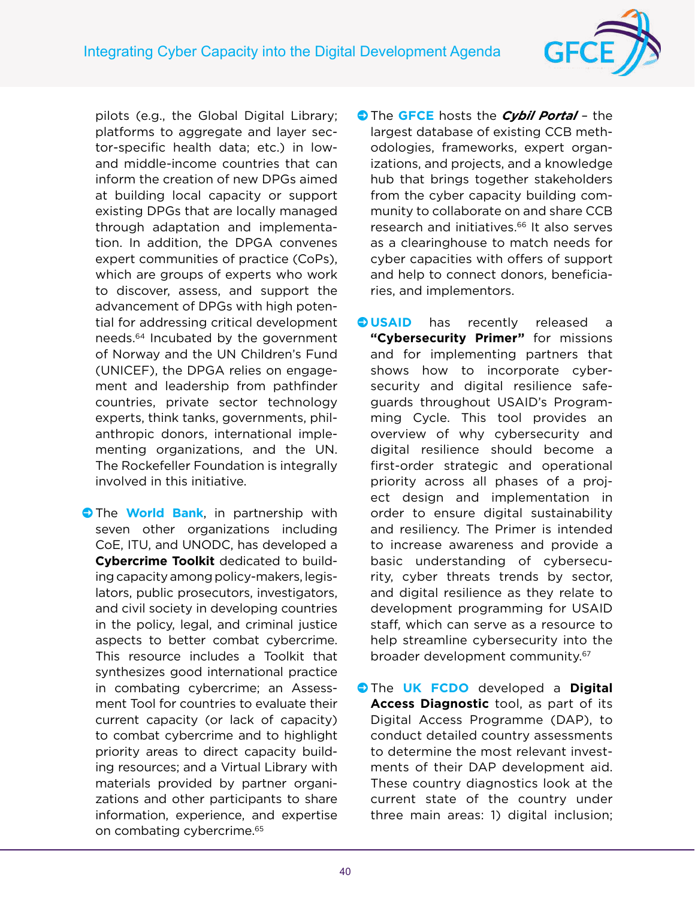pilots (e.g., the Global Digital Library; platforms to aggregate and layer sector-specific health data; etc.) in low- and middle-income countries that can inform the creation of new DPGs aimed at building local capacity or support existing DPGs that are locally managed through adaptation and implementation. In addition, the DPGA convenes expert communities of practice (CoPs), which are groups of experts who work to discover, assess, and support the advancement of DPGs with high potential for addressing critical development needs.[64] Incubated by the government of Norway and the UN Children's Fund (UNICEF), the DPGA relies on engagement and leadership from pathfinder countries, private sector technology experts, think tanks, governments, philanthropic donors, international implementing organizations, and the UN. The Rockefeller Foundation is integrally involved in this initiative.

- The **World Bank**, in partnership with seven other organizations including CoE, ITU, and UNODC, has developed a **Cybercrime Toolkit** dedicated to building capacity among policy-makers, legislators, public prosecutors, investigators, and civil society in developing countries in the policy, legal, and criminal justice aspects to better combat cybercrime. This resource includes a Toolkit that synthesizes good international practice in combating cybercrime; an Assessment Tool for countries to evaluate their current capacity (or lack of capacity) to combat cybercrime and to highlight priority areas to direct capacity building resources; and a Virtual Library with materials provided by partner organizations and other participants to share information, experience, and expertise on combating cybercrime.[65]

- The **GFCE** hosts the ***Cybil Portal*** – the largest database of existing CCB methodologies, frameworks, expert organizations, and projects, and a knowledge hub that brings together stakeholders from the cyber capacity building community to collaborate on and share CCB research and initiatives.[66] It also serves as a clearinghouse to match needs for cyber capacities with offers of support and help to connect donors, beneficiaries, and implementors.

- **USAID** has recently released a **"Cybersecurity Primer"** for missions and for implementing partners that shows how to incorporate cybersecurity and digital resilience safeguards throughout USAID's Programming Cycle. This tool provides an overview of why cybersecurity and digital resilience should become a first-order strategic and operational priority across all phases of a project design and implementation in order to ensure digital sustainability and resiliency. The Primer is intended to increase awareness and provide a basic understanding of cybersecurity, cyber threats trends by sector, and digital resilience as they relate to development programming for USAID staff, which can serve as a resource to help streamline cybersecurity into the broader development community.[67]

- The **UK FCDO** developed a **Digital Access Diagnostic** tool, as part of its Digital Access Programme (DAP), to conduct detailed country assessments to determine the most relevant investments of their DAP development aid. These country diagnostics look at the current state of the country under three main areas: 1) digital inclusion;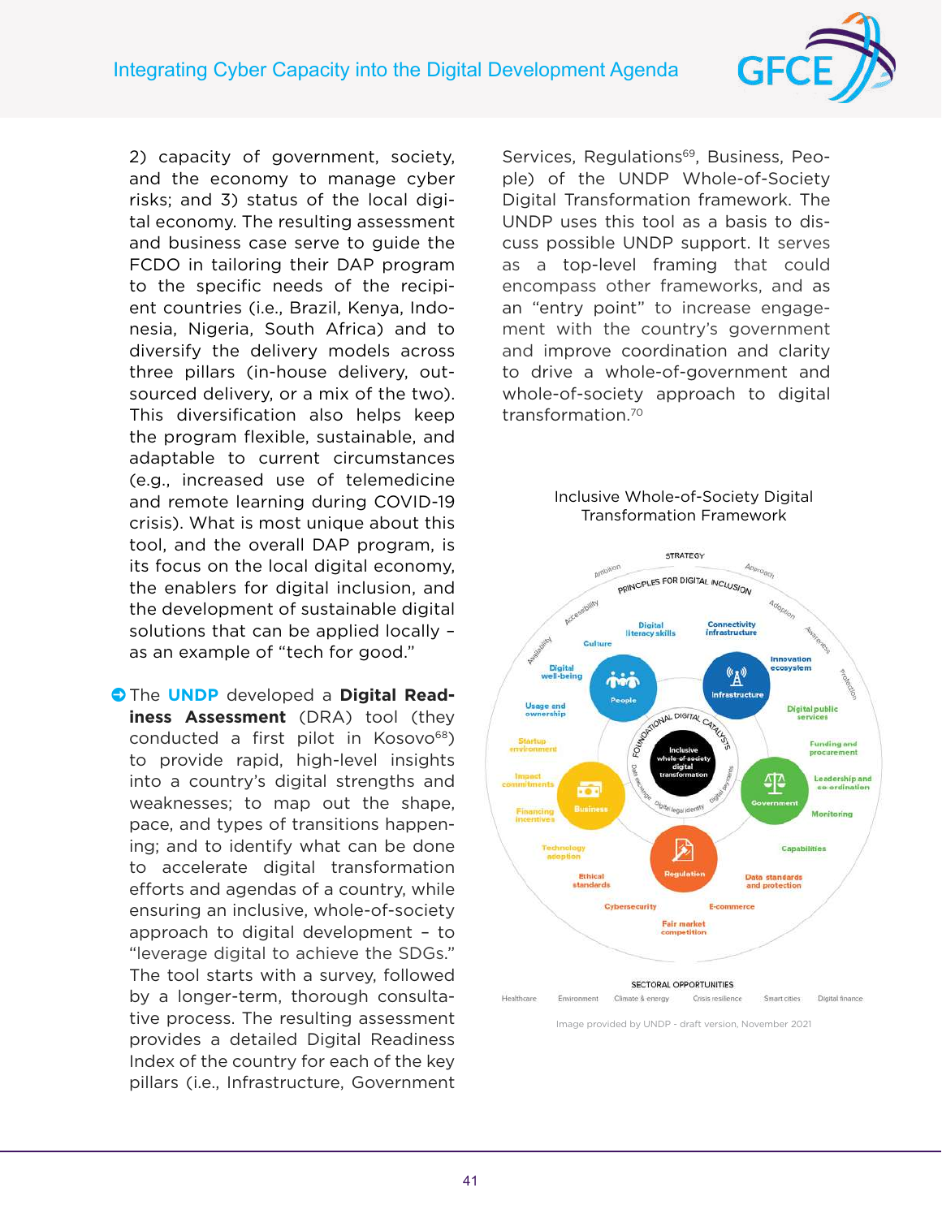2) capacity of government, society, and the economy to manage cyber risks; and 3) status of the local digital economy. The resulting assessment and business case serve to guide the FCDO in tailoring their DAP program to the specific needs of the recipient countries (i.e., Brazil, Kenya, Indonesia, Nigeria, South Africa) and to diversify the delivery models across three pillars (in-house delivery, outsourced delivery, or a mix of the two). This diversification also helps keep the program flexible, sustainable, and adaptable to current circumstances (e.g., increased use of telemedicine and remote learning during COVID-19 crisis). What is most unique about this tool, and the overall DAP program, is its focus on the local digital economy, the enablers for digital inclusion, and the development of sustainable digital solutions that can be applied locally – as an example of "tech for good."

- The **UNDP** developed a **Digital Readiness Assessment** (DRA) tool (they conducted a first pilot in Kosovo[68]) to provide rapid, high-level insights into a country's digital strengths and weaknesses; to map out the shape, pace, and types of transitions happening; and to identify what can be done to accelerate digital transformation efforts and agendas of a country, while ensuring an inclusive, whole-of-society approach to digital development – to "leverage digital to achieve the SDGs." The tool starts with a survey, followed by a longer-term, thorough consultative process. The resulting assessment provides a detailed Digital Readiness Index of the country for each of the key pillars (i.e., Infrastructure, Government Services, Regulations[69], Business, People) of the UNDP Whole-of-Society Digital Transformation framework. The UNDP uses this tool as a basis to discuss possible UNDP support. It serves as a top-level framing that could encompass other frameworks, and as an "entry point" to increase engagement with the country's government and improve coordination and clarity to drive a whole-of-government and whole-of-society approach to digital transformation.[70]

Inclusive Whole-of-Society Digital Transformation Framework

Image provided by UNDP - draft version, November 2021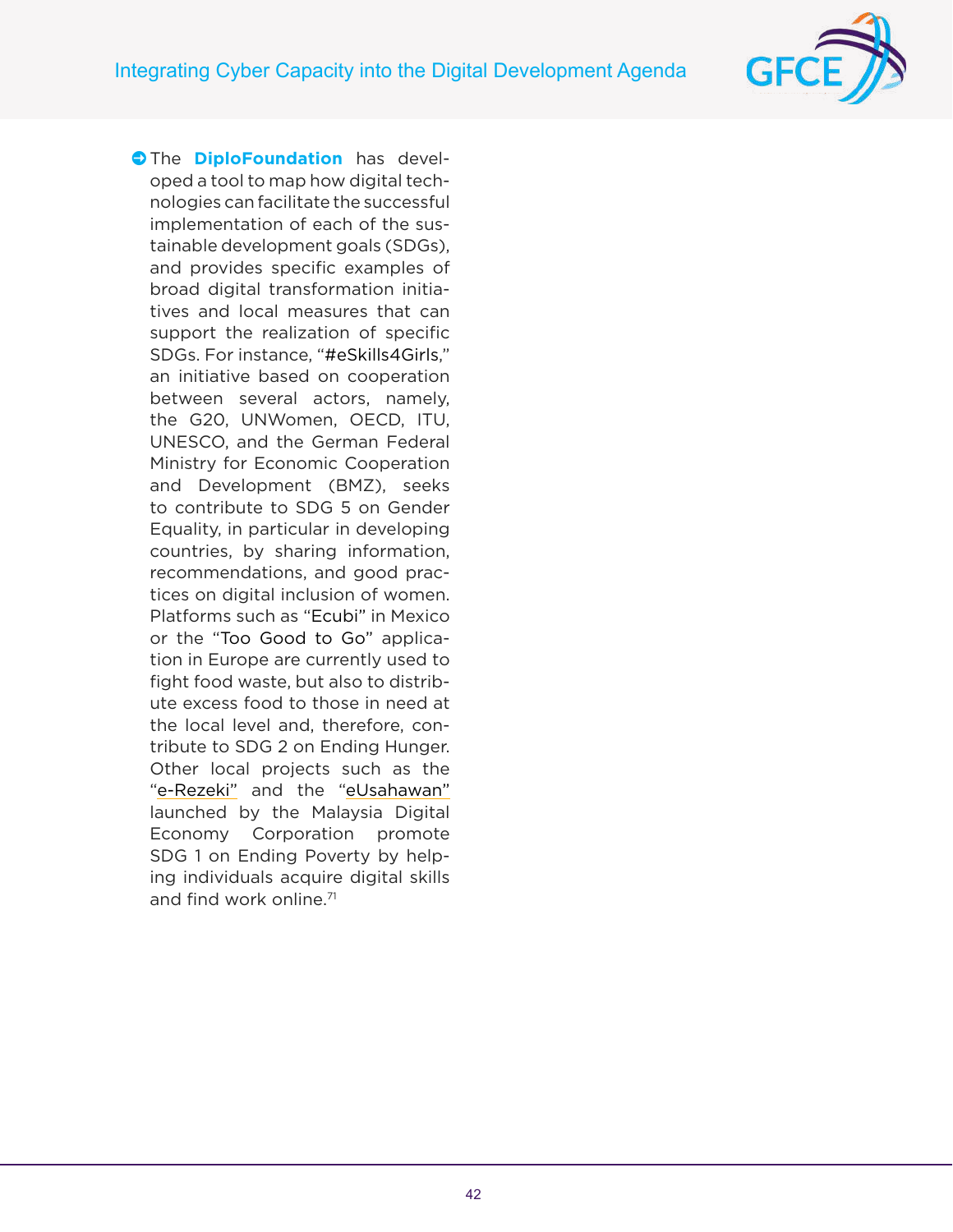- The **DiploFoundation** has developed a tool to map how digital technologies can facilitate the successful implementation of each of the sustainable development goals (SDGs), and provides specific examples of broad digital transformation initiatives and local measures that can support the realization of specific SDGs. For instance, "#eSkills4Girls," an initiative based on cooperation between several actors, namely, the G20, UNWomen, OECD, ITU, UNESCO, and the German Federal Ministry for Economic Cooperation and Development (BMZ), seeks to contribute to SDG 5 on Gender Equality, in particular in developing countries, by sharing information, recommendations, and good practices on digital inclusion of women. Platforms such as "Ecubi" in Mexico or the "Too Good to Go" application in Europe are currently used to fight food waste, but also to distribute excess food to those in need at the local level and, therefore, contribute to SDG 2 on Ending Hunger. Other local projects such as the "e-Rezeki" and the "eUsahawan" launched by the Malaysia Digital Economy Corporation promote SDG 1 on Ending Poverty by helping individuals acquire digital skills and find work online.[71]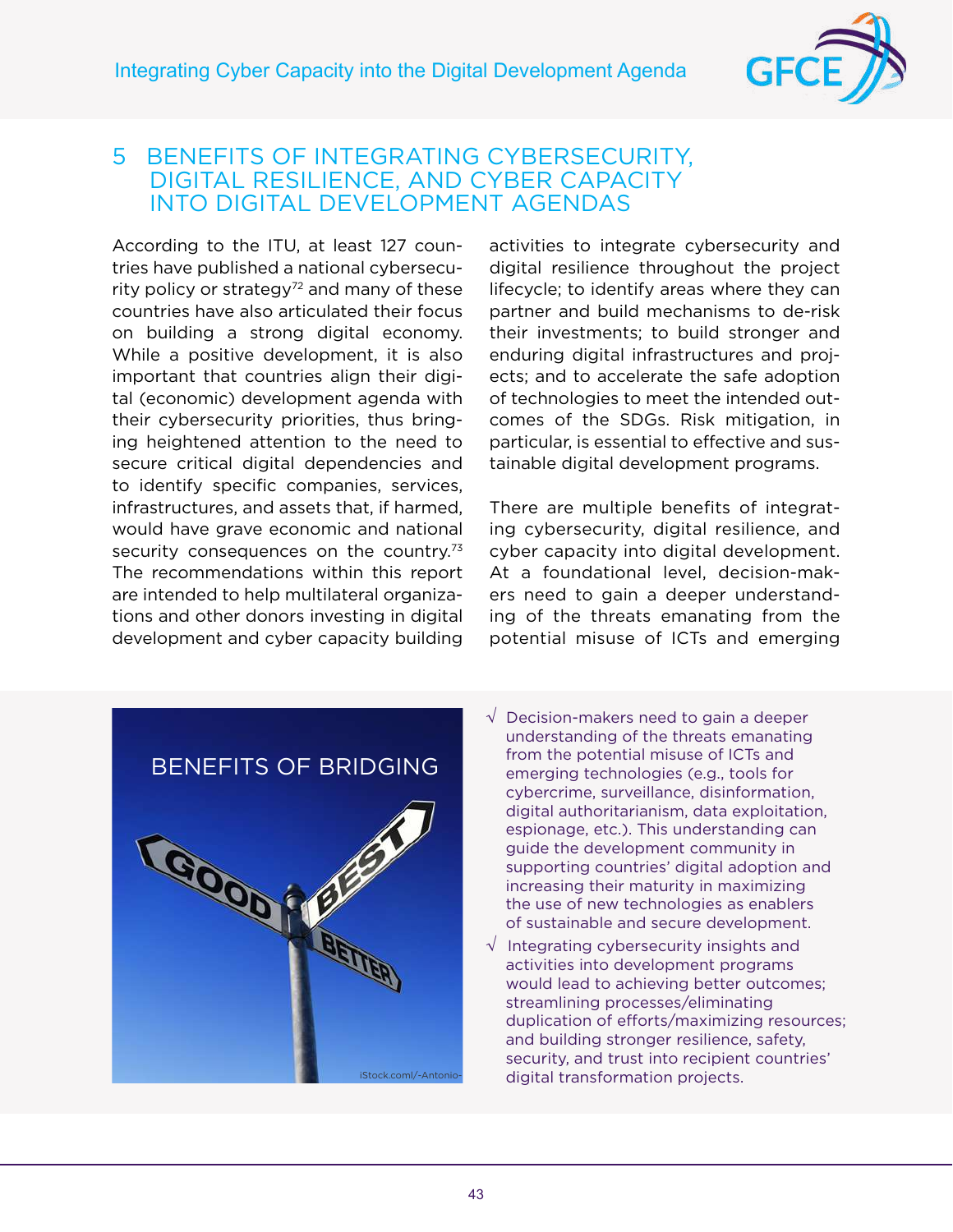# 5 BENEFITS OF INTEGRATING CYBERSECURITY, DIGITAL RESILIENCE, AND CYBER CAPACITY INTO DIGITAL DEVELOPMENT AGENDAS

According to the ITU, at least 127 countries have published a national cybersecurity policy or strategy[72] and many of these countries have also articulated their focus on building a strong digital economy. While a positive development, it is also important that countries align their digital (economic) development agenda with their cybersecurity priorities, thus bringing heightened attention to the need to secure critical digital dependencies and to identify specific companies, services, infrastructures, and assets that, if harmed, would have grave economic and national security consequences on the country.[73] The recommendations within this report are intended to help multilateral organizations and other donors investing in digital development and cyber capacity building activities to integrate cybersecurity and digital resilience throughout the project lifecycle; to identify areas where they can partner and build mechanisms to de-risk their investments; to build stronger and enduring digital infrastructures and projects; and to accelerate the safe adoption of technologies to meet the intended outcomes of the SDGs. Risk mitigation, in particular, is essential to effective and sustainable digital development programs.

There are multiple benefits of integrating cybersecurity, digital resilience, and cyber capacity into digital development. At a foundational level, decision-makers need to gain a deeper understanding of the threats emanating from the potential misuse of ICTs and emerging

BENEFITS OF BRIDGING

iStock.com/-Antonio-

- √ Decision-makers need to gain a deeper understanding of the threats emanating from the potential misuse of ICTs and emerging technologies (e.g., tools for cybercrime, surveillance, disinformation, digital authoritarianism, data exploitation, espionage, etc.). This understanding can guide the development community in supporting countries' digital adoption and increasing their maturity in maximizing the use of new technologies as enablers of sustainable and secure development.
- √ Integrating cybersecurity insights and activities into development programs would lead to achieving better outcomes; streamlining processes/eliminating duplication of efforts/maximizing resources; and building stronger resilience, safety, security, and trust into recipient countries' digital transformation projects.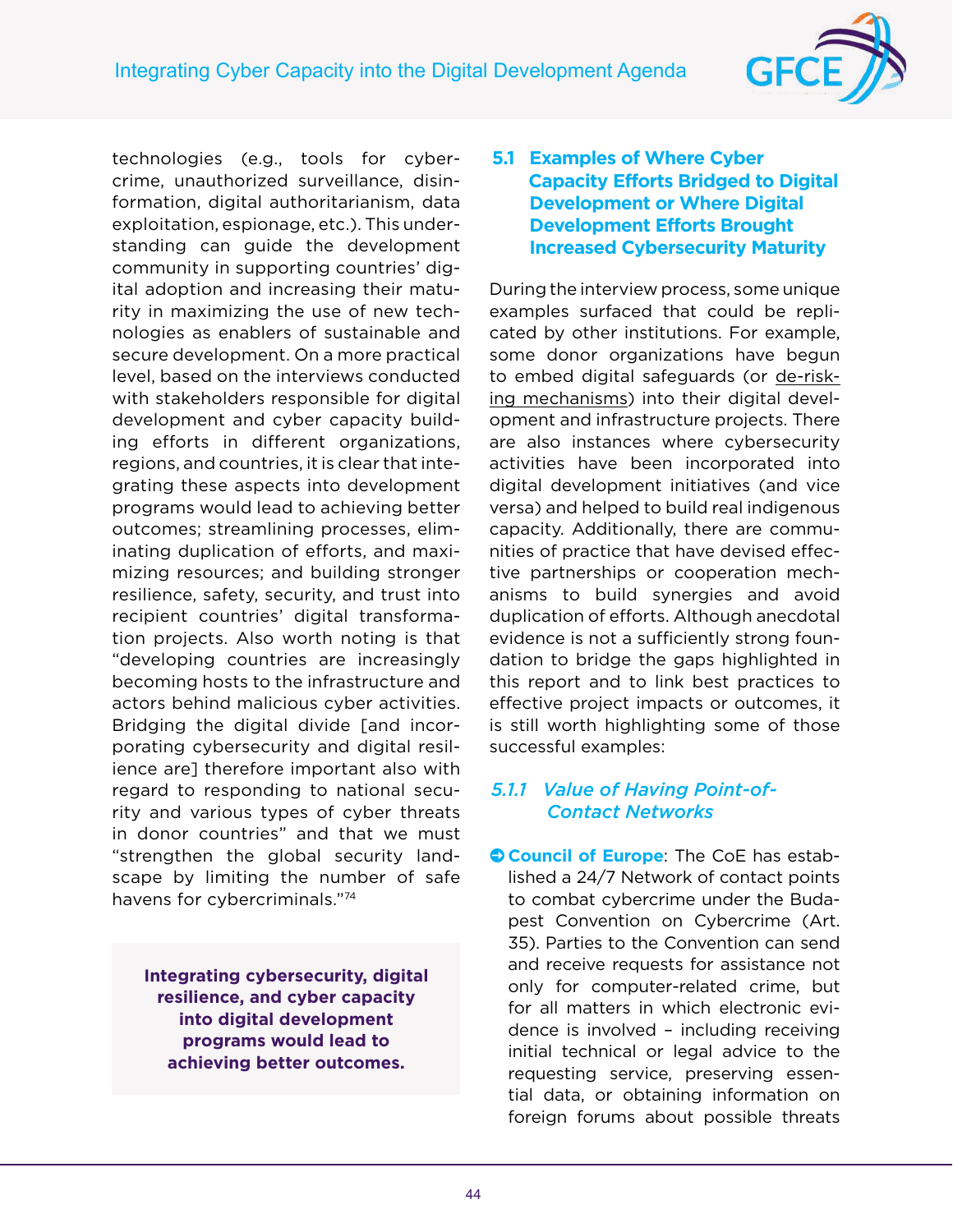technologies (e.g., tools for cybercrime, unauthorized surveillance, disinformation, digital authoritarianism, data exploitation, espionage, etc.). This understanding can guide the development community in supporting countries' digital adoption and increasing their maturity in maximizing the use of new technologies as enablers of sustainable and secure development. On a more practical level, based on the interviews conducted with stakeholders responsible for digital development and cyber capacity building efforts in different organizations, regions, and countries, it is clear that integrating these aspects into development programs would lead to achieving better outcomes; streamlining processes, eliminating duplication of efforts, and maximizing resources; and building stronger resilience, safety, security, and trust into recipient countries' digital transformation projects. Also worth noting is that "developing countries are increasingly becoming hosts to the infrastructure and actors behind malicious cyber activities. Bridging the digital divide [and incorporating cybersecurity and digital resilience are] therefore important also with regard to responding to national security and various types of cyber threats in donor countries" and that we must "strengthen the global security landscape by limiting the number of safe havens for cybercriminals."[74]

**Integrating cybersecurity, digital resilience, and cyber capacity into digital development programs would lead to achieving better outcomes.**

## 5.1 Examples of Where Cyber Capacity Efforts Bridged to Digital Development or Where Digital Development Efforts Brought Increased Cybersecurity Maturity

During the interview process, some unique examples surfaced that could be replicated by other institutions. For example, some donor organizations have begun to embed digital safeguards (or de-risking mechanisms) into their digital development and infrastructure projects. There are also instances where cybersecurity activities have been incorporated into digital development initiatives (and vice versa) and helped to build real indigenous capacity. Additionally, there are communities of practice that have devised effective partnerships or cooperation mechanisms to build synergies and avoid duplication of efforts. Although anecdotal evidence is not a sufficiently strong foundation to bridge the gaps highlighted in this report and to link best practices to effective project impacts or outcomes, it is still worth highlighting some of those successful examples:

### *5.1.1 Value of Having Point-of-Contact Networks*

- **Council of Europe**: The CoE has established a 24/7 Network of contact points to combat cybercrime under the Budapest Convention on Cybercrime (Art. 35). Parties to the Convention can send and receive requests for assistance not only for computer-related crime, but for all matters in which electronic evidence is involved – including receiving initial technical or legal advice to the requesting service, preserving essential data, or obtaining information on foreign forums about possible threats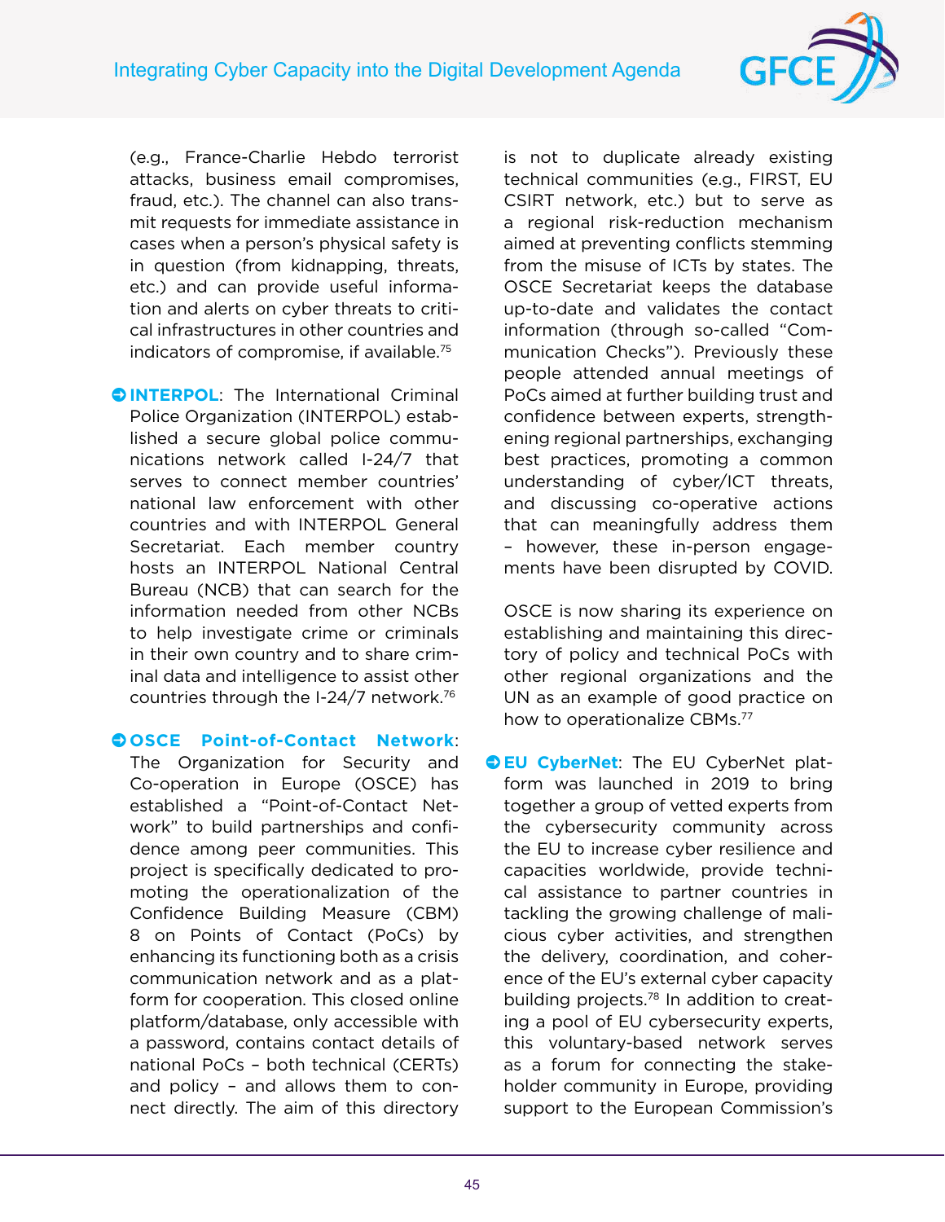(e.g., France-Charlie Hebdo terrorist attacks, business email compromises, fraud, etc.). The channel can also transmit requests for immediate assistance in cases when a person's physical safety is in question (from kidnapping, threats, etc.) and can provide useful information and alerts on cyber threats to critical infrastructures in other countries and indicators of compromise, if available.[75]

- **INTERPOL**: The International Criminal Police Organization (INTERPOL) established a secure global police communications network called I-24/7 that serves to connect member countries' national law enforcement with other countries and with INTERPOL General Secretariat. Each member country hosts an INTERPOL National Central Bureau (NCB) that can search for the information needed from other NCBs to help investigate crime or criminals in their own country and to share criminal data and intelligence to assist other countries through the I-24/7 network.[76]

- **OSCE Point-of-Contact Network**: The Organization for Security and Co-operation in Europe (OSCE) has established a "Point-of-Contact Network" to build partnerships and confidence among peer communities. This project is specifically dedicated to promoting the operationalization of the Confidence Building Measure (CBM) 8 on Points of Contact (PoCs) by enhancing its functioning both as a crisis communication network and as a platform for cooperation. This closed online platform/database, only accessible with a password, contains contact details of national PoCs – both technical (CERTs) and policy – and allows them to connect directly. The aim of this directory is not to duplicate already existing technical communities (e.g., FIRST, EU CSIRT network, etc.) but to serve as a regional risk-reduction mechanism aimed at preventing conflicts stemming from the misuse of ICTs by states. The OSCE Secretariat keeps the database up-to-date and validates the contact information (through so-called "Communication Checks"). Previously these people attended annual meetings of PoCs aimed at further building trust and confidence between experts, strengthening regional partnerships, exchanging best practices, promoting a common understanding of cyber/ICT threats, and discussing co-operative actions that can meaningfully address them – however, these in-person engagements have been disrupted by COVID.

  OSCE is now sharing its experience on establishing and maintaining this directory of policy and technical PoCs with other regional organizations and the UN as an example of good practice on how to operationalize CBMs.[77]

- **EU CyberNet**: The EU CyberNet platform was launched in 2019 to bring together a group of vetted experts from the cybersecurity community across the EU to increase cyber resilience and capacities worldwide, provide technical assistance to partner countries in tackling the growing challenge of malicious cyber activities, and strengthen the delivery, coordination, and coherence of the EU's external cyber capacity building projects.[78] In addition to creating a pool of EU cybersecurity experts, this voluntary-based network serves as a forum for connecting the stakeholder community in Europe, providing support to the European Commission's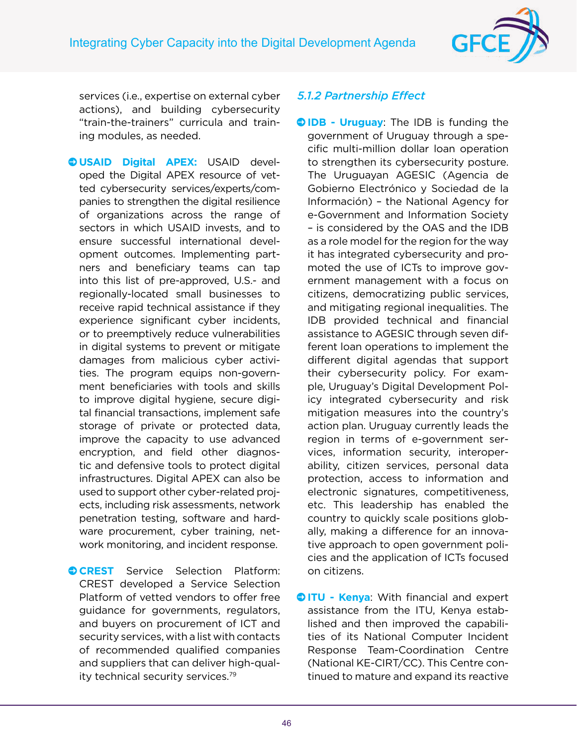services (i.e., expertise on external cyber actions), and building cybersecurity "train-the-trainers" curricula and training modules, as needed.

- **USAID Digital APEX:** USAID developed the Digital APEX resource of vetted cybersecurity services/experts/companies to strengthen the digital resilience of organizations across the range of sectors in which USAID invests, and to ensure successful international development outcomes. Implementing partners and beneficiary teams can tap into this list of pre-approved, U.S.- and regionally-located small businesses to receive rapid technical assistance if they experience significant cyber incidents, or to preemptively reduce vulnerabilities in digital systems to prevent or mitigate damages from malicious cyber activities. The program equips non-government beneficiaries with tools and skills to improve digital hygiene, secure digital financial transactions, implement safe storage of private or protected data, improve the capacity to use advanced encryption, and field other diagnostic and defensive tools to protect digital infrastructures. Digital APEX can also be used to support other cyber-related projects, including risk assessments, network penetration testing, software and hardware procurement, cyber training, network monitoring, and incident response.

- **CREST** Service Selection Platform: CREST developed a Service Selection Platform of vetted vendors to offer free guidance for governments, regulators, and buyers on procurement of ICT and security services, with a list with contacts of recommended qualified companies and suppliers that can deliver high-quality technical security services.[79]

### *5.1.2 Partnership Effect*

- **IDB - Uruguay**: The IDB is funding the government of Uruguay through a specific multi-million dollar loan operation to strengthen its cybersecurity posture. The Uruguayan AGESIC (Agencia de Gobierno Electrónico y Sociedad de la Información) – the National Agency for e-Government and Information Society – is considered by the OAS and the IDB as a role model for the region for the way it has integrated cybersecurity and promoted the use of ICTs to improve government management with a focus on citizens, democratizing public services, and mitigating regional inequalities. The IDB provided technical and financial assistance to AGESIC through seven different loan operations to implement the different digital agendas that support their cybersecurity policy. For example, Uruguay's Digital Development Policy integrated cybersecurity and risk mitigation measures into the country's action plan. Uruguay currently leads the region in terms of e-government services, information security, interoperability, citizen services, personal data protection, access to information and electronic signatures, competitiveness, etc. This leadership has enabled the country to quickly scale positions globally, making a difference for an innovative approach to open government policies and the application of ICTs focused on citizens.

- **ITU - Kenya**: With financial and expert assistance from the ITU, Kenya established and then improved the capabilities of its National Computer Incident Response Team-Coordination Centre (National KE-CIRT/CC). This Centre continued to mature and expand its reactive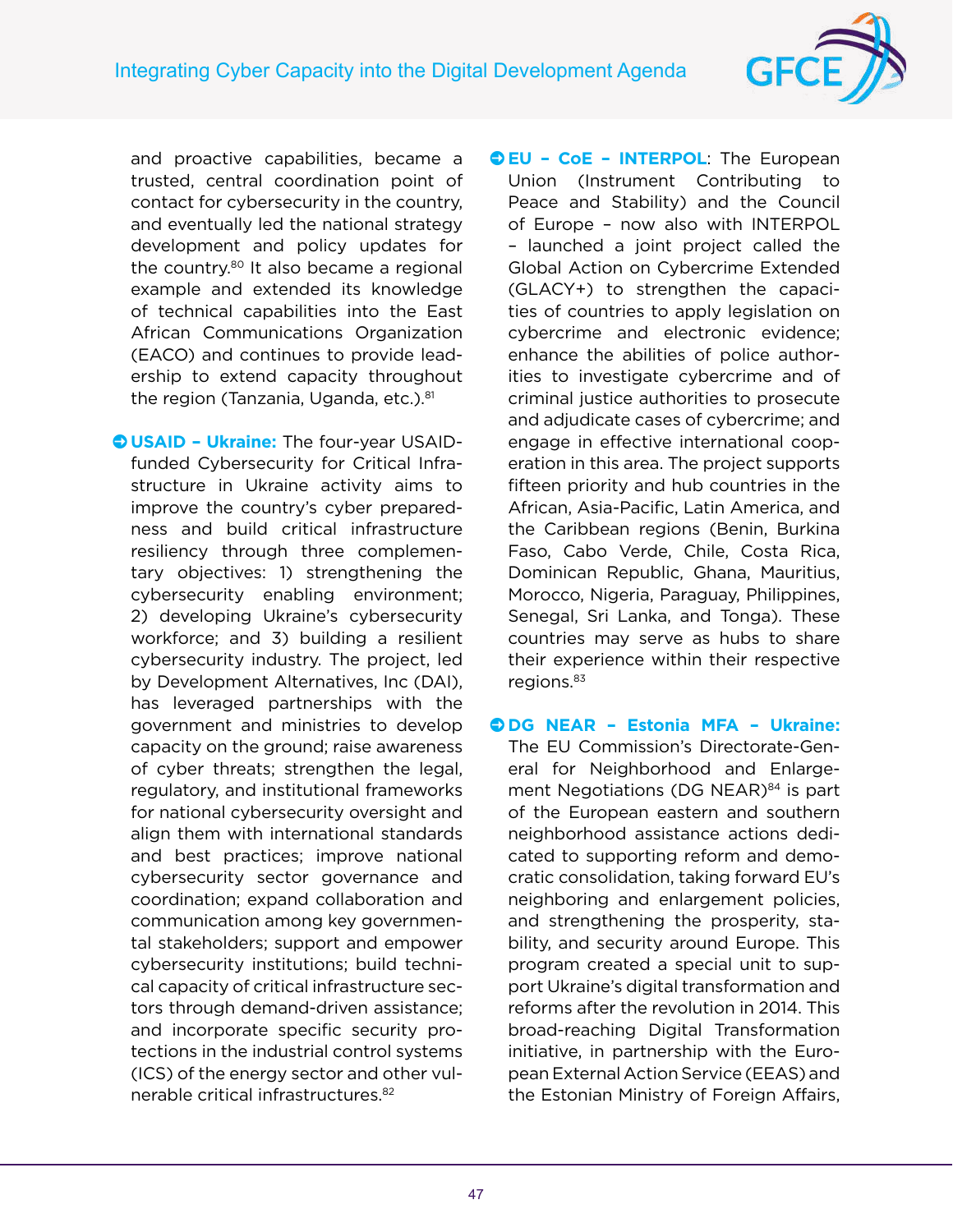and proactive capabilities, became a trusted, central coordination point of contact for cybersecurity in the country, and eventually led the national strategy development and policy updates for the country.[80] It also became a regional example and extended its knowledge of technical capabilities into the East African Communications Organization (EACO) and continues to provide leadership to extend capacity throughout the region (Tanzania, Uganda, etc.).[81]

- **USAID – Ukraine:** The four-year USAID-funded Cybersecurity for Critical Infrastructure in Ukraine activity aims to improve the country's cyber preparedness and build critical infrastructure resiliency through three complementary objectives: 1) strengthening the cybersecurity enabling environment; 2) developing Ukraine's cybersecurity workforce; and 3) building a resilient cybersecurity industry. The project, led by Development Alternatives, Inc (DAI), has leveraged partnerships with the government and ministries to develop capacity on the ground; raise awareness of cyber threats; strengthen the legal, regulatory, and institutional frameworks for national cybersecurity oversight and align them with international standards and best practices; improve national cybersecurity sector governance and coordination; expand collaboration and communication among key governmental stakeholders; support and empower cybersecurity institutions; build technical capacity of critical infrastructure sectors through demand-driven assistance; and incorporate specific security protections in the industrial control systems (ICS) of the energy sector and other vulnerable critical infrastructures.[82]

- **EU – CoE – INTERPOL**: The European Union (Instrument Contributing to Peace and Stability) and the Council of Europe – now also with INTERPOL – launched a joint project called the Global Action on Cybercrime Extended (GLACY+) to strengthen the capacities of countries to apply legislation on cybercrime and electronic evidence; enhance the abilities of police authorities to investigate cybercrime and of criminal justice authorities to prosecute and adjudicate cases of cybercrime; and engage in effective international cooperation in this area. The project supports fifteen priority and hub countries in the African, Asia-Pacific, Latin America, and the Caribbean regions (Benin, Burkina Faso, Cabo Verde, Chile, Costa Rica, Dominican Republic, Ghana, Mauritius, Morocco, Nigeria, Paraguay, Philippines, Senegal, Sri Lanka, and Tonga). These countries may serve as hubs to share their experience within their respective regions.[83]

- **DG NEAR – Estonia MFA – Ukraine:** The EU Commission's Directorate-General for Neighborhood and Enlargement Negotiations (DG NEAR)[84] is part of the European eastern and southern neighborhood assistance actions dedicated to supporting reform and democratic consolidation, taking forward EU's neighboring and enlargement policies, and strengthening the prosperity, stability, and security around Europe. This program created a special unit to support Ukraine's digital transformation and reforms after the revolution in 2014. This broad-reaching Digital Transformation initiative, in partnership with the European External Action Service (EEAS) and the Estonian Ministry of Foreign Affairs,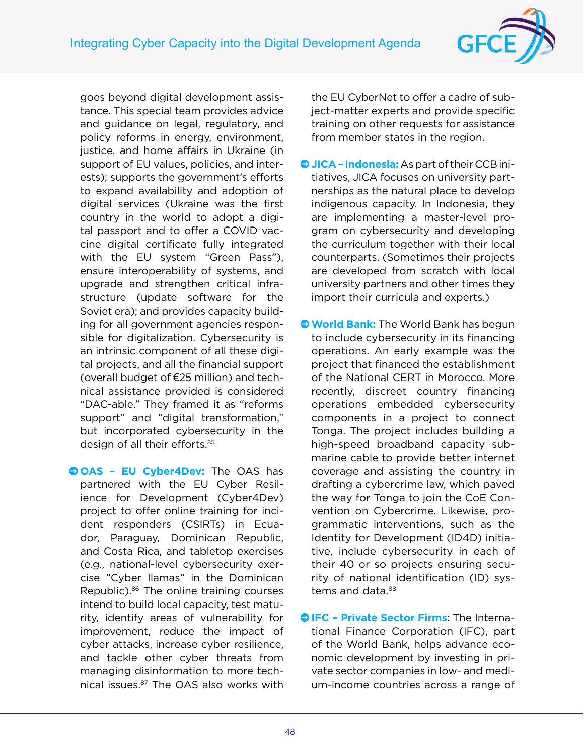goes beyond digital development assistance. This special team provides advice and guidance on legal, regulatory, and policy reforms in energy, environment, justice, and home affairs in Ukraine (in support of EU values, policies, and interests); supports the government's efforts to expand availability and adoption of digital services (Ukraine was the first country in the world to adopt a digital passport and to offer a COVID vaccine digital certificate fully integrated with the EU system "Green Pass"), ensure interoperability of systems, and upgrade and strengthen critical infrastructure (update software for the Soviet era); and provides capacity building for all government agencies responsible for digitalization. Cybersecurity is an intrinsic component of all these digital projects, and all the financial support (overall budget of €25 million) and technical assistance provided is considered "DAC-able." They framed it as "reforms support" and "digital transformation," but incorporated cybersecurity in the design of all their efforts.[85]

- **OAS – EU Cyber4Dev:** The OAS has partnered with the EU Cyber Resilience for Development (Cyber4Dev) project to offer online training for incident responders (CSIRTs) in Ecuador, Paraguay, Dominican Republic, and Costa Rica, and tabletop exercises (e.g., national-level cybersecurity exercise "Cyber llamas" in the Dominican Republic).[86] The online training courses intend to build local capacity, test maturity, identify areas of vulnerability for improvement, reduce the impact of cyber attacks, increase cyber resilience, and tackle other cyber threats from managing disinformation to more technical issues.[87] The OAS also works with the EU CyberNet to offer a cadre of subject-matter experts and provide specific training on other requests for assistance from member states in the region.

- **JICA – Indonesia:** As part of their CCB initiatives, JICA focuses on university partnerships as the natural place to develop indigenous capacity. In Indonesia, they are implementing a master-level program on cybersecurity and developing the curriculum together with their local counterparts. (Sometimes their projects are developed from scratch with local university partners and other times they import their curricula and experts.)

- **World Bank:** The World Bank has begun to include cybersecurity in its financing operations. An early example was the project that financed the establishment of the National CERT in Morocco. More recently, discreet country financing operations embedded cybersecurity components in a project to connect Tonga. The project includes building a high-speed broadband capacity submarine cable to provide better internet coverage and assisting the country in drafting a cybercrime law, which paved the way for Tonga to join the CoE Convention on Cybercrime. Likewise, programmatic interventions, such as the Identity for Development (ID4D) initiative, include cybersecurity in each of their 40 or so projects ensuring security of national identification (ID) systems and data.[88]

- **IFC – Private Sector Firms**: The International Finance Corporation (IFC), part of the World Bank, helps advance economic development by investing in private sector companies in low- and medium-income countries across a range of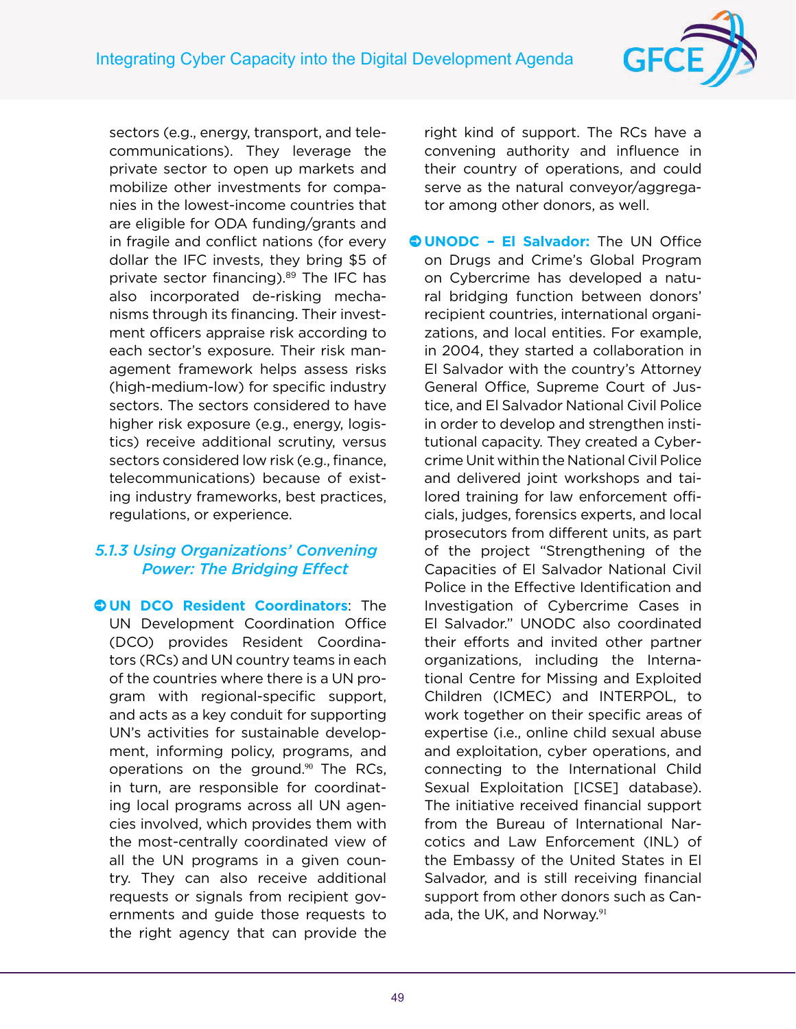sectors (e.g., energy, transport, and telecommunications). They leverage the private sector to open up markets and mobilize other investments for companies in the lowest-income countries that are eligible for ODA funding/grants and in fragile and conflict nations (for every dollar the IFC invests, they bring $5 of private sector financing).[89] The IFC has also incorporated de-risking mechanisms through its financing. Their investment officers appraise risk according to each sector's exposure. Their risk management framework helps assess risks (high-medium-low) for specific industry sectors. The sectors considered to have higher risk exposure (e.g., energy, logistics) receive additional scrutiny, versus sectors considered low risk (e.g., finance, telecommunications) because of existing industry frameworks, best practices, regulations, or experience.

### 5.1.3 Using Organizations' Convening Power: The Bridging Effect

- **UN DCO Resident Coordinators**: The UN Development Coordination Office (DCO) provides Resident Coordinators (RCs) and UN country teams in each of the countries where there is a UN program with regional-specific support, and acts as a key conduit for supporting UN's activities for sustainable development, informing policy, programs, and operations on the ground.[90] The RCs, in turn, are responsible for coordinating local programs across all UN agencies involved, which provides them with the most-centrally coordinated view of all the UN programs in a given country. They can also receive additional requests or signals from recipient governments and guide those requests to the right agency that can provide the right kind of support. The RCs have a convening authority and influence in their country of operations, and could serve as the natural conveyor/aggregator among other donors, as well.

- **UNODC – El Salvador:** The UN Office on Drugs and Crime's Global Program on Cybercrime has developed a natural bridging function between donors' recipient countries, international organizations, and local entities. For example, in 2004, they started a collaboration in El Salvador with the country's Attorney General Office, Supreme Court of Justice, and El Salvador National Civil Police in order to develop and strengthen institutional capacity. They created a Cybercrime Unit within the National Civil Police and delivered joint workshops and tailored training for law enforcement officials, judges, forensics experts, and local prosecutors from different units, as part of the project "Strengthening of the Capacities of El Salvador National Civil Police in the Effective Identification and Investigation of Cybercrime Cases in El Salvador." UNODC also coordinated their efforts and invited other partner organizations, including the International Centre for Missing and Exploited Children (ICMEC) and INTERPOL, to work together on their specific areas of expertise (i.e., online child sexual abuse and exploitation, cyber operations, and connecting to the International Child Sexual Exploitation [ICSE] database). The initiative received financial support from the Bureau of International Narcotics and Law Enforcement (INL) of the Embassy of the United States in El Salvador, and is still receiving financial support from other donors such as Canada, the UK, and Norway.[91]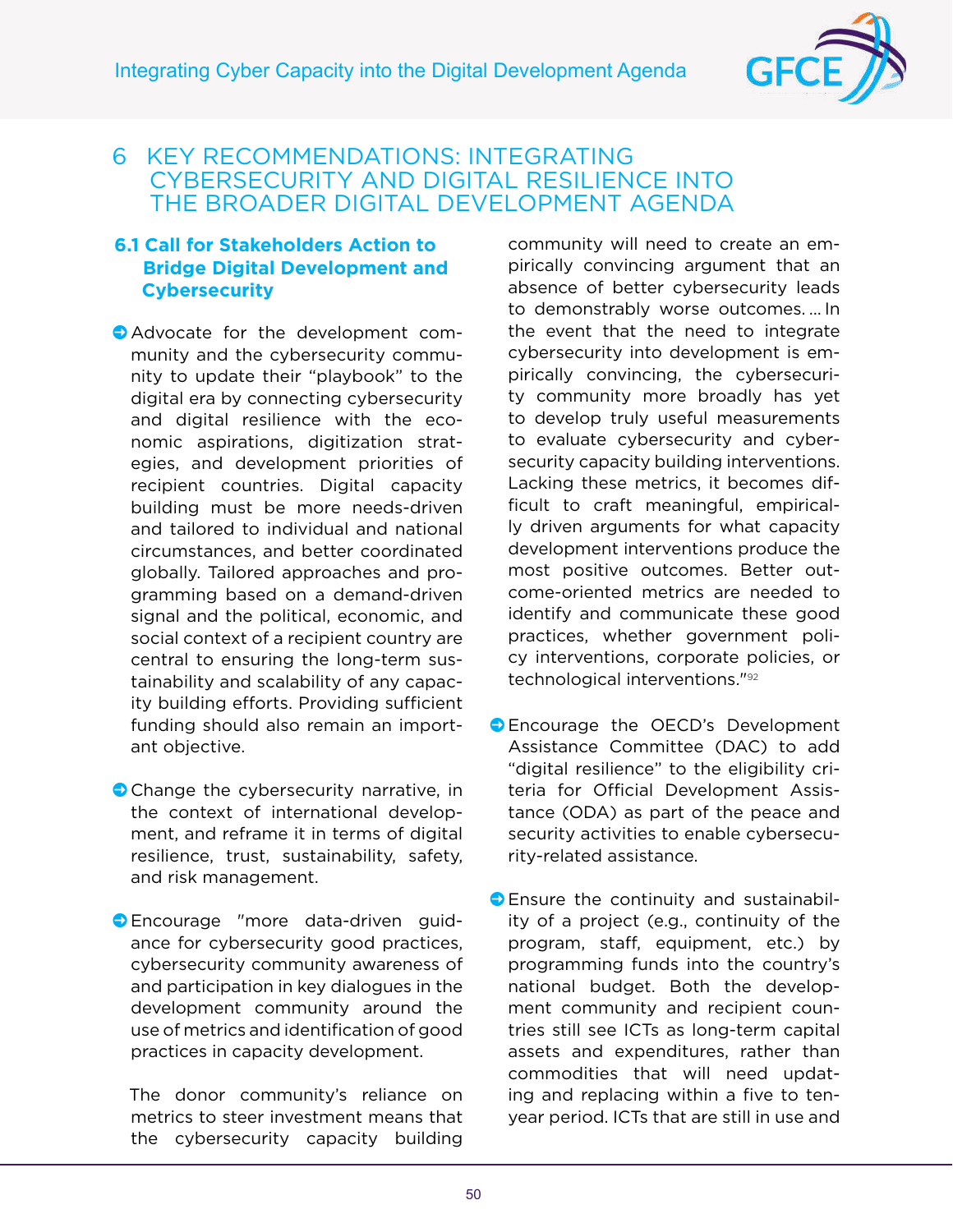# 6 KEY RECOMMENDATIONS: INTEGRATING CYBERSECURITY AND DIGITAL RESILIENCE INTO THE BROADER DIGITAL DEVELOPMENT AGENDA

## 6.1 Call for Stakeholders Action to Bridge Digital Development and Cybersecurity

- Advocate for the development community and the cybersecurity community to update their "playbook" to the digital era by connecting cybersecurity and digital resilience with the economic aspirations, digitization strategies, and development priorities of recipient countries. Digital capacity building must be more needs-driven and tailored to individual and national circumstances, and better coordinated globally. Tailored approaches and programming based on a demand-driven signal and the political, economic, and social context of a recipient country are central to ensuring the long-term sustainability and scalability of any capacity building efforts. Providing sufficient funding should also remain an important objective.

- Change the cybersecurity narrative, in the context of international development, and reframe it in terms of digital resilience, trust, sustainability, safety, and risk management.

- Encourage "more data-driven guidance for cybersecurity good practices, cybersecurity community awareness of and participation in key dialogues in the development community around the use of metrics and identification of good practices in capacity development.

  The donor community's reliance on metrics to steer investment means that the cybersecurity capacity building community will need to create an empirically convincing argument that an absence of better cybersecurity leads to demonstrably worse outcomes. ... In the event that the need to integrate cybersecurity into development is empirically convincing, the cybersecurity community more broadly has yet to develop truly useful measurements to evaluate cybersecurity and cybersecurity capacity building interventions. Lacking these metrics, it becomes difficult to craft meaningful, empirically driven arguments for what capacity development interventions produce the most positive outcomes. Better outcome-oriented metrics are needed to identify and communicate these good practices, whether government policy interventions, corporate policies, or technological interventions."[92]

- Encourage the OECD's Development Assistance Committee (DAC) to add "digital resilience" to the eligibility criteria for Official Development Assistance (ODA) as part of the peace and security activities to enable cybersecurity-related assistance.

- Ensure the continuity and sustainability of a project (e.g., continuity of the program, staff, equipment, etc.) by programming funds into the country's national budget. Both the development community and recipient countries still see ICTs as long-term capital assets and expenditures, rather than commodities that will need updating and replacing within a five to ten-year period. ICTs that are still in use and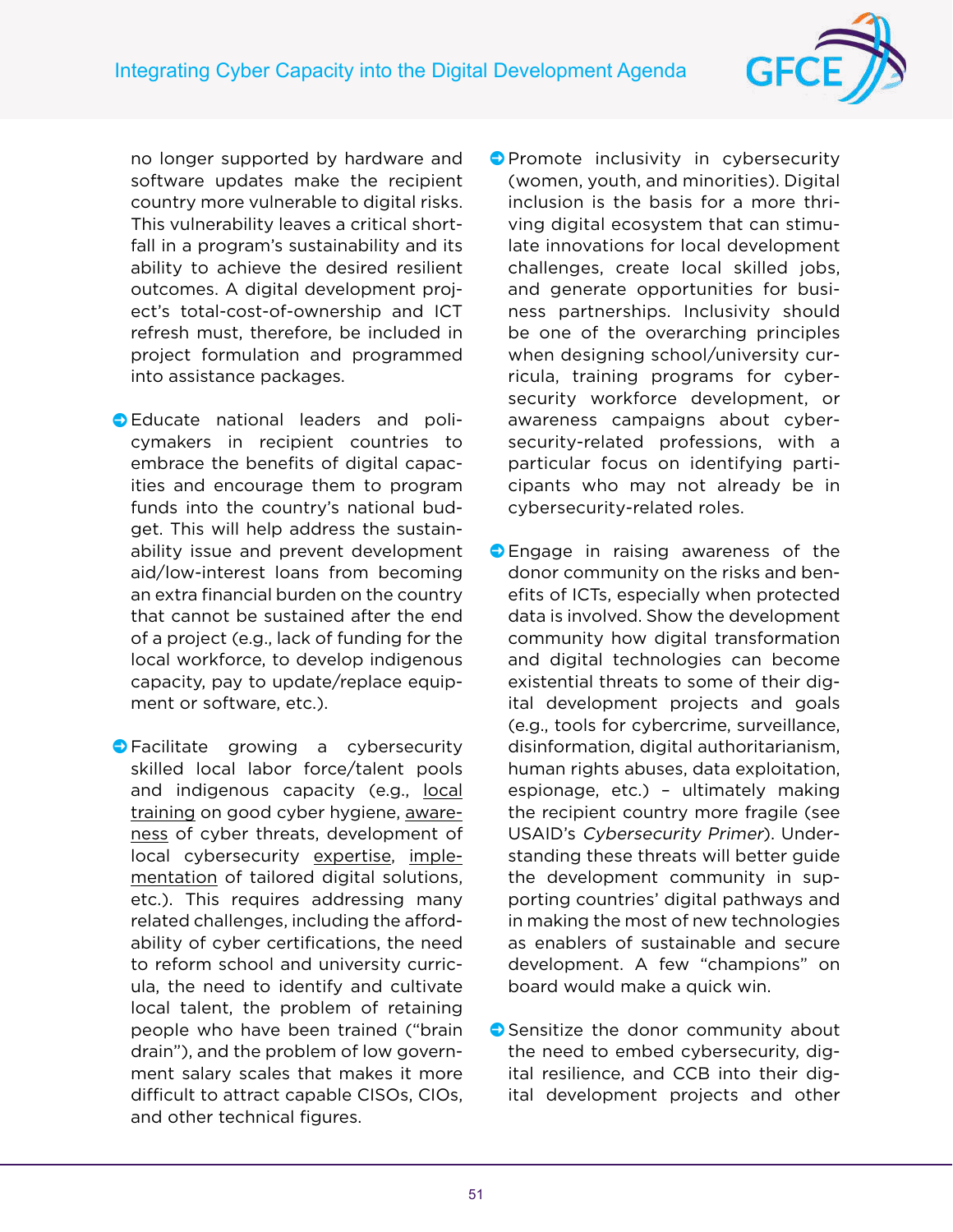no longer supported by hardware and software updates make the recipient country more vulnerable to digital risks. This vulnerability leaves a critical shortfall in a program's sustainability and its ability to achieve the desired resilient outcomes. A digital development project's total-cost-of-ownership and ICT refresh must, therefore, be included in project formulation and programmed into assistance packages.

- Educate national leaders and policymakers in recipient countries to embrace the benefits of digital capacities and encourage them to program funds into the country's national budget. This will help address the sustainability issue and prevent development aid/low-interest loans from becoming an extra financial burden on the country that cannot be sustained after the end of a project (e.g., lack of funding for the local workforce, to develop indigenous capacity, pay to update/replace equipment or software, etc.).

- Facilitate growing a cybersecurity skilled local labor force/talent pools and indigenous capacity (e.g., local training on good cyber hygiene, awareness of cyber threats, development of local cybersecurity expertise, implementation of tailored digital solutions, etc.). This requires addressing many related challenges, including the affordability of cyber certifications, the need to reform school and university curricula, the need to identify and cultivate local talent, the problem of retaining people who have been trained ("brain drain"), and the problem of low government salary scales that makes it more difficult to attract capable CISOs, CIOs, and other technical figures.

- Promote inclusivity in cybersecurity (women, youth, and minorities). Digital inclusion is the basis for a more thriving digital ecosystem that can stimulate innovations for local development challenges, create local skilled jobs, and generate opportunities for business partnerships. Inclusivity should be one of the overarching principles when designing school/university curricula, training programs for cybersecurity workforce development, or awareness campaigns about cybersecurity-related professions, with a particular focus on identifying participants who may not already be in cybersecurity-related roles.

- Engage in raising awareness of the donor community on the risks and benefits of ICTs, especially when protected data is involved. Show the development community how digital transformation and digital technologies can become existential threats to some of their digital development projects and goals (e.g., tools for cybercrime, surveillance, disinformation, digital authoritarianism, human rights abuses, data exploitation, espionage, etc.) – ultimately making the recipient country more fragile (see USAID's *Cybersecurity Primer*). Understanding these threats will better guide the development community in supporting countries' digital pathways and in making the most of new technologies as enablers of sustainable and secure development. A few "champions" on board would make a quick win.

- Sensitize the donor community about the need to embed cybersecurity, digital resilience, and CCB into their digital development projects and other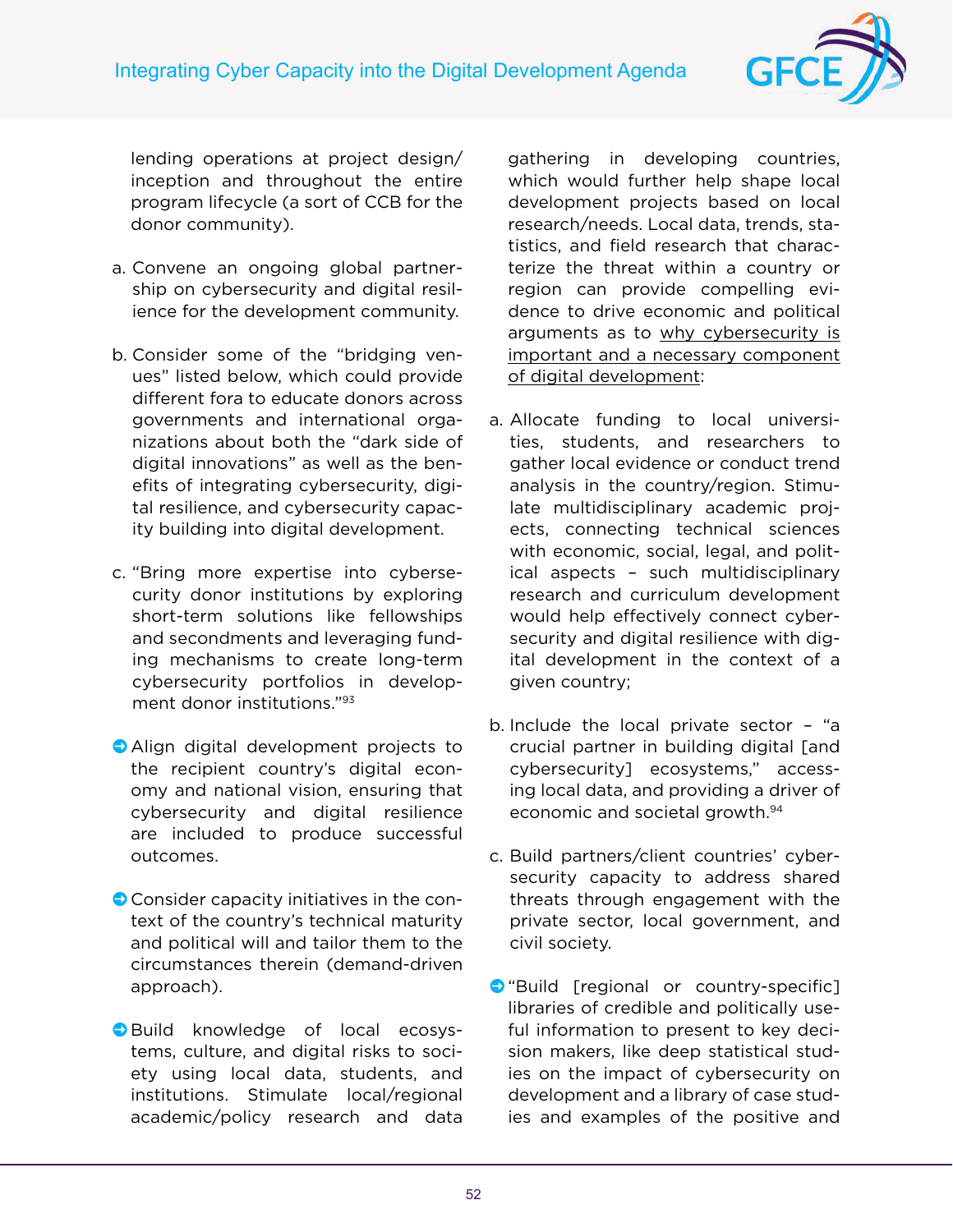lending operations at project design/inception and throughout the entire program lifecycle (a sort of CCB for the donor community).

a. Convene an ongoing global partnership on cybersecurity and digital resilience for the development community.

b. Consider some of the “bridging venues” listed below, which could provide different fora to educate donors across governments and international organizations about both the “dark side of digital innovations” as well as the benefits of integrating cybersecurity, digital resilience, and cybersecurity capacity building into digital development.

c. “Bring more expertise into cybersecurity donor institutions by exploring short-term solutions like fellowships and secondments and leveraging funding mechanisms to create long-term cybersecurity portfolios in development donor institutions.”[93]

- Align digital development projects to the recipient country’s digital economy and national vision, ensuring that cybersecurity and digital resilience are included to produce successful outcomes.

- Consider capacity initiatives in the context of the country’s technical maturity and political will and tailor them to the circumstances therein (demand-driven approach).

- Build knowledge of local ecosystems, culture, and digital risks to society using local data, students, and institutions. Stimulate local/regional academic/policy research and data gathering in developing countries, which would further help shape local development projects based on local research/needs. Local data, trends, statistics, and field research that characterize the threat within a country or region can provide compelling evidence to drive economic and political arguments as to <u>why cybersecurity is important and a necessary component of digital development</u>:

a. Allocate funding to local universities, students, and researchers to gather local evidence or conduct trend analysis in the country/region. Stimulate multidisciplinary academic projects, connecting technical sciences with economic, social, legal, and political aspects – such multidisciplinary research and curriculum development would help effectively connect cybersecurity and digital resilience with digital development in the context of a given country;

b. Include the local private sector – “a crucial partner in building digital [and cybersecurity] ecosystems,” accessing local data, and providing a driver of economic and societal growth.[94]

c. Build partners/client countries’ cybersecurity capacity to address shared threats through engagement with the private sector, local government, and civil society.

- “Build [regional or country-specific] libraries of credible and politically useful information to present to key decision makers, like deep statistical studies on the impact of cybersecurity on development and a library of case studies and examples of the positive and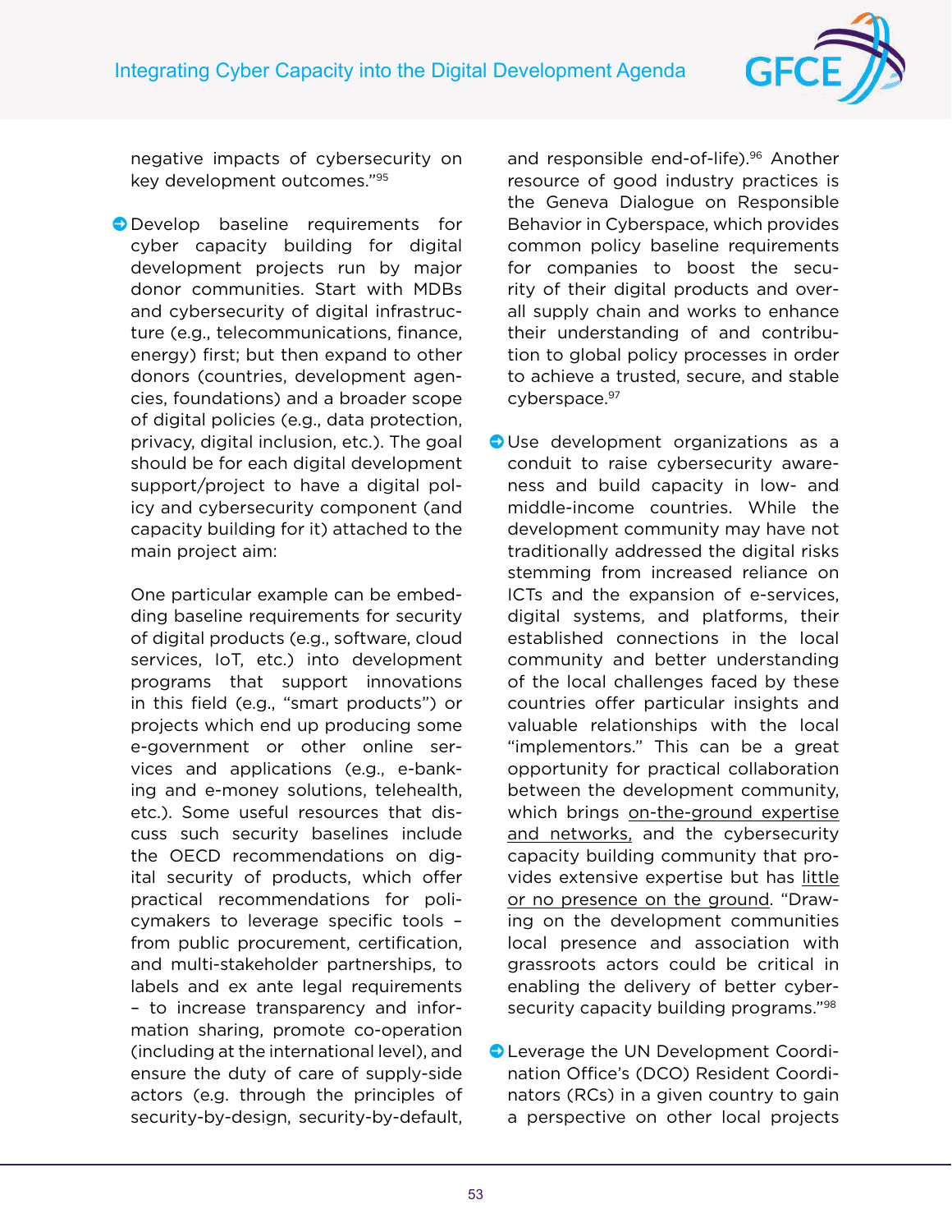negative impacts of cybersecurity on key development outcomes."[95]

- Develop baseline requirements for cyber capacity building for digital development projects run by major donor communities. Start with MDBs and cybersecurity of digital infrastructure (e.g., telecommunications, finance, energy) first; but then expand to other donors (countries, development agencies, foundations) and a broader scope of digital policies (e.g., data protection, privacy, digital inclusion, etc.). The goal should be for each digital development support/project to have a digital policy and cybersecurity component (and capacity building for it) attached to the main project aim:

  One particular example can be embedding baseline requirements for security of digital products (e.g., software, cloud services, IoT, etc.) into development programs that support innovations in this field (e.g., "smart products") or projects which end up producing some e-government or other online services and applications (e.g., e-banking and e-money solutions, telehealth, etc.). Some useful resources that discuss such security baselines include the OECD recommendations on digital security of products, which offer practical recommendations for policymakers to leverage specific tools – from public procurement, certification, and multi-stakeholder partnerships, to labels and ex ante legal requirements – to increase transparency and information sharing, promote co-operation (including at the international level), and ensure the duty of care of supply-side actors (e.g. through the principles of security-by-design, security-by-default, and responsible end-of-life).[96] Another resource of good industry practices is the Geneva Dialogue on Responsible Behavior in Cyberspace, which provides common policy baseline requirements for companies to boost the security of their digital products and overall supply chain and works to enhance their understanding of and contribution to global policy processes in order to achieve a trusted, secure, and stable cyberspace.[97]

- Use development organizations as a conduit to raise cybersecurity awareness and build capacity in low- and middle-income countries. While the development community may have not traditionally addressed the digital risks stemming from increased reliance on ICTs and the expansion of e-services, digital systems, and platforms, their established connections in the local community and better understanding of the local challenges faced by these countries offer particular insights and valuable relationships with the local "implementors." This can be a great opportunity for practical collaboration between the development community, which brings on-the-ground expertise and networks, and the cybersecurity capacity building community that provides extensive expertise but has little or no presence on the ground. "Drawing on the development communities local presence and association with grassroots actors could be critical in enabling the delivery of better cybersecurity capacity building programs."[98]

- Leverage the UN Development Coordination Office's (DCO) Resident Coordinators (RCs) in a given country to gain a perspective on other local projects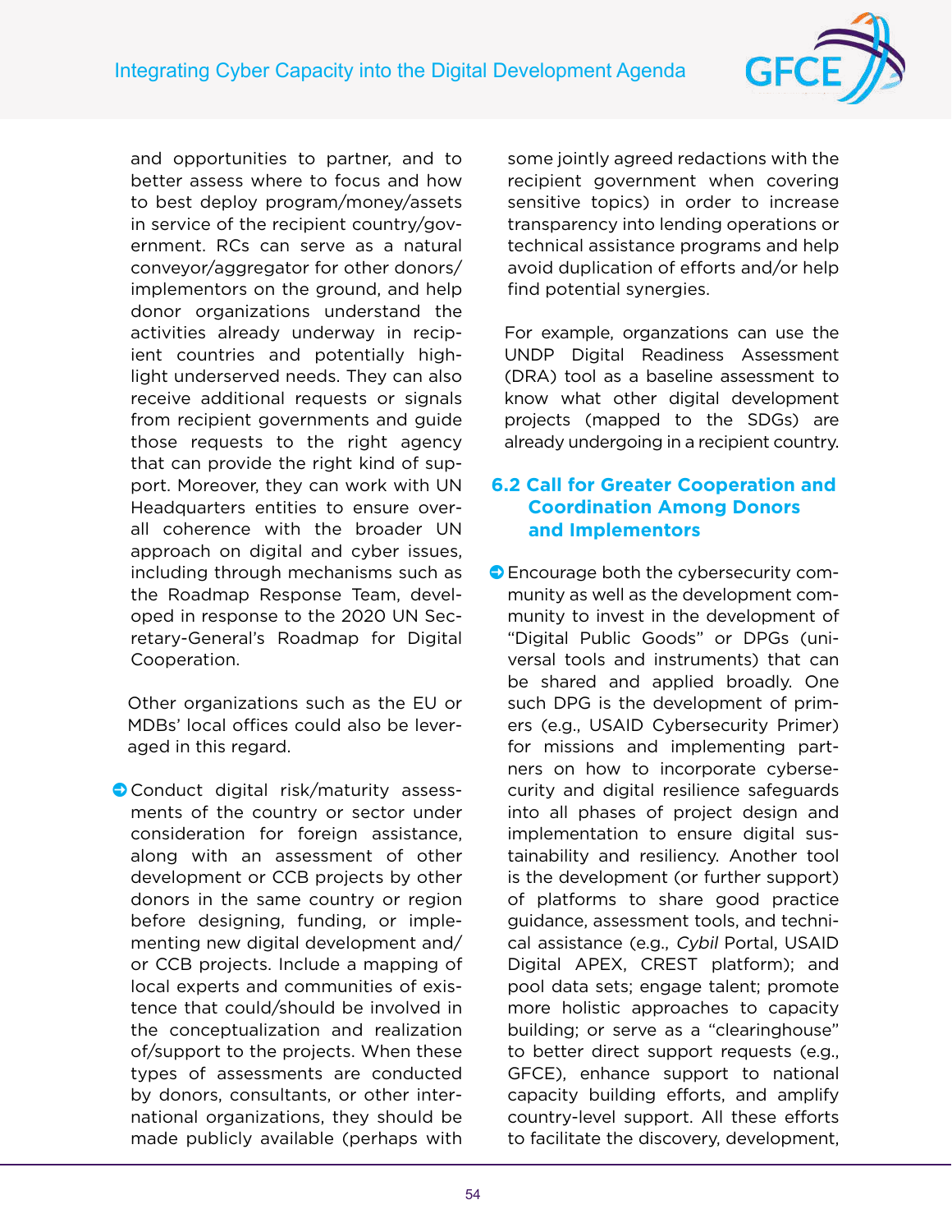and opportunities to partner, and to better assess where to focus and how to best deploy program/money/assets in service of the recipient country/government. RCs can serve as a natural conveyor/aggregator for other donors/implementors on the ground, and help donor organizations understand the activities already underway in recipient countries and potentially highlight underserved needs. They can also receive additional requests or signals from recipient governments and guide those requests to the right agency that can provide the right kind of support. Moreover, they can work with UN Headquarters entities to ensure overall coherence with the broader UN approach on digital and cyber issues, including through mechanisms such as the Roadmap Response Team, developed in response to the 2020 UN Secretary-General's Roadmap for Digital Cooperation.

Other organizations such as the EU or MDBs' local offices could also be leveraged in this regard.

- Conduct digital risk/maturity assessments of the country or sector under consideration for foreign assistance, along with an assessment of other development or CCB projects by other donors in the same country or region before designing, funding, or implementing new digital development and/or CCB projects. Include a mapping of local experts and communities of existence that could/should be involved in the conceptualization and realization of/support to the projects. When these types of assessments are conducted by donors, consultants, or other international organizations, they should be made publicly available (perhaps with some jointly agreed redactions with the recipient government when covering sensitive topics) in order to increase transparency into lending operations or technical assistance programs and help avoid duplication of efforts and/or help find potential synergies.

For example, organzations can use the UNDP Digital Readiness Assessment (DRA) tool as a baseline assessment to know what other digital development projects (mapped to the SDGs) are already undergoing in a recipient country.

## 6.2 Call for Greater Cooperation and Coordination Among Donors and Implementors

- Encourage both the cybersecurity community as well as the development community to invest in the development of "Digital Public Goods" or DPGs (universal tools and instruments) that can be shared and applied broadly. One such DPG is the development of primers (e.g., USAID Cybersecurity Primer) for missions and implementing partners on how to incorporate cybersecurity and digital resilience safeguards into all phases of project design and implementation to ensure digital sustainability and resiliency. Another tool is the development (or further support) of platforms to share good practice guidance, assessment tools, and technical assistance (e.g., *Cybil* Portal, USAID Digital APEX, CREST platform); and pool data sets; engage talent; promote more holistic approaches to capacity building; or serve as a "clearinghouse" to better direct support requests (e.g., GFCE), enhance support to national capacity building efforts, and amplify country-level support. All these efforts to facilitate the discovery, development,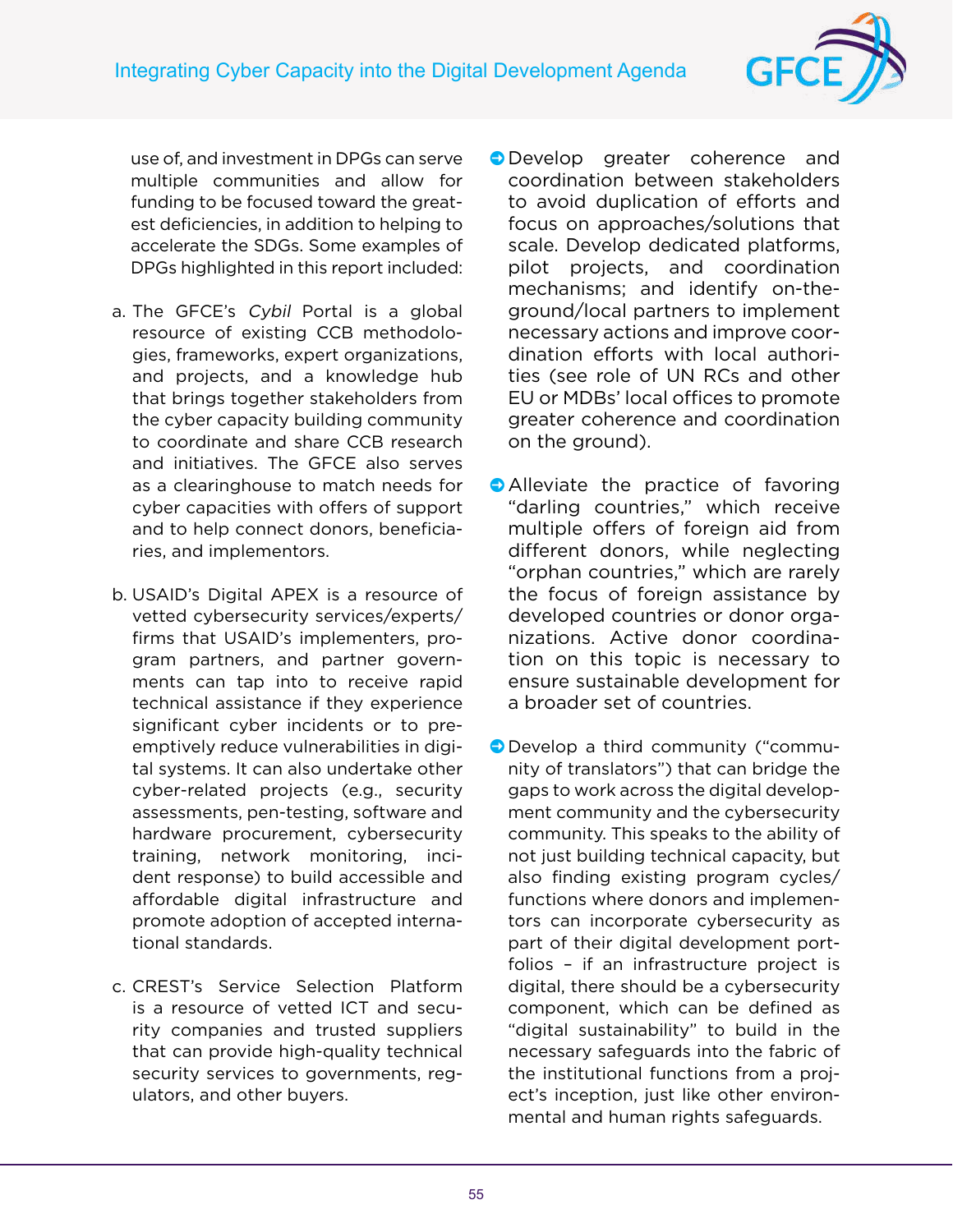use of, and investment in DPGs can serve multiple communities and allow for funding to be focused toward the greatest deficiencies, in addition to helping to accelerate the SDGs. Some examples of DPGs highlighted in this report included:

a. The GFCE's *Cybil* Portal is a global resource of existing CCB methodologies, frameworks, expert organizations, and projects, and a knowledge hub that brings together stakeholders from the cyber capacity building community to coordinate and share CCB research and initiatives. The GFCE also serves as a clearinghouse to match needs for cyber capacities with offers of support and to help connect donors, beneficiaries, and implementors.

b. USAID's Digital APEX is a resource of vetted cybersecurity services/experts/firms that USAID's implementers, program partners, and partner governments can tap into to receive rapid technical assistance if they experience significant cyber incidents or to preemptively reduce vulnerabilities in digital systems. It can also undertake other cyber-related projects (e.g., security assessments, pen-testing, software and hardware procurement, cybersecurity training, network monitoring, incident response) to build accessible and affordable digital infrastructure and promote adoption of accepted international standards.

c. CREST's Service Selection Platform is a resource of vetted ICT and security companies and trusted suppliers that can provide high-quality technical security services to governments, regulators, and other buyers.

- Develop greater coherence and coordination between stakeholders to avoid duplication of efforts and focus on approaches/solutions that scale. Develop dedicated platforms, pilot projects, and coordination mechanisms; and identify on-the-ground/local partners to implement necessary actions and improve coordination efforts with local authorities (see role of UN RCs and other EU or MDBs' local offices to promote greater coherence and coordination on the ground).

- Alleviate the practice of favoring "darling countries," which receive multiple offers of foreign aid from different donors, while neglecting "orphan countries," which are rarely the focus of foreign assistance by developed countries or donor organizations. Active donor coordination on this topic is necessary to ensure sustainable development for a broader set of countries.

- Develop a third community ("community of translators") that can bridge the gaps to work across the digital development community and the cybersecurity community. This speaks to the ability of not just building technical capacity, but also finding existing program cycles/functions where donors and implementors can incorporate cybersecurity as part of their digital development portfolios – if an infrastructure project is digital, there should be a cybersecurity component, which can be defined as "digital sustainability" to build in the necessary safeguards into the fabric of the institutional functions from a project's inception, just like other environmental and human rights safeguards.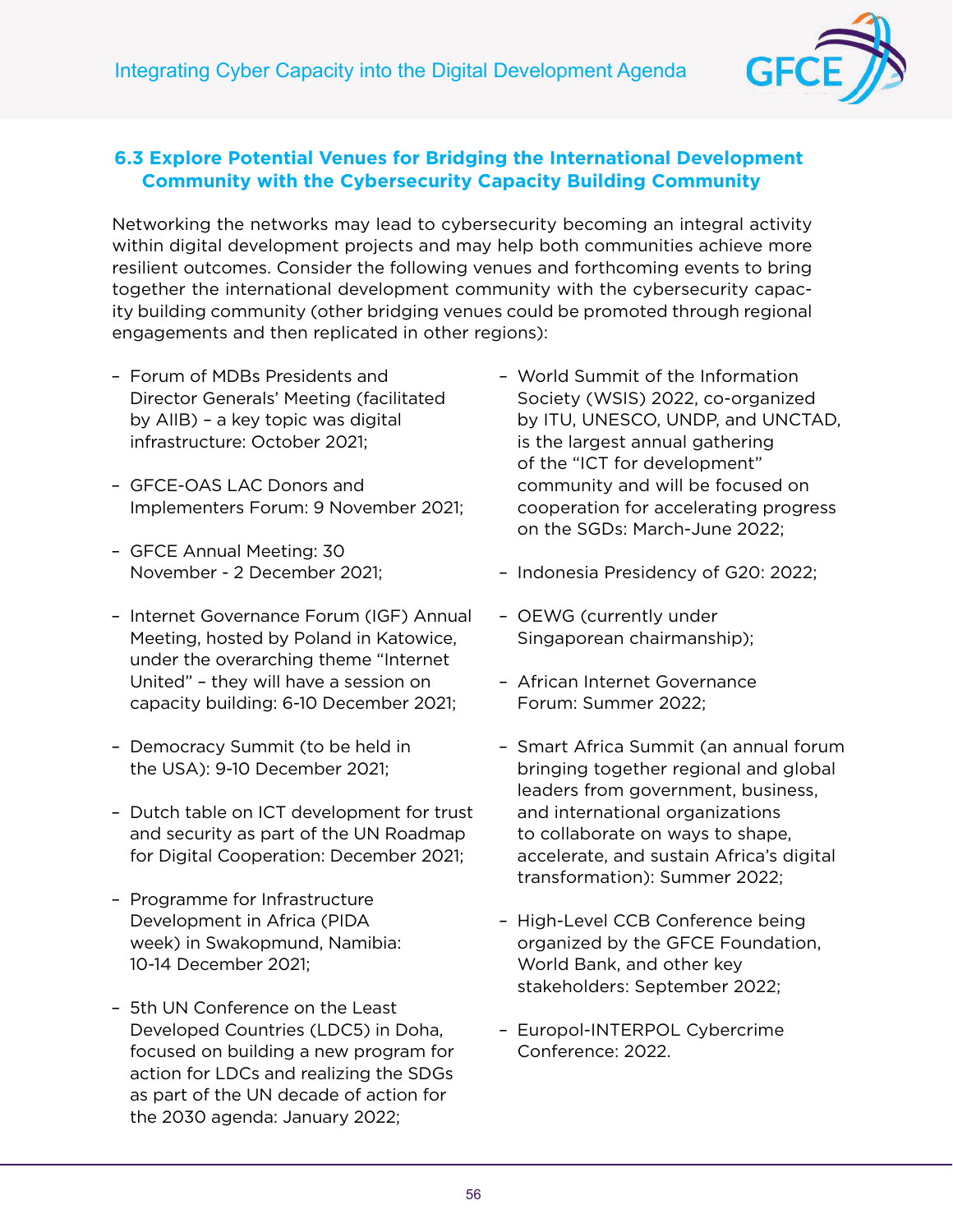### 6.3 Explore Potential Venues for Bridging the International Development Community with the Cybersecurity Capacity Building Community

Networking the networks may lead to cybersecurity becoming an integral activity within digital development projects and may help both communities achieve more resilient outcomes. Consider the following venues and forthcoming events to bring together the international development community with the cybersecurity capacity building community (other bridging venues could be promoted through regional engagements and then replicated in other regions):

- Forum of MDBs Presidents and Director Generals' Meeting (facilitated by AIIB) – a key topic was digital infrastructure: October 2021;
- GFCE-OAS LAC Donors and Implementers Forum: 9 November 2021;
- GFCE Annual Meeting: 30 November - 2 December 2021;
- Internet Governance Forum (IGF) Annual Meeting, hosted by Poland in Katowice, under the overarching theme "Internet United" – they will have a session on capacity building: 6-10 December 2021;
- Democracy Summit (to be held in the USA): 9-10 December 2021;
- Dutch table on ICT development for trust and security as part of the UN Roadmap for Digital Cooperation: December 2021;
- Programme for Infrastructure Development in Africa (PIDA week) in Swakopmund, Namibia: 10-14 December 2021;
- 5th UN Conference on the Least Developed Countries (LDC5) in Doha, focused on building a new program for action for LDCs and realizing the SDGs as part of the UN decade of action for the 2030 agenda: January 2022;
- World Summit of the Information Society (WSIS) 2022, co-organized by ITU, UNESCO, UNDP, and UNCTAD, is the largest annual gathering of the "ICT for development" community and will be focused on cooperation for accelerating progress on the SGDs: March-June 2022;
- Indonesia Presidency of G20: 2022;
- OEWG (currently under Singaporean chairmanship);
- African Internet Governance Forum: Summer 2022;
- Smart Africa Summit (an annual forum bringing together regional and global leaders from government, business, and international organizations to collaborate on ways to shape, accelerate, and sustain Africa's digital transformation): Summer 2022;
- High-Level CCB Conference being organized by the GFCE Foundation, World Bank, and other key stakeholders: September 2022;
- Europol-INTERPOL Cybercrime Conference: 2022.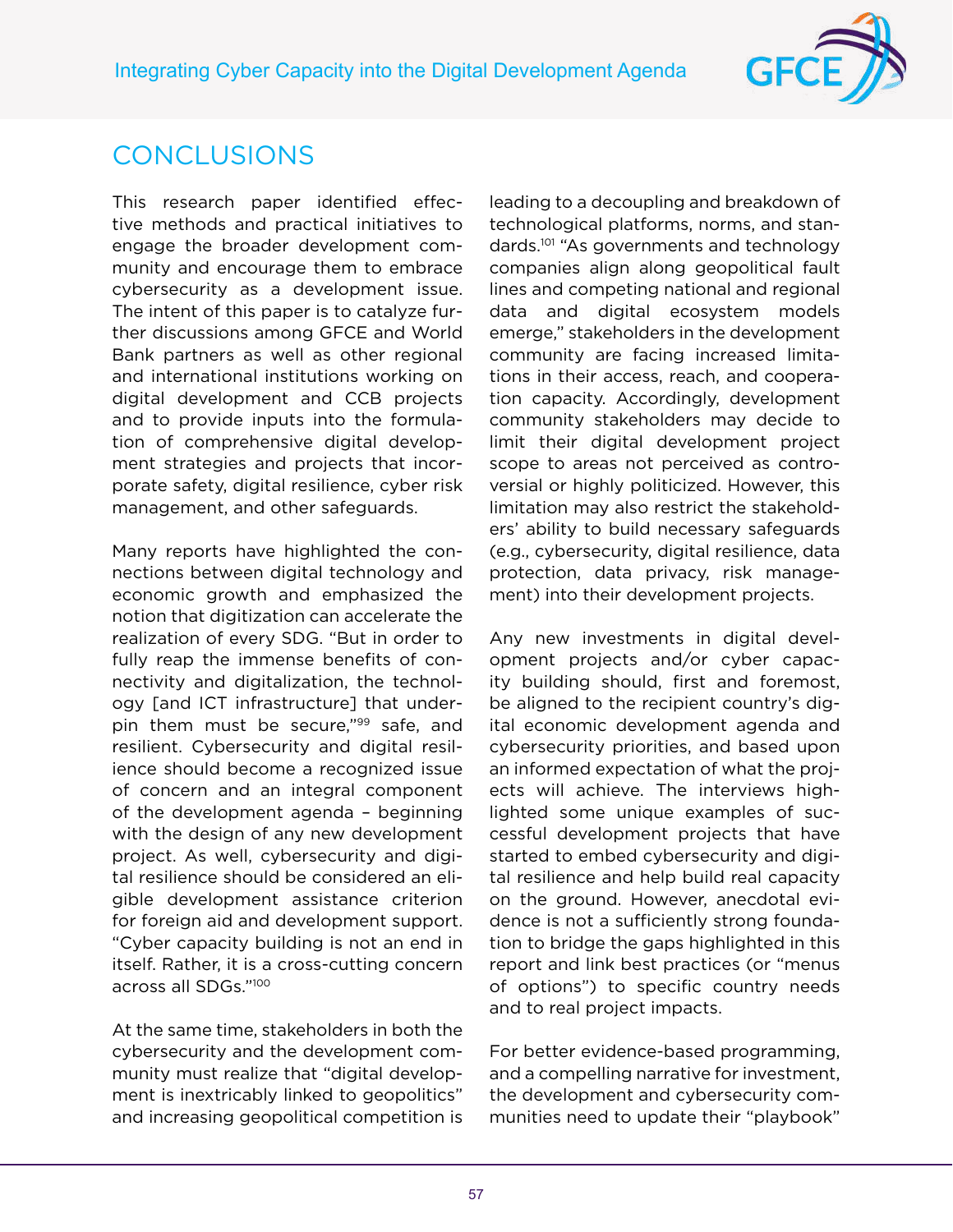## CONCLUSIONS

This research paper identified effective methods and practical initiatives to engage the broader development community and encourage them to embrace cybersecurity as a development issue. The intent of this paper is to catalyze further discussions among GFCE and World Bank partners as well as other regional and international institutions working on digital development and CCB projects and to provide inputs into the formulation of comprehensive digital development strategies and projects that incorporate safety, digital resilience, cyber risk management, and other safeguards.

Many reports have highlighted the connections between digital technology and economic growth and emphasized the notion that digitization can accelerate the realization of every SDG. "But in order to fully reap the immense benefits of connectivity and digitalization, the technology [and ICT infrastructure] that underpin them must be secure,"[99] safe, and resilient. Cybersecurity and digital resilience should become a recognized issue of concern and an integral component of the development agenda – beginning with the design of any new development project. As well, cybersecurity and digital resilience should be considered an eligible development assistance criterion for foreign aid and development support. "Cyber capacity building is not an end in itself. Rather, it is a cross-cutting concern across all SDGs."[100]

At the same time, stakeholders in both the cybersecurity and the development community must realize that "digital development is inextricably linked to geopolitics" and increasing geopolitical competition is leading to a decoupling and breakdown of technological platforms, norms, and standards.[101] "As governments and technology companies align along geopolitical fault lines and competing national and regional data and digital ecosystem models emerge," stakeholders in the development community are facing increased limitations in their access, reach, and cooperation capacity. Accordingly, development community stakeholders may decide to limit their digital development project scope to areas not perceived as controversial or highly politicized. However, this limitation may also restrict the stakeholders' ability to build necessary safeguards (e.g., cybersecurity, digital resilience, data protection, data privacy, risk management) into their development projects.

Any new investments in digital development projects and/or cyber capacity building should, first and foremost, be aligned to the recipient country's digital economic development agenda and cybersecurity priorities, and based upon an informed expectation of what the projects will achieve. The interviews highlighted some unique examples of successful development projects that have started to embed cybersecurity and digital resilience and help build real capacity on the ground. However, anecdotal evidence is not a sufficiently strong foundation to bridge the gaps highlighted in this report and link best practices (or "menus of options") to specific country needs and to real project impacts.

For better evidence-based programming, and a compelling narrative for investment, the development and cybersecurity communities need to update their "playbook"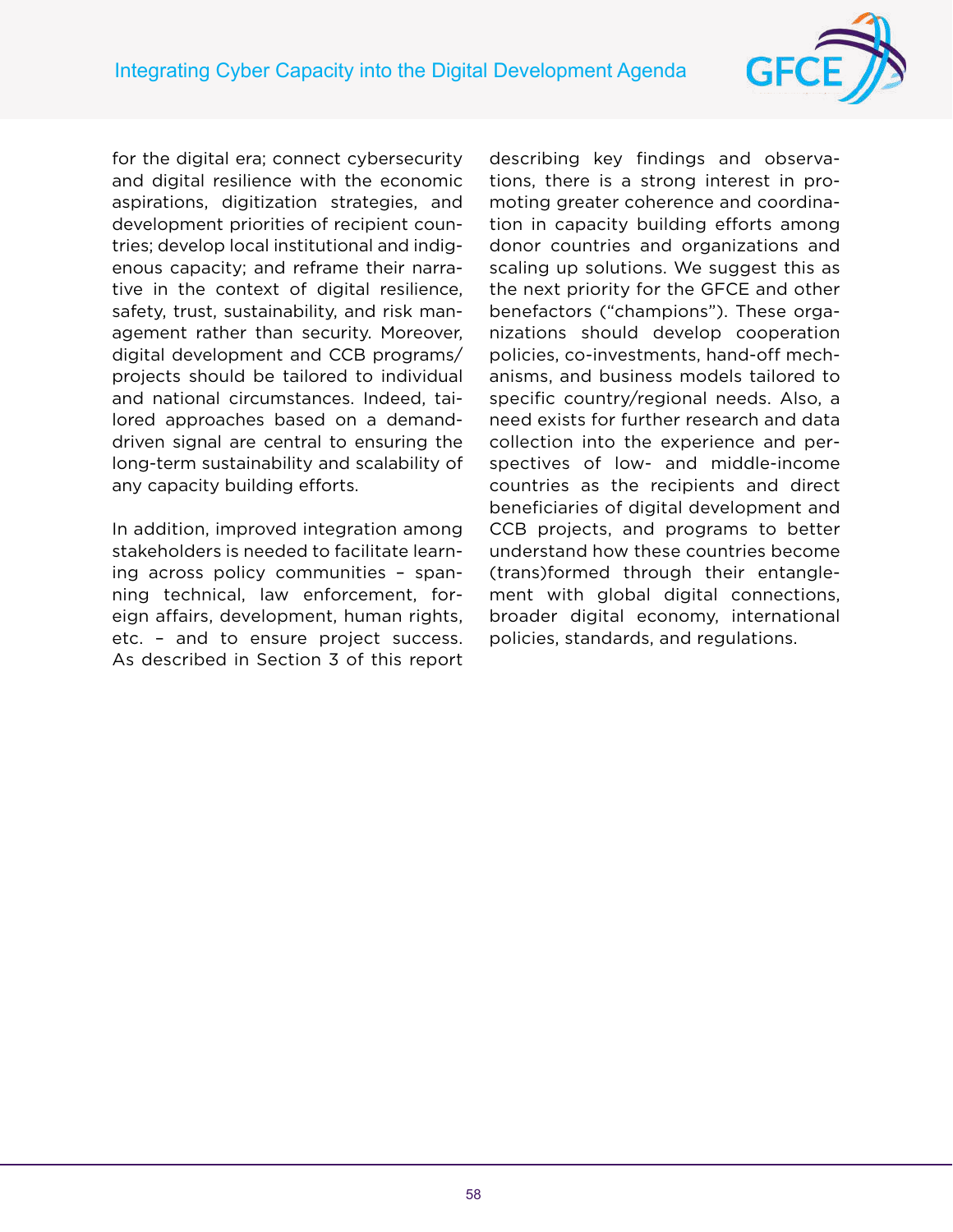for the digital era; connect cybersecurity and digital resilience with the economic aspirations, digitization strategies, and development priorities of recipient countries; develop local institutional and indigenous capacity; and reframe their narrative in the context of digital resilience, safety, trust, sustainability, and risk management rather than security. Moreover, digital development and CCB programs/projects should be tailored to individual and national circumstances. Indeed, tailored approaches based on a demand-driven signal are central to ensuring the long-term sustainability and scalability of any capacity building efforts.

In addition, improved integration among stakeholders is needed to facilitate learning across policy communities – spanning technical, law enforcement, foreign affairs, development, human rights, etc. – and to ensure project success. As described in Section 3 of this report describing key findings and observations, there is a strong interest in promoting greater coherence and coordination in capacity building efforts among donor countries and organizations and scaling up solutions. We suggest this as the next priority for the GFCE and other benefactors ("champions"). These organizations should develop cooperation policies, co-investments, hand-off mechanisms, and business models tailored to specific country/regional needs. Also, a need exists for further research and data collection into the experience and perspectives of low- and middle-income countries as the recipients and direct beneficiaries of digital development and CCB projects, and programs to better understand how these countries become (trans)formed through their entanglement with global digital connections, broader digital economy, international policies, standards, and regulations.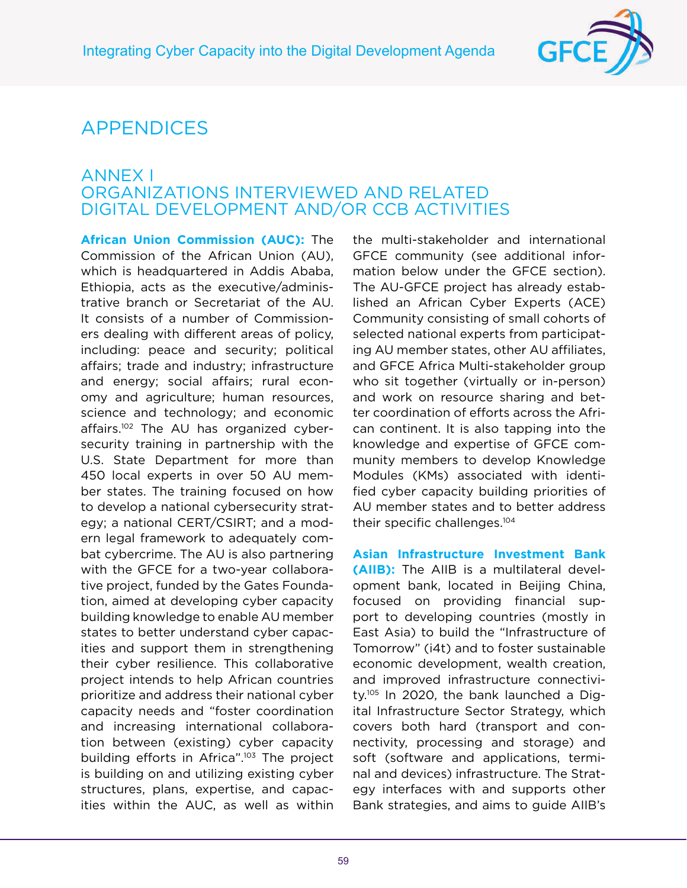# APPENDICES

## ANNEX I
## ORGANIZATIONS INTERVIEWED AND RELATED DIGITAL DEVELOPMENT AND/OR CCB ACTIVITIES

**African Union Commission (AUC):** The Commission of the African Union (AU), which is headquartered in Addis Ababa, Ethiopia, acts as the executive/administrative branch or Secretariat of the AU. It consists of a number of Commissioners dealing with different areas of policy, including: peace and security; political affairs; trade and industry; infrastructure and energy; social affairs; rural economy and agriculture; human resources, science and technology; and economic affairs.[102] The AU has organized cybersecurity training in partnership with the U.S. State Department for more than 450 local experts in over 50 AU member states. The training focused on how to develop a national cybersecurity strategy; a national CERT/CSIRT; and a modern legal framework to adequately combat cybercrime. The AU is also partnering with the GFCE for a two-year collaborative project, funded by the Gates Foundation, aimed at developing cyber capacity building knowledge to enable AU member states to better understand cyber capacities and support them in strengthening their cyber resilience. This collaborative project intends to help African countries prioritize and address their national cyber capacity needs and "foster coordination and increasing international collaboration between (existing) cyber capacity building efforts in Africa".[103] The project is building on and utilizing existing cyber structures, plans, expertise, and capacities within the AUC, as well as within the multi-stakeholder and international GFCE community (see additional information below under the GFCE section). The AU-GFCE project has already established an African Cyber Experts (ACE) Community consisting of small cohorts of selected national experts from participating AU member states, other AU affiliates, and GFCE Africa Multi-stakeholder group who sit together (virtually or in-person) and work on resource sharing and better coordination of efforts across the African continent. It is also tapping into the knowledge and expertise of GFCE community members to develop Knowledge Modules (KMs) associated with identified cyber capacity building priorities of AU member states and to better address their specific challenges.[104]

**Asian Infrastructure Investment Bank (AIIB):** The AIIB is a multilateral development bank, located in Beijing China, focused on providing financial support to developing countries (mostly in East Asia) to build the "Infrastructure of Tomorrow" (i4t) and to foster sustainable economic development, wealth creation, and improved infrastructure connectivity.[105] In 2020, the bank launched a Digital Infrastructure Sector Strategy, which covers both hard (transport and connectivity, processing and storage) and soft (software and applications, terminal and devices) infrastructure. The Strategy interfaces with and supports other Bank strategies, and aims to guide AIIB's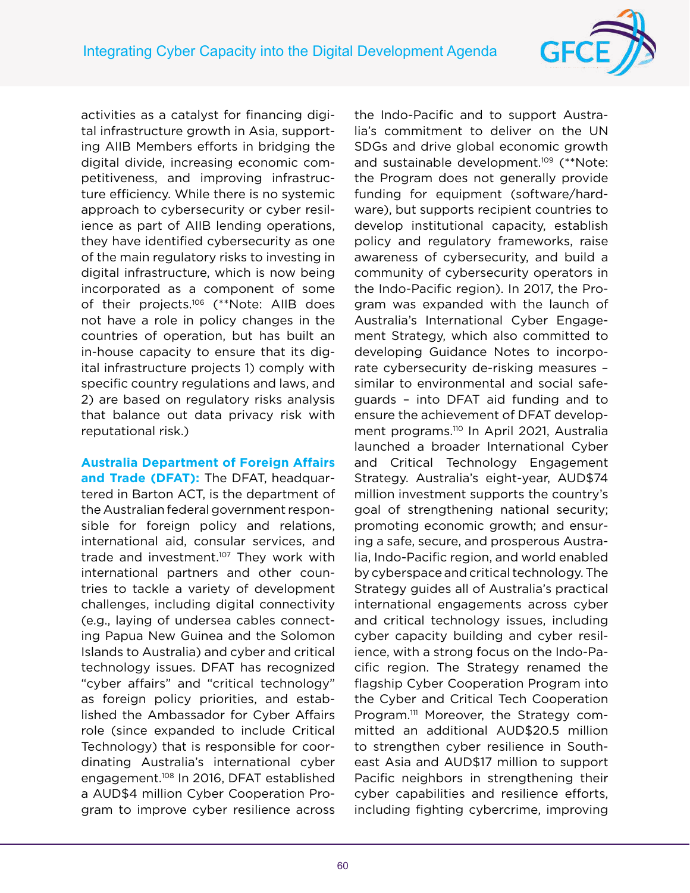activities as a catalyst for financing digital infrastructure growth in Asia, supporting AIIB Members efforts in bridging the digital divide, increasing economic competitiveness, and improving infrastructure efficiency. While there is no systemic approach to cybersecurity or cyber resilience as part of AIIB lending operations, they have identified cybersecurity as one of the main regulatory risks to investing in digital infrastructure, which is now being incorporated as a component of some of their projects.[106] (**Note: AIIB does not have a role in policy changes in the countries of operation, but has built an in-house capacity to ensure that its digital infrastructure projects 1) comply with specific country regulations and laws, and 2) are based on regulatory risks analysis that balance out data privacy risk with reputational risk.)

**Australia Department of Foreign Affairs and Trade (DFAT):** The DFAT, headquartered in Barton ACT, is the department of the Australian federal government responsible for foreign policy and relations, international aid, consular services, and trade and investment.[107] They work with international partners and other countries to tackle a variety of development challenges, including digital connectivity (e.g., laying of undersea cables connecting Papua New Guinea and the Solomon Islands to Australia) and cyber and critical technology issues. DFAT has recognized "cyber affairs" and "critical technology" as foreign policy priorities, and established the Ambassador for Cyber Affairs role (since expanded to include Critical Technology) that is responsible for coordinating Australia's international cyber engagement.[108] In 2016, DFAT established a AUD$4 million Cyber Cooperation Program to improve cyber resilience across the Indo-Pacific and to support Australia's commitment to deliver on the UN SDGs and drive global economic growth and sustainable development.[109] (**Note: the Program does not generally provide funding for equipment (software/hardware), but supports recipient countries to develop institutional capacity, establish policy and regulatory frameworks, raise awareness of cybersecurity, and build a community of cybersecurity operators in the Indo-Pacific region). In 2017, the Program was expanded with the launch of Australia's International Cyber Engagement Strategy, which also committed to developing Guidance Notes to incorporate cybersecurity de-risking measures – similar to environmental and social safeguards – into DFAT aid funding and to ensure the achievement of DFAT development programs.[110] In April 2021, Australia launched a broader International Cyber and Critical Technology Engagement Strategy. Australia's eight-year, AUD$74 million investment supports the country's goal of strengthening national security; promoting economic growth; and ensuring a safe, secure, and prosperous Australia, Indo-Pacific region, and world enabled by cyberspace and critical technology. The Strategy guides all of Australia's practical international engagements across cyber and critical technology issues, including cyber capacity building and cyber resilience, with a strong focus on the Indo-Pacific region. The Strategy renamed the flagship Cyber Cooperation Program into the Cyber and Critical Tech Cooperation Program.[111] Moreover, the Strategy committed an additional AUD$20.5 million to strengthen cyber resilience in Southeast Asia and AUD$17 million to support Pacific neighbors in strengthening their cyber capabilities and resilience efforts, including fighting cybercrime, improving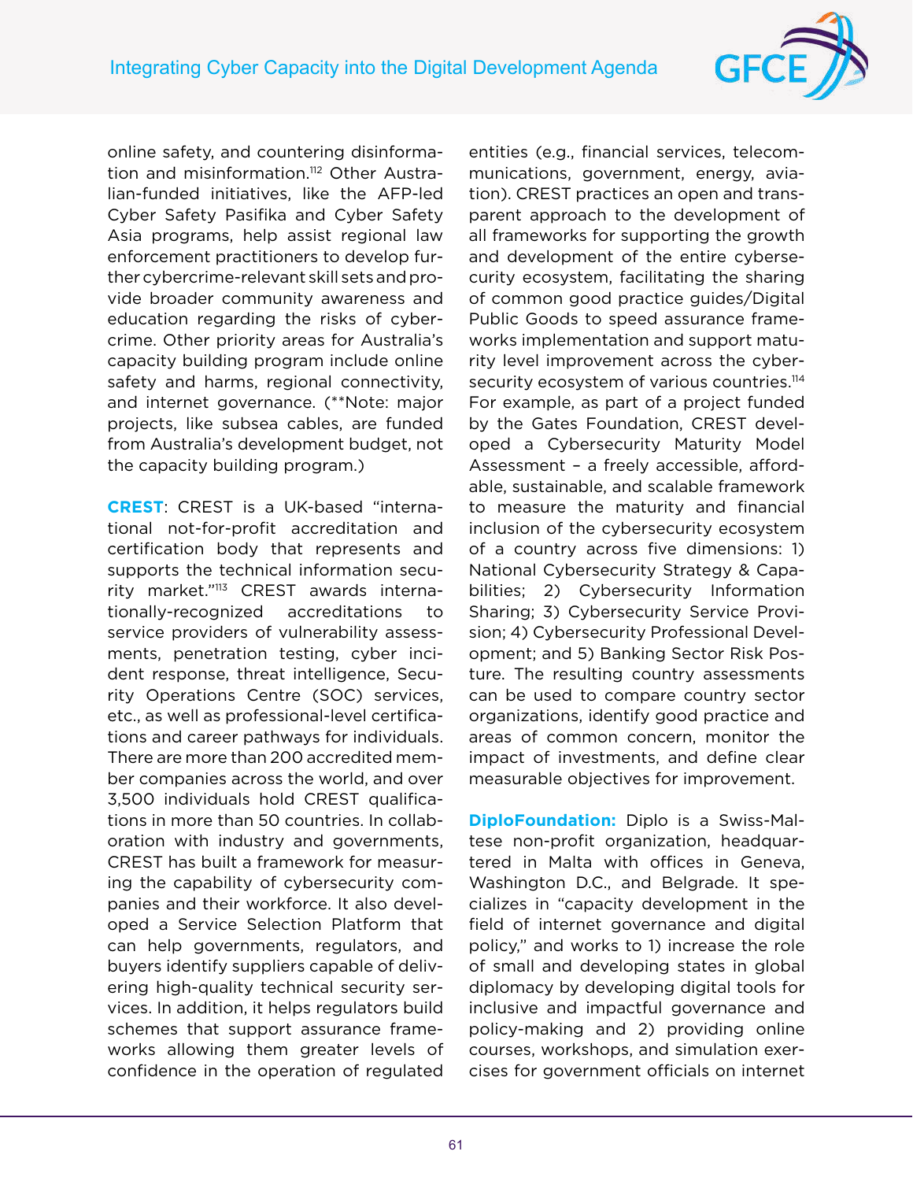online safety, and countering disinformation and misinformation.[112] Other Australian-funded initiatives, like the AFP-led Cyber Safety Pasifika and Cyber Safety Asia programs, help assist regional law enforcement practitioners to develop further cybercrime-relevant skill sets and provide broader community awareness and education regarding the risks of cybercrime. Other priority areas for Australia's capacity building program include online safety and harms, regional connectivity, and internet governance. (**Note: major projects, like subsea cables, are funded from Australia's development budget, not the capacity building program.)

**CREST**: CREST is a UK-based "international not-for-profit accreditation and certification body that represents and supports the technical information security market."[113] CREST awards internationally-recognized accreditations to service providers of vulnerability assessments, penetration testing, cyber incident response, threat intelligence, Security Operations Centre (SOC) services, etc., as well as professional-level certifications and career pathways for individuals. There are more than 200 accredited member companies across the world, and over 3,500 individuals hold CREST qualifications in more than 50 countries. In collaboration with industry and governments, CREST has built a framework for measuring the capability of cybersecurity companies and their workforce. It also developed a Service Selection Platform that can help governments, regulators, and buyers identify suppliers capable of delivering high-quality technical security services. In addition, it helps regulators build schemes that support assurance frameworks allowing them greater levels of confidence in the operation of regulated entities (e.g., financial services, telecommunications, government, energy, aviation). CREST practices an open and transparent approach to the development of all frameworks for supporting the growth and development of the entire cybersecurity ecosystem, facilitating the sharing of common good practice guides/Digital Public Goods to speed assurance frameworks implementation and support maturity level improvement across the cybersecurity ecosystem of various countries.[114] For example, as part of a project funded by the Gates Foundation, CREST developed a Cybersecurity Maturity Model Assessment – a freely accessible, affordable, sustainable, and scalable framework to measure the maturity and financial inclusion of the cybersecurity ecosystem of a country across five dimensions: 1) National Cybersecurity Strategy & Capabilities; 2) Cybersecurity Information Sharing; 3) Cybersecurity Service Provision; 4) Cybersecurity Professional Development; and 5) Banking Sector Risk Posture. The resulting country assessments can be used to compare country sector organizations, identify good practice and areas of common concern, monitor the impact of investments, and define clear measurable objectives for improvement.

**DiploFoundation:** Diplo is a Swiss-Maltese non-profit organization, headquartered in Malta with offices in Geneva, Washington D.C., and Belgrade. It specializes in "capacity development in the field of internet governance and digital policy," and works to 1) increase the role of small and developing states in global diplomacy by developing digital tools for inclusive and impactful governance and policy-making and 2) providing online courses, workshops, and simulation exercises for government officials on internet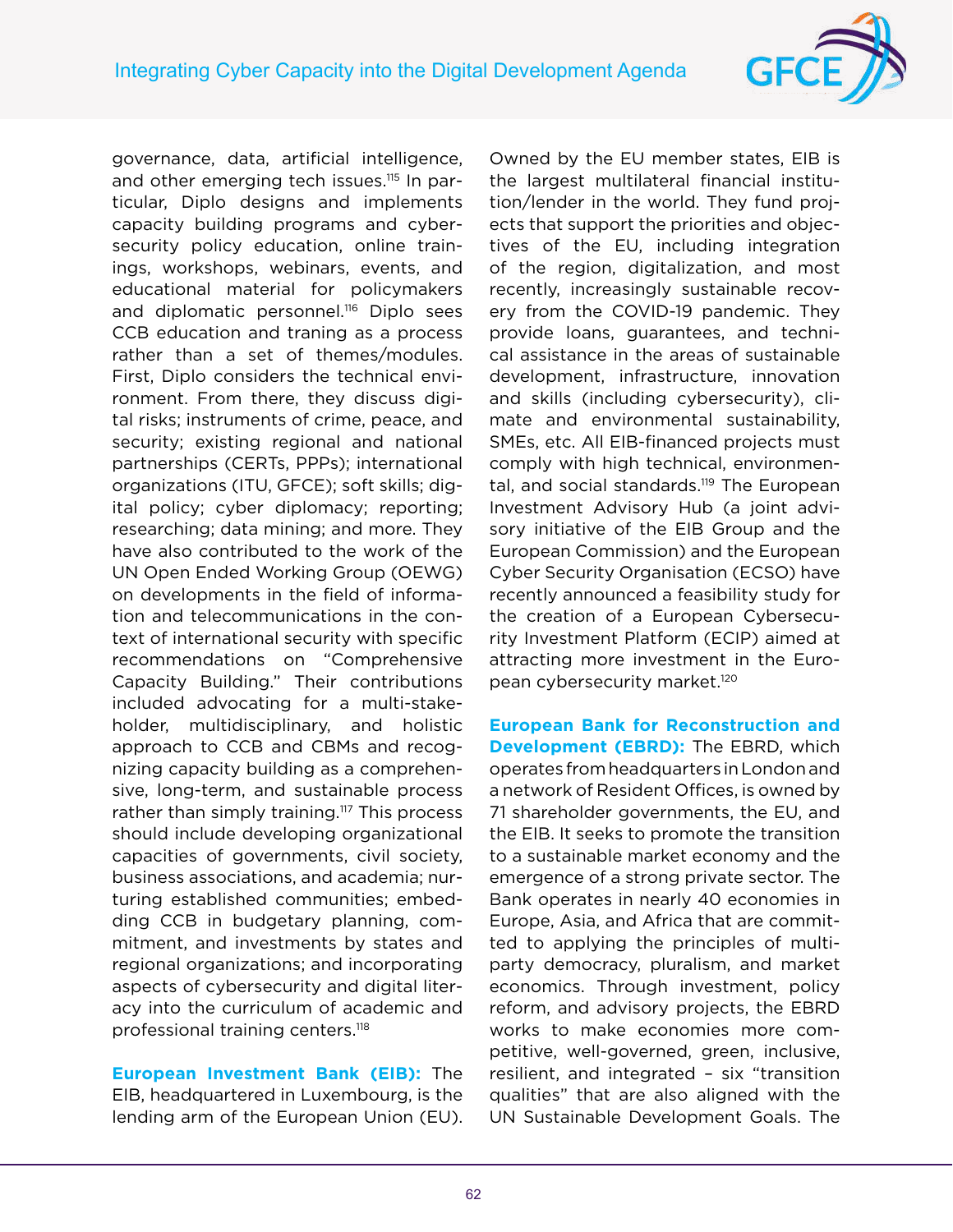governance, data, artificial intelligence, and other emerging tech issues.[115] In particular, Diplo designs and implements capacity building programs and cybersecurity policy education, online trainings, workshops, webinars, events, and educational material for policymakers and diplomatic personnel.[116] Diplo sees CCB education and traning as a process rather than a set of themes/modules. First, Diplo considers the technical environment. From there, they discuss digital risks; instruments of crime, peace, and security; existing regional and national partnerships (CERTs, PPPs); international organizations (ITU, GFCE); soft skills; digital policy; cyber diplomacy; reporting; researching; data mining; and more. They have also contributed to the work of the UN Open Ended Working Group (OEWG) on developments in the field of information and telecommunications in the context of international security with specific recommendations on "Comprehensive Capacity Building." Their contributions included advocating for a multi-stakeholder, multidisciplinary, and holistic approach to CCB and CBMs and recognizing capacity building as a comprehensive, long-term, and sustainable process rather than simply training.[117] This process should include developing organizational capacities of governments, civil society, business associations, and academia; nurturing established communities; embedding CCB in budgetary planning, commitment, and investments by states and regional organizations; and incorporating aspects of cybersecurity and digital literacy into the curriculum of academic and professional training centers.[118]

**European Investment Bank (EIB):** The EIB, headquartered in Luxembourg, is the lending arm of the European Union (EU). Owned by the EU member states, EIB is the largest multilateral financial institution/lender in the world. They fund projects that support the priorities and objectives of the EU, including integration of the region, digitalization, and most recently, increasingly sustainable recovery from the COVID-19 pandemic. They provide loans, guarantees, and technical assistance in the areas of sustainable development, infrastructure, innovation and skills (including cybersecurity), climate and environmental sustainability, SMEs, etc. All EIB-financed projects must comply with high technical, environmental, and social standards.[119] The European Investment Advisory Hub (a joint advisory initiative of the EIB Group and the European Commission) and the European Cyber Security Organisation (ECSO) have recently announced a feasibility study for the creation of a European Cybersecurity Investment Platform (ECIP) aimed at attracting more investment in the European cybersecurity market.[120]

**European Bank for Reconstruction and Development (EBRD):** The EBRD, which operates from headquarters in London and a network of Resident Offices, is owned by 71 shareholder governments, the EU, and the EIB. It seeks to promote the transition to a sustainable market economy and the emergence of a strong private sector. The Bank operates in nearly 40 economies in Europe, Asia, and Africa that are committed to applying the principles of multiparty democracy, pluralism, and market economics. Through investment, policy reform, and advisory projects, the EBRD works to make economies more competitive, well-governed, green, inclusive, resilient, and integrated – six "transition qualities" that are also aligned with the UN Sustainable Development Goals. The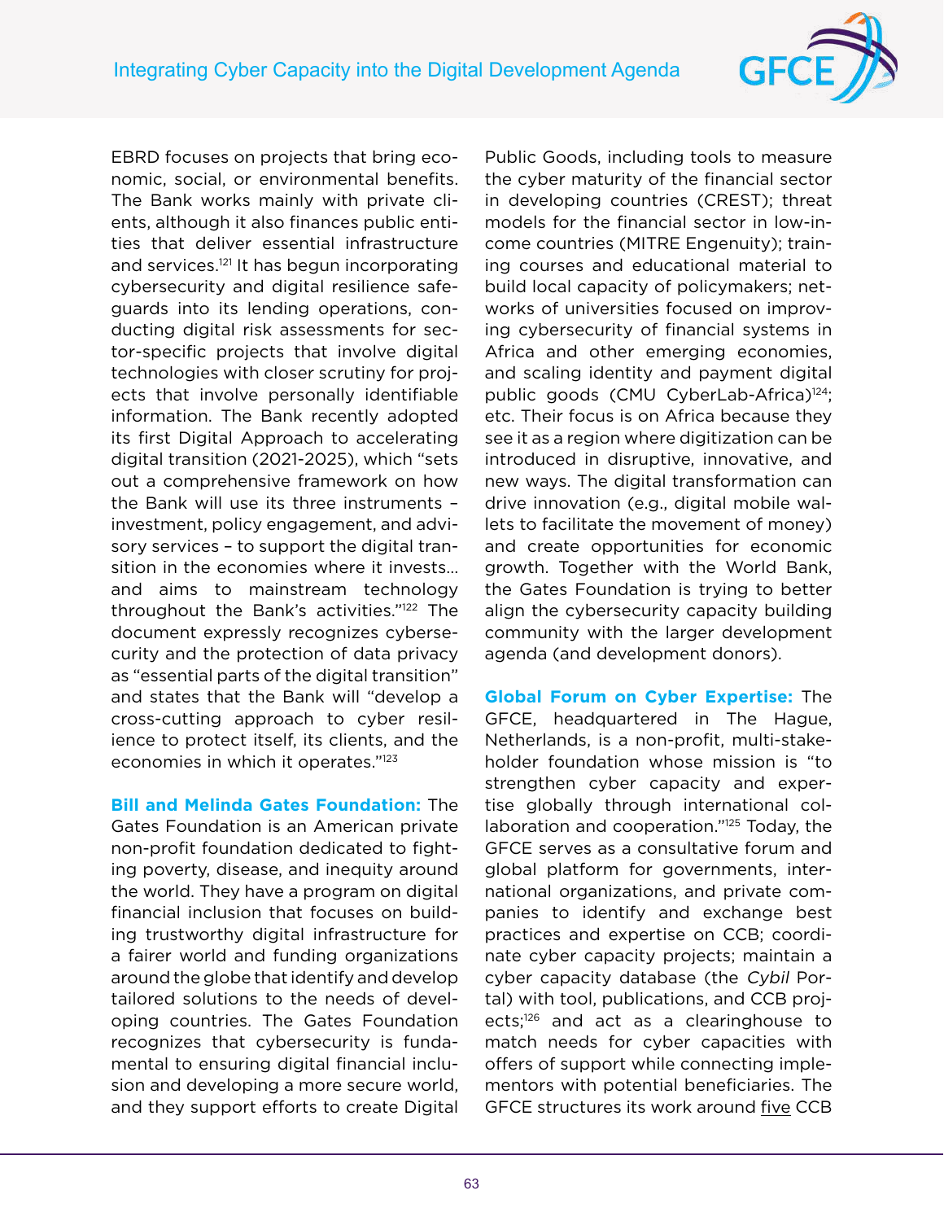EBRD focuses on projects that bring economic, social, or environmental benefits. The Bank works mainly with private clients, although it also finances public entities that deliver essential infrastructure and services.[121] It has begun incorporating cybersecurity and digital resilience safeguards into its lending operations, conducting digital risk assessments for sector-specific projects that involve digital technologies with closer scrutiny for projects that involve personally identifiable information. The Bank recently adopted its first Digital Approach to accelerating digital transition (2021-2025), which "sets out a comprehensive framework on how the Bank will use its three instruments – investment, policy engagement, and advisory services – to support the digital transition in the economies where it invests... and aims to mainstream technology throughout the Bank's activities."[122] The document expressly recognizes cybersecurity and the protection of data privacy as "essential parts of the digital transition" and states that the Bank will "develop a cross-cutting approach to cyber resilience to protect itself, its clients, and the economies in which it operates."[123]

**Bill and Melinda Gates Foundation:** The Gates Foundation is an American private non-profit foundation dedicated to fighting poverty, disease, and inequity around the world. They have a program on digital financial inclusion that focuses on building trustworthy digital infrastructure for a fairer world and funding organizations around the globe that identify and develop tailored solutions to the needs of developing countries. The Gates Foundation recognizes that cybersecurity is fundamental to ensuring digital financial inclusion and developing a more secure world, and they support efforts to create Digital Public Goods, including tools to measure the cyber maturity of the financial sector in developing countries (CREST); threat models for the financial sector in low-income countries (MITRE Engenuity); training courses and educational material to build local capacity of policymakers; networks of universities focused on improving cybersecurity of financial systems in Africa and other emerging economies, and scaling identity and payment digital public goods (CMU CyberLab-Africa)[124]; etc. Their focus is on Africa because they see it as a region where digitization can be introduced in disruptive, innovative, and new ways. The digital transformation can drive innovation (e.g., digital mobile wallets to facilitate the movement of money) and create opportunities for economic growth. Together with the World Bank, the Gates Foundation is trying to better align the cybersecurity capacity building community with the larger development agenda (and development donors).

**Global Forum on Cyber Expertise:** The GFCE, headquartered in The Hague, Netherlands, is a non-profit, multi-stakeholder foundation whose mission is "to strengthen cyber capacity and expertise globally through international collaboration and cooperation."[125] Today, the GFCE serves as a consultative forum and global platform for governments, international organizations, and private companies to identify and exchange best practices and expertise on CCB; coordinate cyber capacity projects; maintain a cyber capacity database (the *Cybil* Portal) with tool, publications, and CCB projects;[126] and act as a clearinghouse to match needs for cyber capacities with offers of support while connecting implementors with potential beneficiaries. The GFCE structures its work around five CCB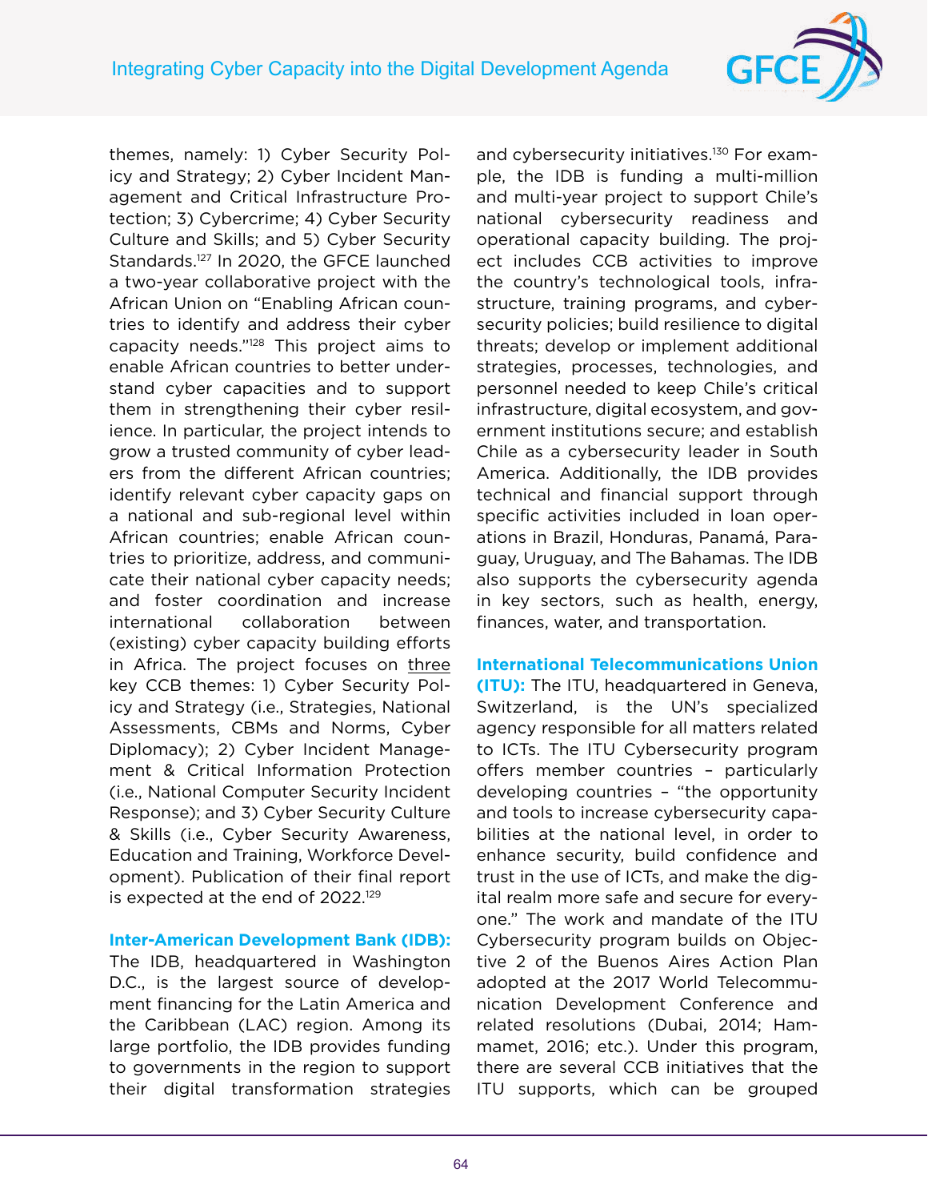themes, namely: 1) Cyber Security Policy and Strategy; 2) Cyber Incident Management and Critical Infrastructure Protection; 3) Cybercrime; 4) Cyber Security Culture and Skills; and 5) Cyber Security Standards.[127] In 2020, the GFCE launched a two-year collaborative project with the African Union on "Enabling African countries to identify and address their cyber capacity needs."[128] This project aims to enable African countries to better understand cyber capacities and to support them in strengthening their cyber resilience. In particular, the project intends to grow a trusted community of cyber leaders from the different African countries; identify relevant cyber capacity gaps on a national and sub-regional level within African countries; enable African countries to prioritize, address, and communicate their national cyber capacity needs; and foster coordination and increase international collaboration between (existing) cyber capacity building efforts in Africa. The project focuses on three key CCB themes: 1) Cyber Security Policy and Strategy (i.e., Strategies, National Assessments, CBMs and Norms, Cyber Diplomacy); 2) Cyber Incident Management & Critical Information Protection (i.e., National Computer Security Incident Response); and 3) Cyber Security Culture & Skills (i.e., Cyber Security Awareness, Education and Training, Workforce Development). Publication of their final report is expected at the end of 2022.[129]

**Inter-American Development Bank (IDB):** The IDB, headquartered in Washington D.C., is the largest source of development financing for the Latin America and the Caribbean (LAC) region. Among its large portfolio, the IDB provides funding to governments in the region to support their digital transformation strategies and cybersecurity initiatives.[130] For example, the IDB is funding a multi-million and multi-year project to support Chile's national cybersecurity readiness and operational capacity building. The project includes CCB activities to improve the country's technological tools, infrastructure, training programs, and cybersecurity policies; build resilience to digital threats; develop or implement additional strategies, processes, technologies, and personnel needed to keep Chile's critical infrastructure, digital ecosystem, and government institutions secure; and establish Chile as a cybersecurity leader in South America. Additionally, the IDB provides technical and financial support through specific activities included in loan operations in Brazil, Honduras, Panamá, Paraguay, Uruguay, and The Bahamas. The IDB also supports the cybersecurity agenda in key sectors, such as health, energy, finances, water, and transportation.

**International Telecommunications Union (ITU):** The ITU, headquartered in Geneva, Switzerland, is the UN's specialized agency responsible for all matters related to ICTs. The ITU Cybersecurity program offers member countries – particularly developing countries – "the opportunity and tools to increase cybersecurity capabilities at the national level, in order to enhance security, build confidence and trust in the use of ICTs, and make the digital realm more safe and secure for everyone." The work and mandate of the ITU Cybersecurity program builds on Objective 2 of the Buenos Aires Action Plan adopted at the 2017 World Telecommunication Development Conference and related resolutions (Dubai, 2014; Hammamet, 2016; etc.). Under this program, there are several CCB initiatives that the ITU supports, which can be grouped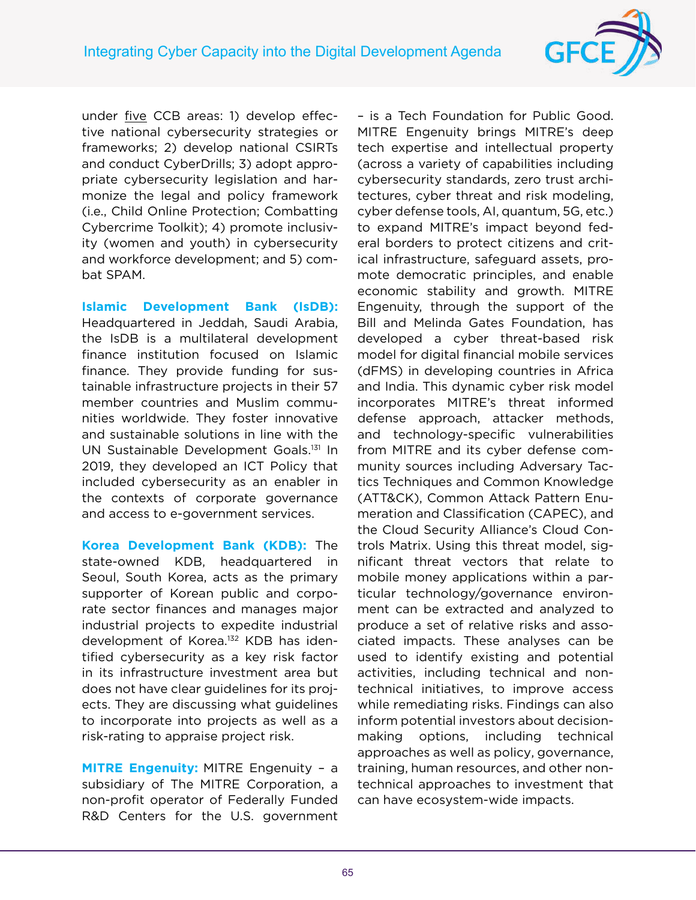under <u>five</u> CCB areas: 1) develop effective national cybersecurity strategies or frameworks; 2) develop national CSIRTs and conduct CyberDrills; 3) adopt appropriate cybersecurity legislation and harmonize the legal and policy framework (i.e., Child Online Protection; Combatting Cybercrime Toolkit); 4) promote inclusivity (women and youth) in cybersecurity and workforce development; and 5) combat SPAM.

**Islamic Development Bank (IsDB):** Headquartered in Jeddah, Saudi Arabia, the IsDB is a multilateral development finance institution focused on Islamic finance. They provide funding for sustainable infrastructure projects in their 57 member countries and Muslim communities worldwide. They foster innovative and sustainable solutions in line with the UN Sustainable Development Goals.[131] In 2019, they developed an ICT Policy that included cybersecurity as an enabler in the contexts of corporate governance and access to e-government services.

**Korea Development Bank (KDB):** The state-owned KDB, headquartered in Seoul, South Korea, acts as the primary supporter of Korean public and corporate sector finances and manages major industrial projects to expedite industrial development of Korea.[132] KDB has identified cybersecurity as a key risk factor in its infrastructure investment area but does not have clear guidelines for its projects. They are discussing what guidelines to incorporate into projects as well as a risk-rating to appraise project risk.

**MITRE Engenuity:** MITRE Engenuity – a subsidiary of The MITRE Corporation, a non-profit operator of Federally Funded R&D Centers for the U.S. government – is a Tech Foundation for Public Good. MITRE Engenuity brings MITRE's deep tech expertise and intellectual property (across a variety of capabilities including cybersecurity standards, zero trust architectures, cyber threat and risk modeling, cyber defense tools, AI, quantum, 5G, etc.) to expand MITRE's impact beyond federal borders to protect citizens and critical infrastructure, safeguard assets, promote democratic principles, and enable economic stability and growth. MITRE Engenuity, through the support of the Bill and Melinda Gates Foundation, has developed a cyber threat-based risk model for digital financial mobile services (dFMS) in developing countries in Africa and India. This dynamic cyber risk model incorporates MITRE's threat informed defense approach, attacker methods, and technology-specific vulnerabilities from MITRE and its cyber defense community sources including Adversary Tactics Techniques and Common Knowledge (ATT&CK), Common Attack Pattern Enumeration and Classification (CAPEC), and the Cloud Security Alliance's Cloud Controls Matrix. Using this threat model, significant threat vectors that relate to mobile money applications within a particular technology/governance environment can be extracted and analyzed to produce a set of relative risks and associated impacts. These analyses can be used to identify existing and potential activities, including technical and non-technical initiatives, to improve access while remediating risks. Findings can also inform potential investors about decision-making options, including technical approaches as well as policy, governance, training, human resources, and other non-technical approaches to investment that can have ecosystem-wide impacts.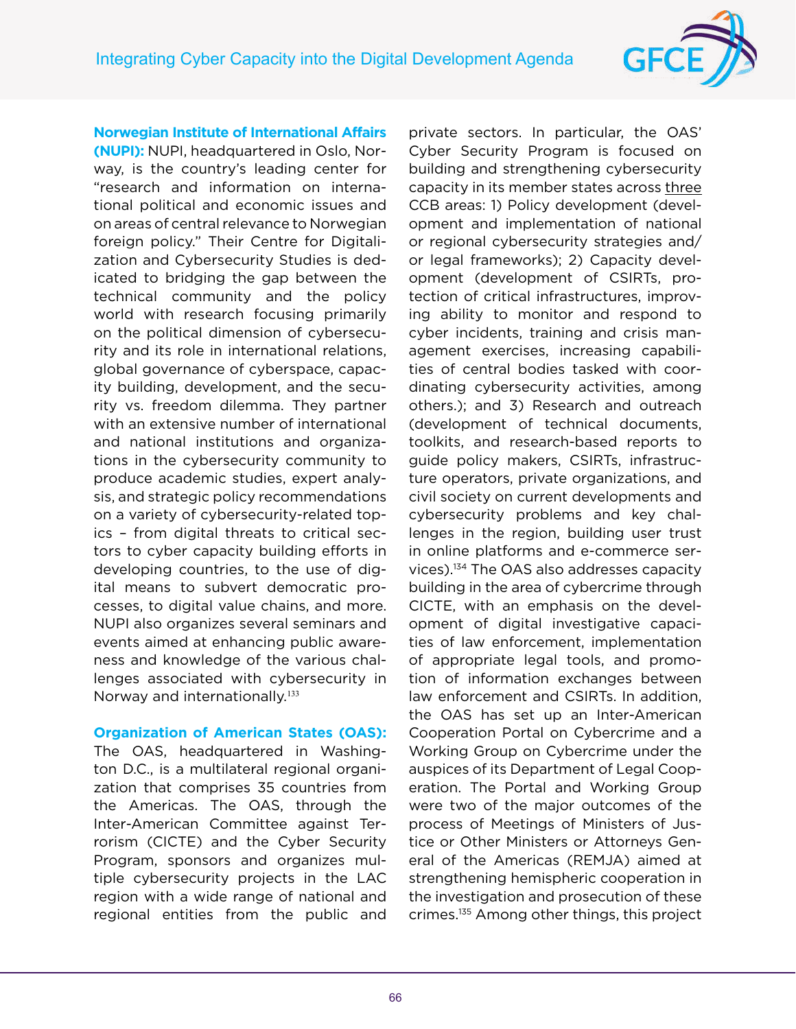**Norwegian Institute of International Affairs (NUPI):** NUPI, headquartered in Oslo, Norway, is the country's leading center for "research and information on international political and economic issues and on areas of central relevance to Norwegian foreign policy." Their Centre for Digitalization and Cybersecurity Studies is dedicated to bridging the gap between the technical community and the policy world with research focusing primarily on the political dimension of cybersecurity and its role in international relations, global governance of cyberspace, capacity building, development, and the security vs. freedom dilemma. They partner with an extensive number of international and national institutions and organizations in the cybersecurity community to produce academic studies, expert analysis, and strategic policy recommendations on a variety of cybersecurity-related topics – from digital threats to critical sectors to cyber capacity building efforts in developing countries, to the use of digital means to subvert democratic processes, to digital value chains, and more. NUPI also organizes several seminars and events aimed at enhancing public awareness and knowledge of the various challenges associated with cybersecurity in Norway and internationally.[133]

**Organization of American States (OAS):** The OAS, headquartered in Washington D.C., is a multilateral regional organization that comprises 35 countries from the Americas. The OAS, through the Inter-American Committee against Terrorism (CICTE) and the Cyber Security Program, sponsors and organizes multiple cybersecurity projects in the LAC region with a wide range of national and regional entities from the public and private sectors. In particular, the OAS' Cyber Security Program is focused on building and strengthening cybersecurity capacity in its member states across three CCB areas: 1) Policy development (development and implementation of national or regional cybersecurity strategies and/or legal frameworks); 2) Capacity development (development of CSIRTs, protection of critical infrastructures, improving ability to monitor and respond to cyber incidents, training and crisis management exercises, increasing capabilities of central bodies tasked with coordinating cybersecurity activities, among others.); and 3) Research and outreach (development of technical documents, toolkits, and research-based reports to guide policy makers, CSIRTs, infrastructure operators, private organizations, and civil society on current developments and cybersecurity problems and key challenges in the region, building user trust in online platforms and e-commerce services).[134] The OAS also addresses capacity building in the area of cybercrime through CICTE, with an emphasis on the development of digital investigative capacities of law enforcement, implementation of appropriate legal tools, and promotion of information exchanges between law enforcement and CSIRTs. In addition, the OAS has set up an Inter-American Cooperation Portal on Cybercrime and a Working Group on Cybercrime under the auspices of its Department of Legal Cooperation. The Portal and Working Group were two of the major outcomes of the process of Meetings of Ministers of Justice or Other Ministers or Attorneys General of the Americas (REMJA) aimed at strengthening hemispheric cooperation in the investigation and prosecution of these crimes.[135] Among other things, this project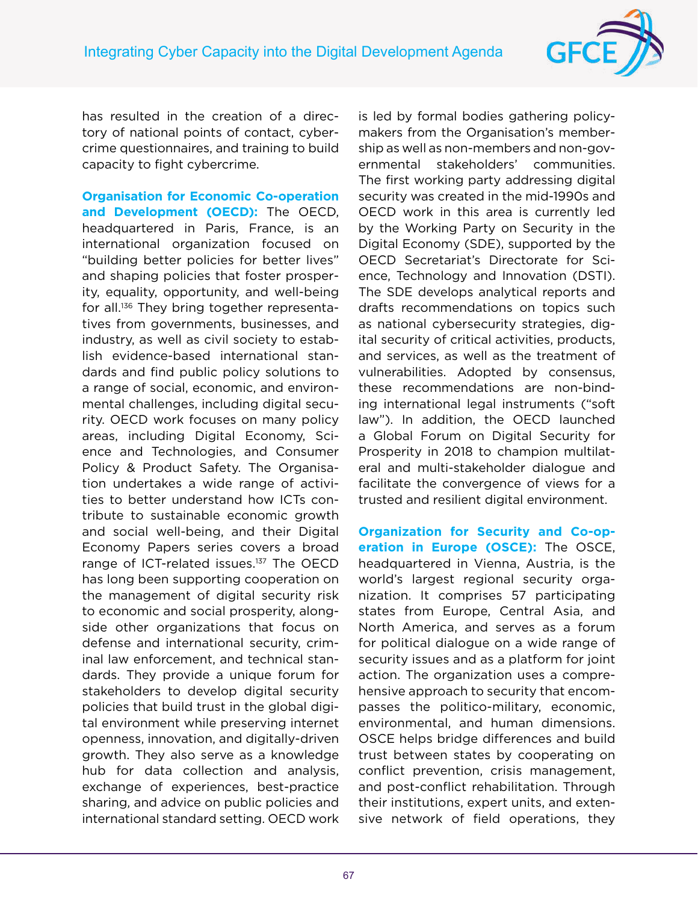has resulted in the creation of a directory of national points of contact, cybercrime questionnaires, and training to build capacity to fight cybercrime.

**Organisation for Economic Co-operation and Development (OECD):** The OECD, headquartered in Paris, France, is an international organization focused on "building better policies for better lives" and shaping policies that foster prosperity, equality, opportunity, and well-being for all.[136] They bring together representatives from governments, businesses, and industry, as well as civil society to establish evidence-based international standards and find public policy solutions to a range of social, economic, and environmental challenges, including digital security. OECD work focuses on many policy areas, including Digital Economy, Science and Technologies, and Consumer Policy & Product Safety. The Organisation undertakes a wide range of activities to better understand how ICTs contribute to sustainable economic growth and social well-being, and their Digital Economy Papers series covers a broad range of ICT-related issues.[137] The OECD has long been supporting cooperation on the management of digital security risk to economic and social prosperity, alongside other organizations that focus on defense and international security, criminal law enforcement, and technical standards. They provide a unique forum for stakeholders to develop digital security policies that build trust in the global digital environment while preserving internet openness, innovation, and digitally-driven growth. They also serve as a knowledge hub for data collection and analysis, exchange of experiences, best-practice sharing, and advice on public policies and international standard setting. OECD work is led by formal bodies gathering policymakers from the Organisation's membership as well as non-members and non-governmental stakeholders' communities. The first working party addressing digital security was created in the mid-1990s and OECD work in this area is currently led by the Working Party on Security in the Digital Economy (SDE), supported by the OECD Secretariat's Directorate for Science, Technology and Innovation (DSTI). The SDE develops analytical reports and drafts recommendations on topics such as national cybersecurity strategies, digital security of critical activities, products, and services, as well as the treatment of vulnerabilities. Adopted by consensus, these recommendations are non-binding international legal instruments ("soft law"). In addition, the OECD launched a Global Forum on Digital Security for Prosperity in 2018 to champion multilateral and multi-stakeholder dialogue and facilitate the convergence of views for a trusted and resilient digital environment.

**Organization for Security and Co-operation in Europe (OSCE):** The OSCE, headquartered in Vienna, Austria, is the world's largest regional security organization. It comprises 57 participating states from Europe, Central Asia, and North America, and serves as a forum for political dialogue on a wide range of security issues and as a platform for joint action. The organization uses a comprehensive approach to security that encompasses the politico-military, economic, environmental, and human dimensions. OSCE helps bridge differences and build trust between states by cooperating on conflict prevention, crisis management, and post-conflict rehabilitation. Through their institutions, expert units, and extensive network of field operations, they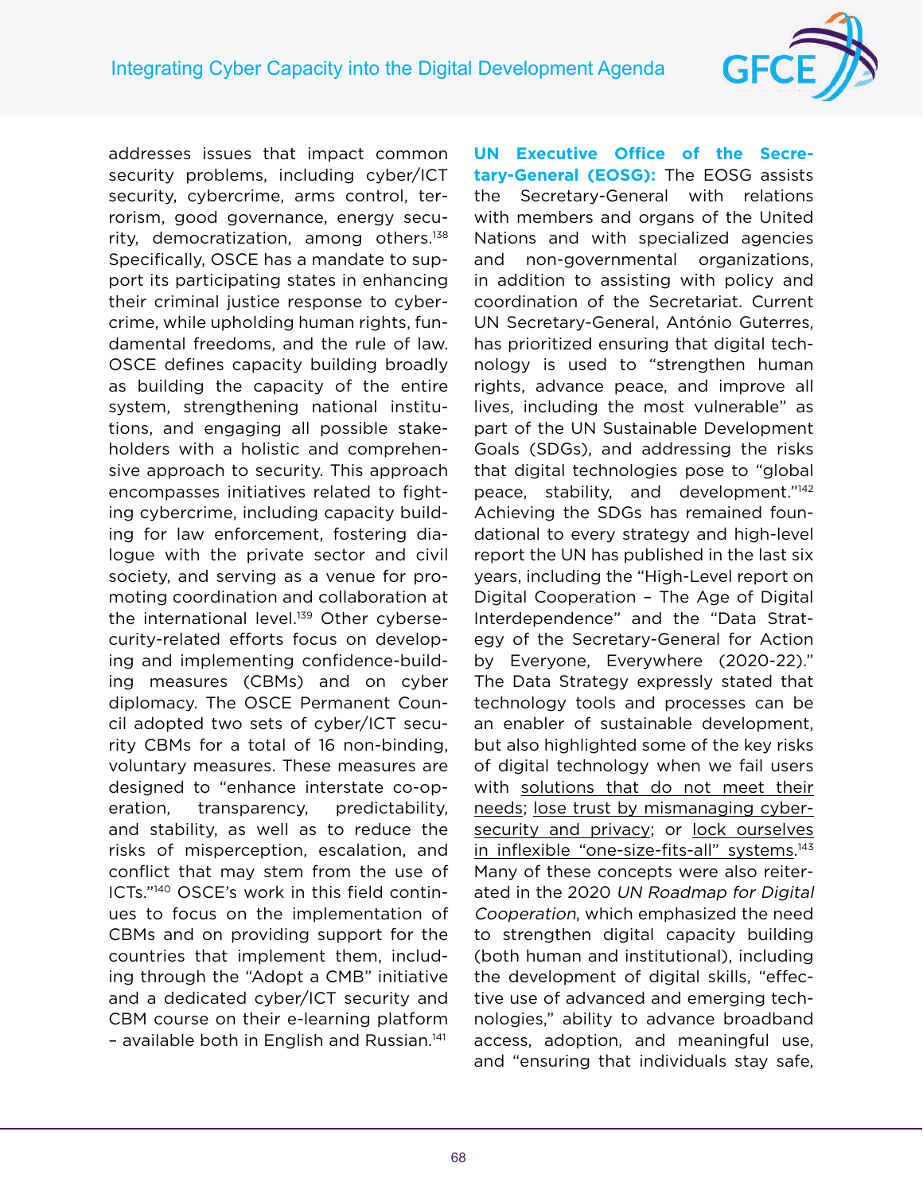addresses issues that impact common security problems, including cyber/ICT security, cybercrime, arms control, terrorism, good governance, energy security, democratization, among others.[138] Specifically, OSCE has a mandate to support its participating states in enhancing their criminal justice response to cybercrime, while upholding human rights, fundamental freedoms, and the rule of law. OSCE defines capacity building broadly as building the capacity of the entire system, strengthening national institutions, and engaging all possible stakeholders with a holistic and comprehensive approach to security. This approach encompasses initiatives related to fighting cybercrime, including capacity building for law enforcement, fostering dialogue with the private sector and civil society, and serving as a venue for promoting coordination and collaboration at the international level.[139] Other cybersecurity-related efforts focus on developing and implementing confidence-building measures (CBMs) and on cyber diplomacy. The OSCE Permanent Council adopted two sets of cyber/ICT security CBMs for a total of 16 non-binding, voluntary measures. These measures are designed to "enhance interstate co-operation, transparency, predictability, and stability, as well as to reduce the risks of misperception, escalation, and conflict that may stem from the use of ICTs."[140] OSCE's work in this field continues to focus on the implementation of CBMs and on providing support for the countries that implement them, including through the "Adopt a CMB" initiative and a dedicated cyber/ICT security and CBM course on their e-learning platform – available both in English and Russian.[141]

**UN Executive Office of the Secretary-General (EOSG):** The EOSG assists the Secretary-General with relations with members and organs of the United Nations and with specialized agencies and non-governmental organizations, in addition to assisting with policy and coordination of the Secretariat. Current UN Secretary-General, António Guterres, has prioritized ensuring that digital technology is used to "strengthen human rights, advance peace, and improve all lives, including the most vulnerable" as part of the UN Sustainable Development Goals (SDGs), and addressing the risks that digital technologies pose to "global peace, stability, and development."[142] Achieving the SDGs has remained foundational to every strategy and high-level report the UN has published in the last six years, including the "High-Level report on Digital Cooperation – The Age of Digital Interdependence" and the "Data Strategy of the Secretary-General for Action by Everyone, Everywhere (2020-22)." The Data Strategy expressly stated that technology tools and processes can be an enabler of sustainable development, but also highlighted some of the key risks of digital technology when we fail users with solutions that do not meet their needs; lose trust by mismanaging cybersecurity and privacy; or lock ourselves in inflexible "one-size-fits-all" systems.[143] Many of these concepts were also reiterated in the 2020 *UN Roadmap for Digital Cooperation*, which emphasized the need to strengthen digital capacity building (both human and institutional), including the development of digital skills, "effective use of advanced and emerging technologies," ability to advance broadband access, adoption, and meaningful use, and "ensuring that individuals stay safe,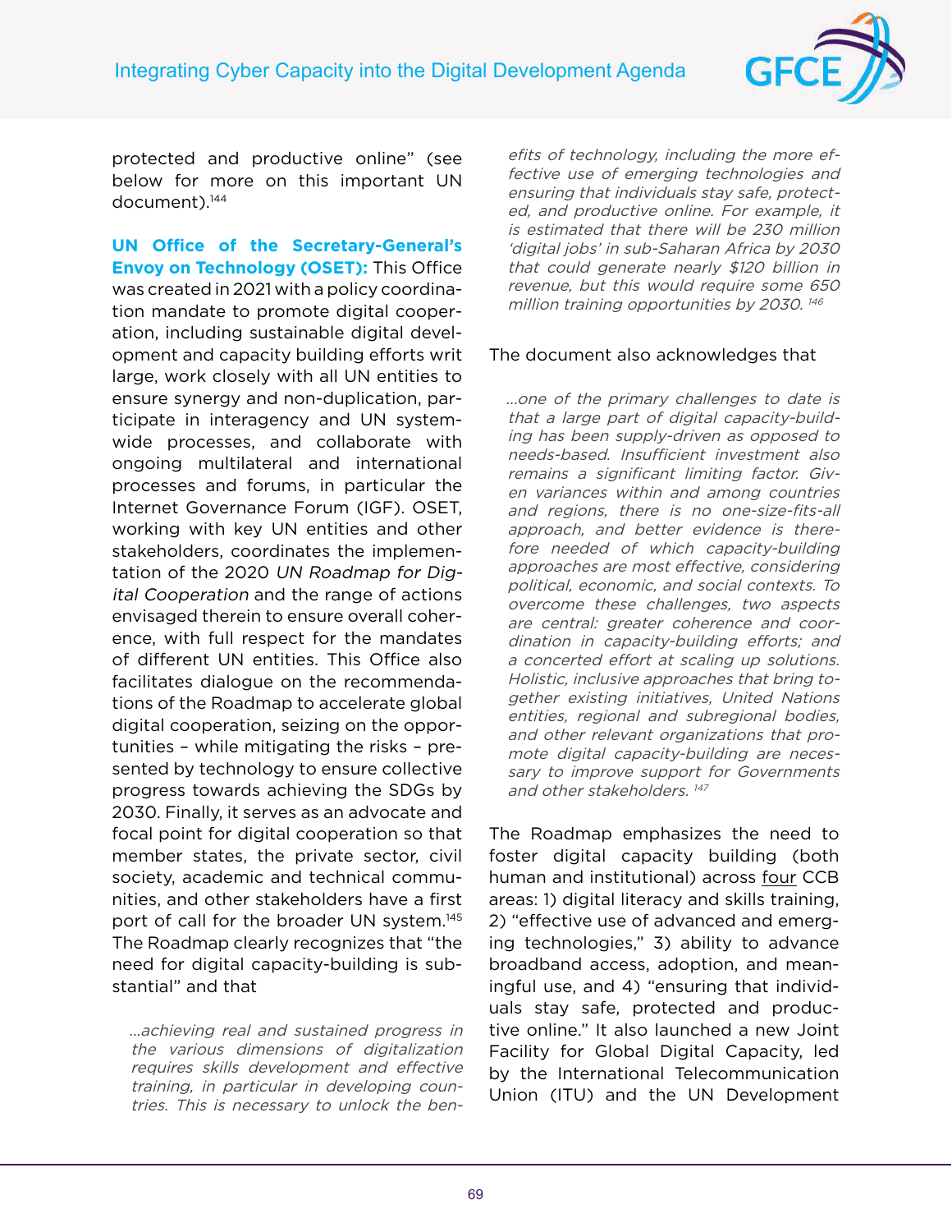protected and productive online" (see below for more on this important UN document).[144]

**UN Office of the Secretary-General's Envoy on Technology (OSET):** This Office was created in 2021 with a policy coordination mandate to promote digital cooperation, including sustainable digital development and capacity building efforts writ large, work closely with all UN entities to ensure synergy and non-duplication, participate in interagency and UN system-wide processes, and collaborate with ongoing multilateral and international processes and forums, in particular the Internet Governance Forum (IGF). OSET, working with key UN entities and other stakeholders, coordinates the implementation of the 2020 *UN Roadmap for Digital Cooperation* and the range of actions envisaged therein to ensure overall coherence, with full respect for the mandates of different UN entities. This Office also facilitates dialogue on the recommendations of the Roadmap to accelerate global digital cooperation, seizing on the opportunities – while mitigating the risks – presented by technology to ensure collective progress towards achieving the SDGs by 2030. Finally, it serves as an advocate and focal point for digital cooperation so that member states, the private sector, civil society, academic and technical communities, and other stakeholders have a first port of call for the broader UN system.[145] The Roadmap clearly recognizes that "the need for digital capacity-building is substantial" and that

> *...achieving real and sustained progress in the various dimensions of digitalization requires skills development and effective training, in particular in developing countries. This is necessary to unlock the benefits of technology, including the more effective use of emerging technologies and ensuring that individuals stay safe, protected, and productive online. For example, it is estimated that there will be 230 million 'digital jobs' in sub-Saharan Africa by 2030 that could generate nearly $120 billion in revenue, but this would require some 650 million training opportunities by 2030.* [146]

The document also acknowledges that

> *...one of the primary challenges to date is that a large part of digital capacity-building has been supply-driven as opposed to needs-based. Insufficient investment also remains a significant limiting factor. Given variances within and among countries and regions, there is no one-size-fits-all approach, and better evidence is therefore needed of which capacity-building approaches are most effective, considering political, economic, and social contexts. To overcome these challenges, two aspects are central: greater coherence and coordination in capacity-building efforts; and a concerted effort at scaling up solutions. Holistic, inclusive approaches that bring together existing initiatives, United Nations entities, regional and subregional bodies, and other relevant organizations that promote digital capacity-building are necessary to improve support for Governments and other stakeholders.* [147]

The Roadmap emphasizes the need to foster digital capacity building (both human and institutional) across <u>four</u> CCB areas: 1) digital literacy and skills training, 2) "effective use of advanced and emerging technologies," 3) ability to advance broadband access, adoption, and meaningful use, and 4) "ensuring that individuals stay safe, protected and productive online." It also launched a new Joint Facility for Global Digital Capacity, led by the International Telecommunication Union (ITU) and the UN Development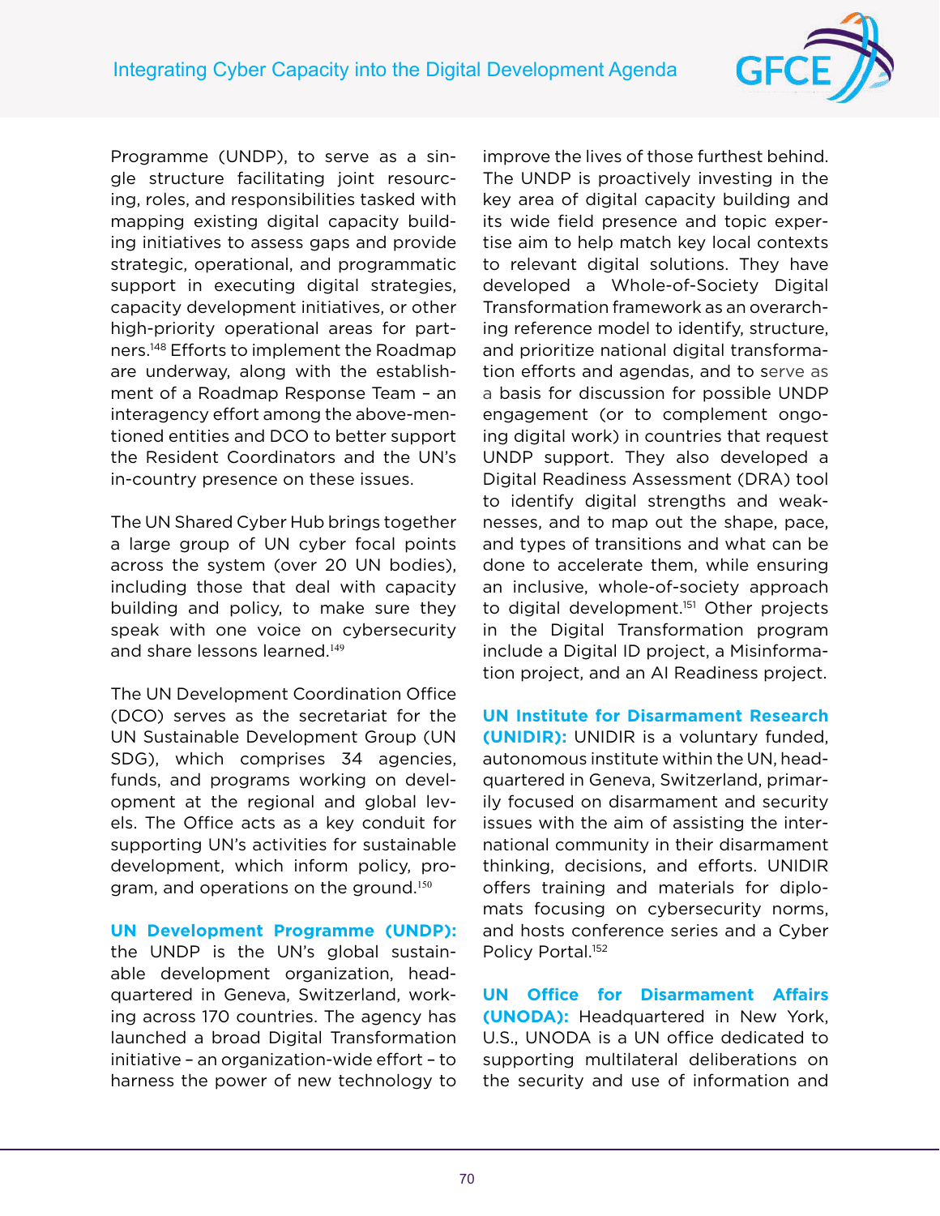Programme (UNDP), to serve as a single structure facilitating joint resourcing, roles, and responsibilities tasked with mapping existing digital capacity building initiatives to assess gaps and provide strategic, operational, and programmatic support in executing digital strategies, capacity development initiatives, or other high-priority operational areas for partners.[148] Efforts to implement the Roadmap are underway, along with the establishment of a Roadmap Response Team – an interagency effort among the above-mentioned entities and DCO to better support the Resident Coordinators and the UN's in-country presence on these issues.

The UN Shared Cyber Hub brings together a large group of UN cyber focal points across the system (over 20 UN bodies), including those that deal with capacity building and policy, to make sure they speak with one voice on cybersecurity and share lessons learned.[149]

The UN Development Coordination Office (DCO) serves as the secretariat for the UN Sustainable Development Group (UN SDG), which comprises 34 agencies, funds, and programs working on development at the regional and global levels. The Office acts as a key conduit for supporting UN's activities for sustainable development, which inform policy, program, and operations on the ground.[150]

**UN Development Programme (UNDP):** the UNDP is the UN's global sustainable development organization, headquartered in Geneva, Switzerland, working across 170 countries. The agency has launched a broad Digital Transformation initiative – an organization-wide effort – to harness the power of new technology to improve the lives of those furthest behind. The UNDP is proactively investing in the key area of digital capacity building and its wide field presence and topic expertise aim to help match key local contexts to relevant digital solutions. They have developed a Whole-of-Society Digital Transformation framework as an overarching reference model to identify, structure, and prioritize national digital transformation efforts and agendas, and to serve as a basis for discussion for possible UNDP engagement (or to complement ongoing digital work) in countries that request UNDP support. They also developed a Digital Readiness Assessment (DRA) tool to identify digital strengths and weaknesses, and to map out the shape, pace, and types of transitions and what can be done to accelerate them, while ensuring an inclusive, whole-of-society approach to digital development.[151] Other projects in the Digital Transformation program include a Digital ID project, a Misinformation project, and an AI Readiness project.

**UN Institute for Disarmament Research (UNIDIR):** UNIDIR is a voluntary funded, autonomous institute within the UN, headquartered in Geneva, Switzerland, primarily focused on disarmament and security issues with the aim of assisting the international community in their disarmament thinking, decisions, and efforts. UNIDIR offers training and materials for diplomats focusing on cybersecurity norms, and hosts conference series and a Cyber Policy Portal.[152]

**UN Office for Disarmament Affairs (UNODA):** Headquartered in New York, U.S., UNODA is a UN office dedicated to supporting multilateral deliberations on the security and use of information and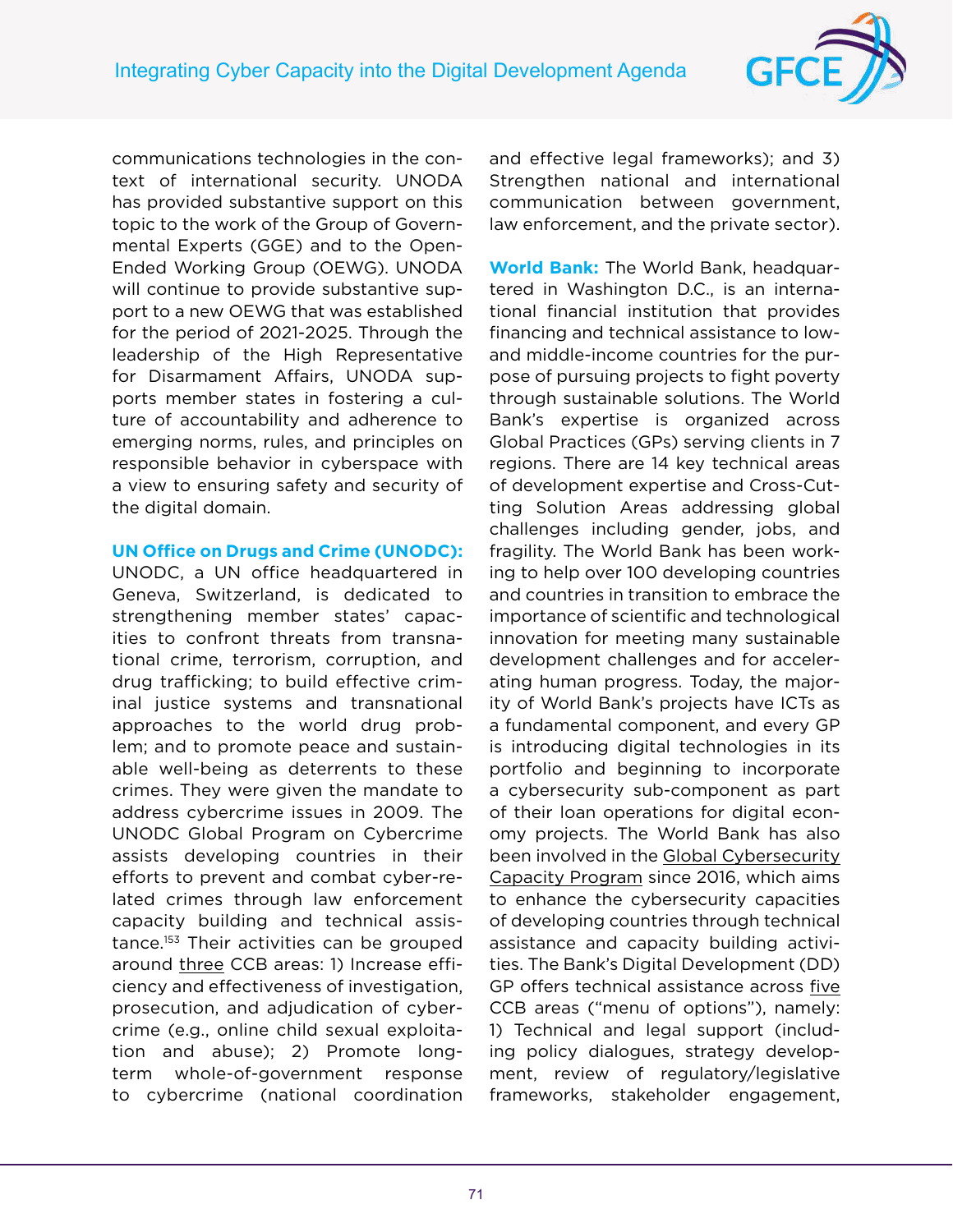communications technologies in the context of international security. UNODA has provided substantive support on this topic to the work of the Group of Governmental Experts (GGE) and to the Open-Ended Working Group (OEWG). UNODA will continue to provide substantive support to a new OEWG that was established for the period of 2021-2025. Through the leadership of the High Representative for Disarmament Affairs, UNODA supports member states in fostering a culture of accountability and adherence to emerging norms, rules, and principles on responsible behavior in cyberspace with a view to ensuring safety and security of the digital domain.

**UN Office on Drugs and Crime (UNODC):** UNODC, a UN office headquartered in Geneva, Switzerland, is dedicated to strengthening member states' capacities to confront threats from transnational crime, terrorism, corruption, and drug trafficking; to build effective criminal justice systems and transnational approaches to the world drug problem; and to promote peace and sustainable well-being as deterrents to these crimes. They were given the mandate to address cybercrime issues in 2009. The UNODC Global Program on Cybercrime assists developing countries in their efforts to prevent and combat cyber-related crimes through law enforcement capacity building and technical assistance.[153] Their activities can be grouped around three CCB areas: 1) Increase efficiency and effectiveness of investigation, prosecution, and adjudication of cybercrime (e.g., online child sexual exploitation and abuse); 2) Promote long-term whole-of-government response to cybercrime (national coordination and effective legal frameworks); and 3) Strengthen national and international communication between government, law enforcement, and the private sector).

**World Bank:** The World Bank, headquartered in Washington D.C., is an international financial institution that provides financing and technical assistance to low- and middle-income countries for the purpose of pursuing projects to fight poverty through sustainable solutions. The World Bank's expertise is organized across Global Practices (GPs) serving clients in 7 regions. There are 14 key technical areas of development expertise and Cross-Cutting Solution Areas addressing global challenges including gender, jobs, and fragility. The World Bank has been working to help over 100 developing countries and countries in transition to embrace the importance of scientific and technological innovation for meeting many sustainable development challenges and for accelerating human progress. Today, the majority of World Bank's projects have ICTs as a fundamental component, and every GP is introducing digital technologies in its portfolio and beginning to incorporate a cybersecurity sub-component as part of their loan operations for digital economy projects. The World Bank has also been involved in the Global Cybersecurity Capacity Program since 2016, which aims to enhance the cybersecurity capacities of developing countries through technical assistance and capacity building activities. The Bank's Digital Development (DD) GP offers technical assistance across five CCB areas ("menu of options"), namely: 1) Technical and legal support (including policy dialogues, strategy development, review of regulatory/legislative frameworks, stakeholder engagement,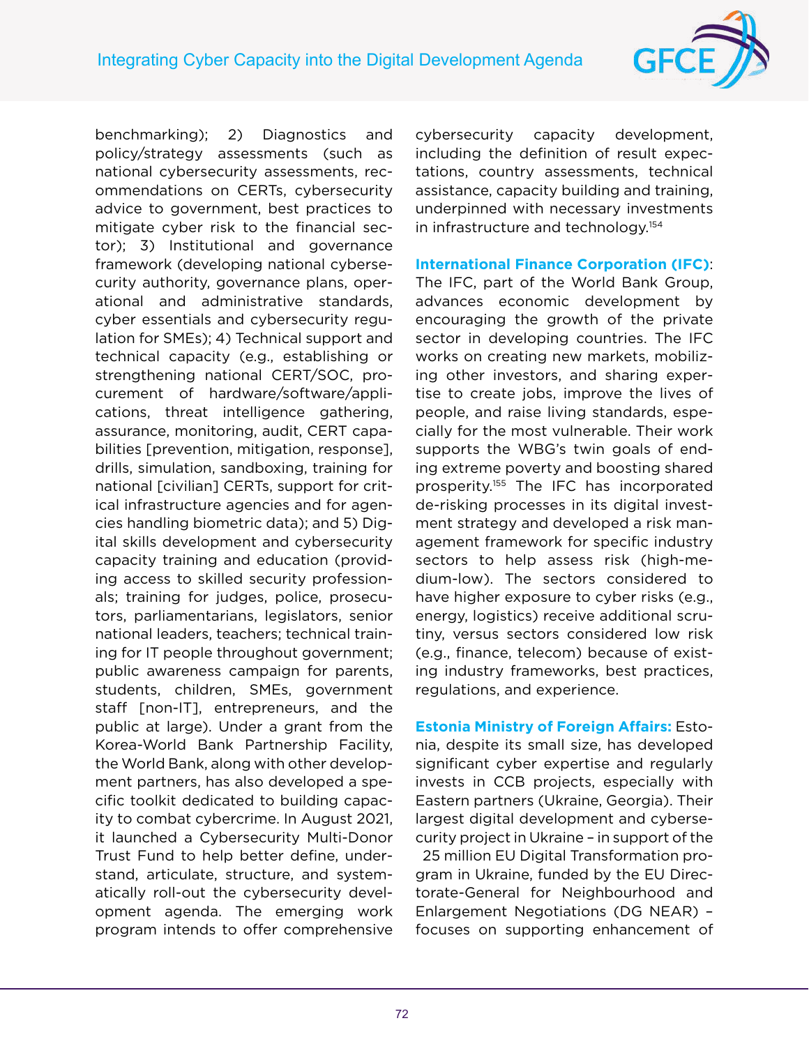benchmarking); 2) Diagnostics and policy/strategy assessments (such as national cybersecurity assessments, recommendations on CERTs, cybersecurity advice to government, best practices to mitigate cyber risk to the financial sector); 3) Institutional and governance framework (developing national cybersecurity authority, governance plans, operational and administrative standards, cyber essentials and cybersecurity regulation for SMEs); 4) Technical support and technical capacity (e.g., establishing or strengthening national CERT/SOC, procurement of hardware/software/applications, threat intelligence gathering, assurance, monitoring, audit, CERT capabilities [prevention, mitigation, response], drills, simulation, sandboxing, training for national [civilian] CERTs, support for critical infrastructure agencies and for agencies handling biometric data); and 5) Digital skills development and cybersecurity capacity training and education (providing access to skilled security professionals; training for judges, police, prosecutors, parliamentarians, legislators, senior national leaders, teachers; technical training for IT people throughout government; public awareness campaign for parents, students, children, SMEs, government staff [non-IT], entrepreneurs, and the public at large). Under a grant from the Korea-World Bank Partnership Facility, the World Bank, along with other development partners, has also developed a specific toolkit dedicated to building capacity to combat cybercrime. In August 2021, it launched a Cybersecurity Multi-Donor Trust Fund to help better define, understand, articulate, structure, and systematically roll-out the cybersecurity development agenda. The emerging work program intends to offer comprehensive cybersecurity capacity development, including the definition of result expectations, country assessments, technical assistance, capacity building and training, underpinned with necessary investments in infrastructure and technology.[154]

**International Finance Corporation (IFC)**: The IFC, part of the World Bank Group, advances economic development by encouraging the growth of the private sector in developing countries. The IFC works on creating new markets, mobilizing other investors, and sharing expertise to create jobs, improve the lives of people, and raise living standards, especially for the most vulnerable. Their work supports the WBG's twin goals of ending extreme poverty and boosting shared prosperity.[155] The IFC has incorporated de-risking processes in its digital investment strategy and developed a risk management framework for specific industry sectors to help assess risk (high-medium-low). The sectors considered to have higher exposure to cyber risks (e.g., energy, logistics) receive additional scrutiny, versus sectors considered low risk (e.g., finance, telecom) because of existing industry frameworks, best practices, regulations, and experience.

**Estonia Ministry of Foreign Affairs:** Estonia, despite its small size, has developed significant cyber expertise and regularly invests in CCB projects, especially with Eastern partners (Ukraine, Georgia). Their largest digital development and cybersecurity project in Ukraine – in support of the 25 million EU Digital Transformation program in Ukraine, funded by the EU Directorate-General for Neighbourhood and Enlargement Negotiations (DG NEAR) – focuses on supporting enhancement of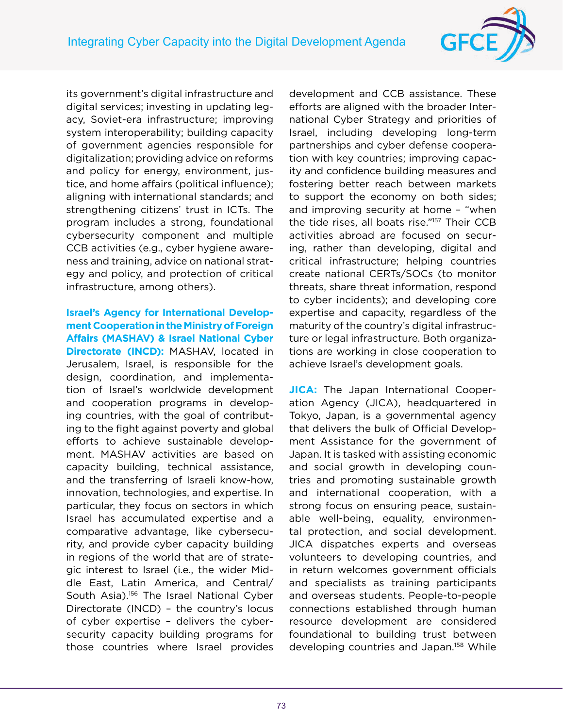its government's digital infrastructure and digital services; investing in updating legacy, Soviet-era infrastructure; improving system interoperability; building capacity of government agencies responsible for digitalization; providing advice on reforms and policy for energy, environment, justice, and home affairs (political influence); aligning with international standards; and strengthening citizens' trust in ICTs. The program includes a strong, foundational cybersecurity component and multiple CCB activities (e.g., cyber hygiene awareness and training, advice on national strategy and policy, and protection of critical infrastructure, among others).

**Israel's Agency for International Development Cooperation in the Ministry of Foreign Affairs (MASHAV) & Israel National Cyber Directorate (INCD):** MASHAV, located in Jerusalem, Israel, is responsible for the design, coordination, and implementation of Israel's worldwide development and cooperation programs in developing countries, with the goal of contributing to the fight against poverty and global efforts to achieve sustainable development. MASHAV activities are based on capacity building, technical assistance, and the transferring of Israeli know-how, innovation, technologies, and expertise. In particular, they focus on sectors in which Israel has accumulated expertise and a comparative advantage, like cybersecurity, and provide cyber capacity building in regions of the world that are of strategic interest to Israel (i.e., the wider Middle East, Latin America, and Central/South Asia).[156] The Israel National Cyber Directorate (INCD) – the country's locus of cyber expertise – delivers the cybersecurity capacity building programs for those countries where Israel provides development and CCB assistance. These efforts are aligned with the broader International Cyber Strategy and priorities of Israel, including developing long-term partnerships and cyber defense cooperation with key countries; improving capacity and confidence building measures and fostering better reach between markets to support the economy on both sides; and improving security at home – "when the tide rises, all boats rise."[157] Their CCB activities abroad are focused on securing, rather than developing, digital and critical infrastructure; helping countries create national CERTs/SOCs (to monitor threats, share threat information, respond to cyber incidents); and developing core expertise and capacity, regardless of the maturity of the country's digital infrastructure or legal infrastructure. Both organizations are working in close cooperation to achieve Israel's development goals.

**JICA:** The Japan International Cooperation Agency (JICA), headquartered in Tokyo, Japan, is a governmental agency that delivers the bulk of Official Development Assistance for the government of Japan. It is tasked with assisting economic and social growth in developing countries and promoting sustainable growth and international cooperation, with a strong focus on ensuring peace, sustainable well-being, equality, environmental protection, and social development. JICA dispatches experts and overseas volunteers to developing countries, and in return welcomes government officials and specialists as training participants and overseas students. People-to-people connections established through human resource development are considered foundational to building trust between developing countries and Japan.[158] While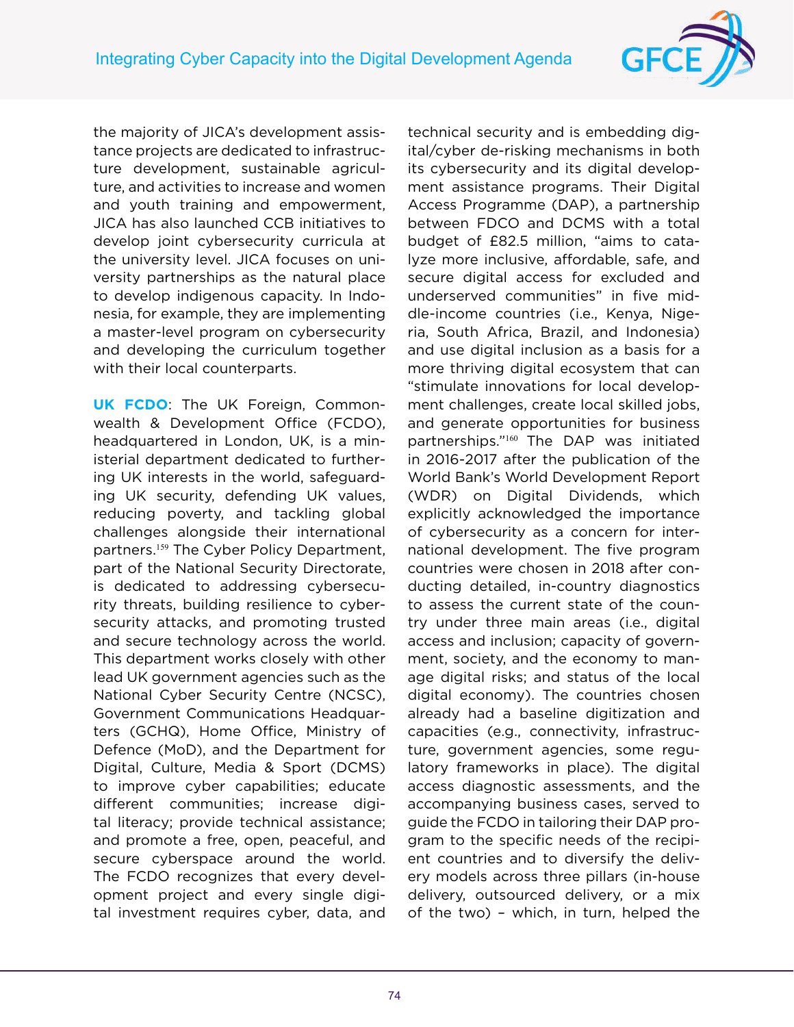the majority of JICA's development assistance projects are dedicated to infrastructure development, sustainable agriculture, and activities to increase and women and youth training and empowerment, JICA has also launched CCB initiatives to develop joint cybersecurity curricula at the university level. JICA focuses on university partnerships as the natural place to develop indigenous capacity. In Indonesia, for example, they are implementing a master-level program on cybersecurity and developing the curriculum together with their local counterparts.

**UK FCDO**: The UK Foreign, Commonwealth & Development Office (FCDO), headquartered in London, UK, is a ministerial department dedicated to furthering UK interests in the world, safeguarding UK security, defending UK values, reducing poverty, and tackling global challenges alongside their international partners.[159] The Cyber Policy Department, part of the National Security Directorate, is dedicated to addressing cybersecurity threats, building resilience to cybersecurity attacks, and promoting trusted and secure technology across the world. This department works closely with other lead UK government agencies such as the National Cyber Security Centre (NCSC), Government Communications Headquarters (GCHQ), Home Office, Ministry of Defence (MoD), and the Department for Digital, Culture, Media & Sport (DCMS) to improve cyber capabilities; educate different communities; increase digital literacy; provide technical assistance; and promote a free, open, peaceful, and secure cyberspace around the world. The FCDO recognizes that every development project and every single digital investment requires cyber, data, and technical security and is embedding digital/cyber de-risking mechanisms in both its cybersecurity and its digital development assistance programs. Their Digital Access Programme (DAP), a partnership between FDCO and DCMS with a total budget of £82.5 million, "aims to catalyze more inclusive, affordable, safe, and secure digital access for excluded and underserved communities" in five middle-income countries (i.e., Kenya, Nigeria, South Africa, Brazil, and Indonesia) and use digital inclusion as a basis for a more thriving digital ecosystem that can "stimulate innovations for local development challenges, create local skilled jobs, and generate opportunities for business partnerships."[160] The DAP was initiated in 2016-2017 after the publication of the World Bank's World Development Report (WDR) on Digital Dividends, which explicitly acknowledged the importance of cybersecurity as a concern for international development. The five program countries were chosen in 2018 after conducting detailed, in-country diagnostics to assess the current state of the country under three main areas (i.e., digital access and inclusion; capacity of government, society, and the economy to manage digital risks; and status of the local digital economy). The countries chosen already had a baseline digitization and capacities (e.g., connectivity, infrastructure, government agencies, some regulatory frameworks in place). The digital access diagnostic assessments, and the accompanying business cases, served to guide the FCDO in tailoring their DAP program to the specific needs of the recipient countries and to diversify the delivery models across three pillars (in-house delivery, outsourced delivery, or a mix of the two) – which, in turn, helped the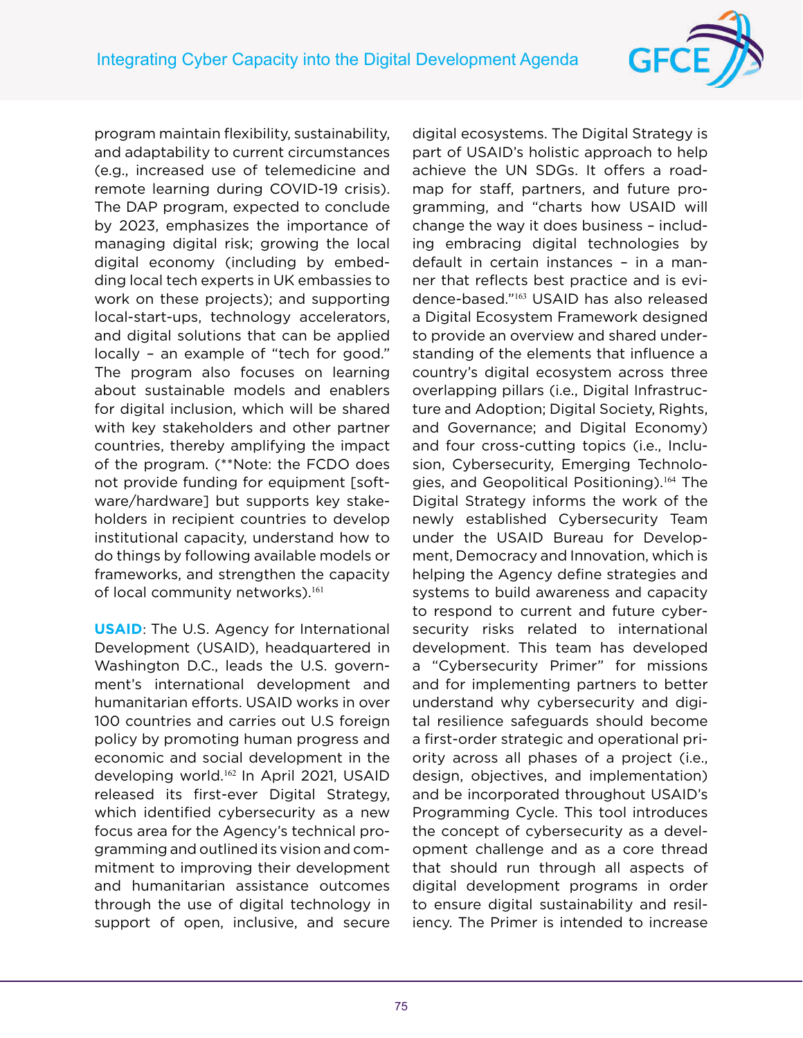program maintain flexibility, sustainability, and adaptability to current circumstances (e.g., increased use of telemedicine and remote learning during COVID-19 crisis). The DAP program, expected to conclude by 2023, emphasizes the importance of managing digital risk; growing the local digital economy (including by embedding local tech experts in UK embassies to work on these projects); and supporting local-start-ups, technology accelerators, and digital solutions that can be applied locally – an example of "tech for good." The program also focuses on learning about sustainable models and enablers for digital inclusion, which will be shared with key stakeholders and other partner countries, thereby amplifying the impact of the program. (**Note: the FCDO does not provide funding for equipment [software/hardware] but supports key stakeholders in recipient countries to develop institutional capacity, understand how to do things by following available models or frameworks, and strengthen the capacity of local community networks).[161]

**USAID**: The U.S. Agency for International Development (USAID), headquartered in Washington D.C., leads the U.S. government's international development and humanitarian efforts. USAID works in over 100 countries and carries out U.S foreign policy by promoting human progress and economic and social development in the developing world.[162] In April 2021, USAID released its first-ever Digital Strategy, which identified cybersecurity as a new focus area for the Agency's technical programming and outlined its vision and commitment to improving their development and humanitarian assistance outcomes through the use of digital technology in support of open, inclusive, and secure digital ecosystems. The Digital Strategy is part of USAID's holistic approach to help achieve the UN SDGs. It offers a roadmap for staff, partners, and future programming, and "charts how USAID will change the way it does business – including embracing digital technologies by default in certain instances – in a manner that reflects best practice and is evidence-based."[163] USAID has also released a Digital Ecosystem Framework designed to provide an overview and shared understanding of the elements that influence a country's digital ecosystem across three overlapping pillars (i.e., Digital Infrastructure and Adoption; Digital Society, Rights, and Governance; and Digital Economy) and four cross-cutting topics (i.e., Inclusion, Cybersecurity, Emerging Technologies, and Geopolitical Positioning).[164] The Digital Strategy informs the work of the newly established Cybersecurity Team under the USAID Bureau for Development, Democracy and Innovation, which is helping the Agency define strategies and systems to build awareness and capacity to respond to current and future cybersecurity risks related to international development. This team has developed a "Cybersecurity Primer" for missions and for implementing partners to better understand why cybersecurity and digital resilience safeguards should become a first-order strategic and operational priority across all phases of a project (i.e., design, objectives, and implementation) and be incorporated throughout USAID's Programming Cycle. This tool introduces the concept of cybersecurity as a development challenge and as a core thread that should run through all aspects of digital development programs in order to ensure digital sustainability and resiliency. The Primer is intended to increase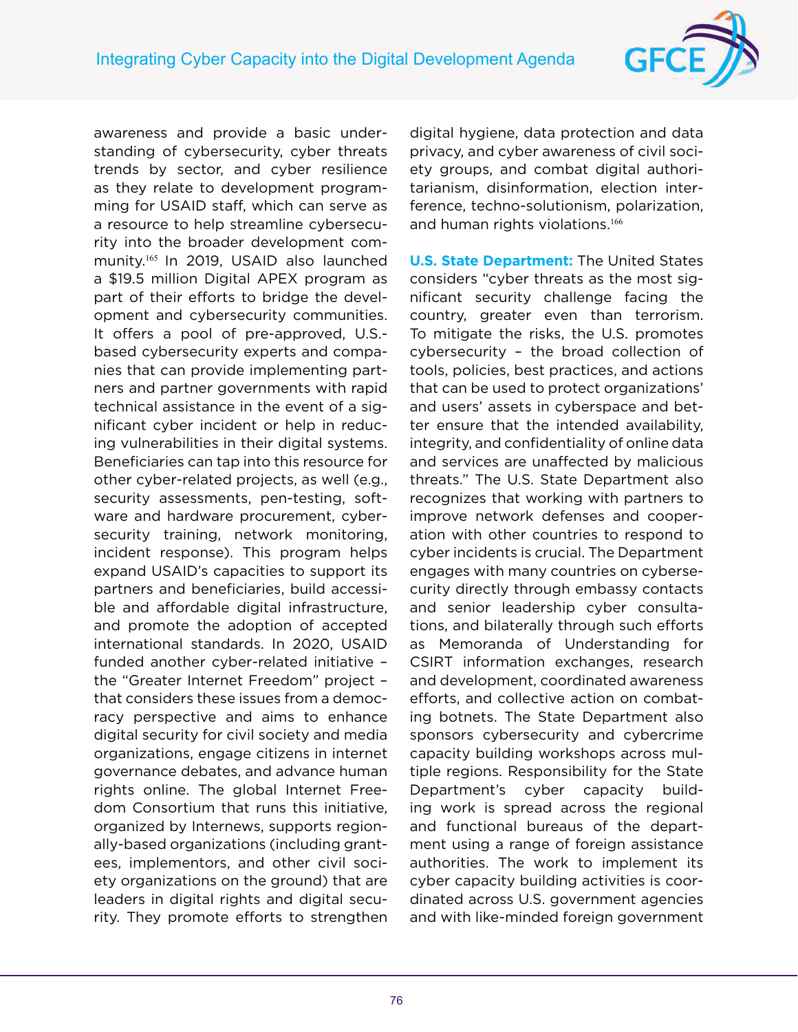awareness and provide a basic understanding of cybersecurity, cyber threats trends by sector, and cyber resilience as they relate to development programming for USAID staff, which can serve as a resource to help streamline cybersecurity into the broader development community.[165] In 2019, USAID also launched a $19.5 million Digital APEX program as part of their efforts to bridge the development and cybersecurity communities. It offers a pool of pre-approved, U.S.-based cybersecurity experts and companies that can provide implementing partners and partner governments with rapid technical assistance in the event of a significant cyber incident or help in reducing vulnerabilities in their digital systems. Beneficiaries can tap into this resource for other cyber-related projects, as well (e.g., security assessments, pen-testing, software and hardware procurement, cybersecurity training, network monitoring, incident response). This program helps expand USAID's capacities to support its partners and beneficiaries, build accessible and affordable digital infrastructure, and promote the adoption of accepted international standards. In 2020, USAID funded another cyber-related initiative – the "Greater Internet Freedom" project – that considers these issues from a democracy perspective and aims to enhance digital security for civil society and media organizations, engage citizens in internet governance debates, and advance human rights online. The global Internet Freedom Consortium that runs this initiative, organized by Internews, supports regionally-based organizations (including grantees, implementors, and other civil society organizations on the ground) that are leaders in digital rights and digital security. They promote efforts to strengthen digital hygiene, data protection and data privacy, and cyber awareness of civil society groups, and combat digital authoritarianism, disinformation, election interference, techno-solutionism, polarization, and human rights violations.[166]

**U.S. State Department:** The United States considers "cyber threats as the most significant security challenge facing the country, greater even than terrorism. To mitigate the risks, the U.S. promotes cybersecurity – the broad collection of tools, policies, best practices, and actions that can be used to protect organizations' and users' assets in cyberspace and better ensure that the intended availability, integrity, and confidentiality of online data and services are unaffected by malicious threats." The U.S. State Department also recognizes that working with partners to improve network defenses and cooperation with other countries to respond to cyber incidents is crucial. The Department engages with many countries on cybersecurity directly through embassy contacts and senior leadership cyber consultations, and bilaterally through such efforts as Memoranda of Understanding for CSIRT information exchanges, research and development, coordinated awareness efforts, and collective action on combating botnets. The State Department also sponsors cybersecurity and cybercrime capacity building workshops across multiple regions. Responsibility for the State Department's cyber capacity building work is spread across the regional and functional bureaus of the department using a range of foreign assistance authorities. The work to implement its cyber capacity building activities is coordinated across U.S. government agencies and with like-minded foreign government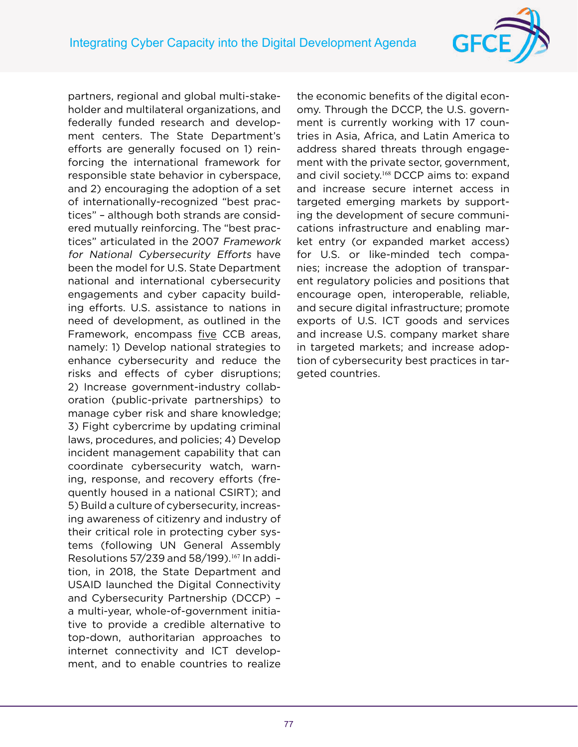partners, regional and global multi-stakeholder and multilateral organizations, and federally funded research and development centers. The State Department's efforts are generally focused on 1) reinforcing the international framework for responsible state behavior in cyberspace, and 2) encouraging the adoption of a set of internationally-recognized "best practices" – although both strands are considered mutually reinforcing. The "best practices" articulated in the 2007 *Framework for National Cybersecurity Efforts* have been the model for U.S. State Department national and international cybersecurity engagements and cyber capacity building efforts. U.S. assistance to nations in need of development, as outlined in the Framework, encompass <u>five</u> CCB areas, namely: 1) Develop national strategies to enhance cybersecurity and reduce the risks and effects of cyber disruptions; 2) Increase government-industry collaboration (public-private partnerships) to manage cyber risk and share knowledge; 3) Fight cybercrime by updating criminal laws, procedures, and policies; 4) Develop incident management capability that can coordinate cybersecurity watch, warning, response, and recovery efforts (frequently housed in a national CSIRT); and 5) Build a culture of cybersecurity, increasing awareness of citizenry and industry of their critical role in protecting cyber systems (following UN General Assembly Resolutions 57/239 and 58/199).[167] In addition, in 2018, the State Department and USAID launched the Digital Connectivity and Cybersecurity Partnership (DCCP) – a multi-year, whole-of-government initiative to provide a credible alternative to top-down, authoritarian approaches to internet connectivity and ICT development, and to enable countries to realize the economic benefits of the digital economy. Through the DCCP, the U.S. government is currently working with 17 countries in Asia, Africa, and Latin America to address shared threats through engagement with the private sector, government, and civil society.[168] DCCP aims to: expand and increase secure internet access in targeted emerging markets by supporting the development of secure communications infrastructure and enabling market entry (or expanded market access) for U.S. or like-minded tech companies; increase the adoption of transparent regulatory policies and positions that encourage open, interoperable, reliable, and secure digital infrastructure; promote exports of U.S. ICT goods and services and increase U.S. company market share in targeted markets; and increase adoption of cybersecurity best practices in targeted countries.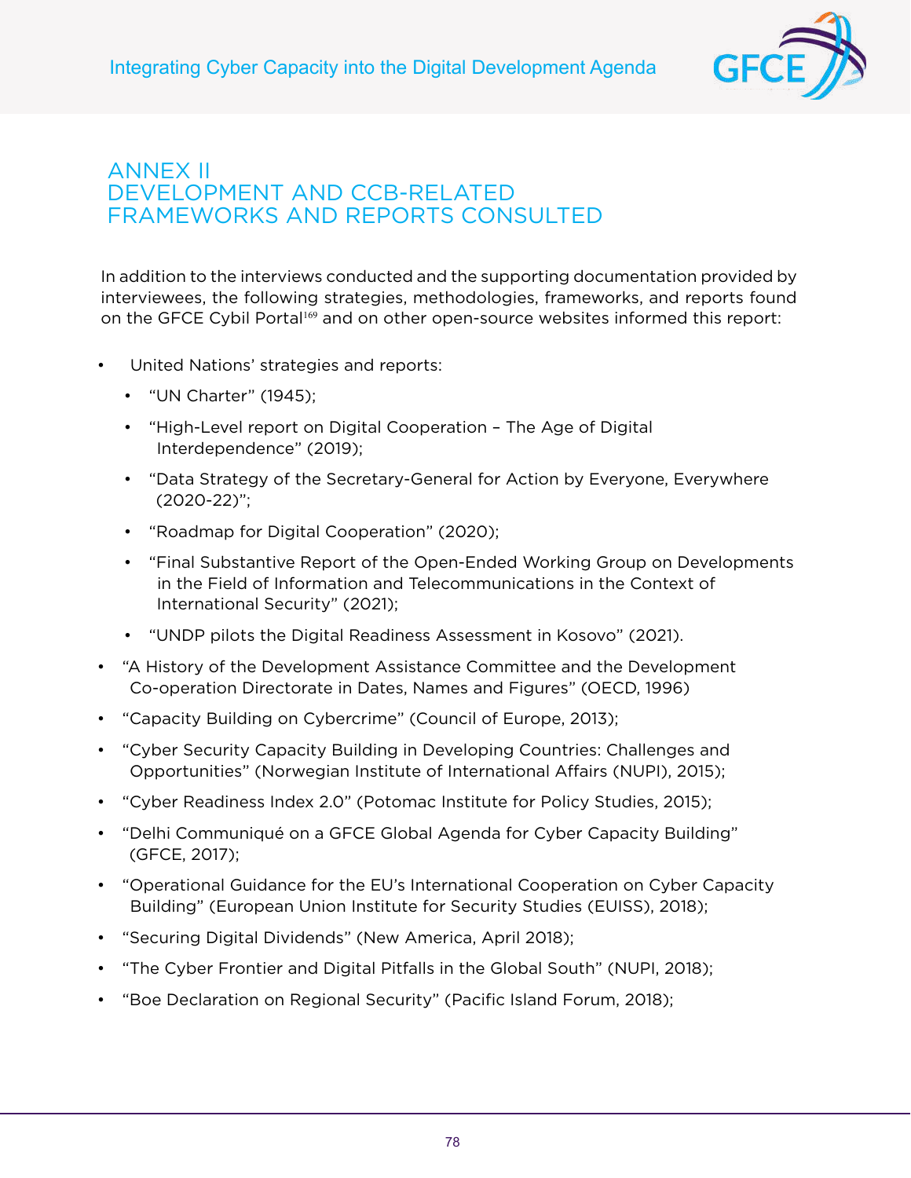# ANNEX II DEVELOPMENT AND CCB-RELATED FRAMEWORKS AND REPORTS CONSULTED

In addition to the interviews conducted and the supporting documentation provided by interviewees, the following strategies, methodologies, frameworks, and reports found on the GFCE Cybil Portal[169] and on other open-source websites informed this report:

- United Nations' strategies and reports:
  - "UN Charter" (1945);
  - "High-Level report on Digital Cooperation – The Age of Digital Interdependence" (2019);
  - "Data Strategy of the Secretary-General for Action by Everyone, Everywhere (2020-22)";
  - "Roadmap for Digital Cooperation" (2020);
  - "Final Substantive Report of the Open-Ended Working Group on Developments in the Field of Information and Telecommunications in the Context of International Security" (2021);
  - "UNDP pilots the Digital Readiness Assessment in Kosovo" (2021).
- "A History of the Development Assistance Committee and the Development Co-operation Directorate in Dates, Names and Figures" (OECD, 1996)
- "Capacity Building on Cybercrime" (Council of Europe, 2013);
- "Cyber Security Capacity Building in Developing Countries: Challenges and Opportunities" (Norwegian Institute of International Affairs (NUPI), 2015);
- "Cyber Readiness Index 2.0" (Potomac Institute for Policy Studies, 2015);
- "Delhi Communiqué on a GFCE Global Agenda for Cyber Capacity Building" (GFCE, 2017);
- "Operational Guidance for the EU's International Cooperation on Cyber Capacity Building" (European Union Institute for Security Studies (EUISS), 2018);
- "Securing Digital Dividends" (New America, April 2018);
- "The Cyber Frontier and Digital Pitfalls in the Global South" (NUPI, 2018);
- "Boe Declaration on Regional Security" (Pacific Island Forum, 2018);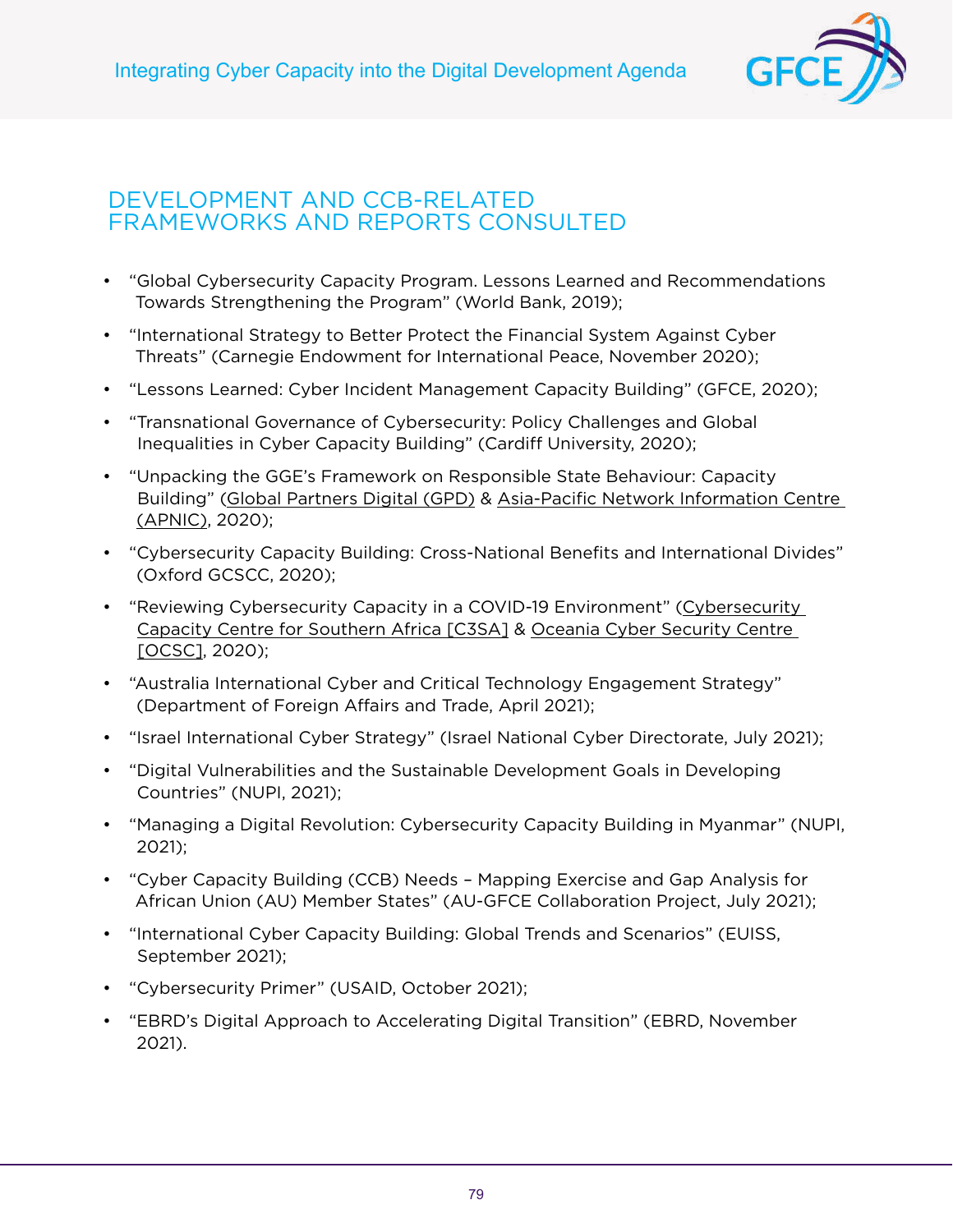## DEVELOPMENT AND CCB-RELATED FRAMEWORKS AND REPORTS CONSULTED

- "Global Cybersecurity Capacity Program. Lessons Learned and Recommendations Towards Strengthening the Program" (World Bank, 2019);
- "International Strategy to Better Protect the Financial System Against Cyber Threats" (Carnegie Endowment for International Peace, November 2020);
- "Lessons Learned: Cyber Incident Management Capacity Building" (GFCE, 2020);
- "Transnational Governance of Cybersecurity: Policy Challenges and Global Inequalities in Cyber Capacity Building" (Cardiff University, 2020);
- "Unpacking the GGE's Framework on Responsible State Behaviour: Capacity Building" (Global Partners Digital (GPD) & Asia-Pacific Network Information Centre (APNIC), 2020);
- "Cybersecurity Capacity Building: Cross-National Benefits and International Divides" (Oxford GCSCC, 2020);
- "Reviewing Cybersecurity Capacity in a COVID-19 Environment" (Cybersecurity Capacity Centre for Southern Africa [C3SA] & Oceania Cyber Security Centre [OCSC], 2020);
- "Australia International Cyber and Critical Technology Engagement Strategy" (Department of Foreign Affairs and Trade, April 2021);
- "Israel International Cyber Strategy" (Israel National Cyber Directorate, July 2021);
- "Digital Vulnerabilities and the Sustainable Development Goals in Developing Countries" (NUPI, 2021);
- "Managing a Digital Revolution: Cybersecurity Capacity Building in Myanmar" (NUPI, 2021);
- "Cyber Capacity Building (CCB) Needs – Mapping Exercise and Gap Analysis for African Union (AU) Member States" (AU-GFCE Collaboration Project, July 2021);
- "International Cyber Capacity Building: Global Trends and Scenarios" (EUISS, September 2021);
- "Cybersecurity Primer" (USAID, October 2021);
- "EBRD's Digital Approach to Accelerating Digital Transition" (EBRD, November 2021).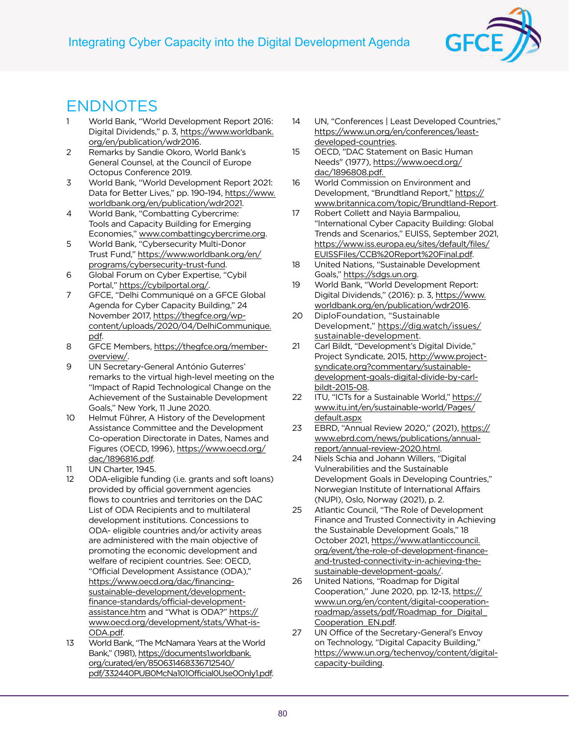# ENDNOTES

1. World Bank, "World Development Report 2016: Digital Dividends," p. 3, https://www.worldbank.org/en/publication/wdr2016.
2. Remarks by Sandie Okoro, World Bank's General Counsel, at the Council of Europe Octopus Conference 2019.
3. World Bank, "World Development Report 2021: Data for Better Lives," pp. 190-194, https://www.worldbank.org/en/publication/wdr2021.
4. World Bank, "Combatting Cybercrime: Tools and Capacity Building for Emerging Economies," www.combattingcybercrime.org.
5. World Bank, "Cybersecurity Multi-Donor Trust Fund," https://www.worldbank.org/en/programs/cybersecurity-trust-fund.
6. Global Forum on Cyber Expertise, "Cybil Portal," https://cybilportal.org/.
7. GFCE, "Delhi Communiqué on a GFCE Global Agenda for Cyber Capacity Building," 24 November 2017, https://thegfce.org/wp-content/uploads/2020/04/DelhiCommunique.pdf.
8. GFCE Members, https://thegfce.org/member-overview/.
9. UN Secretary-General António Guterres' remarks to the virtual high-level meeting on the "Impact of Rapid Technological Change on the Achievement of the Sustainable Development Goals," New York, 11 June 2020.
10. Helmut Führer, A History of the Development Assistance Committee and the Development Co-operation Directorate in Dates, Names and Figures (OECD, 1996), https://www.oecd.org/dac/1896816.pdf.
11. UN Charter, 1945.
12. ODA-eligible funding (i.e. grants and soft loans) provided by official government agencies flows to countries and territories on the DAC List of ODA Recipients and to multilateral development institutions. Concessions to ODA- eligible countries and/or activity areas are administered with the main objective of promoting the economic development and welfare of recipient countries. See: OECD, "Official Development Assistance (ODA)," https://www.oecd.org/dac/financing-sustainable-development/development-finance-standards/official-development-assistance.htm and "What is ODA?" https://www.oecd.org/development/stats/What-is-ODA.pdf.
13. World Bank, "The McNamara Years at the World Bank," (1981), https://documents1.worldbank.org/curated/en/850631468336712540/pdf/332440PUB0McNa101Official0Use0Only1.pdf.
14. UN, "Conferences | Least Developed Countries," https://www.un.org/en/conferences/least-developed-countries.
15. OECD, "DAC Statement on Basic Human Needs" (1977), https://www.oecd.org/dac/1896808.pdf.
16. World Commission on Environment and Development, "Brundtland Report," https://www.britannica.com/topic/Brundtland-Report.
17. Robert Collett and Nayia Barmpaliou, "International Cyber Capacity Building: Global Trends and Scenarios," EUISS, September 2021, https://www.iss.europa.eu/sites/default/files/EUISSFiles/CCB%20Report%20Final.pdf.
18. United Nations, "Sustainable Development Goals," https://sdgs.un.org.
19. World Bank, "World Development Report: Digital Dividends," (2016): p. 3, https://www.worldbank.org/en/publication/wdr2016.
20. DiploFoundation, "Sustainable Development," https://dig.watch/issues/sustainable-development.
21. Carl Bildt, "Development's Digital Divide," Project Syndicate, 2015, http://www.project-syndicate.org?commentary/sustainable-development-goals-digital-divide-by-carl-bildt-2015-08.
22. ITU, "ICTs for a Sustainable World," https://www.itu.int/en/sustainable-world/Pages/default.aspx
23. EBRD, "Annual Review 2020," (2021), https://www.ebrd.com/news/publications/annual-report/annual-review-2020.html.
24. Niels Schia and Johann Willers, "Digital Vulnerabilities and the Sustainable Development Goals in Developing Countries," Norwegian Institute of International Affairs (NUPI), Oslo, Norway (2021), p. 2.
25. Atlantic Council, "The Role of Development Finance and Trusted Connectivity in Achieving the Sustainable Development Goals," 18 October 2021, https://www.atlanticcouncil.org/event/the-role-of-development-finance-and-trusted-connectivity-in-achieving-the-sustainable-development-goals/.
26. United Nations, "Roadmap for Digital Cooperation," June 2020, pp. 12-13, https://www.un.org/en/content/digital-cooperation-roadmap/assets/pdf/Roadmap_for_Digital_Cooperation_EN.pdf.
27. UN Office of the Secretary-General's Envoy on Technology, "Digital Capacity Building," https://www.un.org/techenvoy/content/digital-capacity-building.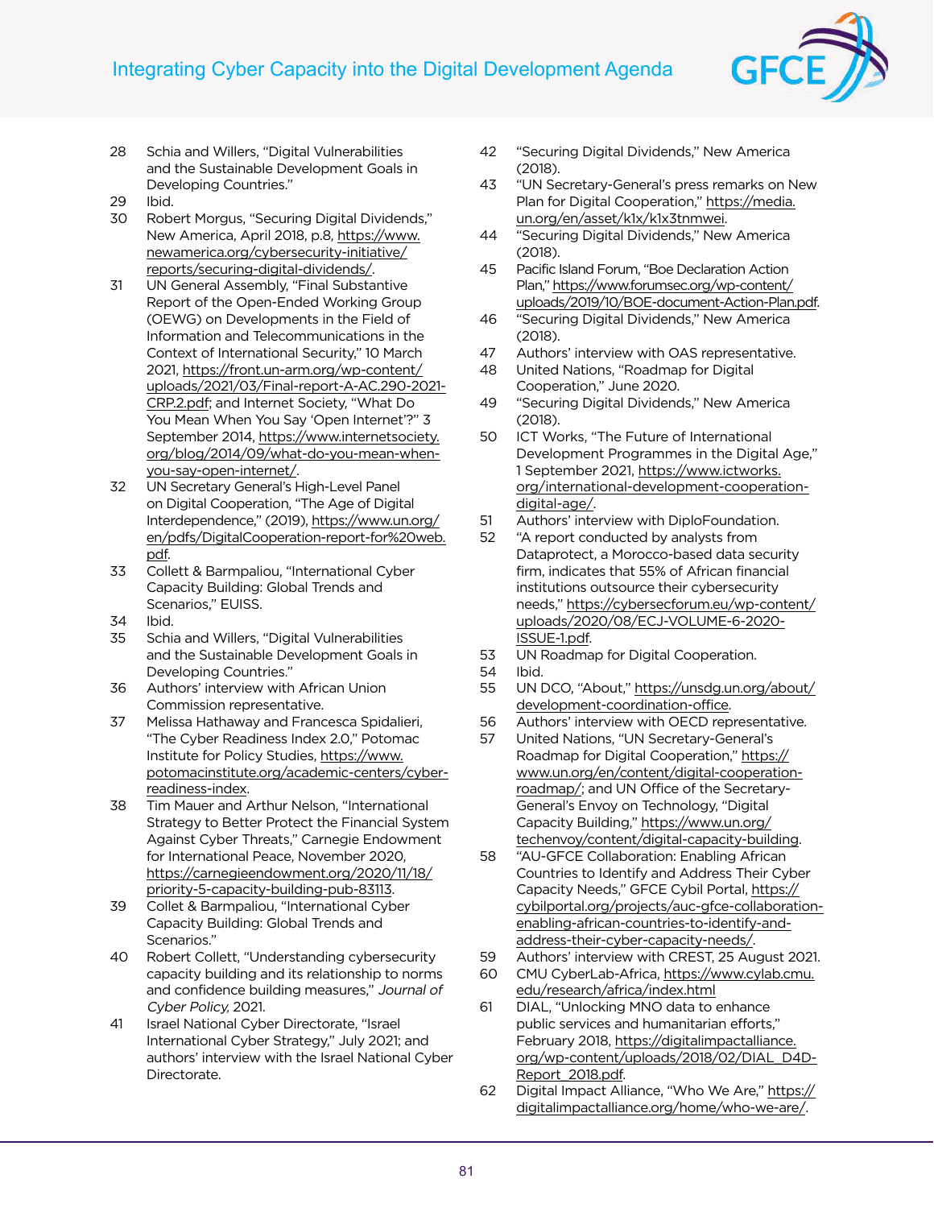28 Schia and Willers, “Digital Vulnerabilities and the Sustainable Development Goals in Developing Countries.”

29 Ibid.

30 Robert Morgus, “Securing Digital Dividends,” New America, April 2018, p.8, https://www.newamerica.org/cybersecurity-initiative/reports/securing-digital-dividends/.

31 UN General Assembly, “Final Substantive Report of the Open-Ended Working Group (OEWG) on Developments in the Field of Information and Telecommunications in the Context of International Security,” 10 March 2021, https://front.un-arm.org/wp-content/uploads/2021/03/Final-report-A-AC.290-2021-CRP.2.pdf; and Internet Society, “What Do You Mean When You Say ‘Open Internet’?” 3 September 2014, https://www.internetsociety.org/blog/2014/09/what-do-you-mean-when-you-say-open-internet/.

32 UN Secretary General’s High-Level Panel on Digital Cooperation, “The Age of Digital Interdependence,” (2019), https://www.un.org/en/pdfs/DigitalCooperation-report-for%20web.pdf.

33 Collett & Barmpaliou, “International Cyber Capacity Building: Global Trends and Scenarios,” EUISS.

34 Ibid.

35 Schia and Willers, “Digital Vulnerabilities and the Sustainable Development Goals in Developing Countries.”

36 Authors’ interview with African Union Commission representative.

37 Melissa Hathaway and Francesca Spidalieri, “The Cyber Readiness Index 2.0,” Potomac Institute for Policy Studies, https://www.potomacinstitute.org/academic-centers/cyber-readiness-index.

38 Tim Mauer and Arthur Nelson, “International Strategy to Better Protect the Financial System Against Cyber Threats,” Carnegie Endowment for International Peace, November 2020, https://carnegieendowment.org/2020/11/18/priority-5-capacity-building-pub-83113.

39 Collet & Barmpaliou, “International Cyber Capacity Building: Global Trends and Scenarios.”

40 Robert Collett, “Understanding cybersecurity capacity building and its relationship to norms and confidence building measures,” *Journal of Cyber Policy*, 2021.

41 Israel National Cyber Directorate, “Israel International Cyber Strategy,” July 2021; and authors’ interview with the Israel National Cyber Directorate.

42 “Securing Digital Dividends,” New America (2018).

43 “UN Secretary-General’s press remarks on New Plan for Digital Cooperation,” https://media.un.org/en/asset/k1x/k1x3tnmwei.

44 “Securing Digital Dividends,” New America (2018).

45 Pacific Island Forum, “Boe Declaration Action Plan,” https://www.forumsec.org/wp-content/uploads/2019/10/BOE-document-Action-Plan.pdf.

46 “Securing Digital Dividends,” New America (2018).

47 Authors’ interview with OAS representative.

48 United Nations, “Roadmap for Digital Cooperation,” June 2020.

49 “Securing Digital Dividends,” New America (2018).

50 ICT Works, “The Future of International Development Programmes in the Digital Age,” 1 September 2021, https://www.ictworks.org/international-development-cooperation-digital-age/.

51 Authors’ interview with DiploFoundation.

52 “A report conducted by analysts from Dataprotect, a Morocco-based data security firm, indicates that 55% of African financial institutions outsource their cybersecurity needs,” https://cybersecforum.eu/wp-content/uploads/2020/08/ECJ-VOLUME-6-2020-ISSUE-1.pdf.

53 UN Roadmap for Digital Cooperation.

54 Ibid.

55 UN DCO, “About,” https://unsdg.un.org/about/development-coordination-office.

56 Authors’ interview with OECD representative.

57 United Nations, “UN Secretary-General’s Roadmap for Digital Cooperation,” https://www.un.org/en/content/digital-cooperation-roadmap/; and UN Office of the Secretary-General’s Envoy on Technology, “Digital Capacity Building,” https://www.un.org/techenvoy/content/digital-capacity-building.

58 “AU-GFCE Collaboration: Enabling African Countries to Identify and Address Their Cyber Capacity Needs,” GFCE Cybil Portal, https://cybilportal.org/projects/auc-gfce-collaboration-enabling-african-countries-to-identify-and-address-their-cyber-capacity-needs/.

59 Authors’ interview with CREST, 25 August 2021.

60 CMU CyberLab-Africa, https://www.cylab.cmu.edu/research/africa/index.html

61 DIAL, “Unlocking MNO data to enhance public services and humanitarian efforts,” February 2018, https://digitalimpactalliance.org/wp-content/uploads/2018/02/DIAL_D4D-Report_2018.pdf.

62 Digital Impact Alliance, “Who We Are,” https://digitalimpactalliance.org/home/who-we-are/.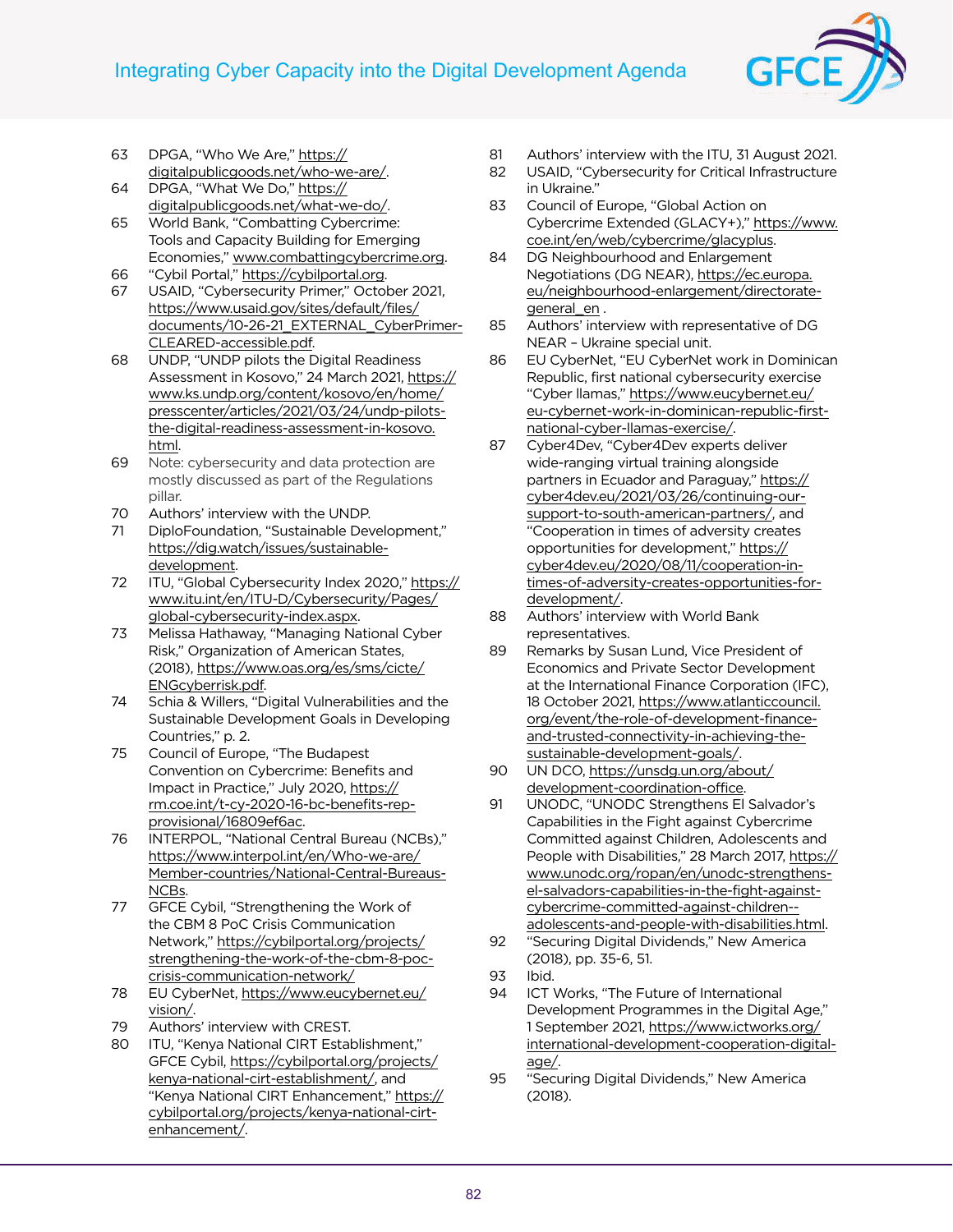63 DPGA, "Who We Are," https://digitalpublicgoods.net/who-we-are/.

64 DPGA, "What We Do," https://digitalpublicgoods.net/what-we-do/.

65 World Bank, "Combatting Cybercrime: Tools and Capacity Building for Emerging Economies," www.combattingcybercrime.org.

66 "Cybil Portal," https://cybilportal.org.

67 USAID, "Cybersecurity Primer," October 2021, https://www.usaid.gov/sites/default/files/documents/10-26-21_EXTERNAL_CyberPrimer-CLEARED-accessible.pdf.

68 UNDP, "UNDP pilots the Digital Readiness Assessment in Kosovo," 24 March 2021, https://www.ks.undp.org/content/kosovo/en/home/presscenter/articles/2021/03/24/undp-pilots-the-digital-readiness-assessment-in-kosovo.html.

69 Note: cybersecurity and data protection are mostly discussed as part of the Regulations pillar.

70 Authors' interview with the UNDP.

71 DiploFoundation, "Sustainable Development," https://dig.watch/issues/sustainable-development.

72 ITU, "Global Cybersecurity Index 2020," https://www.itu.int/en/ITU-D/Cybersecurity/Pages/global-cybersecurity-index.aspx.

73 Melissa Hathaway, "Managing National Cyber Risk," Organization of American States, (2018), https://www.oas.org/es/sms/cicte/ENGcyberrisk.pdf.

74 Schia & Willers, "Digital Vulnerabilities and the Sustainable Development Goals in Developing Countries," p. 2.

75 Council of Europe, "The Budapest Convention on Cybercrime: Benefits and Impact in Practice," July 2020, https://rm.coe.int/t-cy-2020-16-bc-benefits-rep-provisional/16809ef6ac.

76 INTERPOL, "National Central Bureau (NCBs)," https://www.interpol.int/en/Who-we-are/Member-countries/National-Central-Bureaus-NCBs.

77 GFCE Cybil, "Strengthening the Work of the CBM 8 PoC Crisis Communication Network," https://cybilportal.org/projects/strengthening-the-work-of-the-cbm-8-poc-crisis-communication-network/

78 EU CyberNet, https://www.eucybernet.eu/vision/.

79 Authors' interview with CREST.

80 ITU, "Kenya National CIRT Establishment," GFCE Cybil, https://cybilportal.org/projects/kenya-national-cirt-establishment/, and "Kenya National CIRT Enhancement," https://cybilportal.org/projects/kenya-national-cirt-enhancement/.

81 Authors' interview with the ITU, 31 August 2021.

82 USAID, "Cybersecurity for Critical Infrastructure in Ukraine."

83 Council of Europe, "Global Action on Cybercrime Extended (GLACY+)," https://www.coe.int/en/web/cybercrime/glacyplus.

84 DG Neighbourhood and Enlargement Negotiations (DG NEAR), https://ec.europa.eu/neighbourhood-enlargement/directorate-general_en .

85 Authors' interview with representative of DG NEAR – Ukraine special unit.

86 EU CyberNet, "EU CyberNet work in Dominican Republic, first national cybersecurity exercise "Cyber llamas," https://www.eucybernet.eu/eu-cybernet-work-in-dominican-republic-first-national-cyber-llamas-exercise/.

87 Cyber4Dev, "Cyber4Dev experts deliver wide-ranging virtual training alongside partners in Ecuador and Paraguay," https://cyber4dev.eu/2021/03/26/continuing-our-support-to-south-american-partners/, and "Cooperation in times of adversity creates opportunities for development," https://cyber4dev.eu/2020/08/11/cooperation-in-times-of-adversity-creates-opportunities-for-development/.

88 Authors' interview with World Bank representatives.

89 Remarks by Susan Lund, Vice President of Economics and Private Sector Development at the International Finance Corporation (IFC), 18 October 2021, https://www.atlanticcouncil.org/event/the-role-of-development-finance-and-trusted-connectivity-in-achieving-the-sustainable-development-goals/.

90 UN DCO, https://unsdg.un.org/about/development-coordination-office.

91 UNODC, "UNODC Strengthens El Salvador's Capabilities in the Fight against Cybercrime Committed against Children, Adolescents and People with Disabilities," 28 March 2017, https://www.unodc.org/ropan/en/unodc-strengthens-el-salvadors-capabilities-in-the-fight-against-cybercrime-committed-against-children--adolescents-and-people-with-disabilities.html.

92 "Securing Digital Dividends," New America (2018), pp. 35-6, 51.

93 Ibid.

94 ICT Works, "The Future of International Development Programmes in the Digital Age," 1 September 2021, https://www.ictworks.org/international-development-cooperation-digital-age/.

95 "Securing Digital Dividends," New America (2018).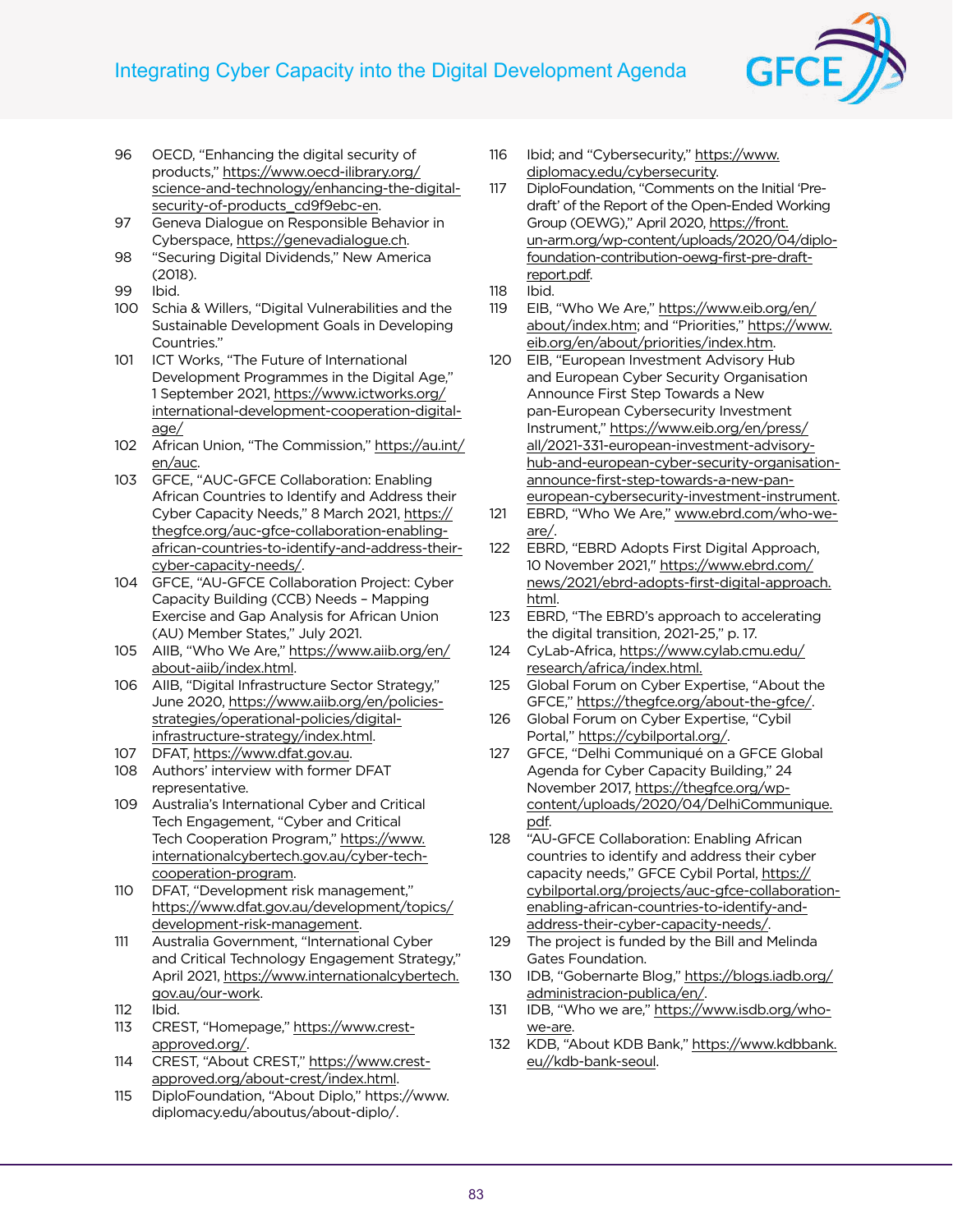96 OECD, "Enhancing the digital security of products," https://www.oecd-ilibrary.org/science-and-technology/enhancing-the-digital-security-of-products_cd9f9ebc-en.

97 Geneva Dialogue on Responsible Behavior in Cyberspace, https://genevadialogue.ch.

98 "Securing Digital Dividends," New America (2018).

99 Ibid.

100 Schia & Willers, "Digital Vulnerabilities and the Sustainable Development Goals in Developing Countries."

101 ICT Works, "The Future of International Development Programmes in the Digital Age," 1 September 2021, https://www.ictworks.org/international-development-cooperation-digital-age/

102 African Union, "The Commission," https://au.int/en/auc.

103 GFCE, "AUC-GFCE Collaboration: Enabling African Countries to Identify and Address their Cyber Capacity Needs," 8 March 2021, https://thegfce.org/auc-gfce-collaboration-enabling-african-countries-to-identify-and-address-their-cyber-capacity-needs/.

104 GFCE, "AU-GFCE Collaboration Project: Cyber Capacity Building (CCB) Needs – Mapping Exercise and Gap Analysis for African Union (AU) Member States," July 2021.

105 AIIB, "Who We Are," https://www.aiib.org/en/about-aiib/index.html.

106 AIIB, "Digital Infrastructure Sector Strategy," June 2020, https://www.aiib.org/en/policies-strategies/operational-policies/digital-infrastructure-strategy/index.html.

107 DFAT, https://www.dfat.gov.au.

108 Authors' interview with former DFAT representative.

109 Australia's International Cyber and Critical Tech Engagement, "Cyber and Critical Tech Cooperation Program," https://www.internationalcybertech.gov.au/cyber-tech-cooperation-program.

110 DFAT, "Development risk management," https://www.dfat.gov.au/development/topics/development-risk-management.

111 Australia Government, "International Cyber and Critical Technology Engagement Strategy," April 2021, https://www.internationalcybertech.gov.au/our-work.

112 Ibid.

113 CREST, "Homepage," https://www.crest-approved.org/.

114 CREST, "About CREST," https://www.crest-approved.org/about-crest/index.html.

115 DiploFoundation, "About Diplo," https://www.diplomacy.edu/aboutus/about-diplo/.

116 Ibid; and "Cybersecurity," https://www.diplomacy.edu/cybersecurity.

117 DiploFoundation, "Comments on the Initial 'Pre-draft' of the Report of the Open-Ended Working Group (OEWG)," April 2020, https://front.un-arm.org/wp-content/uploads/2020/04/diplo-foundation-contribution-oewg-first-pre-draft-report.pdf.

118 Ibid.

119 EIB, "Who We Are," https://www.eib.org/en/about/index.htm; and "Priorities," https://www.eib.org/en/about/priorities/index.htm.

120 EIB, "European Investment Advisory Hub and European Cyber Security Organisation Announce First Step Towards a New pan-European Cybersecurity Investment Instrument," https://www.eib.org/en/press/all/2021-331-european-investment-advisory-hub-and-european-cyber-security-organisation-announce-first-step-towards-a-new-pan-european-cybersecurity-investment-instrument.

121 EBRD, "Who We Are," www.ebrd.com/who-we-are/.

122 EBRD, "EBRD Adopts First Digital Approach, 10 November 2021," https://www.ebrd.com/news/2021/ebrd-adopts-first-digital-approach.html.

123 EBRD, "The EBRD's approach to accelerating the digital transition, 2021-25," p. 17.

124 CyLab-Africa, https://www.cylab.cmu.edu/research/africa/index.html.

125 Global Forum on Cyber Expertise, "About the GFCE," https://thegfce.org/about-the-gfce/.

126 Global Forum on Cyber Expertise, "Cybil Portal," https://cybilportal.org/.

127 GFCE, "Delhi Communiqué on a GFCE Global Agenda for Cyber Capacity Building," 24 November 2017, https://thegfce.org/wp-content/uploads/2020/04/DelhiCommunique.pdf.

128 "AU-GFCE Collaboration: Enabling African countries to identify and address their cyber capacity needs," GFCE Cybil Portal, https://cybilportal.org/projects/auc-gfce-collaboration-enabling-african-countries-to-identify-and-address-their-cyber-capacity-needs/.

129 The project is funded by the Bill and Melinda Gates Foundation.

130 IDB, "Gobernarte Blog," https://blogs.iadb.org/administracion-publica/en/.

131 IDB, "Who we are," https://www.isdb.org/who-we-are.

132 KDB, "About KDB Bank," https://www.kdbbank.eu//kdb-bank-seoul.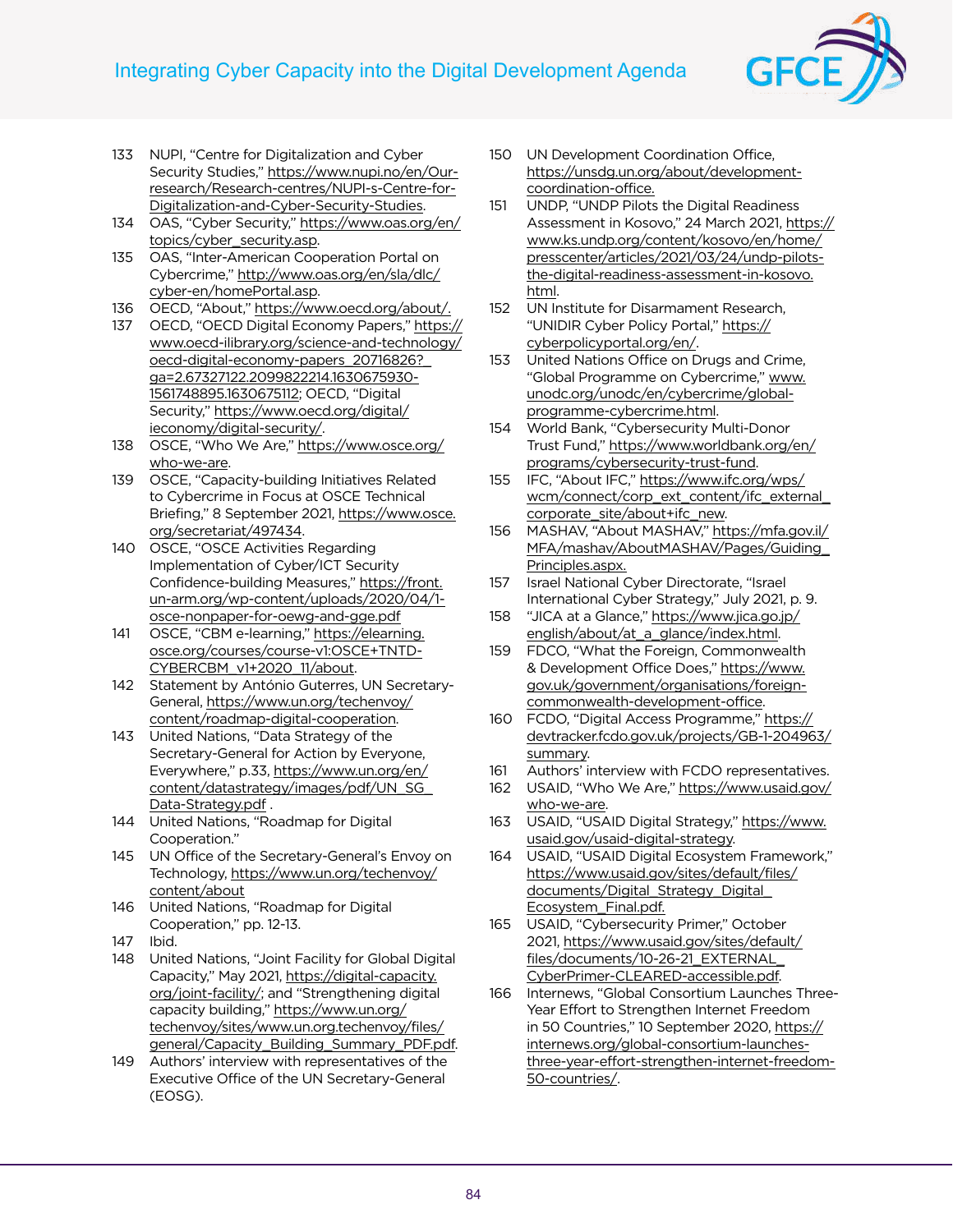133 NUPI, "Centre for Digitalization and Cyber Security Studies," https://www.nupi.no/en/Our-research/Research-centres/NUPI-s-Centre-for-Digitalization-and-Cyber-Security-Studies.

134 OAS, "Cyber Security," https://www.oas.org/en/topics/cyber_security.asp.

135 OAS, "Inter-American Cooperation Portal on Cybercrime," http://www.oas.org/en/sla/dlc/cyber-en/homePortal.asp.

136 OECD, "About," https://www.oecd.org/about/.

137 OECD, "OECD Digital Economy Papers," https://www.oecd-ilibrary.org/science-and-technology/oecd-digital-economy-papers_20716826?_ga=2.67327122.2099822214.1630675930-1561748895.1630675112; OECD, "Digital Security," https://www.oecd.org/digital/ieconomy/digital-security/.

138 OSCE, "Who We Are," https://www.osce.org/who-we-are.

139 OSCE, "Capacity-building Initiatives Related to Cybercrime in Focus at OSCE Technical Briefing," 8 September 2021, https://www.osce.org/secretariat/497434.

140 OSCE, "OSCE Activities Regarding Implementation of Cyber/ICT Security Confidence-building Measures," https://front.un-arm.org/wp-content/uploads/2020/04/1-osce-nonpaper-for-oewg-and-gge.pdf

141 OSCE, "CBM e-learning," https://elearning.osce.org/courses/course-v1:OSCE+TNTD-CYBERCBM_v1+2020_11/about.

142 Statement by António Guterres, UN Secretary-General, https://www.un.org/techenvoy/content/roadmap-digital-cooperation.

143 United Nations, "Data Strategy of the Secretary-General for Action by Everyone, Everywhere," p.33, https://www.un.org/en/content/datastrategy/images/pdf/UN_SG_Data-Strategy.pdf .

144 United Nations, "Roadmap for Digital Cooperation."

145 UN Office of the Secretary-General's Envoy on Technology, https://www.un.org/techenvoy/content/about

146 United Nations, "Roadmap for Digital Cooperation," pp. 12-13.

147 Ibid.

148 United Nations, "Joint Facility for Global Digital Capacity," May 2021, https://digital-capacity.org/joint-facility/; and "Strengthening digital capacity building," https://www.un.org/techenvoy/sites/www.un.org.techenvoy/files/general/Capacity_Building_Summary_PDF.pdf.

149 Authors' interview with representatives of the Executive Office of the UN Secretary-General (EOSG).

150 UN Development Coordination Office, https://unsdg.un.org/about/development-coordination-office.

151 UNDP, "UNDP Pilots the Digital Readiness Assessment in Kosovo," 24 March 2021, https://www.ks.undp.org/content/kosovo/en/home/presscenter/articles/2021/03/24/undp-pilots-the-digital-readiness-assessment-in-kosovo.html.

152 UN Institute for Disarmament Research, "UNIDIR Cyber Policy Portal," https://cyberpolicyportal.org/en/.

153 United Nations Office on Drugs and Crime, "Global Programme on Cybercrime," www.unodc.org/unodc/en/cybercrime/global-programme-cybercrime.html.

154 World Bank, "Cybersecurity Multi-Donor Trust Fund," https://www.worldbank.org/en/programs/cybersecurity-trust-fund.

155 IFC, "About IFC," https://www.ifc.org/wps/wcm/connect/corp_ext_content/ifc_external_corporate_site/about+ifc_new.

156 MASHAV, "About MASHAV," https://mfa.gov.il/MFA/mashav/AboutMASHAV/Pages/Guiding_Principles.aspx.

157 Israel National Cyber Directorate, "Israel International Cyber Strategy," July 2021, p. 9.

158 "JICA at a Glance," https://www.jica.go.jp/english/about/at_a_glance/index.html.

159 FDCO, "What the Foreign, Commonwealth & Development Office Does," https://www.gov.uk/government/organisations/foreign-commonwealth-development-office.

160 FCDO, "Digital Access Programme," https://devtracker.fcdo.gov.uk/projects/GB-1-204963/summary.

161 Authors' interview with FCDO representatives.

162 USAID, "Who We Are," https://www.usaid.gov/who-we-are.

163 USAID, "USAID Digital Strategy," https://www.usaid.gov/usaid-digital-strategy.

164 USAID, "USAID Digital Ecosystem Framework," https://www.usaid.gov/sites/default/files/documents/Digital_Strategy_Digital_Ecosystem_Final.pdf.

165 USAID, "Cybersecurity Primer," October 2021, https://www.usaid.gov/sites/default/files/documents/10-26-21_EXTERNAL_CyberPrimer-CLEARED-accessible.pdf.

166 Internews, "Global Consortium Launches Three-Year Effort to Strengthen Internet Freedom in 50 Countries," 10 September 2020, https://internews.org/global-consortium-launches-three-year-effort-strengthen-internet-freedom-50-countries/.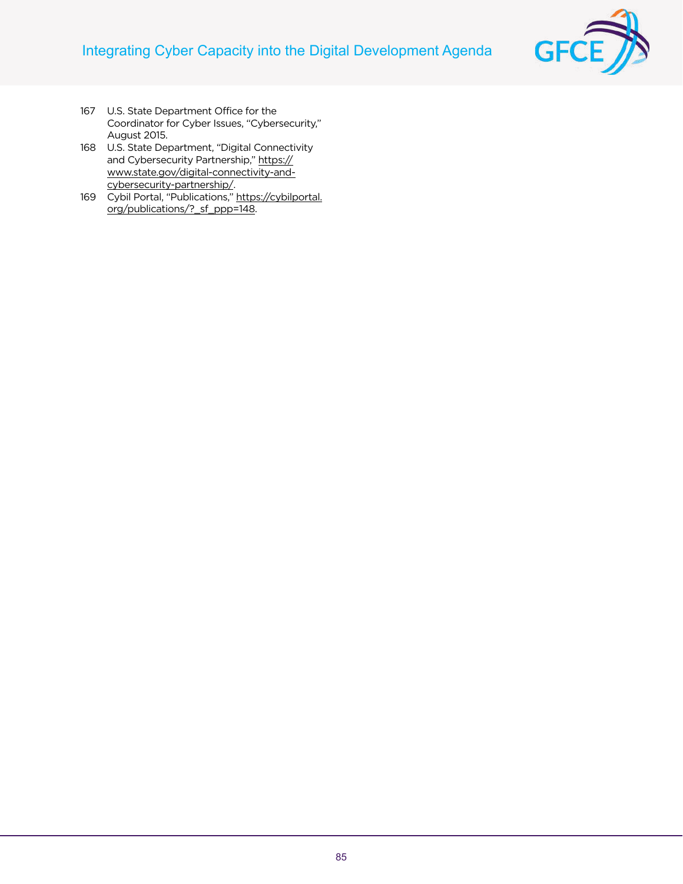167 U.S. State Department Office for the Coordinator for Cyber Issues, "Cybersecurity," August 2015.

168 U.S. State Department, "Digital Connectivity and Cybersecurity Partnership," https://www.state.gov/digital-connectivity-and-cybersecurity-partnership/.

169 Cybil Portal, "Publications," https://cybilportal.org/publications/?_sf_ppp=148.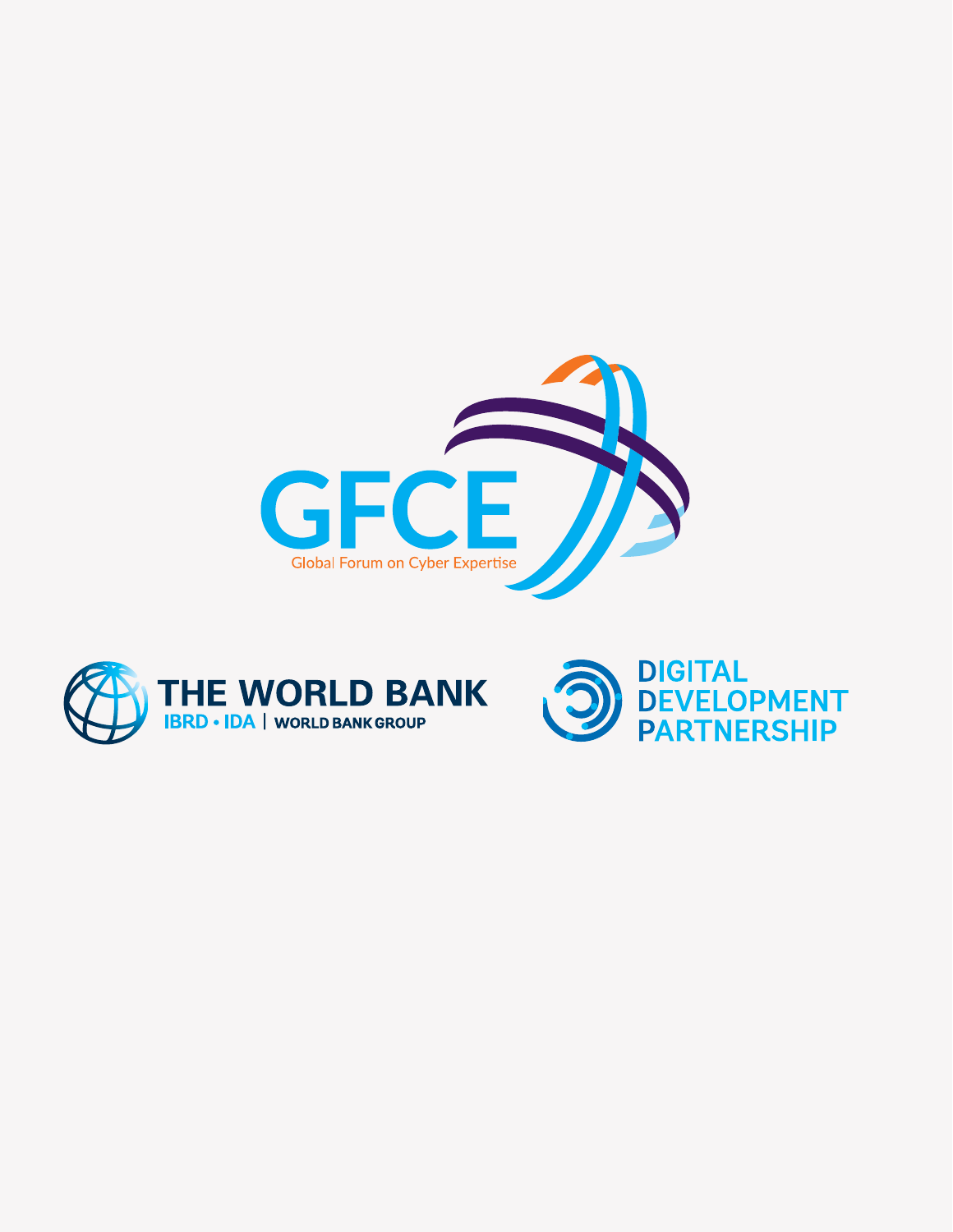GFCE

Global Forum on Cyber Expertise

THE WORLD BANK

IBRD • IDA | WORLD BANK GROUP

DIGITAL DEVELOPMENT PARTNERSHIP